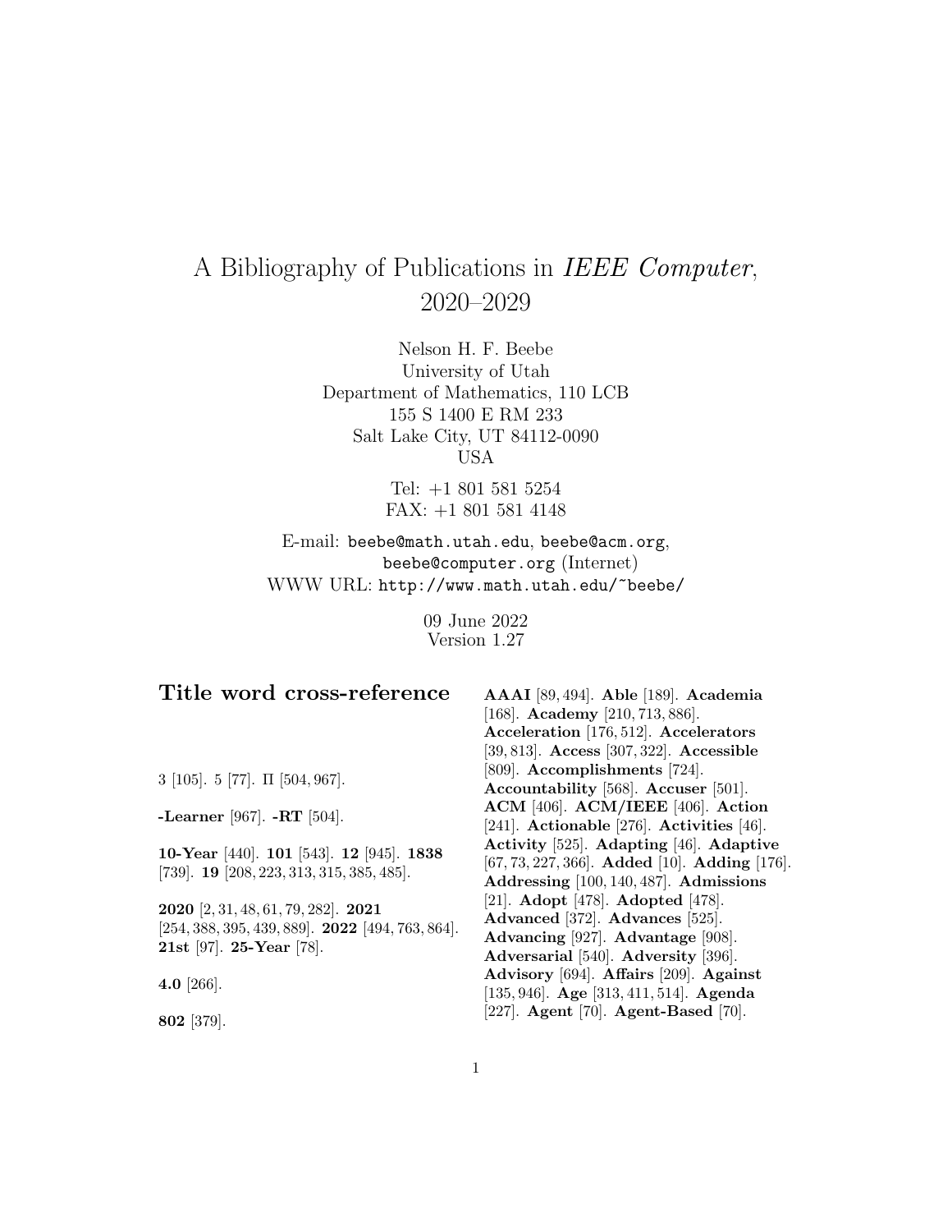# A Bibliography of Publications in *IEEE Computer*, 2020–2029

Nelson H. F. Beebe
University of Utah
Department of Mathematics, 110 LCB
155 S 1400 E RM 233
Salt Lake City, UT 84112-0090
USA

Tel: +1 801 581 5254
FAX: +1 801 581 4148

E-mail: beebe@math.utah.edu, beebe@acm.org, beebe@computer.org (Internet)
WWW URL: http://www.math.utah.edu/~beebe/

09 June 2022
Version 1.27

## Title word cross-reference

3 [105]. 5 [77]. $\Pi$ [504, 967].

**-Learner** [967]. **-RT** [504].

**10-Year** [440]. **101** [543]. **12** [945]. **1838** [739]. **19** [208, 223, 313, 315, 385, 485].

**2020** [2, 31, 48, 61, 79, 282]. **2021** [254, 388, 395, 439, 889]. **2022** [494, 763, 864]. **21st** [97]. **25-Year** [78].

**4.0** [266].

**802** [379].

**AAAI** [89, 494]. **Able** [189]. **Academia** [168]. **Academy** [210, 713, 886]. **Acceleration** [176, 512]. **Accelerators** [39, 813]. **Access** [307, 322]. **Accessible** [809]. **Accomplishments** [724]. **Accountability** [568]. **Accuser** [501]. **ACM** [406]. **ACM/IEEE** [406]. **Action** [241]. **Actionable** [276]. **Activities** [46]. **Activity** [525]. **Adapting** [46]. **Adaptive** [67, 73, 227, 366]. **Added** [10]. **Adding** [176]. **Addressing** [100, 140, 487]. **Admissions** [21]. **Adopt** [478]. **Adopted** [478]. **Advanced** [372]. **Advances** [525]. **Advancing** [927]. **Advantage** [908]. **Adversarial** [540]. **Adversity** [396]. **Advisory** [694]. **Affairs** [209]. **Against** [135, 946]. **Age** [313, 411, 514]. **Agenda** [227]. **Agent** [70]. **Agent-Based** [70].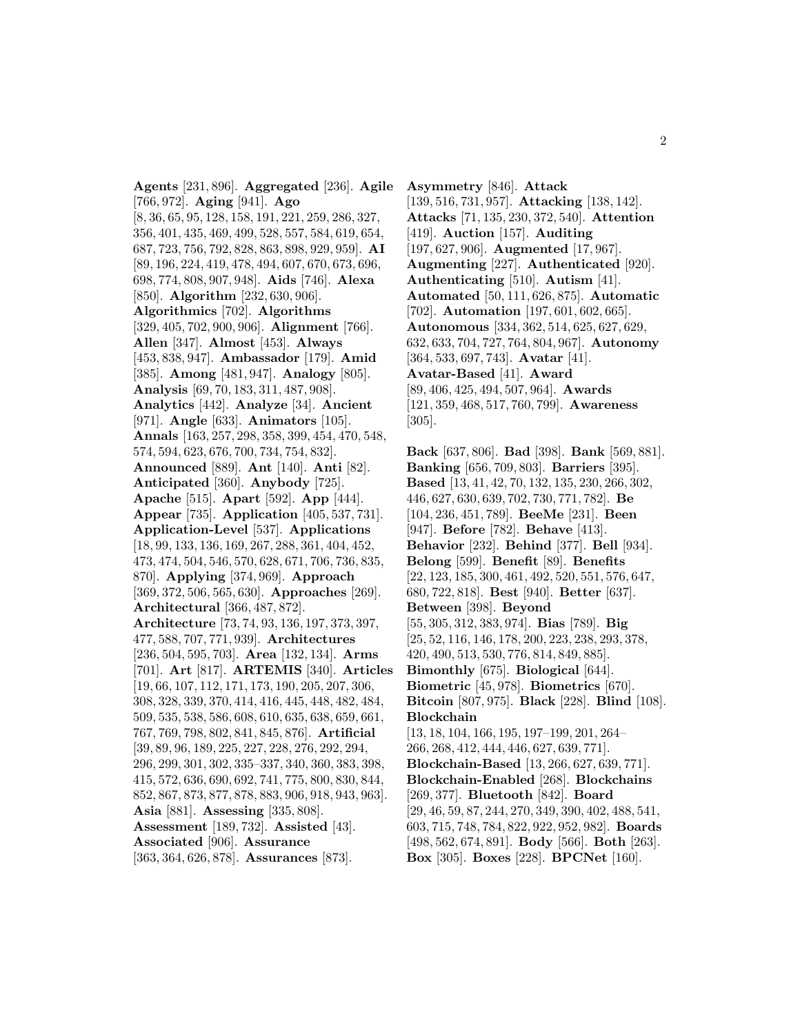**Agents** [231, 896]. **Aggregated** [236]. **Agile** [766, 972]. **Aging** [941]. **Ago** [8, 36, 65, 95, 128, 158, 191, 221, 259, 286, 327, 356, 401, 435, 469, 499, 528, 557, 584, 619, 654, 687, 723, 756, 792, 828, 863, 898, 929, 959]. **AI** [89, 196, 224, 419, 478, 494, 607, 670, 673, 696, 698, 774, 808, 907, 948]. **Aids** [746]. **Alexa** [850]. **Algorithm** [232, 630, 906]. **Algorithmics** [702]. **Algorithms** [329, 405, 702, 900, 906]. **Alignment** [766]. **Allen** [347]. **Almost** [453]. **Always** [453, 838, 947]. **Ambassador** [179]. **Amid** [385]. **Among** [481, 947]. **Analogy** [805]. **Analysis** [69, 70, 183, 311, 487, 908]. **Analytics** [442]. **Analyze** [34]. **Ancient** [971]. **Angle** [633]. **Animators** [105]. **Annals** [163, 257, 298, 358, 399, 454, 470, 548, 574, 594, 623, 676, 700, 734, 754, 832]. **Announced** [889]. **Ant** [140]. **Anti** [82]. **Anticipated** [360]. **Anybody** [725]. **Apache** [515]. **Apart** [592]. **App** [444]. **Appear** [735]. **Application** [405, 537, 731]. **Application-Level** [537]. **Applications** [18, 99, 133, 136, 169, 267, 288, 361, 404, 452, 473, 474, 504, 546, 570, 628, 671, 706, 736, 835, 870]. **Applying** [374, 969]. **Approach** [369, 372, 506, 565, 630]. **Approaches** [269]. **Architectural** [366, 487, 872]. **Architecture** [73, 74, 93, 136, 197, 373, 397, 477, 588, 707, 771, 939]. **Architectures** [236, 504, 595, 703]. **Area** [132, 134]. **Arms** [701]. **Art** [817]. **ARTEMIS** [340]. **Articles** [19, 66, 107, 112, 171, 173, 190, 205, 207, 306, 308, 328, 339, 370, 414, 416, 445, 448, 482, 484, 509, 535, 538, 586, 608, 610, 635, 638, 659, 661, 767, 769, 798, 802, 841, 845, 876]. **Artificial** [39, 89, 96, 189, 225, 227, 228, 276, 292, 294, 296, 299, 301, 302, 335–337, 340, 360, 383, 398, 415, 572, 636, 690, 692, 741, 775, 800, 830, 844, 852, 867, 873, 877, 878, 883, 906, 918, 943, 963]. **Asia** [881]. **Assessing** [335, 808]. **Assessment** [189, 732]. **Assisted** [43]. **Associated** [906]. **Assurance** [363, 364, 626, 878]. **Assurances** [873].

**Asymmetry** [846]. **Attack** [139, 516, 731, 957]. **Attacking** [138, 142]. **Attacks** [71, 135, 230, 372, 540]. **Attention** [419]. **Auction** [157]. **Auditing** [197, 627, 906]. **Augmented** [17, 967]. **Augmenting** [227]. **Authenticated** [920]. **Authenticating** [510]. **Autism** [41]. **Automated** [50, 111, 626, 875]. **Automatic** [702]. **Automation** [197, 601, 602, 665]. **Autonomous** [334, 362, 514, 625, 627, 629, 632, 633, 704, 727, 764, 804, 967]. **Autonomy** [364, 533, 697, 743]. **Avatar** [41]. **Avatar-Based** [41]. **Award** [89, 406, 425, 494, 507, 964]. **Awards** [121, 359, 468, 517, 760, 799]. **Awareness** [305].

**Back** [637, 806]. **Bad** [398]. **Bank** [569, 881]. **Banking** [656, 709, 803]. **Barriers** [395]. **Based** [13, 41, 42, 70, 132, 135, 230, 266, 302, 446, 627, 630, 639, 702, 730, 771, 782]. **Be** [104, 236, 451, 789]. **BeeMe** [231]. **Been** [947]. **Before** [782]. **Behave** [413]. **Behavior** [232]. **Behind** [377]. **Bell** [934]. **Belong** [599]. **Benefit** [89]. **Benefits** [22, 123, 185, 300, 461, 492, 520, 551, 576, 647, 680, 722, 818]. **Best** [940]. **Better** [637]. **Between** [398]. **Beyond** [55, 305, 312, 383, 974]. **Bias** [789]. **Big** [25, 52, 116, 146, 178, 200, 223, 238, 293, 378, 420, 490, 513, 530, 776, 814, 849, 885]. **Bimonthly** [675]. **Biological** [644]. **Biometric** [45, 978]. **Biometrics** [670]. **Bitcoin** [807, 975]. **Black** [228]. **Blind** [108]. **Blockchain** [13, 18, 104, 166, 195, 197–199, 201, 264–266, 268, 412, 444, 446, 627, 639, 771]. **Blockchain-Based** [13, 266, 627, 639, 771]. **Blockchain-Enabled** [268]. **Blockchains** [269, 377]. **Bluetooth** [842]. **Board** [29, 46, 59, 87, 244, 270, 349, 390, 402, 488, 541, 603, 715, 748, 784, 822, 922, 952, 982]. **Boards** [498, 562, 674, 891]. **Body** [566]. **Both** [263]. **Box** [305]. **Boxes** [228]. **BPCNet** [160].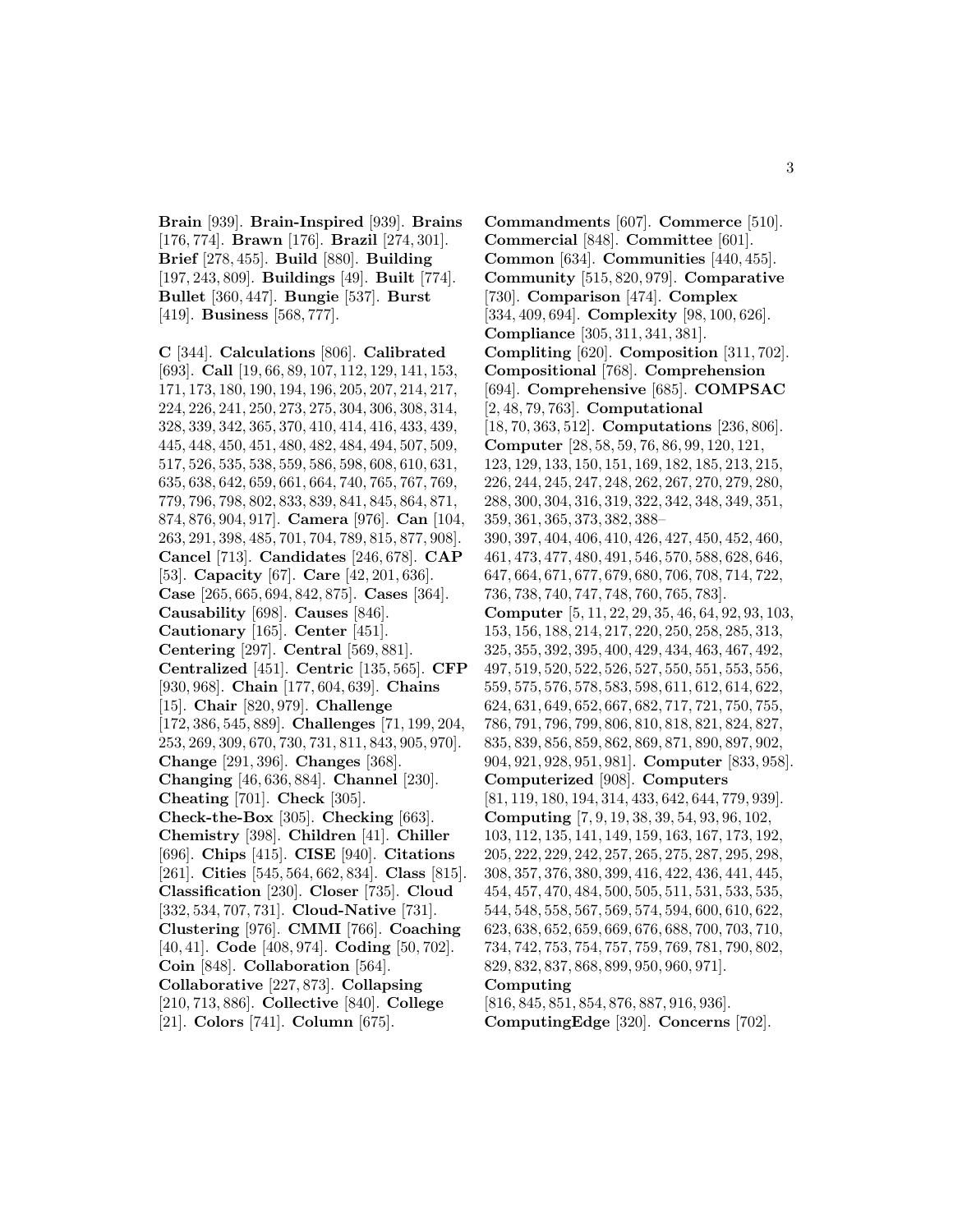**Brain** [939]. **Brain-Inspired** [939]. **Brains** [176, 774]. **Brawn** [176]. **Brazil** [274, 301]. **Brief** [278, 455]. **Build** [880]. **Building** [197, 243, 809]. **Buildings** [49]. **Built** [774]. **Bullet** [360, 447]. **Bungie** [537]. **Burst** [419]. **Business** [568, 777].

**C** [344]. **Calculations** [806]. **Calibrated** [693]. **Call** [19, 66, 89, 107, 112, 129, 141, 153, 171, 173, 180, 190, 194, 196, 205, 207, 214, 217, 224, 226, 241, 250, 273, 275, 304, 306, 308, 314, 328, 339, 342, 365, 370, 410, 414, 416, 433, 439, 445, 448, 450, 451, 480, 482, 484, 494, 507, 509, 517, 526, 535, 538, 559, 586, 598, 608, 610, 631, 635, 638, 642, 659, 661, 664, 740, 765, 767, 769, 779, 796, 798, 802, 833, 839, 841, 845, 864, 871, 874, 876, 904, 917]. **Camera** [976]. **Can** [104, 263, 291, 398, 485, 701, 704, 789, 815, 877, 908]. **Cancel** [713]. **Candidates** [246, 678]. **CAP** [53]. **Capacity** [67]. **Care** [42, 201, 636]. **Case** [265, 665, 694, 842, 875]. **Cases** [364]. **Causability** [698]. **Causes** [846]. **Cautionary** [165]. **Center** [451]. **Centering** [297]. **Central** [569, 881]. **Centralized** [451]. **Centric** [135, 565]. **CFP** [930, 968]. **Chain** [177, 604, 639]. **Chains** [15]. **Chair** [820, 979]. **Challenge** [172, 386, 545, 889]. **Challenges** [71, 199, 204, 253, 269, 309, 670, 730, 731, 811, 843, 905, 970]. **Change** [291, 396]. **Changes** [368]. **Changing** [46, 636, 884]. **Channel** [230]. **Cheating** [701]. **Check** [305]. **Check-the-Box** [305]. **Checking** [663]. **Chemistry** [398]. **Children** [41]. **Chiller** [696]. **Chips** [415]. **CISE** [940]. **Citations** [261]. **Cities** [545, 564, 662, 834]. **Class** [815]. **Classification** [230]. **Closer** [735]. **Cloud** [332, 534, 707, 731]. **Cloud-Native** [731]. **Clustering** [976]. **CMMI** [766]. **Coaching** [40, 41]. **Code** [408, 974]. **Coding** [50, 702]. **Coin** [848]. **Collaboration** [564]. **Collaborative** [227, 873]. **Collapsing** [210, 713, 886]. **Collective** [840]. **College** [21]. **Colors** [741]. **Column** [675].

**Commandments** [607]. **Commerce** [510]. **Commercial** [848]. **Committee** [601]. **Common** [634]. **Communities** [440, 455]. **Community** [515, 820, 979]. **Comparative** [730]. **Comparison** [474]. **Complex** [334, 409, 694]. **Complexity** [98, 100, 626]. **Compliance** [305, 311, 341, 381]. **Compliting** [620]. **Composition** [311, 702]. **Compositional** [768]. **Comprehension** [694]. **Comprehensive** [685]. **COMPSAC** [2, 48, 79, 763]. **Computational** [18, 70, 363, 512]. **Computations** [236, 806]. **Computer** [28, 58, 59, 76, 86, 99, 120, 121, 123, 129, 133, 150, 151, 169, 182, 185, 213, 215, 226, 244, 245, 247, 248, 262, 267, 270, 279, 280, 288, 300, 304, 316, 319, 322, 342, 348, 349, 351, 359, 361, 365, 373, 382, 388–390, 397, 404, 406, 410, 426, 427, 450, 452, 460, 461, 473, 477, 480, 491, 546, 570, 588, 628, 646, 647, 664, 671, 677, 679, 680, 706, 708, 714, 722, 736, 738, 740, 747, 748, 760, 765, 783]. **Computer** [5, 11, 22, 29, 35, 46, 64, 92, 93, 103, 153, 156, 188, 214, 217, 220, 250, 258, 285, 313, 325, 355, 392, 395, 400, 429, 434, 463, 467, 492, 497, 519, 520, 522, 526, 527, 550, 551, 553, 556, 559, 575, 576, 578, 583, 598, 611, 612, 614, 622, 624, 631, 649, 652, 667, 682, 717, 721, 750, 755, 786, 791, 796, 799, 806, 810, 818, 821, 824, 827, 835, 839, 856, 859, 862, 869, 871, 890, 897, 902, 904, 921, 928, 951, 981]. **Computer** [833, 958]. **Computerized** [908]. **Computers** [81, 119, 180, 194, 314, 433, 642, 644, 779, 939]. **Computing** [7, 9, 19, 38, 39, 54, 93, 96, 102, 103, 112, 135, 141, 149, 159, 163, 167, 173, 192, 205, 222, 229, 242, 257, 265, 275, 287, 295, 298, 308, 357, 376, 380, 399, 416, 422, 436, 441, 445, 454, 457, 470, 484, 500, 505, 511, 531, 533, 535, 544, 548, 558, 567, 569, 574, 594, 600, 610, 622, 623, 638, 652, 659, 669, 676, 688, 700, 703, 710, 734, 742, 753, 754, 757, 759, 769, 781, 790, 802, 829, 832, 837, 868, 899, 950, 960, 971]. **Computing** [816, 845, 851, 854, 876, 887, 916, 936]. **ComputingEdge** [320]. **Concerns** [702].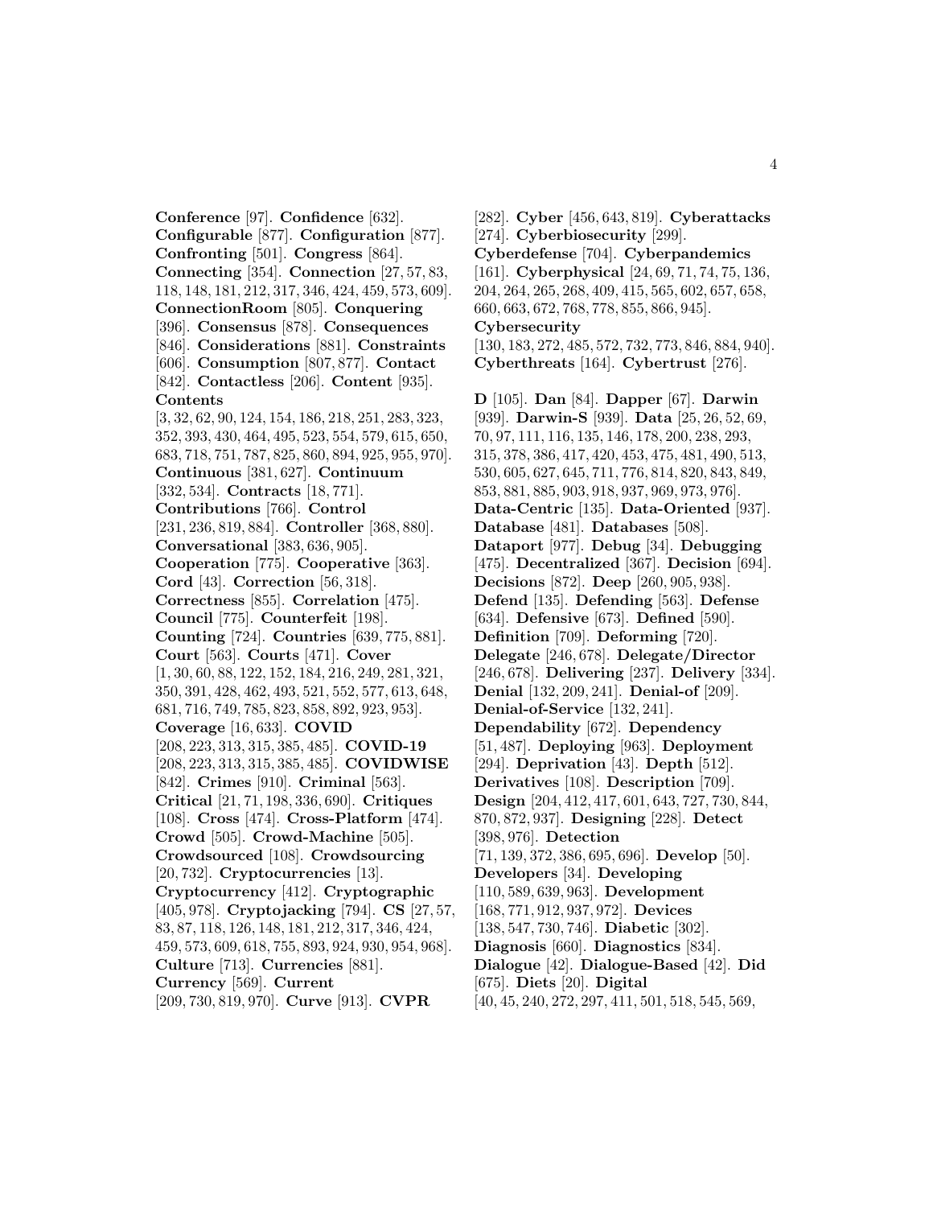**Conference** [97]. **Confidence** [632]. **Configurable** [877]. **Configuration** [877]. **Confronting** [501]. **Congress** [864]. **Connecting** [354]. **Connection** [27, 57, 83, 118, 148, 181, 212, 317, 346, 424, 459, 573, 609]. **ConnectionRoom** [805]. **Conquering** [396]. **Consensus** [878]. **Consequences** [846]. **Considerations** [881]. **Constraints** [606]. **Consumption** [807, 877]. **Contact** [842]. **Contactless** [206]. **Content** [935]. **Contents** [3, 32, 62, 90, 124, 154, 186, 218, 251, 283, 323, 352, 393, 430, 464, 495, 523, 554, 579, 615, 650, 683, 718, 751, 787, 825, 860, 894, 925, 955, 970]. **Continuous** [381, 627]. **Continuum** [332, 534]. **Contracts** [18, 771]. **Contributions** [766]. **Control** [231, 236, 819, 884]. **Controller** [368, 880]. **Conversational** [383, 636, 905]. **Cooperation** [775]. **Cooperative** [363]. **Cord** [43]. **Correction** [56, 318]. **Correctness** [855]. **Correlation** [475]. **Council** [775]. **Counterfeit** [198]. **Counting** [724]. **Countries** [639, 775, 881]. **Court** [563]. **Courts** [471]. **Cover** [1, 30, 60, 88, 122, 152, 184, 216, 249, 281, 321, 350, 391, 428, 462, 493, 521, 552, 577, 613, 648, 681, 716, 749, 785, 823, 858, 892, 923, 953]. **Coverage** [16, 633]. **COVID** [208, 223, 313, 315, 385, 485]. **COVID-19** [208, 223, 313, 315, 385, 485]. **COVIDWISE** [842]. **Crimes** [910]. **Criminal** [563]. **Critical** [21, 71, 198, 336, 690]. **Critiques** [108]. **Cross** [474]. **Cross-Platform** [474]. **Crowd** [505]. **Crowd-Machine** [505]. **Crowdsourced** [108]. **Crowdsourcing** [20, 732]. **Cryptocurrencies** [13]. **Cryptocurrency** [412]. **Cryptographic** [405, 978]. **Cryptojacking** [794]. **CS** [27, 57, 83, 87, 118, 126, 148, 181, 212, 317, 346, 424, 459, 573, 609, 618, 755, 893, 924, 930, 954, 968]. **Culture** [713]. **Currencies** [881]. **Currency** [569]. **Current** [209, 730, 819, 970]. **Curve** [913]. **CVPR** [282]. **Cyber** [456, 643, 819]. **Cyberattacks** [274]. **Cyberbiosecurity** [299]. **Cyberdefense** [704]. **Cyberpandemics** [161]. **Cyberphysical** [24, 69, 71, 74, 75, 136, 204, 264, 265, 268, 409, 415, 565, 602, 657, 658, 660, 663, 672, 768, 778, 855, 866, 945]. **Cybersecurity** [130, 183, 272, 485, 572, 732, 773, 846, 884, 940]. **Cyberthreats** [164]. **Cybertrust** [276].

**D** [105]. **Dan** [84]. **Dapper** [67]. **Darwin** [939]. **Darwin-S** [939]. **Data** [25, 26, 52, 69, 70, 97, 111, 116, 135, 146, 178, 200, 238, 293, 315, 378, 386, 417, 420, 453, 475, 481, 490, 513, 530, 605, 627, 645, 711, 776, 814, 820, 843, 849, 853, 881, 885, 903, 918, 937, 969, 973, 976]. **Data-Centric** [135]. **Data-Oriented** [937]. **Database** [481]. **Databases** [508]. **Dataport** [977]. **Debug** [34]. **Debugging** [475]. **Decentralized** [367]. **Decision** [694]. **Decisions** [872]. **Deep** [260, 905, 938]. **Defend** [135]. **Defending** [563]. **Defense** [634]. **Defensive** [673]. **Defined** [590]. **Definition** [709]. **Deforming** [720]. **Delegate** [246, 678]. **Delegate/Director** [246, 678]. **Delivering** [237]. **Delivery** [334]. **Denial** [132, 209, 241]. **Denial-of** [209]. **Denial-of-Service** [132, 241]. **Dependability** [672]. **Dependency** [51, 487]. **Deploying** [963]. **Deployment** [294]. **Deprivation** [43]. **Depth** [512]. **Derivatives** [108]. **Description** [709]. **Design** [204, 412, 417, 601, 643, 727, 730, 844, 870, 872, 937]. **Designing** [228]. **Detect** [398, 976]. **Detection** [71, 139, 372, 386, 695, 696]. **Develop** [50]. **Developers** [34]. **Developing** [110, 589, 639, 963]. **Development** [168, 771, 912, 937, 972]. **Devices** [138, 547, 730, 746]. **Diabetic** [302]. **Diagnosis** [660]. **Diagnostics** [834]. **Dialogue** [42]. **Dialogue-Based** [42]. **Did** [675]. **Diets** [20]. **Digital** [40, 45, 240, 272, 297, 411, 501, 518, 545, 569,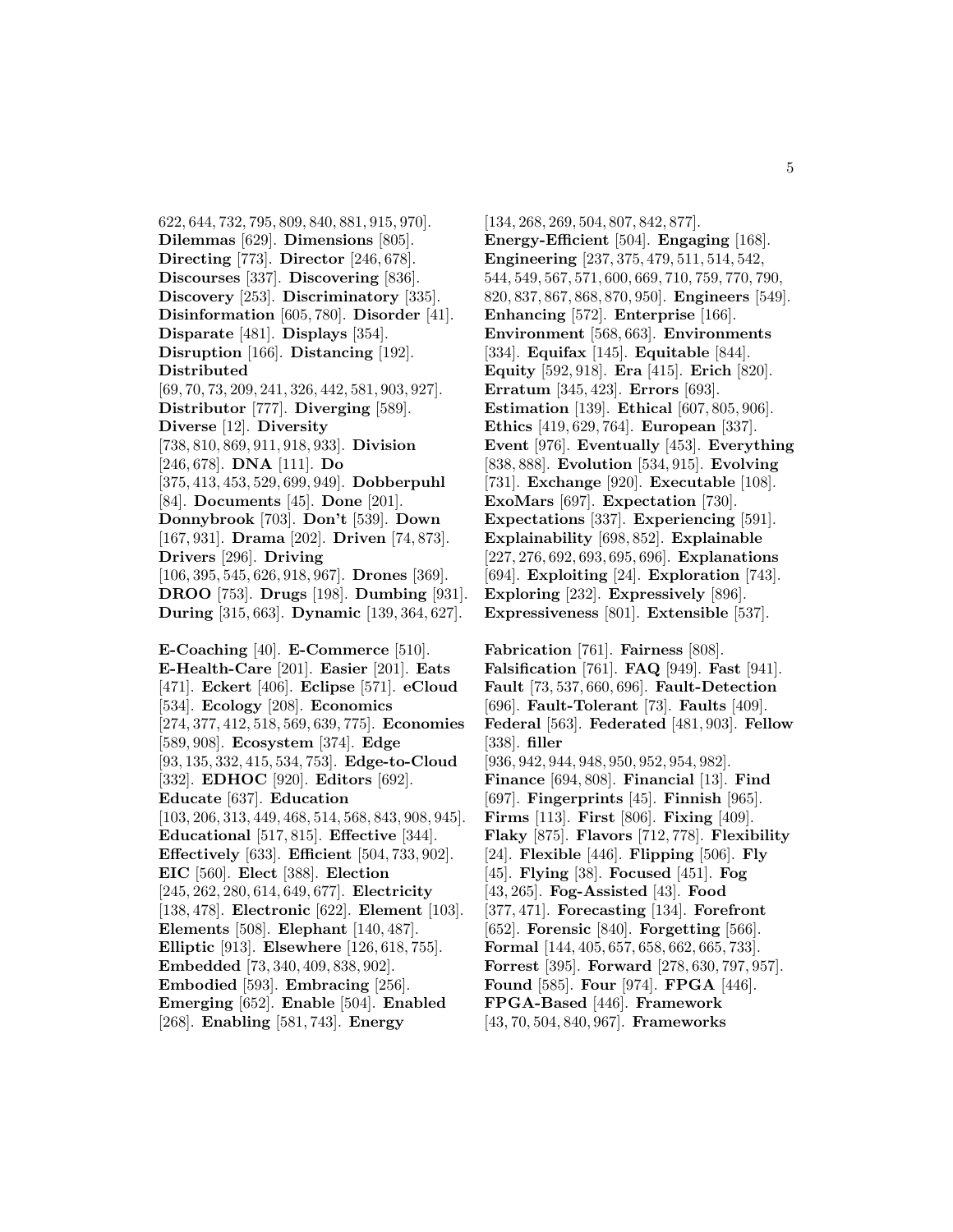622, 644, 732, 795, 809, 840, 881, 915, 970]. **Dilemmas** [629]. **Dimensions** [805]. **Directing** [773]. **Director** [246, 678]. **Discourses** [337]. **Discovering** [836]. **Discovery** [253]. **Discriminatory** [335]. **Disinformation** [605, 780]. **Disorder** [41]. **Disparate** [481]. **Displays** [354]. **Disruption** [166]. **Distancing** [192]. **Distributed** [69, 70, 73, 209, 241, 326, 442, 581, 903, 927]. **Distributor** [777]. **Diverging** [589]. **Diverse** [12]. **Diversity** [738, 810, 869, 911, 918, 933]. **Division** [246, 678]. **DNA** [111]. **Do** [375, 413, 453, 529, 699, 949]. **Dobberpuhl** [84]. **Documents** [45]. **Done** [201]. **Donnybrook** [703]. **Don't** [539]. **Down** [167, 931]. **Drama** [202]. **Driven** [74, 873]. **Drivers** [296]. **Driving** [106, 395, 545, 626, 918, 967]. **Drones** [369]. **DROO** [753]. **Drugs** [198]. **Dumbing** [931]. **During** [315, 663]. **Dynamic** [139, 364, 627].

**E-Coaching** [40]. **E-Commerce** [510]. **E-Health-Care** [201]. **Easier** [201]. **Eats** [471]. **Eckert** [406]. **Eclipse** [571]. **eCloud** [534]. **Ecology** [208]. **Economics** [274, 377, 412, 518, 569, 639, 775]. **Economies** [589, 908]. **Ecosystem** [374]. **Edge** [93, 135, 332, 415, 534, 753]. **Edge-to-Cloud** [332]. **EDHOC** [920]. **Editors** [692]. **Educate** [637]. **Education** [103, 206, 313, 449, 468, 514, 568, 843, 908, 945]. **Educational** [517, 815]. **Effective** [344]. **Effectively** [633]. **Efficient** [504, 733, 902]. **EIC** [560]. **Elect** [388]. **Election** [245, 262, 280, 614, 649, 677]. **Electricity** [138, 478]. **Electronic** [622]. **Element** [103]. **Elements** [508]. **Elephant** [140, 487]. **Elliptic** [913]. **Elsewhere** [126, 618, 755]. **Embedded** [73, 340, 409, 838, 902]. **Embodied** [593]. **Embracing** [256]. **Emerging** [652]. **Enable** [504]. **Enabled** [268]. **Enabling** [581, 743]. **Energy** [134, 268, 269, 504, 807, 842, 877]. **Energy-Efficient** [504]. **Engaging** [168]. **Engineering** [237, 375, 479, 511, 514, 542, 544, 549, 567, 571, 600, 669, 710, 759, 770, 790, 820, 837, 867, 868, 870, 950]. **Engineers** [549]. **Enhancing** [572]. **Enterprise** [166]. **Environment** [568, 663]. **Environments** [334]. **Equifax** [145]. **Equitable** [844]. **Equity** [592, 918]. **Era** [415]. **Erich** [820]. **Erratum** [345, 423]. **Errors** [693]. **Estimation** [139]. **Ethical** [607, 805, 906]. **Ethics** [419, 629, 764]. **European** [337]. **Event** [976]. **Eventually** [453]. **Everything** [838, 888]. **Evolution** [534, 915]. **Evolving** [731]. **Exchange** [920]. **Executable** [108]. **ExoMars** [697]. **Expectation** [730]. **Expectations** [337]. **Experiencing** [591]. **Explainability** [698, 852]. **Explainable** [227, 276, 692, 693, 695, 696]. **Explanations** [694]. **Exploiting** [24]. **Exploration** [743]. **Exploring** [232]. **Expressively** [896]. **Expressiveness** [801]. **Extensible** [537].

**Fabrication** [761]. **Fairness** [808]. **Falsification** [761]. **FAQ** [949]. **Fast** [941]. **Fault** [73, 537, 660, 696]. **Fault-Detection** [696]. **Fault-Tolerant** [73]. **Faults** [409]. **Federal** [563]. **Federated** [481, 903]. **Fellow** [338]. **filler** [936, 942, 944, 948, 950, 952, 954, 982]. **Finance** [694, 808]. **Financial** [13]. **Find** [697]. **Fingerprints** [45]. **Finnish** [965]. **Firms** [113]. **First** [806]. **Fixing** [409]. **Flaky** [875]. **Flavors** [712, 778]. **Flexibility** [24]. **Flexible** [446]. **Flipping** [506]. **Fly** [45]. **Flying** [38]. **Focused** [451]. **Fog** [43, 265]. **Fog-Assisted** [43]. **Food** [377, 471]. **Forecasting** [134]. **Forefront** [652]. **Forensic** [840]. **Forgetting** [566]. **Formal** [144, 405, 657, 658, 662, 665, 733]. **Forrest** [395]. **Forward** [278, 630, 797, 957]. **Found** [585]. **Four** [974]. **FPGA** [446]. **FPGA-Based** [446]. **Framework** [43, 70, 504, 840, 967]. **Frameworks**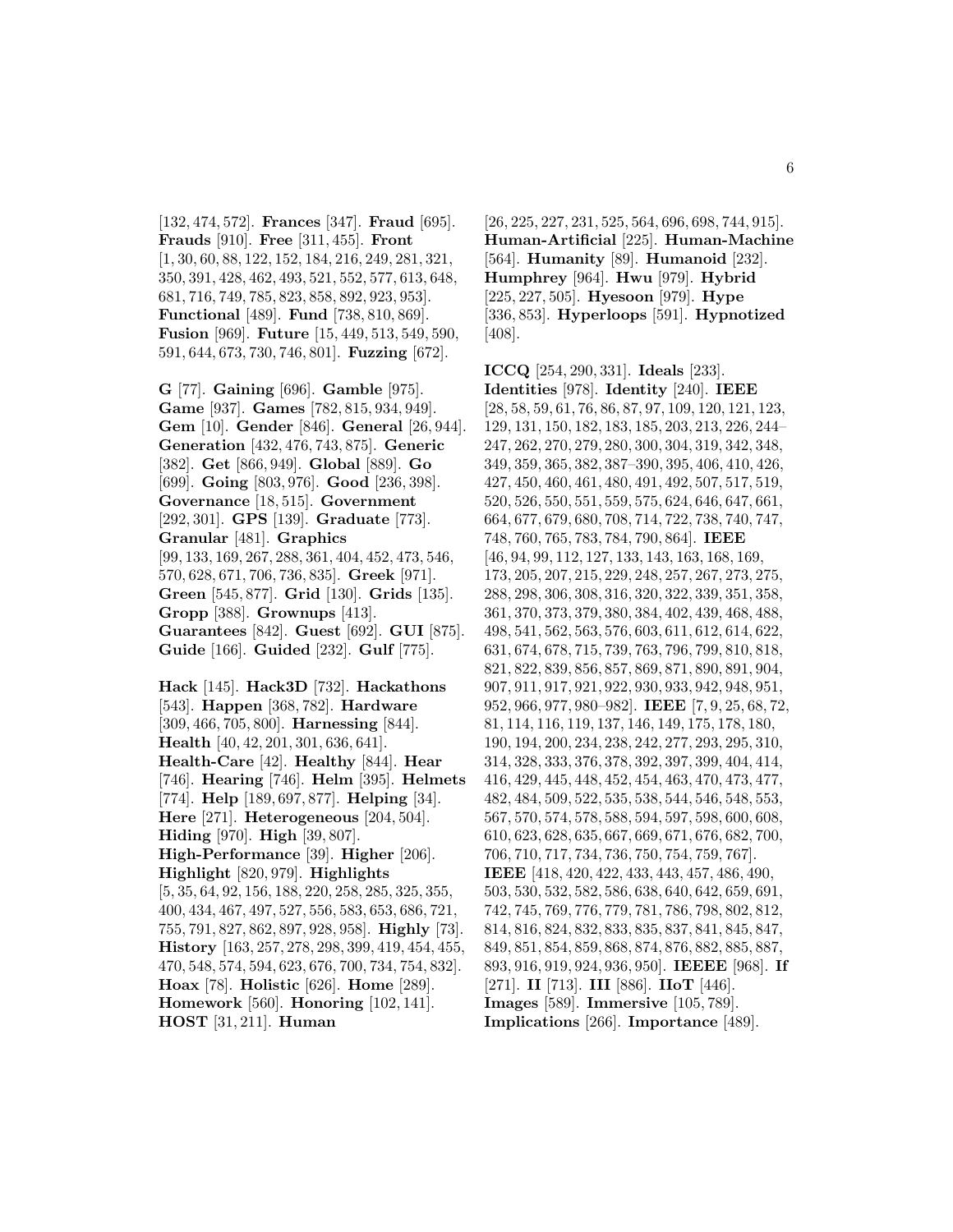[132, 474, 572]. **Frances** [347]. **Fraud** [695]. **Frauds** [910]. **Free** [311, 455]. **Front** [1, 30, 60, 88, 122, 152, 184, 216, 249, 281, 321, 350, 391, 428, 462, 493, 521, 552, 577, 613, 648, 681, 716, 749, 785, 823, 858, 892, 923, 953]. **Functional** [489]. **Fund** [738, 810, 869]. **Fusion** [969]. **Future** [15, 449, 513, 549, 590, 591, 644, 673, 730, 746, 801]. **Fuzzing** [672].

**G** [77]. **Gaining** [696]. **Gamble** [975]. **Game** [937]. **Games** [782, 815, 934, 949]. **Gem** [10]. **Gender** [846]. **General** [26, 944]. **Generation** [432, 476, 743, 875]. **Generic** [382]. **Get** [866, 949]. **Global** [889]. **Go** [699]. **Going** [803, 976]. **Good** [236, 398]. **Governance** [18, 515]. **Government** [292, 301]. **GPS** [139]. **Graduate** [773]. **Granular** [481]. **Graphics** [99, 133, 169, 267, 288, 361, 404, 452, 473, 546, 570, 628, 671, 706, 736, 835]. **Greek** [971]. **Green** [545, 877]. **Grid** [130]. **Grids** [135]. **Gropp** [388]. **Grownups** [413]. **Guarantees** [842]. **Guest** [692]. **GUI** [875]. **Guide** [166]. **Guided** [232]. **Gulf** [775].

**Hack** [145]. **Hack3D** [732]. **Hackathons** [543]. **Happen** [368, 782]. **Hardware** [309, 466, 705, 800]. **Harnessing** [844]. **Health** [40, 42, 201, 301, 636, 641]. **Health-Care** [42]. **Healthy** [844]. **Hear** [746]. **Hearing** [746]. **Helm** [395]. **Helmets** [774]. **Help** [189, 697, 877]. **Helping** [34]. **Here** [271]. **Heterogeneous** [204, 504]. **Hiding** [970]. **High** [39, 807]. **High-Performance** [39]. **Higher** [206]. **Highlight** [820, 979]. **Highlights** [5, 35, 64, 92, 156, 188, 220, 258, 285, 325, 355, 400, 434, 467, 497, 527, 556, 583, 653, 686, 721, 755, 791, 827, 862, 897, 928, 958]. **Highly** [73]. **History** [163, 257, 278, 298, 399, 419, 454, 455, 470, 548, 574, 594, 623, 676, 700, 734, 754, 832]. **Hoax** [78]. **Holistic** [626]. **Home** [289]. **Homework** [560]. **Honoring** [102, 141]. **HOST** [31, 211]. **Human** [26, 225, 227, 231, 525, 564, 696, 698, 744, 915]. **Human-Artificial** [225]. **Human-Machine** [564]. **Humanity** [89]. **Humanoid** [232]. **Humphrey** [964]. **Hwu** [979]. **Hybrid** [225, 227, 505]. **Hyesoon** [979]. **Hype** [336, 853]. **Hyperloops** [591]. **Hypnotized** [408].

**ICCQ** [254, 290, 331]. **Ideals** [233]. **Identities** [978]. **Identity** [240]. **IEEE** [28, 58, 59, 61, 76, 86, 87, 97, 109, 120, 121, 123, 129, 131, 150, 182, 183, 185, 203, 213, 226, 244–247, 262, 270, 279, 280, 300, 304, 319, 342, 348, 349, 359, 365, 382, 387–390, 395, 406, 410, 426, 427, 450, 460, 461, 480, 491, 492, 507, 517, 519, 520, 526, 550, 551, 559, 575, 624, 646, 647, 661, 664, 677, 679, 680, 708, 714, 722, 738, 740, 747, 748, 760, 765, 783, 784, 790, 864]. **IEEE** [46, 94, 99, 112, 127, 133, 143, 163, 168, 169, 173, 205, 207, 215, 229, 248, 257, 267, 273, 275, 288, 298, 306, 308, 316, 320, 322, 339, 351, 358, 361, 370, 373, 379, 380, 384, 402, 439, 468, 488, 498, 541, 562, 563, 576, 603, 611, 612, 614, 622, 631, 674, 678, 715, 739, 763, 796, 799, 810, 818, 821, 822, 839, 856, 857, 869, 871, 890, 891, 904, 907, 911, 917, 921, 922, 930, 933, 942, 948, 951, 952, 966, 977, 980–982]. **IEEE** [7, 9, 25, 68, 72, 81, 114, 116, 119, 137, 146, 149, 175, 178, 180, 190, 194, 200, 234, 238, 242, 277, 293, 295, 310, 314, 328, 333, 376, 378, 392, 397, 399, 404, 414, 416, 429, 445, 448, 452, 454, 463, 470, 473, 477, 482, 484, 509, 522, 535, 538, 544, 546, 548, 553, 567, 570, 574, 578, 588, 594, 597, 598, 600, 608, 610, 623, 628, 635, 667, 669, 671, 676, 682, 700, 706, 710, 717, 734, 736, 750, 754, 759, 767]. **IEEE** [418, 420, 422, 433, 443, 457, 486, 490, 503, 530, 532, 582, 586, 638, 640, 642, 659, 691, 742, 745, 769, 776, 779, 781, 786, 798, 802, 812, 814, 816, 824, 832, 833, 835, 837, 841, 845, 847, 849, 851, 854, 859, 868, 874, 876, 882, 885, 887, 893, 916, 919, 924, 936, 950]. **IEEEE** [968]. **If** [271]. **II** [713]. **III** [886]. **IIoT** [446]. **Images** [589]. **Immersive** [105, 789]. **Implications** [266]. **Importance** [489].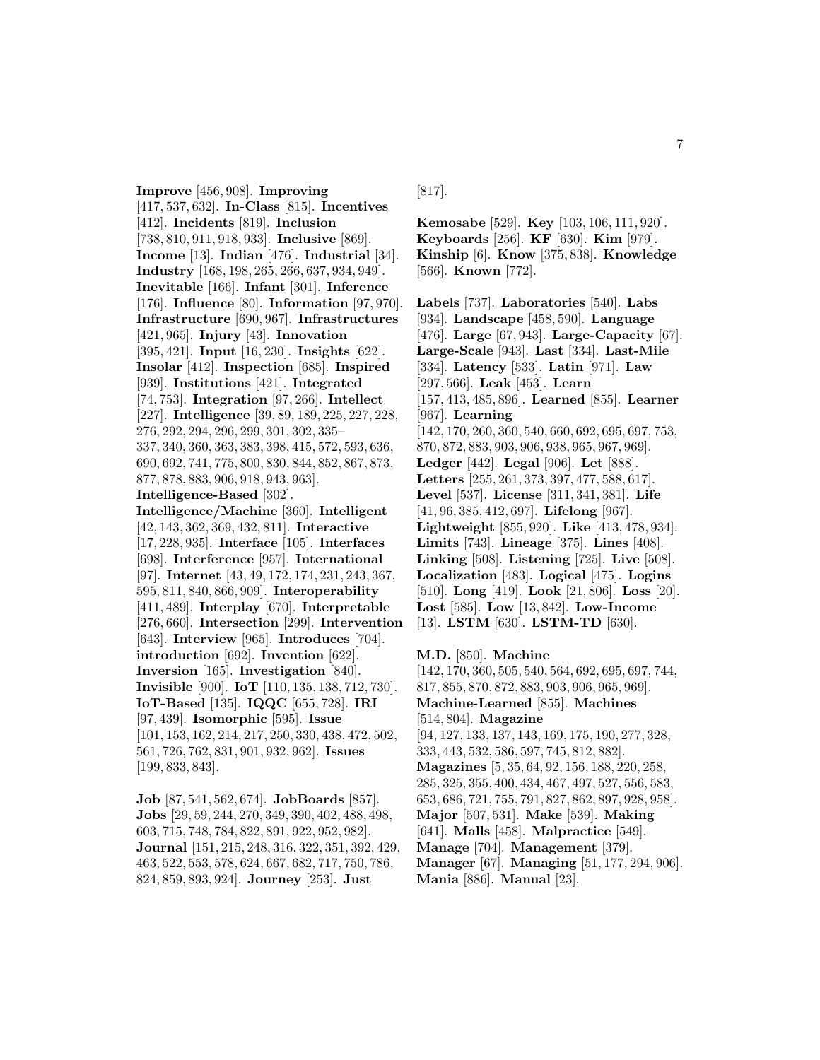**Improve** [456, 908]. **Improving** [417, 537, 632]. **In-Class** [815]. **Incentives** [412]. **Incidents** [819]. **Inclusion** [738, 810, 911, 918, 933]. **Inclusive** [869]. **Income** [13]. **Indian** [476]. **Industrial** [34]. **Industry** [168, 198, 265, 266, 637, 934, 949]. **Inevitable** [166]. **Infant** [301]. **Inference** [176]. **Influence** [80]. **Information** [97, 970]. **Infrastructure** [690, 967]. **Infrastructures** [421, 965]. **Injury** [43]. **Innovation** [395, 421]. **Input** [16, 230]. **Insights** [622]. **Insolar** [412]. **Inspection** [685]. **Inspired** [939]. **Institutions** [421]. **Integrated** [74, 753]. **Integration** [97, 266]. **Intellect** [227]. **Intelligence** [39, 89, 189, 225, 227, 228, 276, 292, 294, 296, 299, 301, 302, 335–337, 340, 360, 363, 383, 398, 415, 572, 593, 636, 690, 692, 741, 775, 800, 830, 844, 852, 867, 873, 877, 878, 883, 906, 918, 943, 963]. **Intelligence-Based** [302]. **Intelligence/Machine** [360]. **Intelligent** [42, 143, 362, 369, 432, 811]. **Interactive** [17, 228, 935]. **Interface** [105]. **Interfaces** [698]. **Interference** [957]. **International** [97]. **Internet** [43, 49, 172, 174, 231, 243, 367, 595, 811, 840, 866, 909]. **Interoperability** [411, 489]. **Interplay** [670]. **Interpretable** [276, 660]. **Intersection** [299]. **Intervention** [643]. **Interview** [965]. **Introduces** [704]. **introduction** [692]. **Invention** [622]. **Inversion** [165]. **Investigation** [840]. **Invisible** [900]. **IoT** [110, 135, 138, 712, 730]. **IoT-Based** [135]. **IQQC** [655, 728]. **IRI** [97, 439]. **Isomorphic** [595]. **Issue** [101, 153, 162, 214, 217, 250, 330, 438, 472, 502, 561, 726, 762, 831, 901, 932, 962]. **Issues** [199, 833, 843].

**Job** [87, 541, 562, 674]. **JobBoards** [857]. **Jobs** [29, 59, 244, 270, 349, 390, 402, 488, 498, 603, 715, 748, 784, 822, 891, 922, 952, 982]. **Journal** [151, 215, 248, 316, 322, 351, 392, 429, 463, 522, 553, 578, 624, 667, 682, 717, 750, 786, 824, 859, 893, 924]. **Journey** [253]. **Just** [817].

**Kemosabe** [529]. **Key** [103, 106, 111, 920]. **Keyboards** [256]. **KF** [630]. **Kim** [979]. **Kinship** [6]. **Know** [375, 838]. **Knowledge** [566]. **Known** [772].

**Labels** [737]. **Laboratories** [540]. **Labs** [934]. **Landscape** [458, 590]. **Language** [476]. **Large** [67, 943]. **Large-Capacity** [67]. **Large-Scale** [943]. **Last** [334]. **Last-Mile** [334]. **Latency** [533]. **Latin** [971]. **Law** [297, 566]. **Leak** [453]. **Learn** [157, 413, 485, 896]. **Learned** [855]. **Learner** [967]. **Learning** [142, 170, 260, 360, 540, 660, 692, 695, 697, 753, 870, 872, 883, 903, 906, 938, 965, 967, 969]. **Ledger** [442]. **Legal** [906]. **Let** [888]. **Letters** [255, 261, 373, 397, 477, 588, 617]. **Level** [537]. **License** [311, 341, 381]. **Life** [41, 96, 385, 412, 697]. **Lifelong** [967]. **Lightweight** [855, 920]. **Like** [413, 478, 934]. **Limits** [743]. **Lineage** [375]. **Lines** [408]. **Linking** [508]. **Listening** [725]. **Live** [508]. **Localization** [483]. **Logical** [475]. **Logins** [510]. **Long** [419]. **Look** [21, 806]. **Loss** [20]. **Lost** [585]. **Low** [13, 842]. **Low-Income** [13]. **LSTM** [630]. **LSTM-TD** [630].

**M.D.** [850]. **Machine** [142, 170, 360, 505, 540, 564, 692, 695, 697, 744, 817, 855, 870, 872, 883, 903, 906, 965, 969]. **Machine-Learned** [855]. **Machines** [514, 804]. **Magazine** [94, 127, 133, 137, 143, 169, 175, 190, 277, 328, 333, 443, 532, 586, 597, 745, 812, 882]. **Magazines** [5, 35, 64, 92, 156, 188, 220, 258, 285, 325, 355, 400, 434, 467, 497, 527, 556, 583, 653, 686, 721, 755, 791, 827, 862, 897, 928, 958]. **Major** [507, 531]. **Make** [539]. **Making** [641]. **Malls** [458]. **Malpractice** [549]. **Manage** [704]. **Management** [379]. **Manager** [67]. **Managing** [51, 177, 294, 906]. **Mania** [886]. **Manual** [23].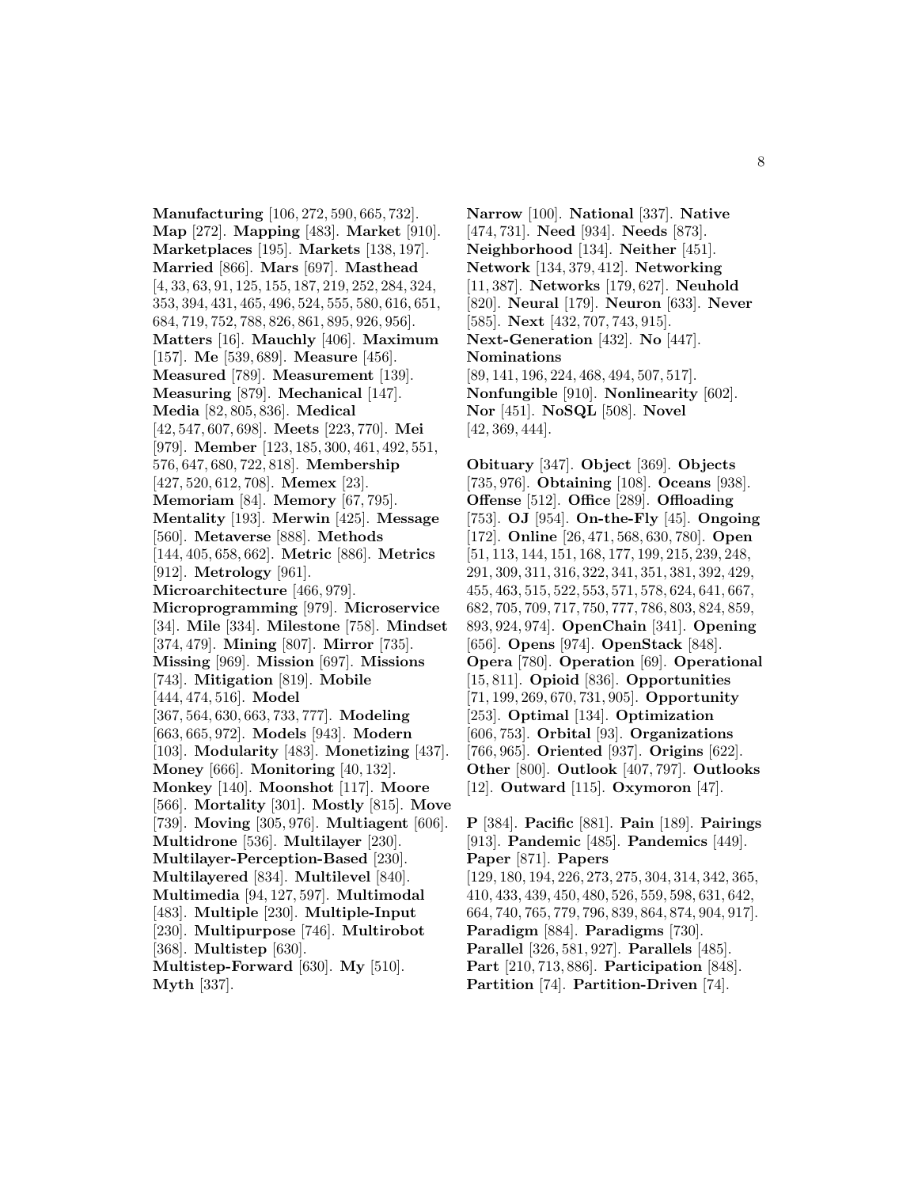**Manufacturing** [106, 272, 590, 665, 732]. **Map** [272]. **Mapping** [483]. **Market** [910]. **Marketplaces** [195]. **Markets** [138, 197]. **Married** [866]. **Mars** [697]. **Masthead** [4, 33, 63, 91, 125, 155, 187, 219, 252, 284, 324, 353, 394, 431, 465, 496, 524, 555, 580, 616, 651, 684, 719, 752, 788, 826, 861, 895, 926, 956]. **Matters** [16]. **Mauchly** [406]. **Maximum** [157]. **Me** [539, 689]. **Measure** [456]. **Measured** [789]. **Measurement** [139]. **Measuring** [879]. **Mechanical** [147]. **Media** [82, 805, 836]. **Medical** [42, 547, 607, 698]. **Meets** [223, 770]. **Mei** [979]. **Member** [123, 185, 300, 461, 492, 551, 576, 647, 680, 722, 818]. **Membership** [427, 520, 612, 708]. **Memex** [23]. **Memoriam** [84]. **Memory** [67, 795]. **Mentality** [193]. **Merwin** [425]. **Message** [560]. **Metaverse** [888]. **Methods** [144, 405, 658, 662]. **Metric** [886]. **Metrics** [912]. **Metrology** [961]. **Microarchitecture** [466, 979]. **Microprogramming** [979]. **Microservice** [34]. **Mile** [334]. **Milestone** [758]. **Mindset** [374, 479]. **Mining** [807]. **Mirror** [735]. **Missing** [969]. **Mission** [697]. **Missions** [743]. **Mitigation** [819]. **Mobile** [444, 474, 516]. **Model** [367, 564, 630, 663, 733, 777]. **Modeling** [663, 665, 972]. **Models** [943]. **Modern** [103]. **Modularity** [483]. **Monetizing** [437]. **Money** [666]. **Monitoring** [40, 132]. **Monkey** [140]. **Moonshot** [117]. **Moore** [566]. **Mortality** [301]. **Mostly** [815]. **Move** [739]. **Moving** [305, 976]. **Multiagent** [606]. **Multidrone** [536]. **Multilayer** [230]. **Multilayer-Perception-Based** [230]. **Multilayered** [834]. **Multilevel** [840]. **Multimedia** [94, 127, 597]. **Multimodal** [483]. **Multiple** [230]. **Multiple-Input** [230]. **Multipurpose** [746]. **Multirobot** [368]. **Multistep** [630]. **Multistep-Forward** [630]. **My** [510]. **Myth** [337].

**Narrow** [100]. **National** [337]. **Native** [474, 731]. **Need** [934]. **Needs** [873]. **Neighborhood** [134]. **Neither** [451]. **Network** [134, 379, 412]. **Networking** [11, 387]. **Networks** [179, 627]. **Neuhold** [820]. **Neural** [179]. **Neuron** [633]. **Never** [585]. **Next** [432, 707, 743, 915]. **Next-Generation** [432]. **No** [447]. **Nominations** [89, 141, 196, 224, 468, 494, 507, 517]. **Nonfungible** [910]. **Nonlinearity** [602]. **Nor** [451]. **NoSQL** [508]. **Novel** [42, 369, 444].

**Obituary** [347]. **Object** [369]. **Objects** [735, 976]. **Obtaining** [108]. **Oceans** [938]. **Offense** [512]. **Office** [289]. **Offloading** [753]. **OJ** [954]. **On-the-Fly** [45]. **Ongoing** [172]. **Online** [26, 471, 568, 630, 780]. **Open** [51, 113, 144, 151, 168, 177, 199, 215, 239, 248, 291, 309, 311, 316, 322, 341, 351, 381, 392, 429, 455, 463, 515, 522, 553, 571, 578, 624, 641, 667, 682, 705, 709, 717, 750, 777, 786, 803, 824, 859, 893, 924, 974]. **OpenChain** [341]. **Opening** [656]. **Opens** [974]. **OpenStack** [848]. **Opera** [780]. **Operation** [69]. **Operational** [15, 811]. **Opioid** [836]. **Opportunities** [71, 199, 269, 670, 731, 905]. **Opportunity** [253]. **Optimal** [134]. **Optimization** [606, 753]. **Orbital** [93]. **Organizations** [766, 965]. **Oriented** [937]. **Origins** [622]. **Other** [800]. **Outlook** [407, 797]. **Outlooks** [12]. **Outward** [115]. **Oxymoron** [47].

**P** [384]. **Pacific** [881]. **Pain** [189]. **Pairings** [913]. **Pandemic** [485]. **Pandemics** [449]. **Paper** [871]. **Papers** [129, 180, 194, 226, 273, 275, 304, 314, 342, 365, 410, 433, 439, 450, 480, 526, 559, 598, 631, 642, 664, 740, 765, 779, 796, 839, 864, 874, 904, 917]. **Paradigm** [884]. **Paradigms** [730]. **Parallel** [326, 581, 927]. **Parallels** [485]. **Part** [210, 713, 886]. **Participation** [848]. **Partition** [74]. **Partition-Driven** [74].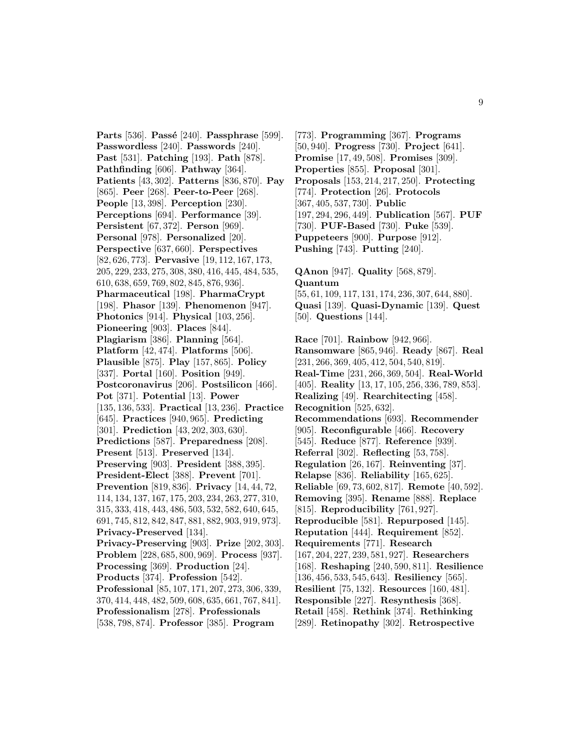**Parts** [536]. **Passé** [240]. **Passphrase** [599]. **Passwordless** [240]. **Passwords** [240]. **Past** [531]. **Patching** [193]. **Path** [878]. **Pathfinding** [606]. **Pathway** [364]. **Patients** [43, 302]. **Patterns** [836, 870]. **Pay** [865]. **Peer** [268]. **Peer-to-Peer** [268]. **People** [13, 398]. **Perception** [230]. **Perceptions** [694]. **Performance** [39]. **Persistent** [67, 372]. **Person** [969]. **Personal** [978]. **Personalized** [20]. **Perspective** [637, 660]. **Perspectives** [82, 626, 773]. **Pervasive** [19, 112, 167, 173, 205, 229, 233, 275, 308, 380, 416, 445, 484, 535, 610, 638, 659, 769, 802, 845, 876, 936]. **Pharmaceutical** [198]. **PharmaCrypt** [198]. **Phasor** [139]. **Phenomenon** [947]. **Photonics** [914]. **Physical** [103, 256]. **Pioneering** [903]. **Places** [844]. **Plagiarism** [386]. **Planning** [564]. **Platform** [42, 474]. **Platforms** [506]. **Plausible** [875]. **Play** [157, 865]. **Policy** [337]. **Portal** [160]. **Position** [949]. **Postcoronavirus** [206]. **Postsilicon** [466]. **Pot** [371]. **Potential** [13]. **Power** [135, 136, 533]. **Practical** [13, 236]. **Practice** [645]. **Practices** [940, 965]. **Predicting** [301]. **Prediction** [43, 202, 303, 630]. **Predictions** [587]. **Preparedness** [208]. **Present** [513]. **Preserved** [134]. **Preserving** [903]. **President** [388, 395]. **President-Elect** [388]. **Prevent** [701]. **Prevention** [819, 836]. **Privacy** [14, 44, 72, 114, 134, 137, 167, 175, 203, 234, 263, 277, 310, 315, 333, 418, 443, 486, 503, 532, 582, 640, 645, 691, 745, 812, 842, 847, 881, 882, 903, 919, 973]. **Privacy-Preserved** [134]. **Privacy-Preserving** [903]. **Prize** [202, 303]. **Problem** [228, 685, 800, 969]. **Process** [937]. **Processing** [369]. **Production** [24]. **Products** [374]. **Profession** [542]. **Professional** [85, 107, 171, 207, 273, 306, 339, 370, 414, 448, 482, 509, 608, 635, 661, 767, 841]. **Professionalism** [278]. **Professionals** [538, 798, 874]. **Professor** [385]. **Program** [773]. **Programming** [367]. **Programs** [50, 940]. **Progress** [730]. **Project** [641]. **Promise** [17, 49, 508]. **Promises** [309]. **Properties** [855]. **Proposal** [301]. **Proposals** [153, 214, 217, 250]. **Protecting** [774]. **Protection** [26]. **Protocols** [367, 405, 537, 730]. **Public** [197, 294, 296, 449]. **Publication** [567]. **PUF** [730]. **PUF-Based** [730]. **Puke** [539]. **Puppeteers** [900]. **Purpose** [912]. **Pushing** [743]. **Putting** [240].

**QAnon** [947]. **Quality** [568, 879]. **Quantum** [55, 61, 109, 117, 131, 174, 236, 307, 644, 880]. **Quasi** [139]. **Quasi-Dynamic** [139]. **Quest** [50]. **Questions** [144].

**Race** [701]. **Rainbow** [942, 966]. **Ransomware** [865, 946]. **Ready** [867]. **Real** [231, 266, 369, 405, 412, 504, 540, 819]. **Real-Time** [231, 266, 369, 504]. **Real-World** [405]. **Reality** [13, 17, 105, 256, 336, 789, 853]. **Realizing** [49]. **Rearchitecting** [458]. **Recognition** [525, 632]. **Recommendations** [693]. **Recommender** [905]. **Reconfigurable** [466]. **Recovery** [545]. **Reduce** [877]. **Reference** [939]. **Referral** [302]. **Reflecting** [53, 758]. **Regulation** [26, 167]. **Reinventing** [37]. **Relapse** [836]. **Reliability** [165, 625]. **Reliable** [69, 73, 602, 817]. **Remote** [40, 592]. **Removing** [395]. **Rename** [888]. **Replace** [815]. **Reproducibility** [761, 927]. **Reproducible** [581]. **Repurposed** [145]. **Reputation** [444]. **Requirement** [852]. **Requirements** [771]. **Research** [167, 204, 227, 239, 581, 927]. **Researchers** [168]. **Reshaping** [240, 590, 811]. **Resilience** [136, 456, 533, 545, 643]. **Resiliency** [565]. **Resilient** [75, 132]. **Resources** [160, 481]. **Responsible** [227]. **Resynthesis** [368]. **Retail** [458]. **Rethink** [374]. **Rethinking** [289]. **Retinopathy** [302]. **Retrospective**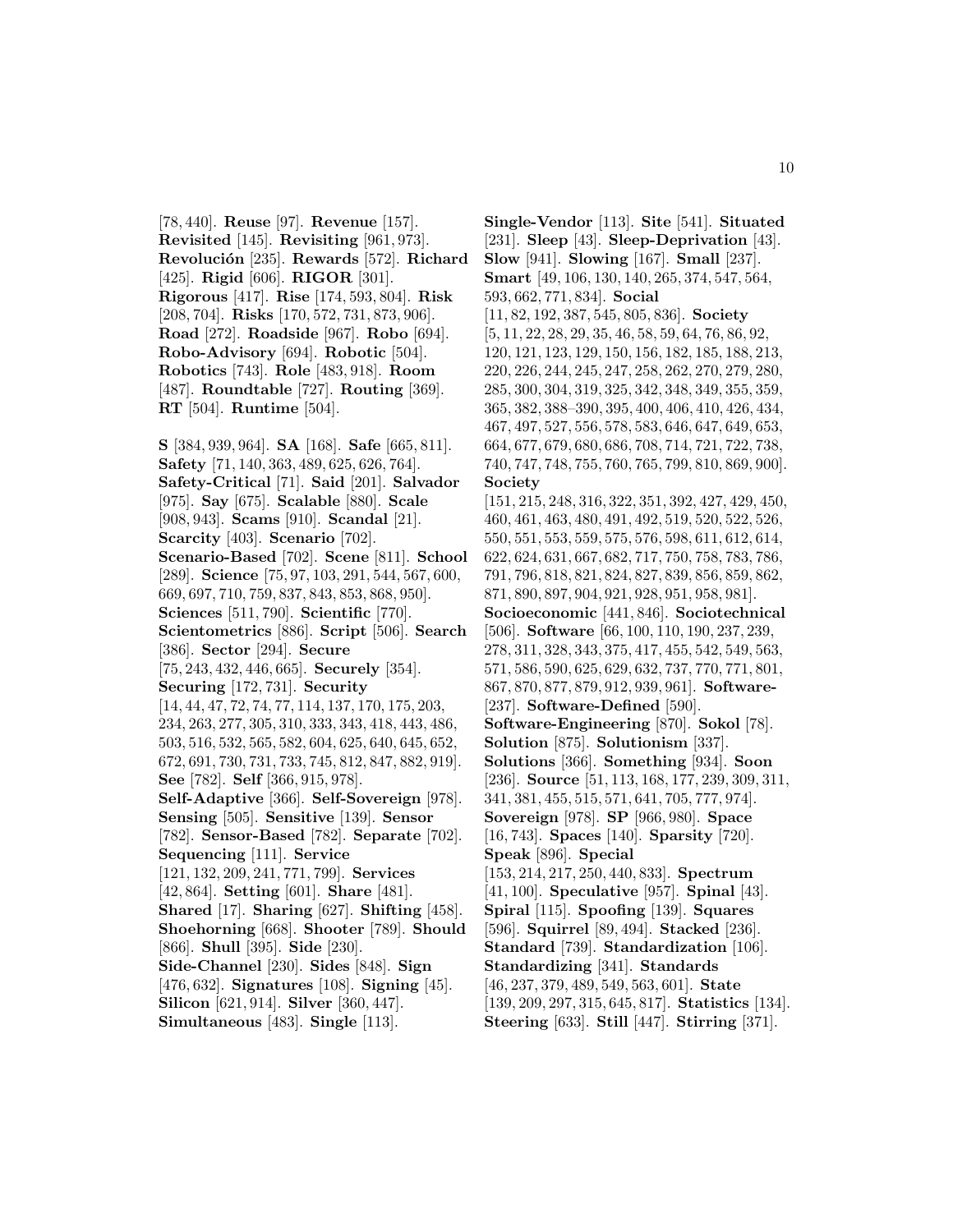[78, 440]. **Reuse** [97]. **Revenue** [157]. **Revisited** [145]. **Revisiting** [961, 973]. **Revolución** [235]. **Rewards** [572]. **Richard** [425]. **Rigid** [606]. **RIGOR** [301]. **Rigorous** [417]. **Rise** [174, 593, 804]. **Risk** [208, 704]. **Risks** [170, 572, 731, 873, 906]. **Road** [272]. **Roadside** [967]. **Robo** [694]. **Robo-Advisory** [694]. **Robotic** [504]. **Robotics** [743]. **Role** [483, 918]. **Room** [487]. **Roundtable** [727]. **Routing** [369]. **RT** [504]. **Runtime** [504].

**S** [384, 939, 964]. **SA** [168]. **Safe** [665, 811]. **Safety** [71, 140, 363, 489, 625, 626, 764]. **Safety-Critical** [71]. **Said** [201]. **Salvador** [975]. **Say** [675]. **Scalable** [880]. **Scale** [908, 943]. **Scams** [910]. **Scandal** [21]. **Scarcity** [403]. **Scenario** [702]. **Scenario-Based** [702]. **Scene** [811]. **School** [289]. **Science** [75, 97, 103, 291, 544, 567, 600, 669, 697, 710, 759, 837, 843, 853, 868, 950]. **Sciences** [511, 790]. **Scientific** [770]. **Scientometrics** [886]. **Script** [506]. **Search** [386]. **Sector** [294]. **Secure** [75, 243, 432, 446, 665]. **Securely** [354]. **Securing** [172, 731]. **Security** [14, 44, 47, 72, 74, 77, 114, 137, 170, 175, 203, 234, 263, 277, 305, 310, 333, 343, 418, 443, 486, 503, 516, 532, 565, 582, 604, 625, 640, 645, 652, 672, 691, 730, 731, 733, 745, 812, 847, 882, 919]. **See** [782]. **Self** [366, 915, 978]. **Self-Adaptive** [366]. **Self-Sovereign** [978]. **Sensing** [505]. **Sensitive** [139]. **Sensor** [782]. **Sensor-Based** [782]. **Separate** [702]. **Sequencing** [111]. **Service** [121, 132, 209, 241, 771, 799]. **Services** [42, 864]. **Setting** [601]. **Share** [481]. **Shared** [17]. **Sharing** [627]. **Shifting** [458]. **Shoehorning** [668]. **Shooter** [789]. **Should** [866]. **Shull** [395]. **Side** [230]. **Side-Channel** [230]. **Sides** [848]. **Sign** [476, 632]. **Signatures** [108]. **Signing** [45]. **Silicon** [621, 914]. **Silver** [360, 447]. **Simultaneous** [483]. **Single** [113].

**Single-Vendor** [113]. **Site** [541]. **Situated** [231]. **Sleep** [43]. **Sleep-Deprivation** [43]. **Slow** [941]. **Slowing** [167]. **Small** [237]. **Smart** [49, 106, 130, 140, 265, 374, 547, 564, 593, 662, 771, 834]. **Social** [11, 82, 192, 387, 545, 805, 836]. **Society** [5, 11, 22, 28, 29, 35, 46, 58, 59, 64, 76, 86, 92, 120, 121, 123, 129, 150, 156, 182, 185, 188, 213, 220, 226, 244, 245, 247, 258, 262, 270, 279, 280, 285, 300, 304, 319, 325, 342, 348, 349, 355, 359, 365, 382, 388–390, 395, 400, 406, 410, 426, 434, 467, 497, 527, 556, 578, 583, 646, 647, 649, 653, 664, 677, 679, 680, 686, 708, 714, 721, 722, 738, 740, 747, 748, 755, 760, 765, 799, 810, 869, 900]. **Society** [151, 215, 248, 316, 322, 351, 392, 427, 429, 450, 460, 461, 463, 480, 491, 492, 519, 520, 522, 526, 550, 551, 553, 559, 575, 576, 598, 611, 612, 614, 622, 624, 631, 667, 682, 717, 750, 758, 783, 786, 791, 796, 818, 821, 824, 827, 839, 856, 859, 862, 871, 890, 897, 904, 921, 928, 951, 958, 981]. **Socioeconomic** [441, 846]. **Sociotechnical** [506]. **Software** [66, 100, 110, 190, 237, 239, 278, 311, 328, 343, 375, 417, 455, 542, 549, 563, 571, 586, 590, 625, 629, 632, 737, 770, 771, 801, 867, 870, 877, 879, 912, 939, 961]. **Software-** [237]. **Software-Defined** [590]. **Software-Engineering** [870]. **Sokol** [78]. **Solution** [875]. **Solutionism** [337]. **Solutions** [366]. **Something** [934]. **Soon** [236]. **Source** [51, 113, 168, 177, 239, 309, 311, 341, 381, 455, 515, 571, 641, 705, 777, 974]. **Sovereign** [978]. **SP** [966, 980]. **Space** [16, 743]. **Spaces** [140]. **Sparsity** [720]. **Speak** [896]. **Special** [153, 214, 217, 250, 440, 833]. **Spectrum** [41, 100]. **Speculative** [957]. **Spinal** [43]. **Spiral** [115]. **Spoofing** [139]. **Squares** [596]. **Squirrel** [89, 494]. **Stacked** [236]. **Standard** [739]. **Standardization** [106]. **Standardizing** [341]. **Standards** [46, 237, 379, 489, 549, 563, 601]. **State** [139, 209, 297, 315, 645, 817]. **Statistics** [134]. **Steering** [633]. **Still** [447]. **Stirring** [371].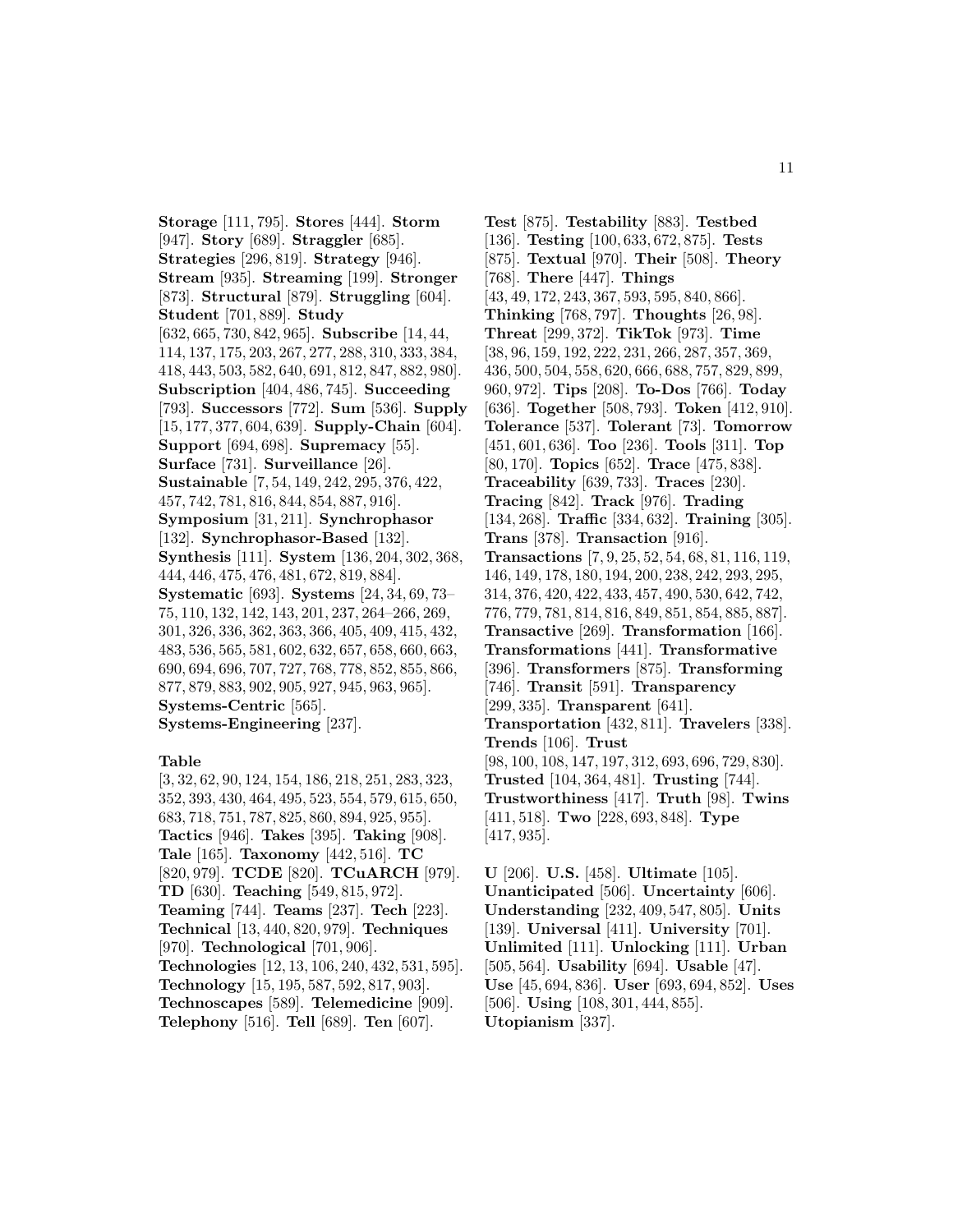**Storage** [111, 795]. **Stores** [444]. **Storm** [947]. **Story** [689]. **Straggler** [685]. **Strategies** [296, 819]. **Strategy** [946]. **Stream** [935]. **Streaming** [199]. **Stronger** [873]. **Structural** [879]. **Struggling** [604]. **Student** [701, 889]. **Study** [632, 665, 730, 842, 965]. **Subscribe** [14, 44, 114, 137, 175, 203, 267, 277, 288, 310, 333, 384, 418, 443, 503, 582, 640, 691, 812, 847, 882, 980]. **Subscription** [404, 486, 745]. **Succeeding** [793]. **Successors** [772]. **Sum** [536]. **Supply** [15, 177, 377, 604, 639]. **Supply-Chain** [604]. **Support** [694, 698]. **Supremacy** [55]. **Surface** [731]. **Surveillance** [26]. **Sustainable** [7, 54, 149, 242, 295, 376, 422, 457, 742, 781, 816, 844, 854, 887, 916]. **Symposium** [31, 211]. **Synchrophasor** [132]. **Synchrophasor-Based** [132]. **Synthesis** [111]. **System** [136, 204, 302, 368, 444, 446, 475, 476, 481, 672, 819, 884]. **Systematic** [693]. **Systems** [24, 34, 69, 73–75, 110, 132, 142, 143, 201, 237, 264–266, 269, 301, 326, 336, 362, 363, 366, 405, 409, 415, 432, 483, 536, 565, 581, 602, 632, 657, 658, 660, 663, 690, 694, 696, 707, 727, 768, 778, 852, 855, 866, 877, 879, 883, 902, 905, 927, 945, 963, 965]. **Systems-Centric** [565]. **Systems-Engineering** [237].

**Table** [3, 32, 62, 90, 124, 154, 186, 218, 251, 283, 323, 352, 393, 430, 464, 495, 523, 554, 579, 615, 650, 683, 718, 751, 787, 825, 860, 894, 925, 955]. **Tactics** [946]. **Takes** [395]. **Taking** [908]. **Tale** [165]. **Taxonomy** [442, 516]. **TC** [820, 979]. **TCDE** [820]. **TCuARCH** [979]. **TD** [630]. **Teaching** [549, 815, 972]. **Teaming** [744]. **Teams** [237]. **Tech** [223]. **Technical** [13, 440, 820, 979]. **Techniques** [970]. **Technological** [701, 906]. **Technologies** [12, 13, 106, 240, 432, 531, 595]. **Technology** [15, 195, 587, 592, 817, 903]. **Technoscapes** [589]. **Telemedicine** [909]. **Telephony** [516]. **Tell** [689]. **Ten** [607].

**Test** [875]. **Testability** [883]. **Testbed** [136]. **Testing** [100, 633, 672, 875]. **Tests** [875]. **Textual** [970]. **Their** [508]. **Theory** [768]. **There** [447]. **Things** [43, 49, 172, 243, 367, 593, 595, 840, 866]. **Thinking** [768, 797]. **Thoughts** [26, 98]. **Threat** [299, 372]. **TikTok** [973]. **Time** [38, 96, 159, 192, 222, 231, 266, 287, 357, 369, 436, 500, 504, 558, 620, 666, 688, 757, 829, 899, 960, 972]. **Tips** [208]. **To-Dos** [766]. **Today** [636]. **Together** [508, 793]. **Token** [412, 910]. **Tolerance** [537]. **Tolerant** [73]. **Tomorrow** [451, 601, 636]. **Too** [236]. **Tools** [311]. **Top** [80, 170]. **Topics** [652]. **Trace** [475, 838]. **Traceability** [639, 733]. **Traces** [230]. **Tracing** [842]. **Track** [976]. **Trading** [134, 268]. **Traffic** [334, 632]. **Training** [305]. **Trans** [378]. **Transaction** [916]. **Transactions** [7, 9, 25, 52, 54, 68, 81, 116, 119, 146, 149, 178, 180, 194, 200, 238, 242, 293, 295, 314, 376, 420, 422, 433, 457, 490, 530, 642, 742, 776, 779, 781, 814, 816, 849, 851, 854, 885, 887]. **Transactive** [269]. **Transformation** [166]. **Transformations** [441]. **Transformative** [396]. **Transformers** [875]. **Transforming** [746]. **Transit** [591]. **Transparency** [299, 335]. **Transparent** [641]. **Transportation** [432, 811]. **Travelers** [338]. **Trends** [106]. **Trust** [98, 100, 108, 147, 197, 312, 693, 696, 729, 830]. **Trusted** [104, 364, 481]. **Trusting** [744]. **Trustworthiness** [417]. **Truth** [98]. **Twins** [411, 518]. **Two** [228, 693, 848]. **Type** [417, 935].

**U** [206]. **U.S.** [458]. **Ultimate** [105]. **Unanticipated** [506]. **Uncertainty** [606]. **Understanding** [232, 409, 547, 805]. **Units** [139]. **Universal** [411]. **University** [701]. **Unlimited** [111]. **Unlocking** [111]. **Urban** [505, 564]. **Usability** [694]. **Usable** [47]. **Use** [45, 694, 836]. **User** [693, 694, 852]. **Uses** [506]. **Using** [108, 301, 444, 855]. **Utopianism** [337].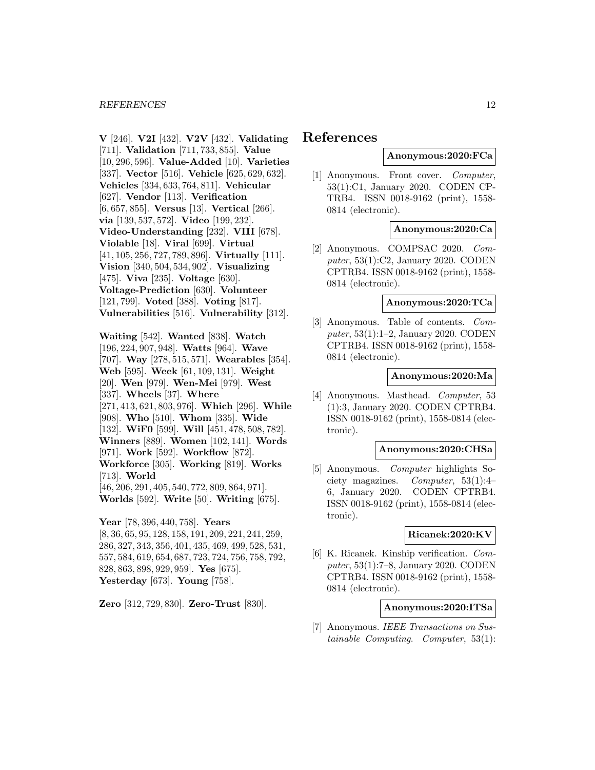**V** [246]. **V2I** [432]. **V2V** [432]. **Validating** [711]. **Validation** [711, 733, 855]. **Value** [10, 296, 596]. **Value-Added** [10]. **Varieties** [337]. **Vector** [516]. **Vehicle** [625, 629, 632]. **Vehicles** [334, 633, 764, 811]. **Vehicular** [627]. **Vendor** [113]. **Verification** [6, 657, 855]. **Versus** [13]. **Vertical** [266]. **via** [139, 537, 572]. **Video** [199, 232]. **Video-Understanding** [232]. **VIII** [678]. **Violable** [18]. **Viral** [699]. **Virtual** [41, 105, 256, 727, 789, 896]. **Virtually** [111]. **Vision** [340, 504, 534, 902]. **Visualizing** [475]. **Viva** [235]. **Voltage** [630]. **Voltage-Prediction** [630]. **Volunteer** [121, 799]. **Voted** [388]. **Voting** [817]. **Vulnerabilities** [516]. **Vulnerability** [312].

**Waiting** [542]. **Wanted** [838]. **Watch** [196, 224, 907, 948]. **Watts** [964]. **Wave** [707]. **Way** [278, 515, 571]. **Wearables** [354]. **Web** [595]. **Week** [61, 109, 131]. **Weight** [20]. **Wen** [979]. **Wen-Mei** [979]. **West** [337]. **Wheels** [37]. **Where** [271, 413, 621, 803, 976]. **Which** [296]. **While** [908]. **Who** [510]. **Whom** [335]. **Wide** [132]. **WiF0** [599]. **Will** [451, 478, 508, 782]. **Winners** [889]. **Women** [102, 141]. **Words** [971]. **Work** [592]. **Workflow** [872]. **Workforce** [305]. **Working** [819]. **Works** [713]. **World** [46, 206, 291, 405, 540, 772, 809, 864, 971]. **Worlds** [592]. **Write** [50]. **Writing** [675].

**Year** [78, 396, 440, 758]. **Years** [8, 36, 65, 95, 128, 158, 191, 209, 221, 241, 259, 286, 327, 343, 356, 401, 435, 469, 499, 528, 531, 557, 584, 619, 654, 687, 723, 724, 756, 758, 792, 828, 863, 898, 929, 959]. **Yes** [675]. **Yesterday** [673]. **Young** [758].

**Zero** [312, 729, 830]. **Zero-Trust** [830].

# References

**Anonymous:2020:FCa**

[1] Anonymous. Front cover. *Computer*, 53(1):C1, January 2020. CODEN CPTRB4. ISSN 0018-9162 (print), 1558-0814 (electronic).

**Anonymous:2020:Ca**

[2] Anonymous. COMPSAC 2020. *Computer*, 53(1):C2, January 2020. CODEN CPTRB4. ISSN 0018-9162 (print), 1558-0814 (electronic).

**Anonymous:2020:TCa**

[3] Anonymous. Table of contents. *Computer*, 53(1):1–2, January 2020. CODEN CPTRB4. ISSN 0018-9162 (print), 1558-0814 (electronic).

**Anonymous:2020:Ma**

[4] Anonymous. Masthead. *Computer*, 53 (1):3, January 2020. CODEN CPTRB4. ISSN 0018-9162 (print), 1558-0814 (electronic).

**Anonymous:2020:CHSa**

[5] Anonymous. *Computer* highlights Society magazines. *Computer*, 53(1):4–6, January 2020. CODEN CPTRB4. ISSN 0018-9162 (print), 1558-0814 (electronic).

**Ricanek:2020:KV**

[6] K. Ricanek. Kinship verification. *Computer*, 53(1):7–8, January 2020. CODEN CPTRB4. ISSN 0018-9162 (print), 1558-0814 (electronic).

**Anonymous:2020:ITSa**

[7] Anonymous. *IEEE Transactions on Sustainable Computing*. *Computer*, 53(1):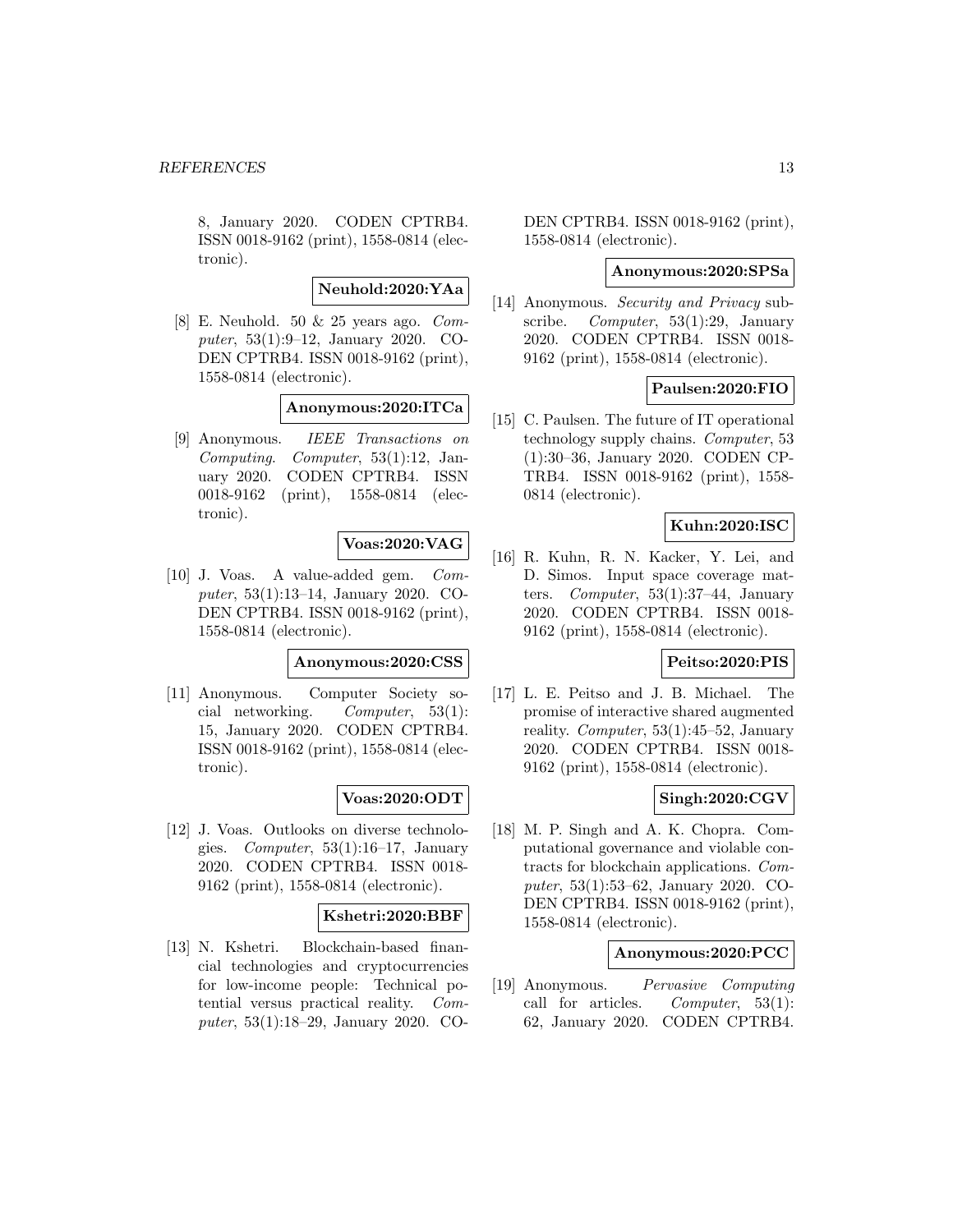8, January 2020. CODEN CPTRB4. ISSN 0018-9162 (print), 1558-0814 (electronic).

**Neuhold:2020:YAa**

[8] E. Neuhold. 50 & 25 years ago. *Computer*, 53(1):9–12, January 2020. CODEN CPTRB4. ISSN 0018-9162 (print), 1558-0814 (electronic).

**Anonymous:2020:ITCa**

[9] Anonymous. *IEEE Transactions on Computing*. *Computer*, 53(1):12, January 2020. CODEN CPTRB4. ISSN 0018-9162 (print), 1558-0814 (electronic).

**Voas:2020:VAG**

[10] J. Voas. A value-added gem. *Computer*, 53(1):13–14, January 2020. CODEN CPTRB4. ISSN 0018-9162 (print), 1558-0814 (electronic).

**Anonymous:2020:CSS**

[11] Anonymous. Computer Society social networking. *Computer*, 53(1): 15, January 2020. CODEN CPTRB4. ISSN 0018-9162 (print), 1558-0814 (electronic).

**Voas:2020:ODT**

[12] J. Voas. Outlooks on diverse technologies. *Computer*, 53(1):16–17, January 2020. CODEN CPTRB4. ISSN 0018-9162 (print), 1558-0814 (electronic).

**Kshetri:2020:BBF**

[13] N. Kshetri. Blockchain-based financial technologies and cryptocurrencies for low-income people: Technical potential versus practical reality. *Computer*, 53(1):18–29, January 2020. CODEN CPTRB4. ISSN 0018-9162 (print), 1558-0814 (electronic).

**Anonymous:2020:SPSa**

[14] Anonymous. *Security and Privacy* subscribe. *Computer*, 53(1):29, January 2020. CODEN CPTRB4. ISSN 0018-9162 (print), 1558-0814 (electronic).

**Paulsen:2020:FIO**

[15] C. Paulsen. The future of IT operational technology supply chains. *Computer*, 53 (1):30–36, January 2020. CODEN CPTRB4. ISSN 0018-9162 (print), 1558-0814 (electronic).

**Kuhn:2020:ISC**

[16] R. Kuhn, R. N. Kacker, Y. Lei, and D. Simos. Input space coverage matters. *Computer*, 53(1):37–44, January 2020. CODEN CPTRB4. ISSN 0018-9162 (print), 1558-0814 (electronic).

**Peitso:2020:PIS**

[17] L. E. Peitso and J. B. Michael. The promise of interactive shared augmented reality. *Computer*, 53(1):45–52, January 2020. CODEN CPTRB4. ISSN 0018-9162 (print), 1558-0814 (electronic).

**Singh:2020:CGV**

[18] M. P. Singh and A. K. Chopra. Computational governance and violable contracts for blockchain applications. *Computer*, 53(1):53–62, January 2020. CODEN CPTRB4. ISSN 0018-9162 (print), 1558-0814 (electronic).

**Anonymous:2020:PCC**

[19] Anonymous. *Pervasive Computing* call for articles. *Computer*, 53(1): 62, January 2020. CODEN CPTRB4.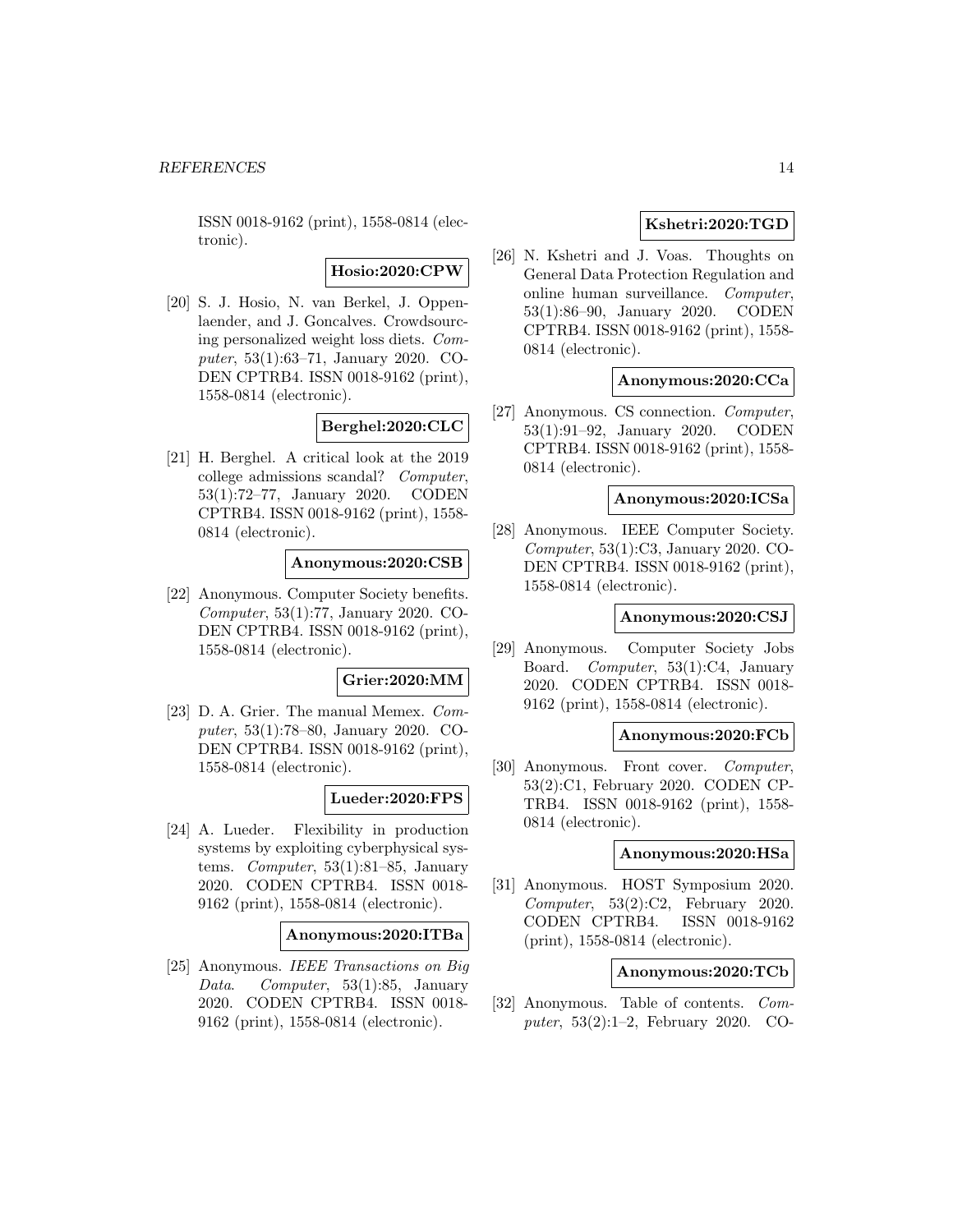ISSN 0018-9162 (print), 1558-0814 (electronic).

**Hosio:2020:CPW**

[20] S. J. Hosio, N. van Berkel, J. Oppenlaender, and J. Goncalves. Crowdsourcing personalized weight loss diets. *Computer*, 53(1):63–71, January 2020. CODEN CPTRB4. ISSN 0018-9162 (print), 1558-0814 (electronic).

**Berghel:2020:CLC**

[21] H. Berghel. A critical look at the 2019 college admissions scandal? *Computer*, 53(1):72–77, January 2020. CODEN CPTRB4. ISSN 0018-9162 (print), 1558-0814 (electronic).

**Anonymous:2020:CSB**

[22] Anonymous. Computer Society benefits. *Computer*, 53(1):77, January 2020. CODEN CPTRB4. ISSN 0018-9162 (print), 1558-0814 (electronic).

**Grier:2020:MM**

[23] D. A. Grier. The manual Memex. *Computer*, 53(1):78–80, January 2020. CODEN CPTRB4. ISSN 0018-9162 (print), 1558-0814 (electronic).

**Lueder:2020:FPS**

[24] A. Lueder. Flexibility in production systems by exploiting cyberphysical systems. *Computer*, 53(1):81–85, January 2020. CODEN CPTRB4. ISSN 0018-9162 (print), 1558-0814 (electronic).

**Anonymous:2020:ITBa**

[25] Anonymous. *IEEE Transactions on Big Data*. *Computer*, 53(1):85, January 2020. CODEN CPTRB4. ISSN 0018-9162 (print), 1558-0814 (electronic).

**Kshetri:2020:TGD**

[26] N. Kshetri and J. Voas. Thoughts on General Data Protection Regulation and online human surveillance. *Computer*, 53(1):86–90, January 2020. CODEN CPTRB4. ISSN 0018-9162 (print), 1558-0814 (electronic).

**Anonymous:2020:CCa**

[27] Anonymous. CS connection. *Computer*, 53(1):91–92, January 2020. CODEN CPTRB4. ISSN 0018-9162 (print), 1558-0814 (electronic).

**Anonymous:2020:ICSa**

[28] Anonymous. IEEE Computer Society. *Computer*, 53(1):C3, January 2020. CODEN CPTRB4. ISSN 0018-9162 (print), 1558-0814 (electronic).

**Anonymous:2020:CSJ**

[29] Anonymous. Computer Society Jobs Board. *Computer*, 53(1):C4, January 2020. CODEN CPTRB4. ISSN 0018-9162 (print), 1558-0814 (electronic).

**Anonymous:2020:FCb**

[30] Anonymous. Front cover. *Computer*, 53(2):C1, February 2020. CODEN CPTRB4. ISSN 0018-9162 (print), 1558-0814 (electronic).

**Anonymous:2020:HSa**

[31] Anonymous. HOST Symposium 2020. *Computer*, 53(2):C2, February 2020. CODEN CPTRB4. ISSN 0018-9162 (print), 1558-0814 (electronic).

**Anonymous:2020:TCb**

[32] Anonymous. Table of contents. *Computer*, 53(2):1–2, February 2020. CO-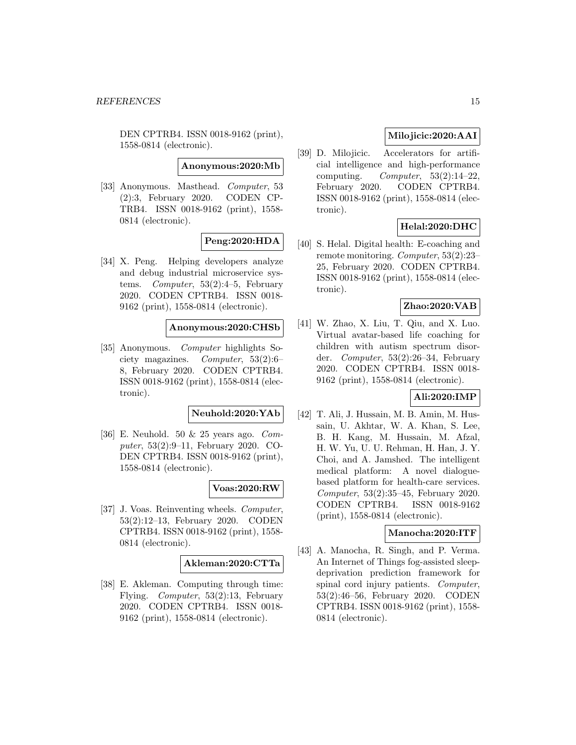DEN CPTRB4. ISSN 0018-9162 (print), 1558-0814 (electronic).

**Anonymous:2020:Mb**

[33] Anonymous. Masthead. *Computer*, 53 (2):3, February 2020. CODEN CPTRB4. ISSN 0018-9162 (print), 1558-0814 (electronic).

**Peng:2020:HDA**

[34] X. Peng. Helping developers analyze and debug industrial microservice systems. *Computer*, 53(2):4–5, February 2020. CODEN CPTRB4. ISSN 0018-9162 (print), 1558-0814 (electronic).

**Anonymous:2020:CHSb**

[35] Anonymous. *Computer* highlights Society magazines. *Computer*, 53(2):6–8, February 2020. CODEN CPTRB4. ISSN 0018-9162 (print), 1558-0814 (electronic).

**Neuhold:2020:YAb**

[36] E. Neuhold. 50 & 25 years ago. *Computer*, 53(2):9–11, February 2020. CODEN CPTRB4. ISSN 0018-9162 (print), 1558-0814 (electronic).

**Voas:2020:RW**

[37] J. Voas. Reinventing wheels. *Computer*, 53(2):12–13, February 2020. CODEN CPTRB4. ISSN 0018-9162 (print), 1558-0814 (electronic).

**Akleman:2020:CTTa**

[38] E. Akleman. Computing through time: Flying. *Computer*, 53(2):13, February 2020. CODEN CPTRB4. ISSN 0018-9162 (print), 1558-0814 (electronic).

**Milojicic:2020:AAI**

[39] D. Milojicic. Accelerators for artificial intelligence and high-performance computing. *Computer*, 53(2):14–22, February 2020. CODEN CPTRB4. ISSN 0018-9162 (print), 1558-0814 (electronic).

**Helal:2020:DHC**

[40] S. Helal. Digital health: E-coaching and remote monitoring. *Computer*, 53(2):23–25, February 2020. CODEN CPTRB4. ISSN 0018-9162 (print), 1558-0814 (electronic).

**Zhao:2020:VAB**

[41] W. Zhao, X. Liu, T. Qiu, and X. Luo. Virtual avatar-based life coaching for children with autism spectrum disorder. *Computer*, 53(2):26–34, February 2020. CODEN CPTRB4. ISSN 0018-9162 (print), 1558-0814 (electronic).

**Ali:2020:IMP**

[42] T. Ali, J. Hussain, M. B. Amin, M. Hussain, U. Akhtar, W. A. Khan, S. Lee, B. H. Kang, M. Hussain, M. Afzal, H. W. Yu, U. U. Rehman, H. Han, J. Y. Choi, and A. Jamshed. The intelligent medical platform: A novel dialogue-based platform for health-care services. *Computer*, 53(2):35–45, February 2020. CODEN CPTRB4. ISSN 0018-9162 (print), 1558-0814 (electronic).

**Manocha:2020:ITF**

[43] A. Manocha, R. Singh, and P. Verma. An Internet of Things fog-assisted sleep-deprivation prediction framework for spinal cord injury patients. *Computer*, 53(2):46–56, February 2020. CODEN CPTRB4. ISSN 0018-9162 (print), 1558-0814 (electronic).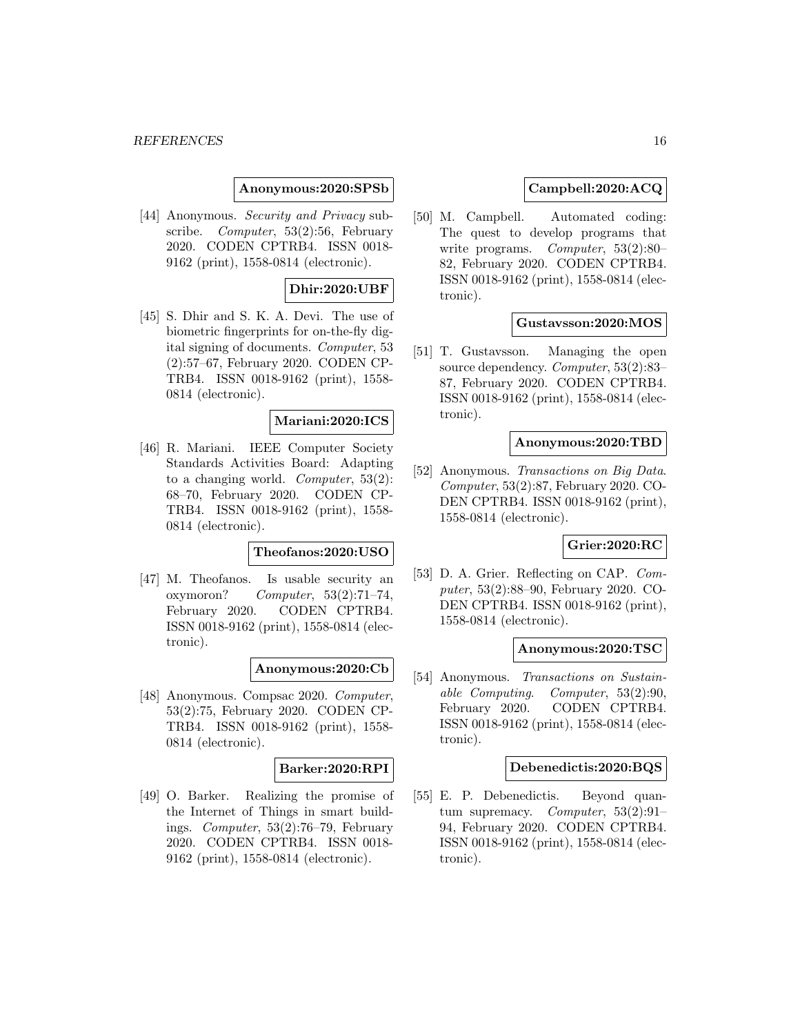**Anonymous:2020:SPSb**

[44] Anonymous. *Security and Privacy* subscribe. *Computer*, 53(2):56, February 2020. CODEN CPTRB4. ISSN 0018-9162 (print), 1558-0814 (electronic).

**Dhir:2020:UBF**

[45] S. Dhir and S. K. A. Devi. The use of biometric fingerprints for on-the-fly digital signing of documents. *Computer*, 53 (2):57–67, February 2020. CODEN CPTRB4. ISSN 0018-9162 (print), 1558-0814 (electronic).

**Mariani:2020:ICS**

[46] R. Mariani. IEEE Computer Society Standards Activities Board: Adapting to a changing world. *Computer*, 53(2): 68–70, February 2020. CODEN CPTRB4. ISSN 0018-9162 (print), 1558-0814 (electronic).

**Theofanos:2020:USO**

[47] M. Theofanos. Is usable security an oxymoron? *Computer*, 53(2):71–74, February 2020. CODEN CPTRB4. ISSN 0018-9162 (print), 1558-0814 (electronic).

**Anonymous:2020:Cb**

[48] Anonymous. Compsac 2020. *Computer*, 53(2):75, February 2020. CODEN CPTRB4. ISSN 0018-9162 (print), 1558-0814 (electronic).

**Barker:2020:RPI**

[49] O. Barker. Realizing the promise of the Internet of Things in smart buildings. *Computer*, 53(2):76–79, February 2020. CODEN CPTRB4. ISSN 0018-9162 (print), 1558-0814 (electronic).

**Campbell:2020:ACQ**

[50] M. Campbell. Automated coding: The quest to develop programs that write programs. *Computer*, 53(2):80–82, February 2020. CODEN CPTRB4. ISSN 0018-9162 (print), 1558-0814 (electronic).

**Gustavsson:2020:MOS**

[51] T. Gustavsson. Managing the open source dependency. *Computer*, 53(2):83–87, February 2020. CODEN CPTRB4. ISSN 0018-9162 (print), 1558-0814 (electronic).

**Anonymous:2020:TBD**

[52] Anonymous. *Transactions on Big Data*. *Computer*, 53(2):87, February 2020. CODEN CPTRB4. ISSN 0018-9162 (print), 1558-0814 (electronic).

**Grier:2020:RC**

[53] D. A. Grier. Reflecting on CAP. *Computer*, 53(2):88–90, February 2020. CODEN CPTRB4. ISSN 0018-9162 (print), 1558-0814 (electronic).

**Anonymous:2020:TSC**

[54] Anonymous. *Transactions on Sustainable Computing*. *Computer*, 53(2):90, February 2020. CODEN CPTRB4. ISSN 0018-9162 (print), 1558-0814 (electronic).

**Debenedictis:2020:BQS**

[55] E. P. Debenedictis. Beyond quantum supremacy. *Computer*, 53(2):91–94, February 2020. CODEN CPTRB4. ISSN 0018-9162 (print), 1558-0814 (electronic).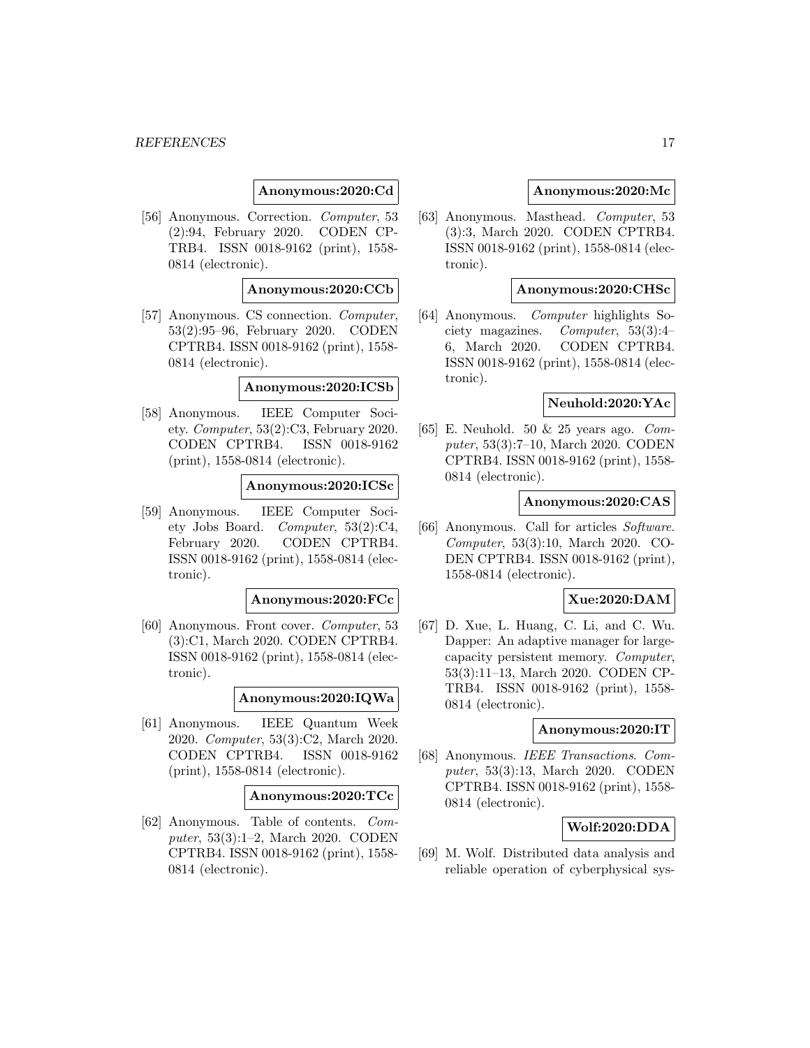**Anonymous:2020:Cd**

[56] Anonymous. Correction. *Computer*, 53 (2):94, February 2020. CODEN CPTRB4. ISSN 0018-9162 (print), 1558-0814 (electronic).

**Anonymous:2020:CCb**

[57] Anonymous. CS connection. *Computer*, 53(2):95–96, February 2020. CODEN CPTRB4. ISSN 0018-9162 (print), 1558-0814 (electronic).

**Anonymous:2020:ICSb**

[58] Anonymous. IEEE Computer Society. *Computer*, 53(2):C3, February 2020. CODEN CPTRB4. ISSN 0018-9162 (print), 1558-0814 (electronic).

**Anonymous:2020:ICSc**

[59] Anonymous. IEEE Computer Society Jobs Board. *Computer*, 53(2):C4, February 2020. CODEN CPTRB4. ISSN 0018-9162 (print), 1558-0814 (electronic).

**Anonymous:2020:FCc**

[60] Anonymous. Front cover. *Computer*, 53 (3):C1, March 2020. CODEN CPTRB4. ISSN 0018-9162 (print), 1558-0814 (electronic).

**Anonymous:2020:IQWa**

[61] Anonymous. IEEE Quantum Week 2020. *Computer*, 53(3):C2, March 2020. CODEN CPTRB4. ISSN 0018-9162 (print), 1558-0814 (electronic).

**Anonymous:2020:TCc**

[62] Anonymous. Table of contents. *Computer*, 53(3):1–2, March 2020. CODEN CPTRB4. ISSN 0018-9162 (print), 1558-0814 (electronic).

**Anonymous:2020:Mc**

[63] Anonymous. Masthead. *Computer*, 53 (3):3, March 2020. CODEN CPTRB4. ISSN 0018-9162 (print), 1558-0814 (electronic).

**Anonymous:2020:CHSc**

[64] Anonymous. *Computer* highlights Society magazines. *Computer*, 53(3):4–6, March 2020. CODEN CPTRB4. ISSN 0018-9162 (print), 1558-0814 (electronic).

**Neuhold:2020:YAc**

[65] E. Neuhold. 50 & 25 years ago. *Computer*, 53(3):7–10, March 2020. CODEN CPTRB4. ISSN 0018-9162 (print), 1558-0814 (electronic).

**Anonymous:2020:CAS**

[66] Anonymous. Call for articles *Software*. *Computer*, 53(3):10, March 2020. CODEN CPTRB4. ISSN 0018-9162 (print), 1558-0814 (electronic).

**Xue:2020:DAM**

[67] D. Xue, L. Huang, C. Li, and C. Wu. Dapper: An adaptive manager for large-capacity persistent memory. *Computer*, 53(3):11–13, March 2020. CODEN CPTRB4. ISSN 0018-9162 (print), 1558-0814 (electronic).

**Anonymous:2020:IT**

[68] Anonymous. *IEEE Transactions*. *Computer*, 53(3):13, March 2020. CODEN CPTRB4. ISSN 0018-9162 (print), 1558-0814 (electronic).

**Wolf:2020:DDA**

[69] M. Wolf. Distributed data analysis and reliable operation of cyberphysical sys-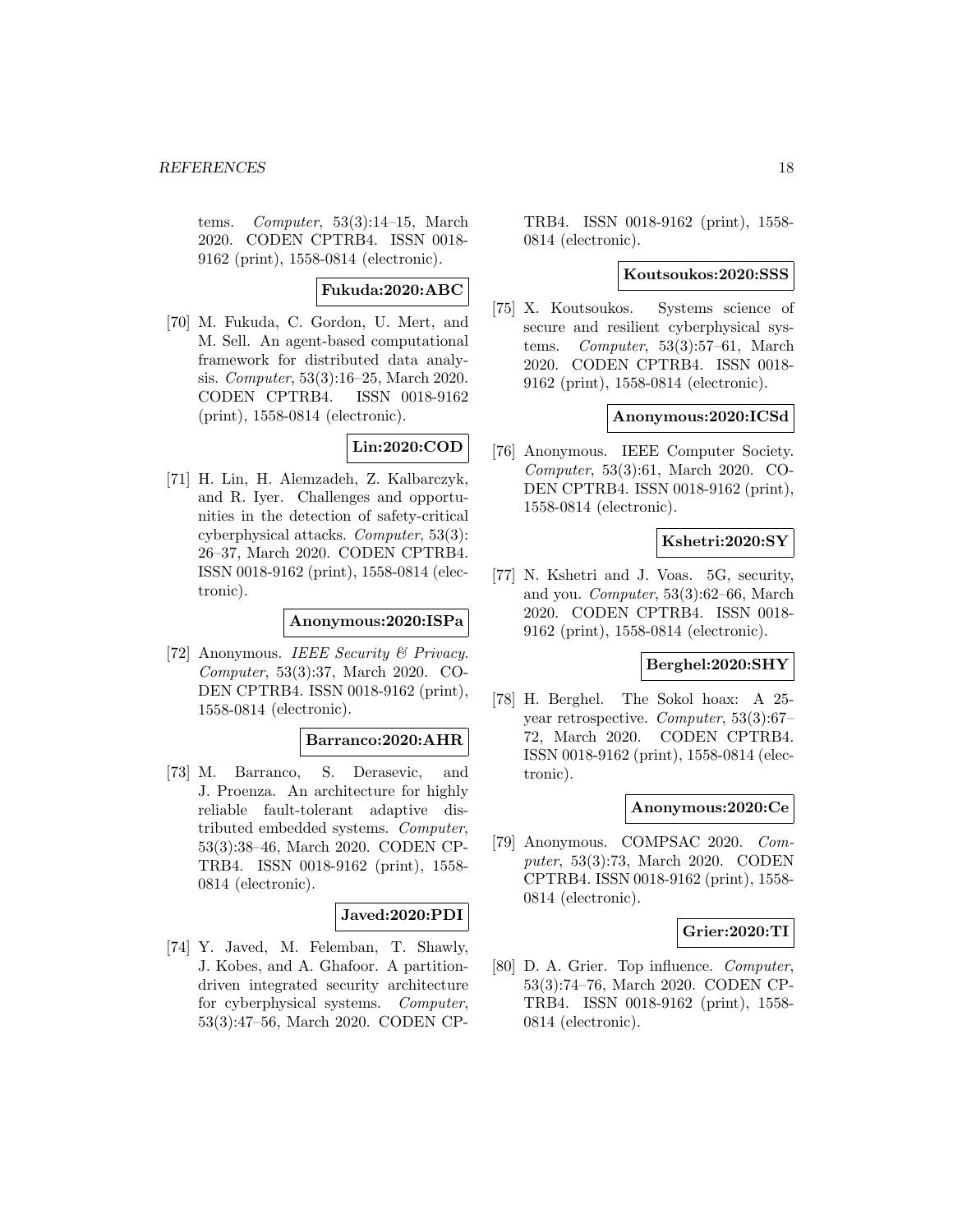tems. *Computer*, 53(3):14–15, March 2020. CODEN CPTRB4. ISSN 0018-9162 (print), 1558-0814 (electronic).

**Fukuda:2020:ABC**

[70] M. Fukuda, C. Gordon, U. Mert, and M. Sell. An agent-based computational framework for distributed data analysis. *Computer*, 53(3):16–25, March 2020. CODEN CPTRB4. ISSN 0018-9162 (print), 1558-0814 (electronic).

**Lin:2020:COD**

[71] H. Lin, H. Alemzadeh, Z. Kalbarczyk, and R. Iyer. Challenges and opportunities in the detection of safety-critical cyberphysical attacks. *Computer*, 53(3): 26–37, March 2020. CODEN CPTRB4. ISSN 0018-9162 (print), 1558-0814 (electronic).

**Anonymous:2020:ISPa**

[72] Anonymous. *IEEE Security & Privacy*. *Computer*, 53(3):37, March 2020. CODEN CPTRB4. ISSN 0018-9162 (print), 1558-0814 (electronic).

**Barranco:2020:AHR**

[73] M. Barranco, S. Derasevic, and J. Proenza. An architecture for highly reliable fault-tolerant adaptive distributed embedded systems. *Computer*, 53(3):38–46, March 2020. CODEN CPTRB4. ISSN 0018-9162 (print), 1558-0814 (electronic).

**Javed:2020:PDI**

[74] Y. Javed, M. Felemban, T. Shawly, J. Kobes, and A. Ghafoor. A partition-driven integrated security architecture for cyberphysical systems. *Computer*, 53(3):47–56, March 2020. CODEN CPTRB4. ISSN 0018-9162 (print), 1558-0814 (electronic).

**Koutsoukos:2020:SSS**

[75] X. Koutsoukos. Systems science of secure and resilient cyberphysical systems. *Computer*, 53(3):57–61, March 2020. CODEN CPTRB4. ISSN 0018-9162 (print), 1558-0814 (electronic).

**Anonymous:2020:ICSd**

[76] Anonymous. IEEE Computer Society. *Computer*, 53(3):61, March 2020. CODEN CPTRB4. ISSN 0018-9162 (print), 1558-0814 (electronic).

**Kshetri:2020:SY**

[77] N. Kshetri and J. Voas. 5G, security, and you. *Computer*, 53(3):62–66, March 2020. CODEN CPTRB4. ISSN 0018-9162 (print), 1558-0814 (electronic).

**Berghel:2020:SHY**

[78] H. Berghel. The Sokol hoax: A 25-year retrospective. *Computer*, 53(3):67–72, March 2020. CODEN CPTRB4. ISSN 0018-9162 (print), 1558-0814 (electronic).

**Anonymous:2020:Ce**

[79] Anonymous. COMPSAC 2020. *Computer*, 53(3):73, March 2020. CODEN CPTRB4. ISSN 0018-9162 (print), 1558-0814 (electronic).

**Grier:2020:TI**

[80] D. A. Grier. Top influence. *Computer*, 53(3):74–76, March 2020. CODEN CPTRB4. ISSN 0018-9162 (print), 1558-0814 (electronic).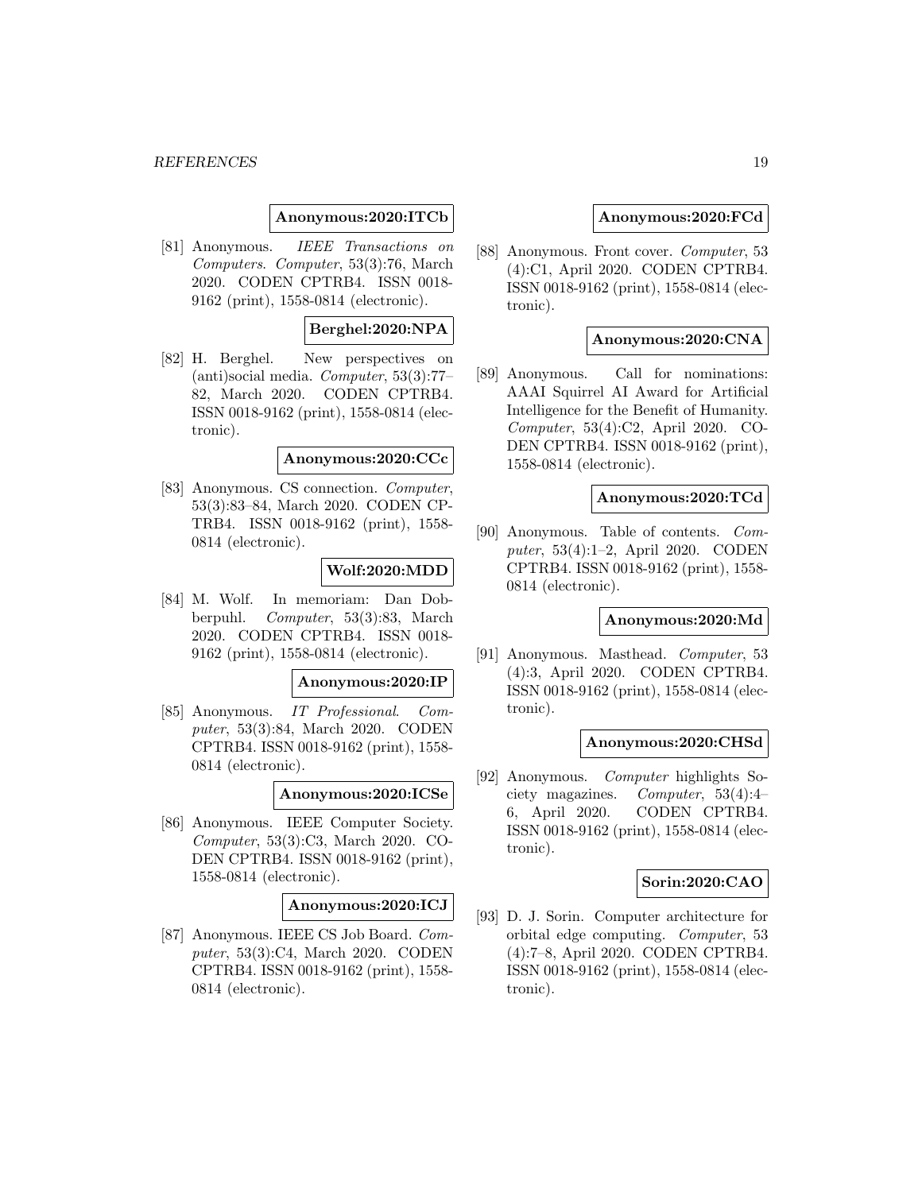**Anonymous:2020:ITCb**

[81] Anonymous. *IEEE Transactions on Computers*. *Computer*, 53(3):76, March 2020. CODEN CPTRB4. ISSN 0018-9162 (print), 1558-0814 (electronic).

**Berghel:2020:NPA**

[82] H. Berghel. New perspectives on (anti)social media. *Computer*, 53(3):77–82, March 2020. CODEN CPTRB4. ISSN 0018-9162 (print), 1558-0814 (electronic).

**Anonymous:2020:CCc**

[83] Anonymous. CS connection. *Computer*, 53(3):83–84, March 2020. CODEN CPTRB4. ISSN 0018-9162 (print), 1558-0814 (electronic).

**Wolf:2020:MDD**

[84] M. Wolf. In memoriam: Dan Dobberpuhl. *Computer*, 53(3):83, March 2020. CODEN CPTRB4. ISSN 0018-9162 (print), 1558-0814 (electronic).

**Anonymous:2020:IP**

[85] Anonymous. *IT Professional*. *Computer*, 53(3):84, March 2020. CODEN CPTRB4. ISSN 0018-9162 (print), 1558-0814 (electronic).

**Anonymous:2020:ICSe**

[86] Anonymous. IEEE Computer Society. *Computer*, 53(3):C3, March 2020. CODEN CPTRB4. ISSN 0018-9162 (print), 1558-0814 (electronic).

**Anonymous:2020:ICJ**

[87] Anonymous. IEEE CS Job Board. *Computer*, 53(3):C4, March 2020. CODEN CPTRB4. ISSN 0018-9162 (print), 1558-0814 (electronic).

**Anonymous:2020:FCd**

[88] Anonymous. Front cover. *Computer*, 53 (4):C1, April 2020. CODEN CPTRB4. ISSN 0018-9162 (print), 1558-0814 (electronic).

**Anonymous:2020:CNA**

[89] Anonymous. Call for nominations: AAAI Squirrel AI Award for Artificial Intelligence for the Benefit of Humanity. *Computer*, 53(4):C2, April 2020. CODEN CPTRB4. ISSN 0018-9162 (print), 1558-0814 (electronic).

**Anonymous:2020:TCd**

[90] Anonymous. Table of contents. *Computer*, 53(4):1–2, April 2020. CODEN CPTRB4. ISSN 0018-9162 (print), 1558-0814 (electronic).

**Anonymous:2020:Md**

[91] Anonymous. Masthead. *Computer*, 53 (4):3, April 2020. CODEN CPTRB4. ISSN 0018-9162 (print), 1558-0814 (electronic).

**Anonymous:2020:CHSd**

[92] Anonymous. *Computer* highlights Society magazines. *Computer*, 53(4):4–6, April 2020. CODEN CPTRB4. ISSN 0018-9162 (print), 1558-0814 (electronic).

**Sorin:2020:CAO**

[93] D. J. Sorin. Computer architecture for orbital edge computing. *Computer*, 53 (4):7–8, April 2020. CODEN CPTRB4. ISSN 0018-9162 (print), 1558-0814 (electronic).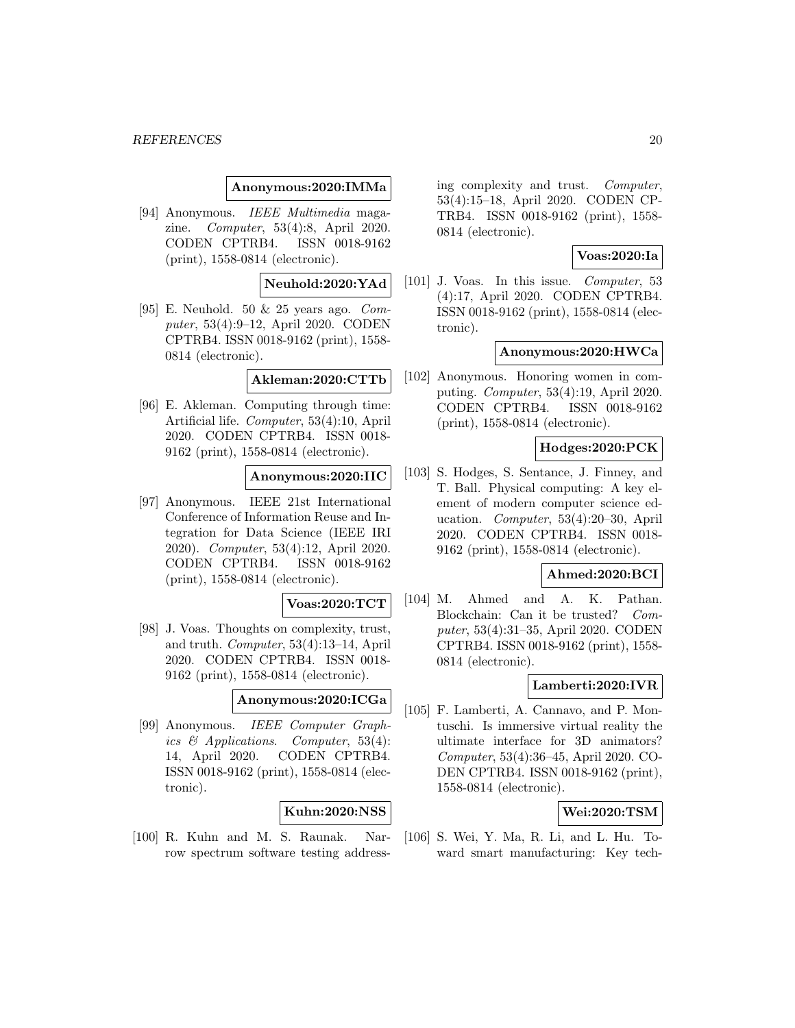**Anonymous:2020:IMMa**

[94] Anonymous. *IEEE Multimedia* magazine. *Computer*, 53(4):8, April 2020. CODEN CPTRB4. ISSN 0018-9162 (print), 1558-0814 (electronic).

**Neuhold:2020:YAd**

[95] E. Neuhold. 50 & 25 years ago. *Computer*, 53(4):9–12, April 2020. CODEN CPTRB4. ISSN 0018-9162 (print), 1558-0814 (electronic).

**Akleman:2020:CTTb**

[96] E. Akleman. Computing through time: Artificial life. *Computer*, 53(4):10, April 2020. CODEN CPTRB4. ISSN 0018-9162 (print), 1558-0814 (electronic).

**Anonymous:2020:IIC**

[97] Anonymous. IEEE 21st International Conference of Information Reuse and Integration for Data Science (IEEE IRI 2020). *Computer*, 53(4):12, April 2020. CODEN CPTRB4. ISSN 0018-9162 (print), 1558-0814 (electronic).

**Voas:2020:TCT**

[98] J. Voas. Thoughts on complexity, trust, and truth. *Computer*, 53(4):13–14, April 2020. CODEN CPTRB4. ISSN 0018-9162 (print), 1558-0814 (electronic).

**Anonymous:2020:ICGa**

[99] Anonymous. *IEEE Computer Graphics & Applications*. *Computer*, 53(4):14, April 2020. CODEN CPTRB4. ISSN 0018-9162 (print), 1558-0814 (electronic).

**Kuhn:2020:NSS**

[100] R. Kuhn and M. S. Raunak. Narrow spectrum software testing addressing complexity and trust. *Computer*, 53(4):15–18, April 2020. CODEN CPTRB4. ISSN 0018-9162 (print), 1558-0814 (electronic).

**Voas:2020:Ia**

[101] J. Voas. In this issue. *Computer*, 53 (4):17, April 2020. CODEN CPTRB4. ISSN 0018-9162 (print), 1558-0814 (electronic).

**Anonymous:2020:HWCa**

[102] Anonymous. Honoring women in computing. *Computer*, 53(4):19, April 2020. CODEN CPTRB4. ISSN 0018-9162 (print), 1558-0814 (electronic).

**Hodges:2020:PCK**

[103] S. Hodges, S. Sentance, J. Finney, and T. Ball. Physical computing: A key element of modern computer science education. *Computer*, 53(4):20–30, April 2020. CODEN CPTRB4. ISSN 0018-9162 (print), 1558-0814 (electronic).

**Ahmed:2020:BCI**

[104] M. Ahmed and A. K. Pathan. Blockchain: Can it be trusted? *Computer*, 53(4):31–35, April 2020. CODEN CPTRB4. ISSN 0018-9162 (print), 1558-0814 (electronic).

**Lamberti:2020:IVR**

[105] F. Lamberti, A. Cannavo, and P. Montuschi. Is immersive virtual reality the ultimate interface for 3D animators? *Computer*, 53(4):36–45, April 2020. CODEN CPTRB4. ISSN 0018-9162 (print), 1558-0814 (electronic).

**Wei:2020:TSM**

[106] S. Wei, Y. Ma, R. Li, and L. Hu. Toward smart manufacturing: Key tech-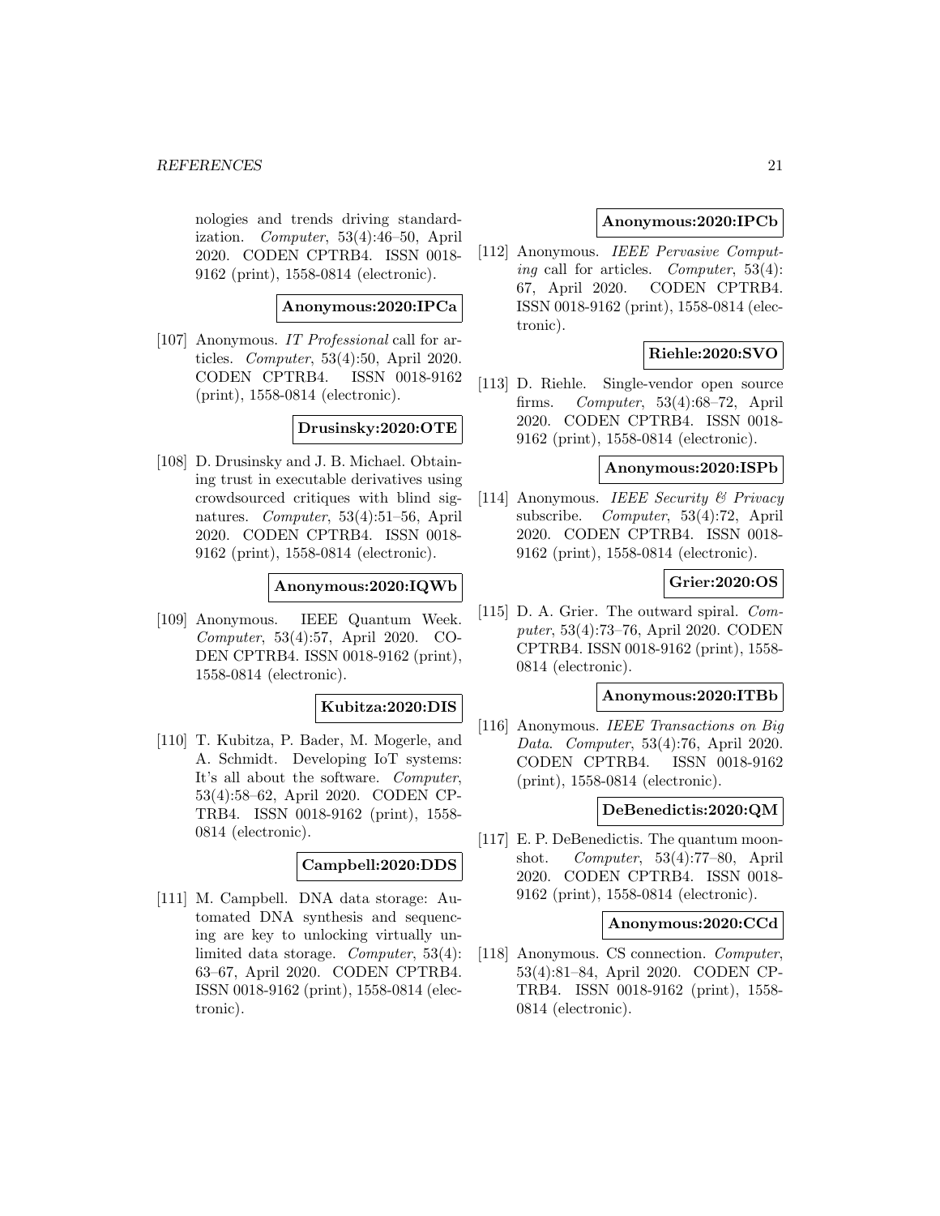nologies and trends driving standardization. *Computer*, 53(4):46–50, April 2020. CODEN CPTRB4. ISSN 0018-9162 (print), 1558-0814 (electronic).

**Anonymous:2020:IPCa**

[107] Anonymous. *IT Professional* call for articles. *Computer*, 53(4):50, April 2020. CODEN CPTRB4. ISSN 0018-9162 (print), 1558-0814 (electronic).

**Drusinsky:2020:OTE**

[108] D. Drusinsky and J. B. Michael. Obtaining trust in executable derivatives using crowdsourced critiques with blind signatures. *Computer*, 53(4):51–56, April 2020. CODEN CPTRB4. ISSN 0018-9162 (print), 1558-0814 (electronic).

**Anonymous:2020:IQWb**

[109] Anonymous. IEEE Quantum Week. *Computer*, 53(4):57, April 2020. CODEN CPTRB4. ISSN 0018-9162 (print), 1558-0814 (electronic).

**Kubitza:2020:DIS**

[110] T. Kubitza, P. Bader, M. Mogerle, and A. Schmidt. Developing IoT systems: It's all about the software. *Computer*, 53(4):58–62, April 2020. CODEN CPTRB4. ISSN 0018-9162 (print), 1558-0814 (electronic).

**Campbell:2020:DDS**

[111] M. Campbell. DNA data storage: Automated DNA synthesis and sequencing are key to unlocking virtually unlimited data storage. *Computer*, 53(4):63–67, April 2020. CODEN CPTRB4. ISSN 0018-9162 (print), 1558-0814 (electronic).

**Anonymous:2020:IPCb**

[112] Anonymous. *IEEE Pervasive Computing* call for articles. *Computer*, 53(4):67, April 2020. CODEN CPTRB4. ISSN 0018-9162 (print), 1558-0814 (electronic).

**Riehle:2020:SVO**

[113] D. Riehle. Single-vendor open source firms. *Computer*, 53(4):68–72, April 2020. CODEN CPTRB4. ISSN 0018-9162 (print), 1558-0814 (electronic).

**Anonymous:2020:ISPb**

[114] Anonymous. *IEEE Security & Privacy* subscribe. *Computer*, 53(4):72, April 2020. CODEN CPTRB4. ISSN 0018-9162 (print), 1558-0814 (electronic).

**Grier:2020:OS**

[115] D. A. Grier. The outward spiral. *Computer*, 53(4):73–76, April 2020. CODEN CPTRB4. ISSN 0018-9162 (print), 1558-0814 (electronic).

**Anonymous:2020:ITBb**

[116] Anonymous. *IEEE Transactions on Big Data*. *Computer*, 53(4):76, April 2020. CODEN CPTRB4. ISSN 0018-9162 (print), 1558-0814 (electronic).

**DeBenedictis:2020:QM**

[117] E. P. DeBenedictis. The quantum moonshot. *Computer*, 53(4):77–80, April 2020. CODEN CPTRB4. ISSN 0018-9162 (print), 1558-0814 (electronic).

**Anonymous:2020:CCd**

[118] Anonymous. CS connection. *Computer*, 53(4):81–84, April 2020. CODEN CPTRB4. ISSN 0018-9162 (print), 1558-0814 (electronic).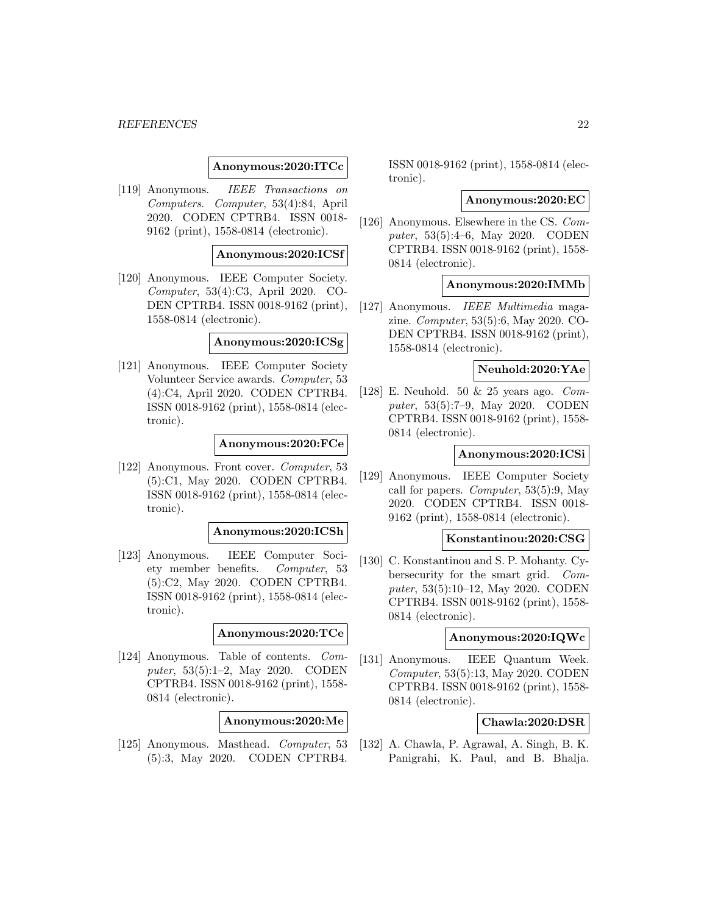**Anonymous:2020:ITCc**

[119] Anonymous. *IEEE Transactions on Computers*. *Computer*, 53(4):84, April 2020. CODEN CPTRB4. ISSN 0018-9162 (print), 1558-0814 (electronic).

**Anonymous:2020:ICSf**

[120] Anonymous. IEEE Computer Society. *Computer*, 53(4):C3, April 2020. CODEN CPTRB4. ISSN 0018-9162 (print), 1558-0814 (electronic).

**Anonymous:2020:ICSg**

[121] Anonymous. IEEE Computer Society Volunteer Service awards. *Computer*, 53 (4):C4, April 2020. CODEN CPTRB4. ISSN 0018-9162 (print), 1558-0814 (electronic).

**Anonymous:2020:FCe**

[122] Anonymous. Front cover. *Computer*, 53 (5):C1, May 2020. CODEN CPTRB4. ISSN 0018-9162 (print), 1558-0814 (electronic).

**Anonymous:2020:ICSh**

[123] Anonymous. IEEE Computer Society member benefits. *Computer*, 53 (5):C2, May 2020. CODEN CPTRB4. ISSN 0018-9162 (print), 1558-0814 (electronic).

**Anonymous:2020:TCe**

[124] Anonymous. Table of contents. *Computer*, 53(5):1–2, May 2020. CODEN CPTRB4. ISSN 0018-9162 (print), 1558-0814 (electronic).

**Anonymous:2020:Me**

[125] Anonymous. Masthead. *Computer*, 53 (5):3, May 2020. CODEN CPTRB4. ISSN 0018-9162 (print), 1558-0814 (electronic).

**Anonymous:2020:EC**

[126] Anonymous. Elsewhere in the CS. *Computer*, 53(5):4–6, May 2020. CODEN CPTRB4. ISSN 0018-9162 (print), 1558-0814 (electronic).

**Anonymous:2020:IMMb**

[127] Anonymous. *IEEE Multimedia* magazine. *Computer*, 53(5):6, May 2020. CODEN CPTRB4. ISSN 0018-9162 (print), 1558-0814 (electronic).

**Neuhold:2020:YAe**

[128] E. Neuhold. 50 & 25 years ago. *Computer*, 53(5):7–9, May 2020. CODEN CPTRB4. ISSN 0018-9162 (print), 1558-0814 (electronic).

**Anonymous:2020:ICSi**

[129] Anonymous. IEEE Computer Society call for papers. *Computer*, 53(5):9, May 2020. CODEN CPTRB4. ISSN 0018-9162 (print), 1558-0814 (electronic).

**Konstantinou:2020:CSG**

[130] C. Konstantinou and S. P. Mohanty. Cybersecurity for the smart grid. *Computer*, 53(5):10–12, May 2020. CODEN CPTRB4. ISSN 0018-9162 (print), 1558-0814 (electronic).

**Anonymous:2020:IQWc**

[131] Anonymous. IEEE Quantum Week. *Computer*, 53(5):13, May 2020. CODEN CPTRB4. ISSN 0018-9162 (print), 1558-0814 (electronic).

**Chawla:2020:DSR**

[132] A. Chawla, P. Agrawal, A. Singh, B. K. Panigrahi, K. Paul, and B. Bhalja.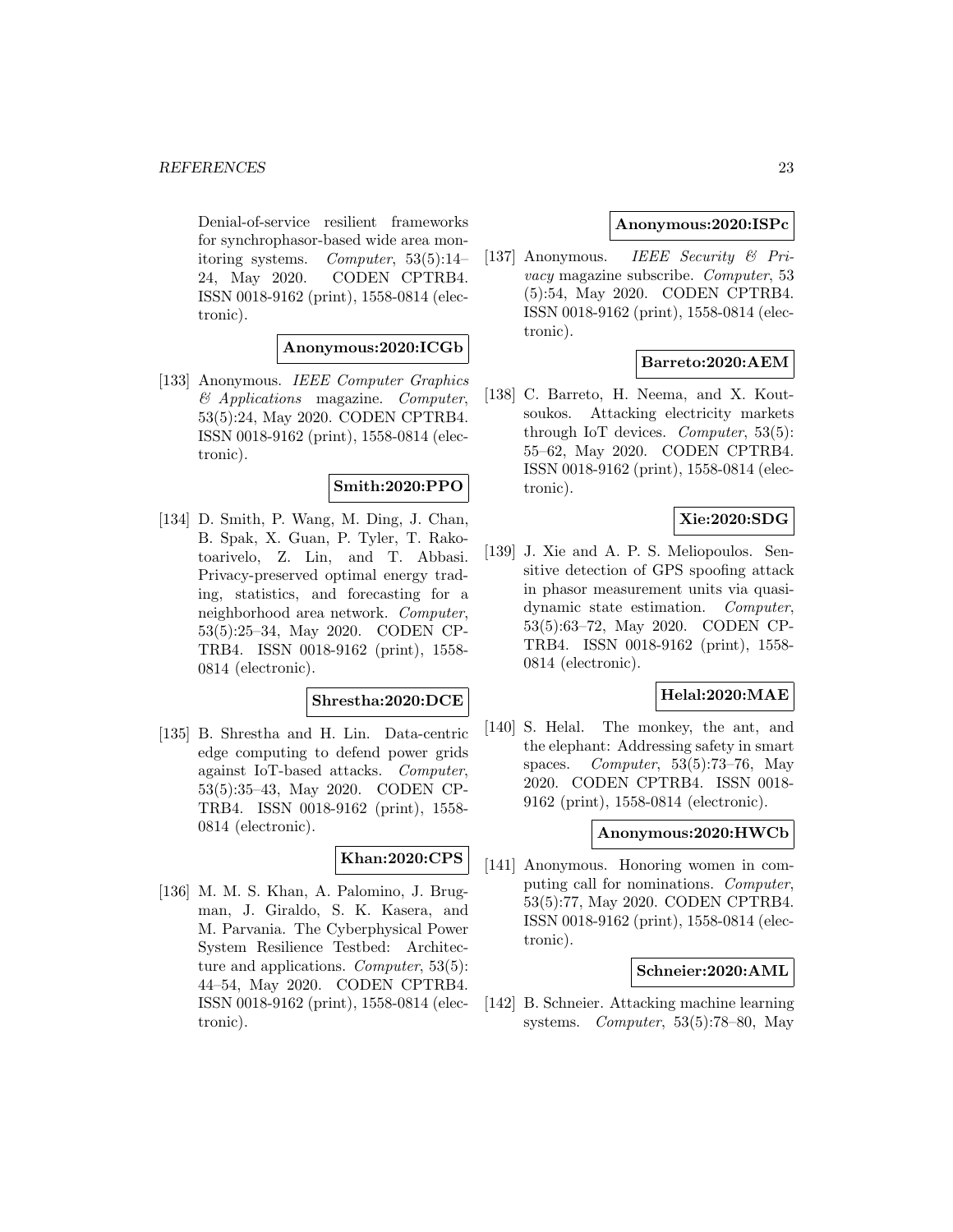Denial-of-service resilient frameworks for synchrophasor-based wide area monitoring systems. *Computer*, 53(5):14–24, May 2020. CODEN CPTRB4. ISSN 0018-9162 (print), 1558-8814 (electronic).

**Anonymous:2020:ICGb**

[133] Anonymous. *IEEE Computer Graphics & Applications* magazine. *Computer*, 53(5):24, May 2020. CODEN CPTRB4. ISSN 0018-9162 (print), 1558-8814 (electronic).

**Smith:2020:PPO**

[134] D. Smith, P. Wang, M. Ding, J. Chan, B. Spak, X. Guan, P. Tyler, T. Rakotoarivelo, Z. Lin, and T. Abbasi. Privacy-preserved optimal energy trading, statistics, and forecasting for a neighborhood area network. *Computer*, 53(5):25–34, May 2020. CODEN CPTRB4. ISSN 0018-9162 (print), 1558-0814 (electronic).

**Shrestha:2020:DCE**

[135] B. Shrestha and H. Lin. Data-centric edge computing to defend power grids against IoT-based attacks. *Computer*, 53(5):35–43, May 2020. CODEN CPTRB4. ISSN 0018-9162 (print), 1558-0814 (electronic).

**Khan:2020:CPS**

[136] M. M. S. Khan, A. Palomino, J. Brugman, J. Giraldo, S. K. Kasera, and M. Parvania. The Cyberphysical Power System Resilience Testbed: Architecture and applications. *Computer*, 53(5):44–54, May 2020. CODEN CPTRB4. ISSN 0018-9162 (print), 1558-0814 (electronic).

**Anonymous:2020:ISPc**

[137] Anonymous. *IEEE Security & Privacy* magazine subscribe. *Computer*, 53(5):54, May 2020. CODEN CPTRB4. ISSN 0018-9162 (print), 1558-0814 (electronic).

**Barreto:2020:AEM**

[138] C. Barreto, H. Neema, and X. Koutsoukos. Attacking electricity markets through IoT devices. *Computer*, 53(5):55–62, May 2020. CODEN CPTRB4. ISSN 0018-9162 (print), 1558-0814 (electronic).

**Xie:2020:SDG**

[139] J. Xie and A. P. S. Meliopoulos. Sensitive detection of GPS spoofing attack in phasor measurement units via quasi-dynamic state estimation. *Computer*, 53(5):63–72, May 2020. CODEN CPTRB4. ISSN 0018-9162 (print), 1558-0814 (electronic).

**Helal:2020:MAE**

[140] S. Helal. The monkey, the ant, and the elephant: Addressing safety in smart spaces. *Computer*, 53(5):73–76, May 2020. CODEN CPTRB4. ISSN 0018-9162 (print), 1558-0814 (electronic).

**Anonymous:2020:HWCb**

[141] Anonymous. Honoring women in computing call for nominations. *Computer*, 53(5):77, May 2020. CODEN CPTRB4. ISSN 0018-9162 (print), 1558-0814 (electronic).

**Schneier:2020:AML**

[142] B. Schneier. Attacking machine learning systems. *Computer*, 53(5):78–80, May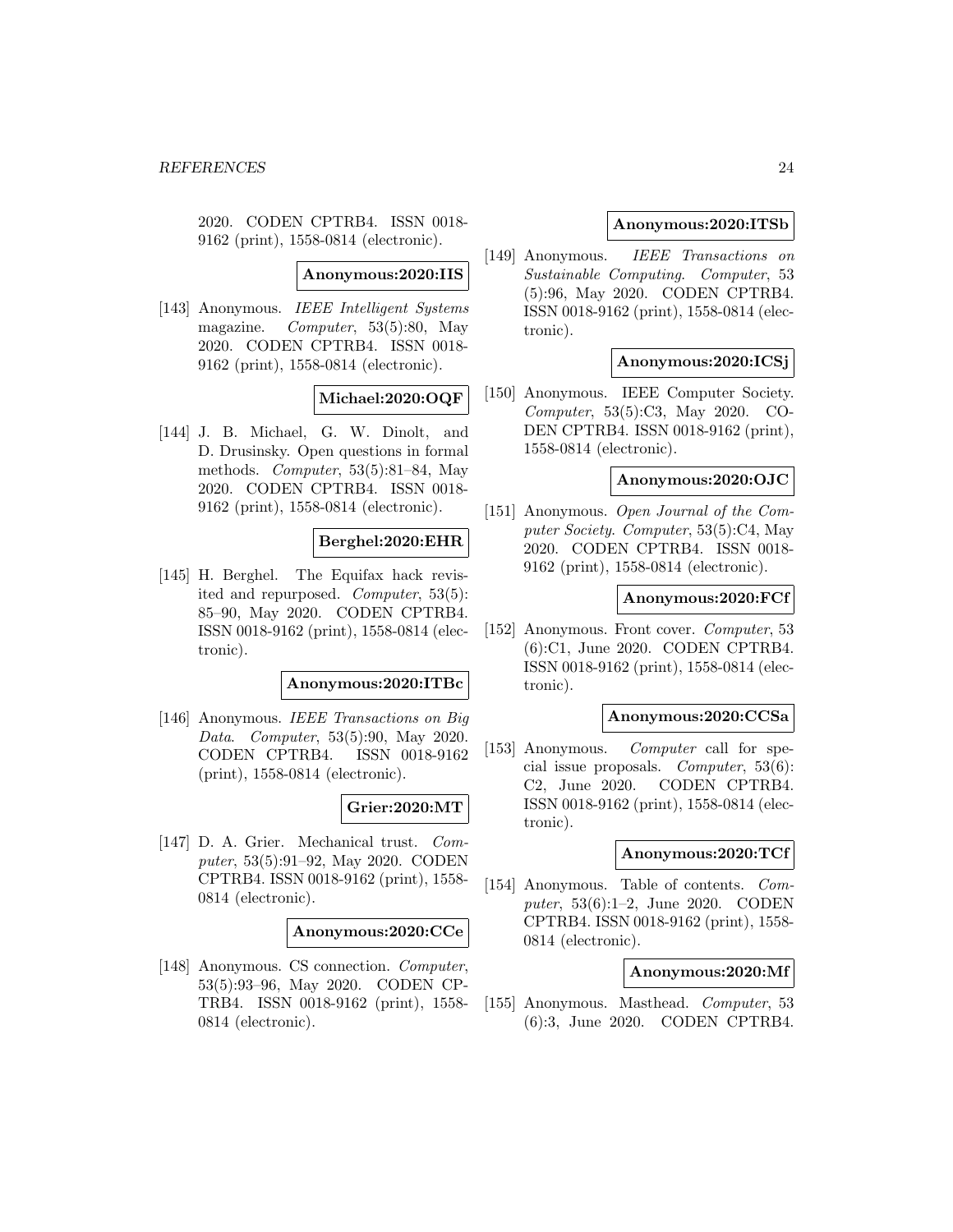2020. CODEN CPTRB4. ISSN 0018-9162 (print), 1558-0814 (electronic).

**Anonymous:2020:IIS**

[143] Anonymous. *IEEE Intelligent Systems* magazine. *Computer*, 53(5):80, May 2020. CODEN CPTRB4. ISSN 0018-9162 (print), 1558-0814 (electronic).

**Michael:2020:OQF**

[144] J. B. Michael, G. W. Dinolt, and D. Drusinsky. Open questions in formal methods. *Computer*, 53(5):81–84, May 2020. CODEN CPTRB4. ISSN 0018-9162 (print), 1558-0814 (electronic).

**Berghel:2020:EHR**

[145] H. Berghel. The Equifax hack revisited and repurposed. *Computer*, 53(5): 85–90, May 2020. CODEN CPTRB4. ISSN 0018-9162 (print), 1558-0814 (electronic).

**Anonymous:2020:ITBc**

[146] Anonymous. *IEEE Transactions on Big Data*. *Computer*, 53(5):90, May 2020. CODEN CPTRB4. ISSN 0018-9162 (print), 1558-0814 (electronic).

**Grier:2020:MT**

[147] D. A. Grier. Mechanical trust. *Computer*, 53(5):91–92, May 2020. CODEN CPTRB4. ISSN 0018-9162 (print), 1558-0814 (electronic).

**Anonymous:2020:CCe**

[148] Anonymous. CS connection. *Computer*, 53(5):93–96, May 2020. CODEN CPTRB4. ISSN 0018-9162 (print), 1558-0814 (electronic).

**Anonymous:2020:ITSb**

[149] Anonymous. *IEEE Transactions on Sustainable Computing*. *Computer*, 53 (5):96, May 2020. CODEN CPTRB4. ISSN 0018-9162 (print), 1558-0814 (electronic).

**Anonymous:2020:ICSj**

[150] Anonymous. IEEE Computer Society. *Computer*, 53(5):C3, May 2020. CODEN CPTRB4. ISSN 0018-9162 (print), 1558-0814 (electronic).

**Anonymous:2020:OJC**

[151] Anonymous. *Open Journal of the Computer Society*. *Computer*, 53(5):C4, May 2020. CODEN CPTRB4. ISSN 0018-9162 (print), 1558-0814 (electronic).

**Anonymous:2020:FCf**

[152] Anonymous. Front cover. *Computer*, 53 (6):C1, June 2020. CODEN CPTRB4. ISSN 0018-9162 (print), 1558-0814 (electronic).

**Anonymous:2020:CCSa**

[153] Anonymous. *Computer* call for special issue proposals. *Computer*, 53(6): C2, June 2020. CODEN CPTRB4. ISSN 0018-9162 (print), 1558-0814 (electronic).

**Anonymous:2020:TCf**

[154] Anonymous. Table of contents. *Computer*, 53(6):1–2, June 2020. CODEN CPTRB4. ISSN 0018-9162 (print), 1558-0814 (electronic).

**Anonymous:2020:Mf**

[155] Anonymous. Masthead. *Computer*, 53 (6):3, June 2020. CODEN CPTRB4.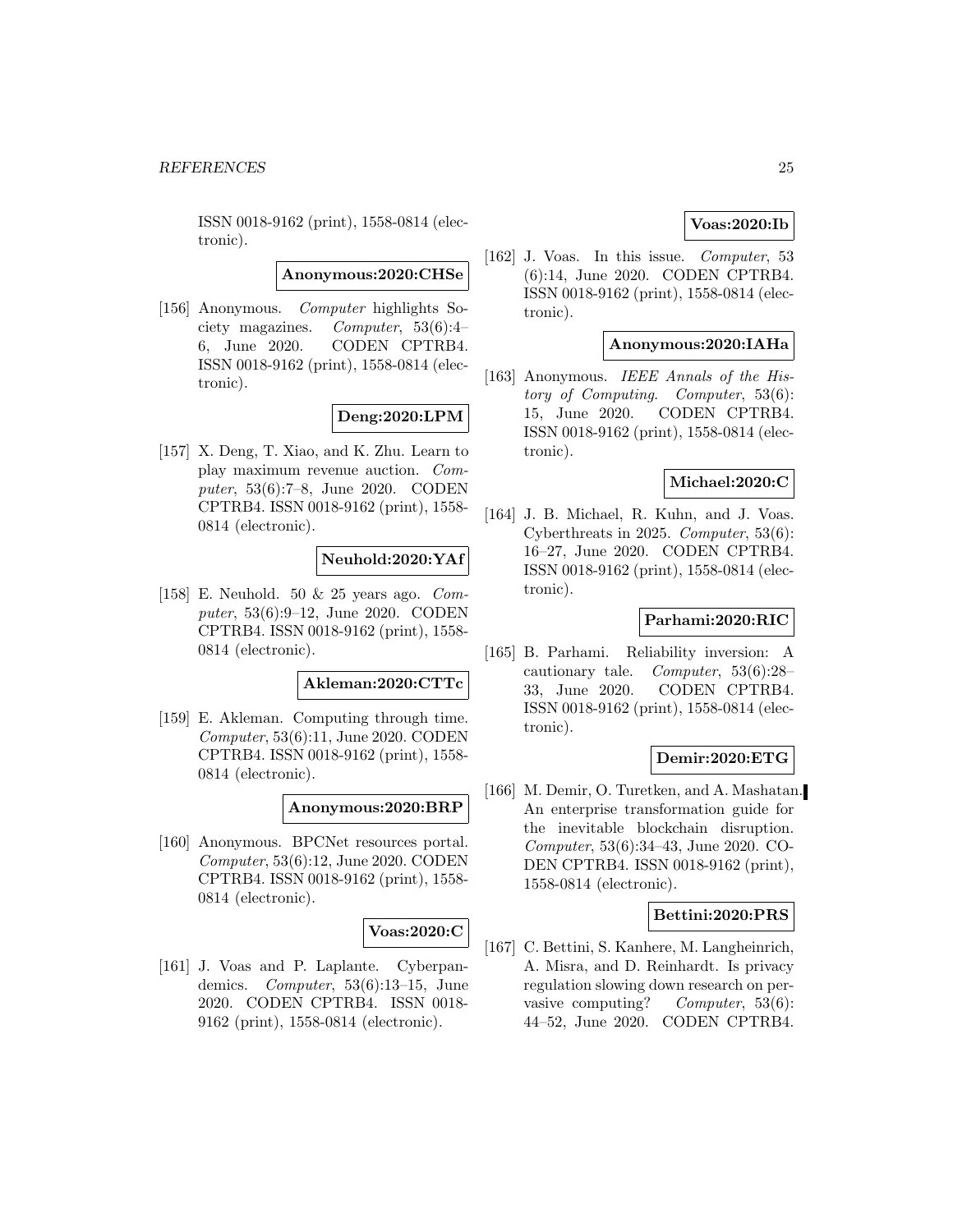ISSN 0018-9162 (print), 1558-0814 (electronic).

**Anonymous:2020:CHSe**

[156] Anonymous. *Computer* highlights Society magazines. *Computer*, 53(6):4–6, June 2020. CODEN CPTRB4. ISSN 0018-9162 (print), 1558-0814 (electronic).

**Deng:2020:LPM**

[157] X. Deng, T. Xiao, and K. Zhu. Learn to play maximum revenue auction. *Computer*, 53(6):7–8, June 2020. CODEN CPTRB4. ISSN 0018-9162 (print), 1558-0814 (electronic).

**Neuhold:2020:YAf**

[158] E. Neuhold. 50 & 25 years ago. *Computer*, 53(6):9–12, June 2020. CODEN CPTRB4. ISSN 0018-9162 (print), 1558-0814 (electronic).

**Akleman:2020:CTTc**

[159] E. Akleman. Computing through time. *Computer*, 53(6):11, June 2020. CODEN CPTRB4. ISSN 0018-9162 (print), 1558-0814 (electronic).

**Anonymous:2020:BRP**

[160] Anonymous. BPCNet resources portal. *Computer*, 53(6):12, June 2020. CODEN CPTRB4. ISSN 0018-9162 (print), 1558-0814 (electronic).

**Voas:2020:C**

[161] J. Voas and P. Laplante. Cyberpandemics. *Computer*, 53(6):13–15, June 2020. CODEN CPTRB4. ISSN 0018-9162 (print), 1558-0814 (electronic).

**Voas:2020:Ib**

[162] J. Voas. In this issue. *Computer*, 53 (6):14, June 2020. CODEN CPTRB4. ISSN 0018-9162 (print), 1558-0814 (electronic).

**Anonymous:2020:IAHa**

[163] Anonymous. *IEEE Annals of the History of Computing*. *Computer*, 53(6): 15, June 2020. CODEN CPTRB4. ISSN 0018-9162 (print), 1558-0814 (electronic).

**Michael:2020:C**

[164] J. B. Michael, R. Kuhn, and J. Voas. Cyberthreats in 2025. *Computer*, 53(6): 16–27, June 2020. CODEN CPTRB4. ISSN 0018-9162 (print), 1558-0814 (electronic).

**Parhami:2020:RIC**

[165] B. Parhami. Reliability inversion: A cautionary tale. *Computer*, 53(6):28–33, June 2020. CODEN CPTRB4. ISSN 0018-9162 (print), 1558-0814 (electronic).

**Demir:2020:ETG**

[166] M. Demir, O. Turetken, and A. Mashatan. An enterprise transformation guide for the inevitable blockchain disruption. *Computer*, 53(6):34–43, June 2020. CODEN CPTRB4. ISSN 0018-9162 (print), 1558-0814 (electronic).

**Bettini:2020:PRS**

[167] C. Bettini, S. Kanhere, M. Langheinrich, A. Misra, and D. Reinhardt. Is privacy regulation slowing down research on pervasive computing? *Computer*, 53(6): 44–52, June 2020. CODEN CPTRB4.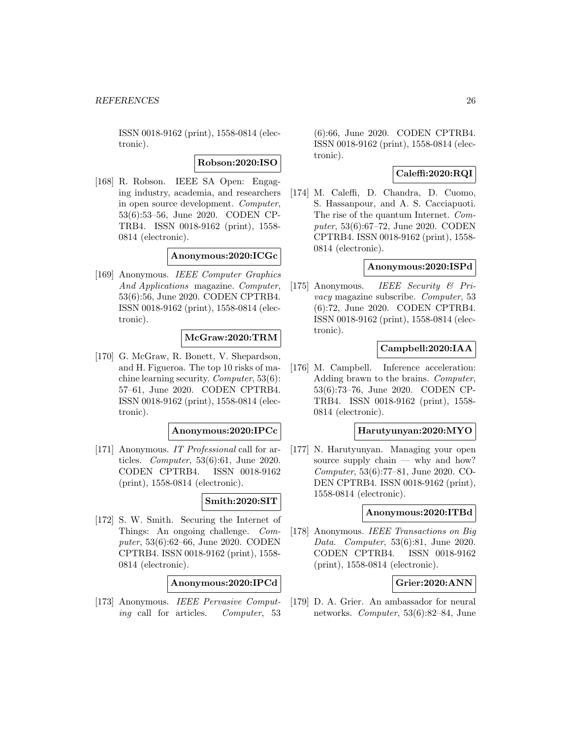ISSN 0018-9162 (print), 1558-0814 (electronic).

**Robson:2020:ISO**

[168] R. Robson. IEEE SA Open: Engaging industry, academia, and researchers in open source development. *Computer*, 53(6):53–56, June 2020. CODEN CPTRB4. ISSN 0018-9162 (print), 1558-0814 (electronic).

**Anonymous:2020:ICGc**

[169] Anonymous. *IEEE Computer Graphics And Applications* magazine. *Computer*, 53(6):56, June 2020. CODEN CPTRB4. ISSN 0018-9162 (print), 1558-0814 (electronic).

**McGraw:2020:TRM**

[170] G. McGraw, R. Bonett, V. Shepardson, and H. Figueroa. The top 10 risks of machine learning security. *Computer*, 53(6): 57–61, June 2020. CODEN CPTRB4. ISSN 0018-9162 (print), 1558-0814 (electronic).

**Anonymous:2020:IPCc**

[171] Anonymous. *IT Professional* call for articles. *Computer*, 53(6):61, June 2020. CODEN CPTRB4. ISSN 0018-9162 (print), 1558-0814 (electronic).

**Smith:2020:SIT**

[172] S. W. Smith. Securing the Internet of Things: An ongoing challenge. *Computer*, 53(6):62–66, June 2020. CODEN CPTRB4. ISSN 0018-9162 (print), 1558-0814 (electronic).

**Anonymous:2020:IPCd**

[173] Anonymous. *IEEE Pervasive Computing* call for articles. *Computer*, 53 (6):66, June 2020. CODEN CPTRB4. ISSN 0018-9162 (print), 1558-0814 (electronic).

**Caleffi:2020:RQI**

[174] M. Caleffi, D. Chandra, D. Cuomo, S. Hassanpour, and A. S. Cacciapuoti. The rise of the quantum Internet. *Computer*, 53(6):67–72, June 2020. CODEN CPTRB4. ISSN 0018-9162 (print), 1558-0814 (electronic).

**Anonymous:2020:ISPd**

[175] Anonymous. *IEEE Security & Privacy* magazine subscribe. *Computer*, 53 (6):72, June 2020. CODEN CPTRB4. ISSN 0018-9162 (print), 1558-0814 (electronic).

**Campbell:2020:IAA**

[176] M. Campbell. Inference acceleration: Adding brawn to the brains. *Computer*, 53(6):73–76, June 2020. CODEN CPTRB4. ISSN 0018-9162 (print), 1558-0814 (electronic).

**Harutyunyan:2020:MYO**

[177] N. Harutyunyan. Managing your open source supply chain — why and how? *Computer*, 53(6):77–81, June 2020. CODEN CPTRB4. ISSN 0018-9162 (print), 1558-0814 (electronic).

**Anonymous:2020:ITBd**

[178] Anonymous. *IEEE Transactions on Big Data*. *Computer*, 53(6):81, June 2020. CODEN CPTRB4. ISSN 0018-9162 (print), 1558-0814 (electronic).

**Grier:2020:ANN**

[179] D. A. Grier. An ambassador for neural networks. *Computer*, 53(6):82–84, June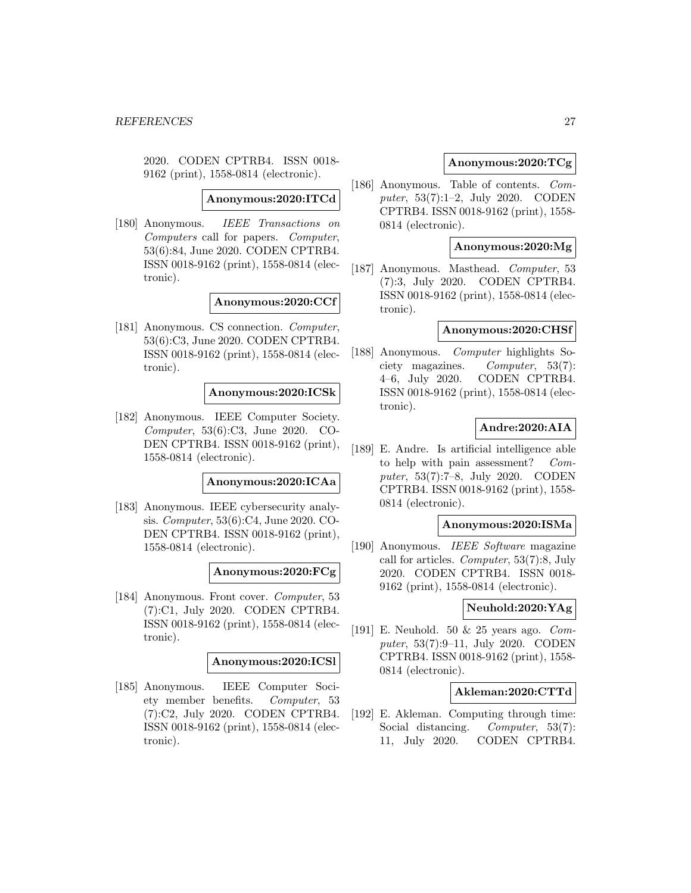2020. CODEN CPTRB4. ISSN 0018-9162 (print), 1558-0814 (electronic).

**Anonymous:2020:ITCd**

[180] Anonymous. *IEEE Transactions on Computers* call for papers. *Computer*, 53(6):84, June 2020. CODEN CPTRB4. ISSN 0018-9162 (print), 1558-0814 (electronic).

**Anonymous:2020:CCf**

[181] Anonymous. CS connection. *Computer*, 53(6):C3, June 2020. CODEN CPTRB4. ISSN 0018-9162 (print), 1558-0814 (electronic).

**Anonymous:2020:ICSk**

[182] Anonymous. IEEE Computer Society. *Computer*, 53(6):C3, June 2020. CODEN CPTRB4. ISSN 0018-9162 (print), 1558-0814 (electronic).

**Anonymous:2020:ICAa**

[183] Anonymous. IEEE cybersecurity analysis. *Computer*, 53(6):C4, June 2020. CODEN CPTRB4. ISSN 0018-9162 (print), 1558-0814 (electronic).

**Anonymous:2020:FCg**

[184] Anonymous. Front cover. *Computer*, 53 (7):C1, July 2020. CODEN CPTRB4. ISSN 0018-9162 (print), 1558-0814 (electronic).

**Anonymous:2020:ICSl**

[185] Anonymous. IEEE Computer Society member benefits. *Computer*, 53 (7):C2, July 2020. CODEN CPTRB4. ISSN 0018-9162 (print), 1558-0814 (electronic).

**Anonymous:2020:TCg**

[186] Anonymous. Table of contents. *Computer*, 53(7):1–2, July 2020. CODEN CPTRB4. ISSN 0018-9162 (print), 1558-0814 (electronic).

**Anonymous:2020:Mg**

[187] Anonymous. Masthead. *Computer*, 53 (7):3, July 2020. CODEN CPTRB4. ISSN 0018-9162 (print), 1558-0814 (electronic).

**Anonymous:2020:CHSf**

[188] Anonymous. *Computer* highlights Society magazines. *Computer*, 53(7): 4–6, July 2020. CODEN CPTRB4. ISSN 0018-9162 (print), 1558-0814 (electronic).

**Andre:2020:AIA**

[189] E. Andre. Is artificial intelligence able to help with pain assessment? *Computer*, 53(7):7–8, July 2020. CODEN CPTRB4. ISSN 0018-9162 (print), 1558-0814 (electronic).

**Anonymous:2020:ISMa**

[190] Anonymous. *IEEE Software* magazine call for articles. *Computer*, 53(7):8, July 2020. CODEN CPTRB4. ISSN 0018-9162 (print), 1558-0814 (electronic).

**Neuhold:2020:YAg**

[191] E. Neuhold. 50 & 25 years ago. *Computer*, 53(7):9–11, July 2020. CODEN CPTRB4. ISSN 0018-9162 (print), 1558-0814 (electronic).

**Akleman:2020:CTTd**

[192] E. Akleman. Computing through time: Social distancing. *Computer*, 53(7): 11, July 2020. CODEN CPTRB4.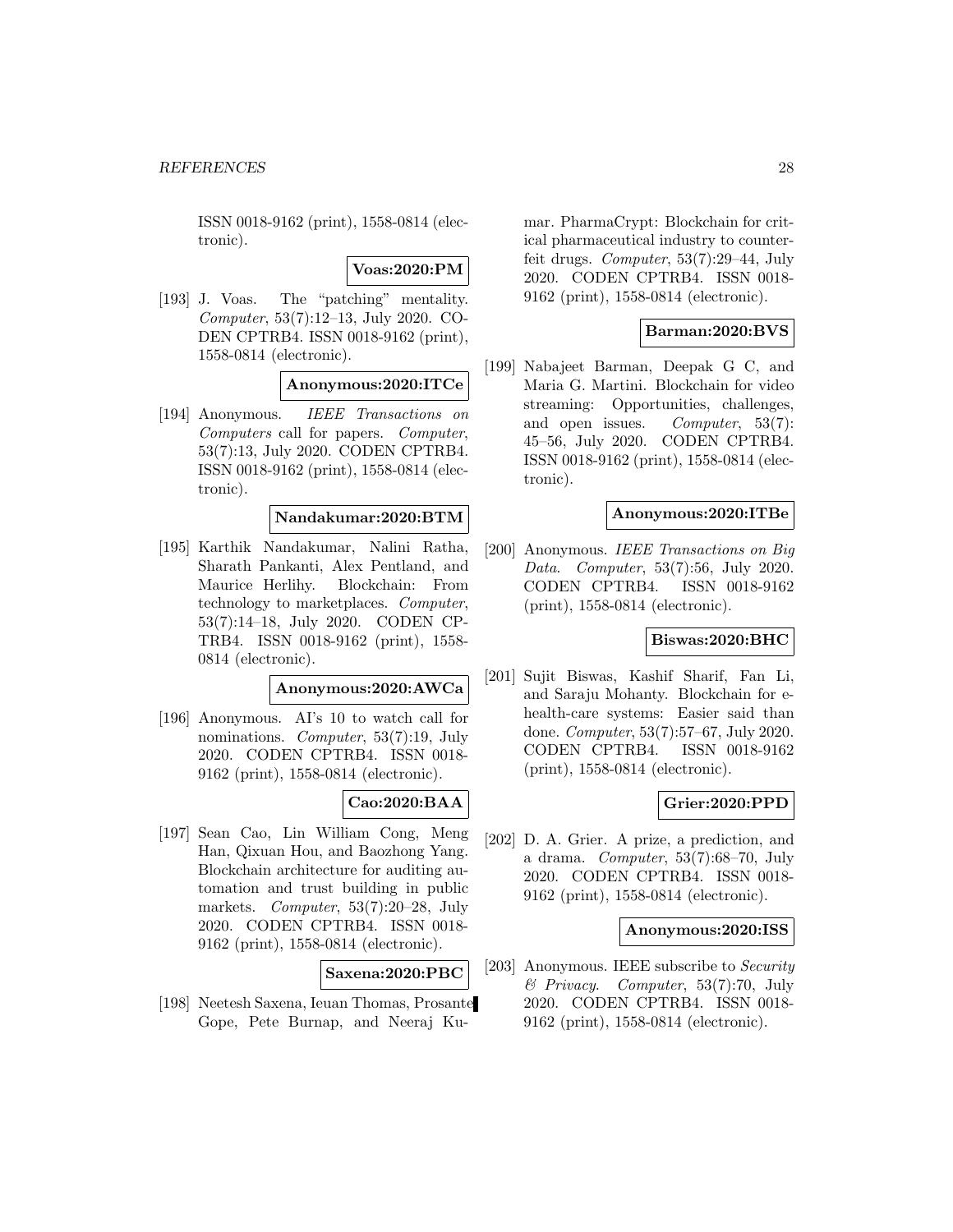ISSN 0018-9162 (print), 1558-0814 (electronic).

**Voas:2020:PM**

[193] J. Voas. The "patching" mentality. *Computer*, 53(7):12–13, July 2020. CODEN CPTRB4. ISSN 0018-9162 (print), 1558-0814 (electronic).

**Anonymous:2020:ITCe**

[194] Anonymous. *IEEE Transactions on Computers* call for papers. *Computer*, 53(7):13, July 2020. CODEN CPTRB4. ISSN 0018-9162 (print), 1558-0814 (electronic).

**Nandakumar:2020:BTM**

[195] Karthik Nandakumar, Nalini Ratha, Sharath Pankanti, Alex Pentland, and Maurice Herlihy. Blockchain: From technology to marketplaces. *Computer*, 53(7):14–18, July 2020. CODEN CPTRB4. ISSN 0018-9162 (print), 1558-0814 (electronic).

**Anonymous:2020:AWCa**

[196] Anonymous. AI's 10 to watch call for nominations. *Computer*, 53(7):19, July 2020. CODEN CPTRB4. ISSN 0018-9162 (print), 1558-0814 (electronic).

**Cao:2020:BAA**

[197] Sean Cao, Lin William Cong, Meng Han, Qixuan Hou, and Baozhong Yang. Blockchain architecture for auditing automation and trust building in public markets. *Computer*, 53(7):20–28, July 2020. CODEN CPTRB4. ISSN 0018-9162 (print), 1558-0814 (electronic).

**Saxena:2020:PBC**

[198] Neetesh Saxena, Ieuan Thomas, Prosante Gope, Pete Burnap, and Neeraj Kumar. PharmaCrypt: Blockchain for critical pharmaceutical industry to counterfeit drugs. *Computer*, 53(7):29–44, July 2020. CODEN CPTRB4. ISSN 0018-9162 (print), 1558-0814 (electronic).

**Barman:2020:BVS**

[199] Nabajeet Barman, Deepak G C, and Maria G. Martini. Blockchain for video streaming: Opportunities, challenges, and open issues. *Computer*, 53(7):45–56, July 2020. CODEN CPTRB4. ISSN 0018-9162 (print), 1558-0814 (electronic).

**Anonymous:2020:ITBe**

[200] Anonymous. *IEEE Transactions on Big Data*. *Computer*, 53(7):56, July 2020. CODEN CPTRB4. ISSN 0018-9162 (print), 1558-0814 (electronic).

**Biswas:2020:BHC**

[201] Sujit Biswas, Kashif Sharif, Fan Li, and Saraju Mohanty. Blockchain for e-health-care systems: Easier said than done. *Computer*, 53(7):57–67, July 2020. CODEN CPTRB4. ISSN 0018-9162 (print), 1558-0814 (electronic).

**Grier:2020:PPD**

[202] D. A. Grier. A prize, a prediction, and a drama. *Computer*, 53(7):68–70, July 2020. CODEN CPTRB4. ISSN 0018-9162 (print), 1558-0814 (electronic).

**Anonymous:2020:ISS**

[203] Anonymous. IEEE subscribe to *Security & Privacy*. *Computer*, 53(7):70, July 2020. CODEN CPTRB4. ISSN 0018-9162 (print), 1558-0814 (electronic).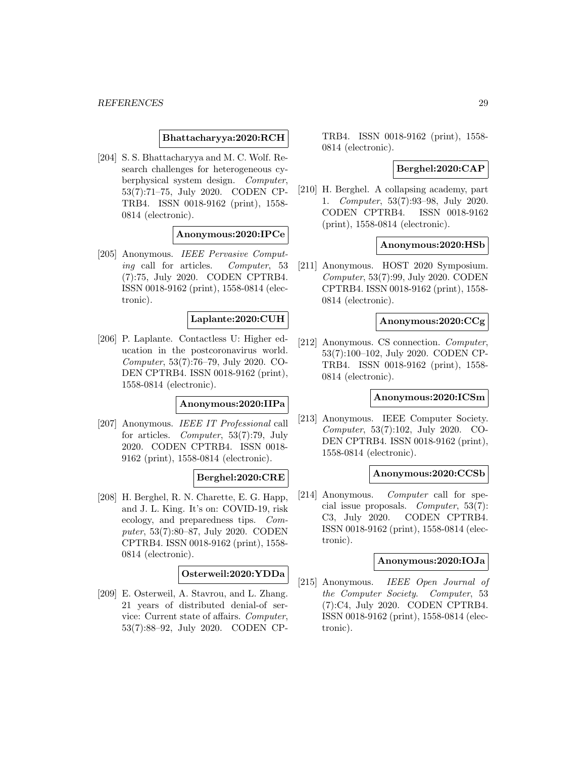**Bhattacharyya:2020:RCH**

[204] S. S. Bhattacharyya and M. C. Wolf. Research challenges for heterogeneous cyberphysical system design. *Computer*, 53(7):71–75, July 2020. CODEN CPTRB4. ISSN 0018-9162 (print), 1558-0814 (electronic).

**Anonymous:2020:IPCe**

[205] Anonymous. *IEEE Pervasive Computing* call for articles. *Computer*, 53 (7):75, July 2020. CODEN CPTRB4. ISSN 0018-9162 (print), 1558-0814 (electronic).

**Laplante:2020:CUH**

[206] P. Laplante. Contactless U: Higher education in the postcoronavirus world. *Computer*, 53(7):76–79, July 2020. CODEN CPTRB4. ISSN 0018-9162 (print), 1558-0814 (electronic).

**Anonymous:2020:IIPa**

[207] Anonymous. *IEEE IT Professional* call for articles. *Computer*, 53(7):79, July 2020. CODEN CPTRB4. ISSN 0018-9162 (print), 1558-0814 (electronic).

**Berghel:2020:CRE**

[208] H. Berghel, R. N. Charette, E. G. Happ, and J. L. King. It's on: COVID-19, risk ecology, and preparedness tips. *Computer*, 53(7):80–87, July 2020. CODEN CPTRB4. ISSN 0018-9162 (print), 1558-0814 (electronic).

**Osterweil:2020:YDDa**

[209] E. Osterweil, A. Stavrou, and L. Zhang. 21 years of distributed denial-of service: Current state of affairs. *Computer*, 53(7):88–92, July 2020. CODEN CPTRB4. ISSN 0018-9162 (print), 1558-0814 (electronic).

**Berghel:2020:CAP**

[210] H. Berghel. A collapsing academy, part 1. *Computer*, 53(7):93–98, July 2020. CODEN CPTRB4. ISSN 0018-9162 (print), 1558-0814 (electronic).

**Anonymous:2020:HSb**

[211] Anonymous. HOST 2020 Symposium. *Computer*, 53(7):99, July 2020. CODEN CPTRB4. ISSN 0018-9162 (print), 1558-0814 (electronic).

**Anonymous:2020:CCg**

[212] Anonymous. CS connection. *Computer*, 53(7):100–102, July 2020. CODEN CPTRB4. ISSN 0018-9162 (print), 1558-0814 (electronic).

**Anonymous:2020:ICSm**

[213] Anonymous. IEEE Computer Society. *Computer*, 53(7):102, July 2020. CODEN CPTRB4. ISSN 0018-9162 (print), 1558-0814 (electronic).

**Anonymous:2020:CCSb**

[214] Anonymous. *Computer* call for special issue proposals. *Computer*, 53(7): C3, July 2020. CODEN CPTRB4. ISSN 0018-9162 (print), 1558-0814 (electronic).

**Anonymous:2020:IOJa**

[215] Anonymous. *IEEE Open Journal of the Computer Society*. *Computer*, 53 (7):C4, July 2020. CODEN CPTRB4. ISSN 0018-9162 (print), 1558-0814 (electronic).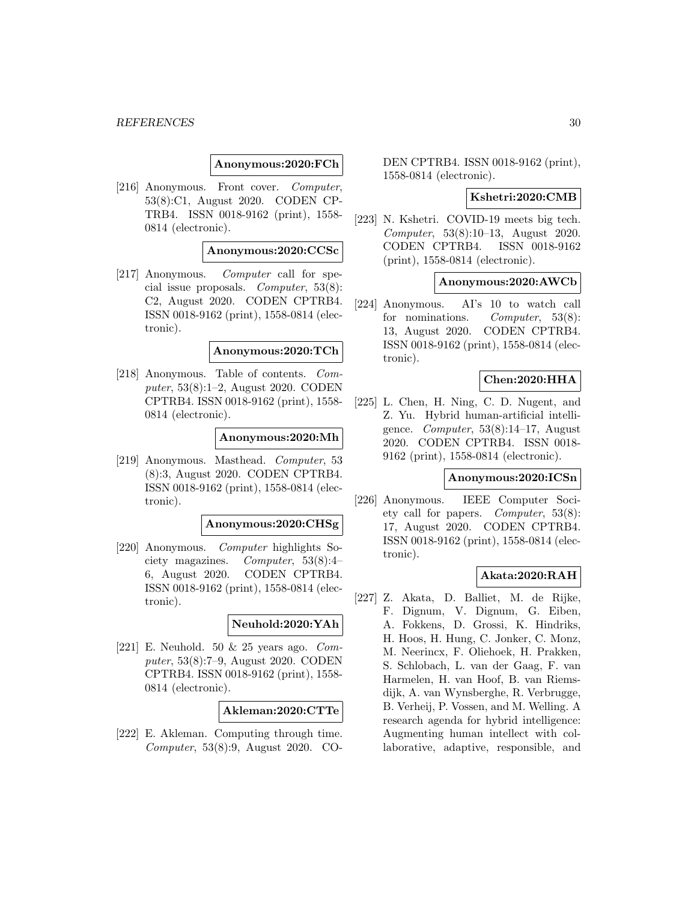**Anonymous:2020:FCh**

[216] Anonymous. Front cover. *Computer*, 53(8):C1, August 2020. CODEN CPTRB4. ISSN 0018-9162 (print), 1558-0814 (electronic).

**Anonymous:2020:CCSc**

[217] Anonymous. *Computer* call for special issue proposals. *Computer*, 53(8): C2, August 2020. CODEN CPTRB4. ISSN 0018-9162 (print), 1558-0814 (electronic).

**Anonymous:2020:TCh**

[218] Anonymous. Table of contents. *Computer*, 53(8):1–2, August 2020. CODEN CPTRB4. ISSN 0018-9162 (print), 1558-0814 (electronic).

**Anonymous:2020:Mh**

[219] Anonymous. Masthead. *Computer*, 53 (8):3, August 2020. CODEN CPTRB4. ISSN 0018-9162 (print), 1558-0814 (electronic).

**Anonymous:2020:CHSg**

[220] Anonymous. *Computer* highlights Society magazines. *Computer*, 53(8):4–6, August 2020. CODEN CPTRB4. ISSN 0018-9162 (print), 1558-0814 (electronic).

**Neuhold:2020:YAh**

[221] E. Neuhold. 50 & 25 years ago. *Computer*, 53(8):7–9, August 2020. CODEN CPTRB4. ISSN 0018-9162 (print), 1558-0814 (electronic).

**Akleman:2020:CTTe**

[222] E. Akleman. Computing through time. *Computer*, 53(8):9, August 2020. CODEN CPTRB4. ISSN 0018-9162 (print), 1558-0814 (electronic).

**Kshetri:2020:CMB**

[223] N. Kshetri. COVID-19 meets big tech. *Computer*, 53(8):10–13, August 2020. CODEN CPTRB4. ISSN 0018-9162 (print), 1558-0814 (electronic).

**Anonymous:2020:AWCb**

[224] Anonymous. AI's 10 to watch call for nominations. *Computer*, 53(8): 13, August 2020. CODEN CPTRB4. ISSN 0018-9162 (print), 1558-0814 (electronic).

**Chen:2020:HHA**

[225] L. Chen, H. Ning, C. D. Nugent, and Z. Yu. Hybrid human-artificial intelligence. *Computer*, 53(8):14–17, August 2020. CODEN CPTRB4. ISSN 0018-9162 (print), 1558-0814 (electronic).

**Anonymous:2020:ICSn**

[226] Anonymous. IEEE Computer Society call for papers. *Computer*, 53(8): 17, August 2020. CODEN CPTRB4. ISSN 0018-9162 (print), 1558-0814 (electronic).

**Akata:2020:RAH**

[227] Z. Akata, D. Balliet, M. de Rijke, F. Dignum, V. Dignum, G. Eiben, A. Fokkens, D. Grossi, K. Hindriks, H. Hoos, H. Hung, C. Jonker, C. Monz, M. Neerincx, F. Oliehoek, H. Prakken, S. Schlobach, L. van der Gaag, F. van Harmelen, H. van Hoof, B. van Riemsdijk, A. van Wynsberghe, R. Verbrugge, B. Verheij, P. Vossen, and M. Welling. A research agenda for hybrid intelligence: Augmenting human intellect with collaborative, adaptive, responsible, and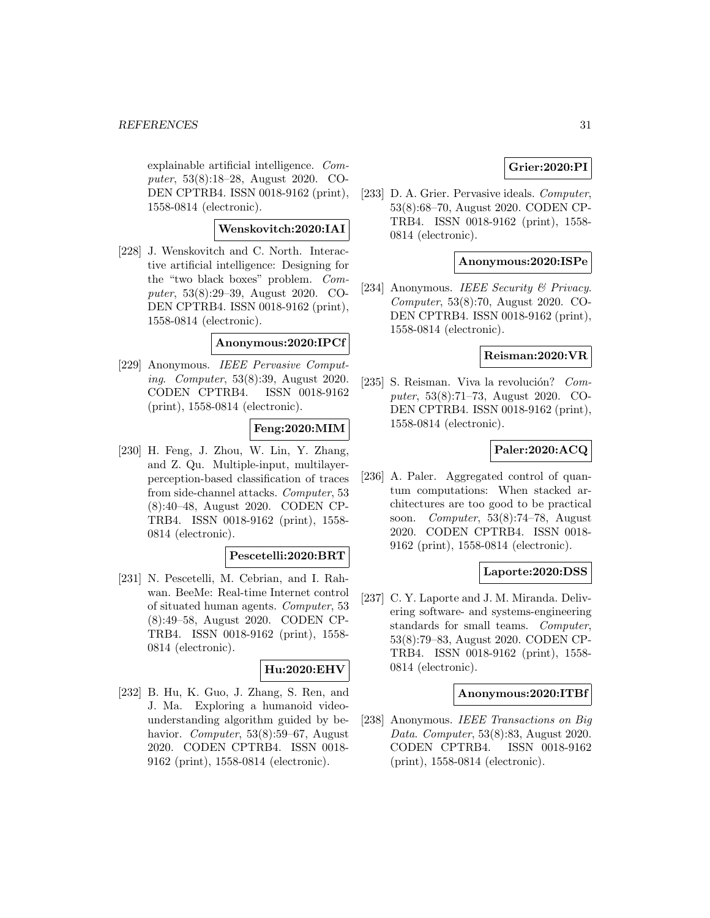explainable artificial intelligence. *Computer*, 53(8):18–28, August 2020. CODEN CPTRB4. ISSN 0018-9162 (print), 1558-0814 (electronic).

**Wenskovitch:2020:IAI**

[228] J. Wenskovitch and C. North. Interactive artificial intelligence: Designing for the "two black boxes" problem. *Computer*, 53(8):29–39, August 2020. CODEN CPTRB4. ISSN 0018-9162 (print), 1558-0814 (electronic).

**Anonymous:2020:IPCf**

[229] Anonymous. *IEEE Pervasive Computing*. *Computer*, 53(8):39, August 2020. CODEN CPTRB4. ISSN 0018-9162 (print), 1558-0814 (electronic).

**Feng:2020:MIM**

[230] H. Feng, J. Zhou, W. Lin, Y. Zhang, and Z. Qu. Multiple-input, multilayer-perception-based classification of traces from side-channel attacks. *Computer*, 53(8):40–48, August 2020. CODEN CPTRB4. ISSN 0018-9162 (print), 1558-0814 (electronic).

**Pescetelli:2020:BRT**

[231] N. Pescetelli, M. Cebrian, and I. Rahwan. BeeMe: Real-time Internet control of situated human agents. *Computer*, 53(8):49–58, August 2020. CODEN CPTRB4. ISSN 0018-9162 (print), 1558-0814 (electronic).

**Hu:2020:EHV**

[232] B. Hu, K. Guo, J. Zhang, S. Ren, and J. Ma. Exploring a humanoid video-understanding algorithm guided by behavior. *Computer*, 53(8):59–67, August 2020. CODEN CPTRB4. ISSN 0018-9162 (print), 1558-0814 (electronic).

**Grier:2020:PI**

[233] D. A. Grier. Pervasive ideals. *Computer*, 53(8):68–70, August 2020. CODEN CPTRB4. ISSN 0018-9162 (print), 1558-0814 (electronic).

**Anonymous:2020:ISPe**

[234] Anonymous. *IEEE Security & Privacy*. *Computer*, 53(8):70, August 2020. CODEN CPTRB4. ISSN 0018-9162 (print), 1558-0814 (electronic).

**Reisman:2020:VR**

[235] S. Reisman. Viva la revolución? *Computer*, 53(8):71–73, August 2020. CODEN CPTRB4. ISSN 0018-9162 (print), 1558-0814 (electronic).

**Paler:2020:ACQ**

[236] A. Paler. Aggregated control of quantum computations: When stacked architectures are too good to be practical soon. *Computer*, 53(8):74–78, August 2020. CODEN CPTRB4. ISSN 0018-9162 (print), 1558-0814 (electronic).

**Laporte:2020:DSS**

[237] C. Y. Laporte and J. M. Miranda. Delivering software- and systems-engineering standards for small teams. *Computer*, 53(8):79–83, August 2020. CODEN CPTRB4. ISSN 0018-9162 (print), 1558-0814 (electronic).

**Anonymous:2020:ITBf**

[238] Anonymous. *IEEE Transactions on Big Data*. *Computer*, 53(8):83, August 2020. CODEN CPTRB4. ISSN 0018-9162 (print), 1558-0814 (electronic).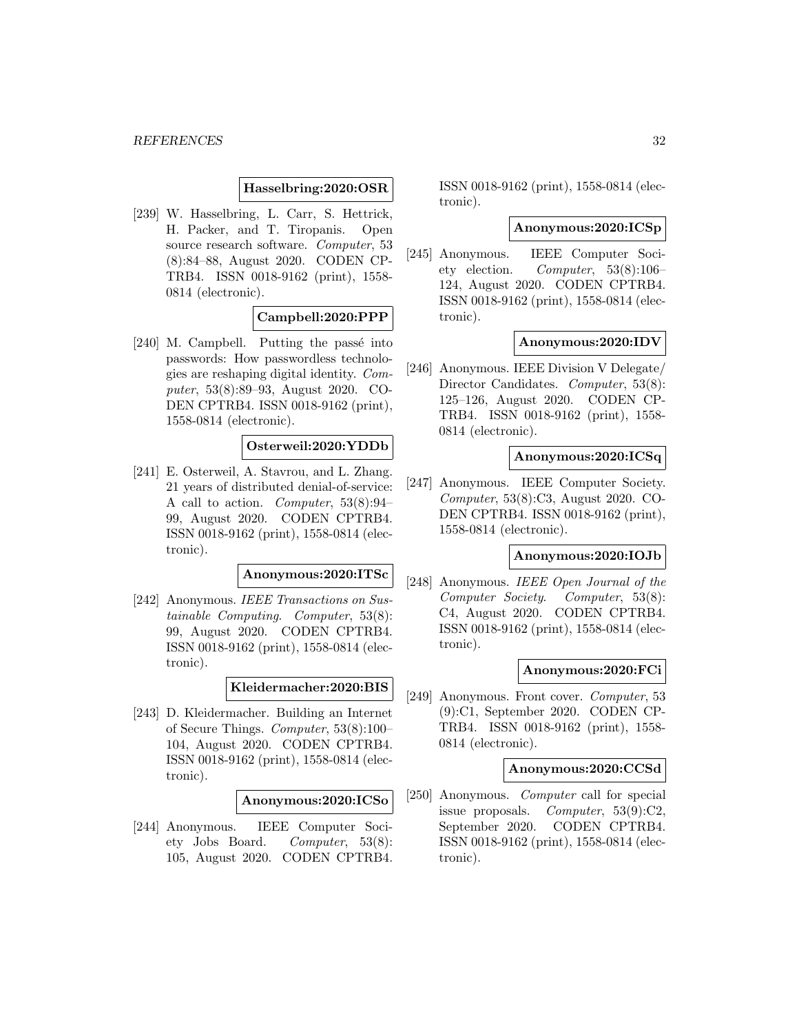**Hasselbring:2020:OSR**

[239] W. Hasselbring, L. Carr, S. Hettrick, H. Packer, and T. Tiropanis. Open source research software. *Computer*, 53 (8):84–88, August 2020. CODEN CPTRB4. ISSN 0018-9162 (print), 1558-0814 (electronic).

**Campbell:2020:PPP**

[240] M. Campbell. Putting the passé into passwords: How passwordless technologies are reshaping digital identity. *Computer*, 53(8):89–93, August 2020. CODEN CPTRB4. ISSN 0018-9162 (print), 1558-0814 (electronic).

**Osterweil:2020:YDDb**

[241] E. Osterweil, A. Stavrou, and L. Zhang. 21 years of distributed denial-of-service: A call to action. *Computer*, 53(8):94–99, August 2020. CODEN CPTRB4. ISSN 0018-9162 (print), 1558-0814 (electronic).

**Anonymous:2020:ITSc**

[242] Anonymous. *IEEE Transactions on Sustainable Computing*. *Computer*, 53(8): 99, August 2020. CODEN CPTRB4. ISSN 0018-9162 (print), 1558-0814 (electronic).

**Kleidermacher:2020:BIS**

[243] D. Kleidermacher. Building an Internet of Secure Things. *Computer*, 53(8):100–104, August 2020. CODEN CPTRB4. ISSN 0018-9162 (print), 1558-0814 (electronic).

**Anonymous:2020:ICSo**

[244] Anonymous. IEEE Computer Society Jobs Board. *Computer*, 53(8): 105, August 2020. CODEN CPTRB4. ISSN 0018-9162 (print), 1558-0814 (electronic).

**Anonymous:2020:ICSp**

[245] Anonymous. IEEE Computer Society election. *Computer*, 53(8):106–124, August 2020. CODEN CPTRB4. ISSN 0018-9162 (print), 1558-0814 (electronic).

**Anonymous:2020:IDV**

[246] Anonymous. IEEE Division V Delegate/ Director Candidates. *Computer*, 53(8): 125–126, August 2020. CODEN CPTRB4. ISSN 0018-9162 (print), 1558-0814 (electronic).

**Anonymous:2020:ICSq**

[247] Anonymous. IEEE Computer Society. *Computer*, 53(8):C3, August 2020. CODEN CPTRB4. ISSN 0018-9162 (print), 1558-0814 (electronic).

**Anonymous:2020:IOJb**

[248] Anonymous. *IEEE Open Journal of the Computer Society*. *Computer*, 53(8): C4, August 2020. CODEN CPTRB4. ISSN 0018-9162 (print), 1558-0814 (electronic).

**Anonymous:2020:FCi**

[249] Anonymous. Front cover. *Computer*, 53 (9):C1, September 2020. CODEN CPTRB4. ISSN 0018-9162 (print), 1558-0814 (electronic).

**Anonymous:2020:CCSd**

[250] Anonymous. *Computer* call for special issue proposals. *Computer*, 53(9):C2, September 2020. CODEN CPTRB4. ISSN 0018-9162 (print), 1558-0814 (electronic).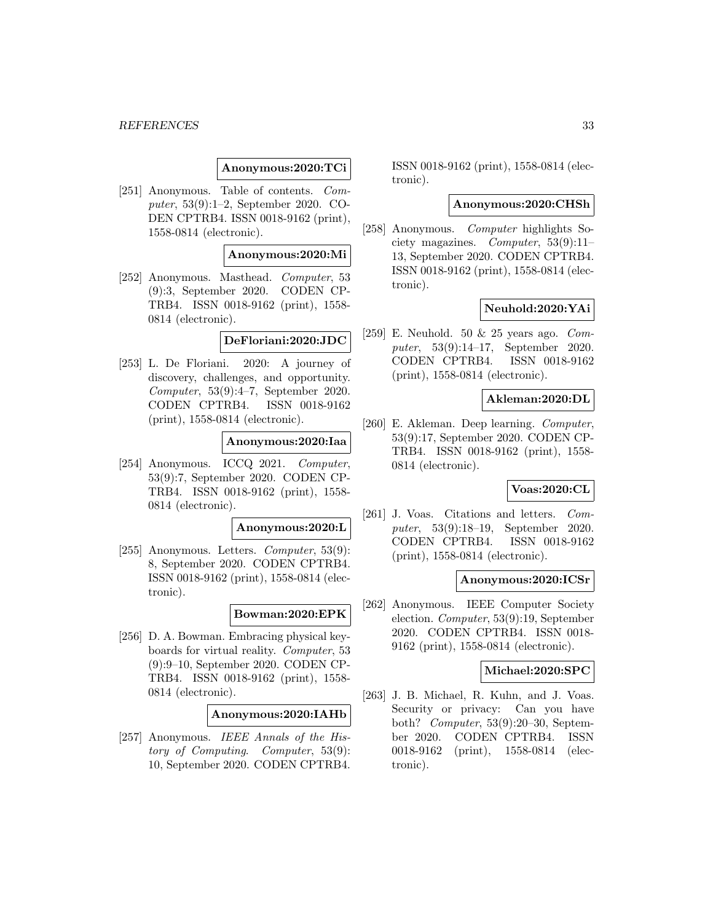**Anonymous:2020:TCi**

[251] Anonymous. Table of contents. *Computer*, 53(9):1–2, September 2020. CODEN CPTRB4. ISSN 0018-9162 (print), 1558-0814 (electronic).

**Anonymous:2020:Mi**

[252] Anonymous. Masthead. *Computer*, 53 (9):3, September 2020. CODEN CPTRB4. ISSN 0018-9162 (print), 1558-0814 (electronic).

**DeFloriani:2020:JDC**

[253] L. De Floriani. 2020: A journey of discovery, challenges, and opportunity. *Computer*, 53(9):4–7, September 2020. CODEN CPTRB4. ISSN 0018-9162 (print), 1558-0814 (electronic).

**Anonymous:2020:Iaa**

[254] Anonymous. ICCQ 2021. *Computer*, 53(9):7, September 2020. CODEN CPTRB4. ISSN 0018-9162 (print), 1558-0814 (electronic).

**Anonymous:2020:L**

[255] Anonymous. Letters. *Computer*, 53(9): 8, September 2020. CODEN CPTRB4. ISSN 0018-9162 (print), 1558-0814 (electronic).

**Bowman:2020:EPK**

[256] D. A. Bowman. Embracing physical keyboards for virtual reality. *Computer*, 53 (9):9–10, September 2020. CODEN CPTRB4. ISSN 0018-9162 (print), 1558-0814 (electronic).

**Anonymous:2020:IAHb**

[257] Anonymous. *IEEE Annals of the History of Computing*. *Computer*, 53(9): 10, September 2020. CODEN CPTRB4. ISSN 0018-9162 (print), 1558-0814 (electronic).

**Anonymous:2020:CHSh**

[258] Anonymous. *Computer* highlights Society magazines. *Computer*, 53(9):11–13, September 2020. CODEN CPTRB4. ISSN 0018-9162 (print), 1558-0814 (electronic).

**Neuhold:2020:YAi**

[259] E. Neuhold. 50 & 25 years ago. *Computer*, 53(9):14–17, September 2020. CODEN CPTRB4. ISSN 0018-9162 (print), 1558-0814 (electronic).

**Akleman:2020:DL**

[260] E. Akleman. Deep learning. *Computer*, 53(9):17, September 2020. CODEN CPTRB4. ISSN 0018-9162 (print), 1558-0814 (electronic).

**Voas:2020:CL**

[261] J. Voas. Citations and letters. *Computer*, 53(9):18–19, September 2020. CODEN CPTRB4. ISSN 0018-9162 (print), 1558-0814 (electronic).

**Anonymous:2020:ICSr**

[262] Anonymous. IEEE Computer Society election. *Computer*, 53(9):19, September 2020. CODEN CPTRB4. ISSN 0018-9162 (print), 1558-0814 (electronic).

**Michael:2020:SPC**

[263] J. B. Michael, R. Kuhn, and J. Voas. Security or privacy: Can you have both? *Computer*, 53(9):20–30, September 2020. CODEN CPTRB4. ISSN 0018-9162 (print), 1558-0814 (electronic).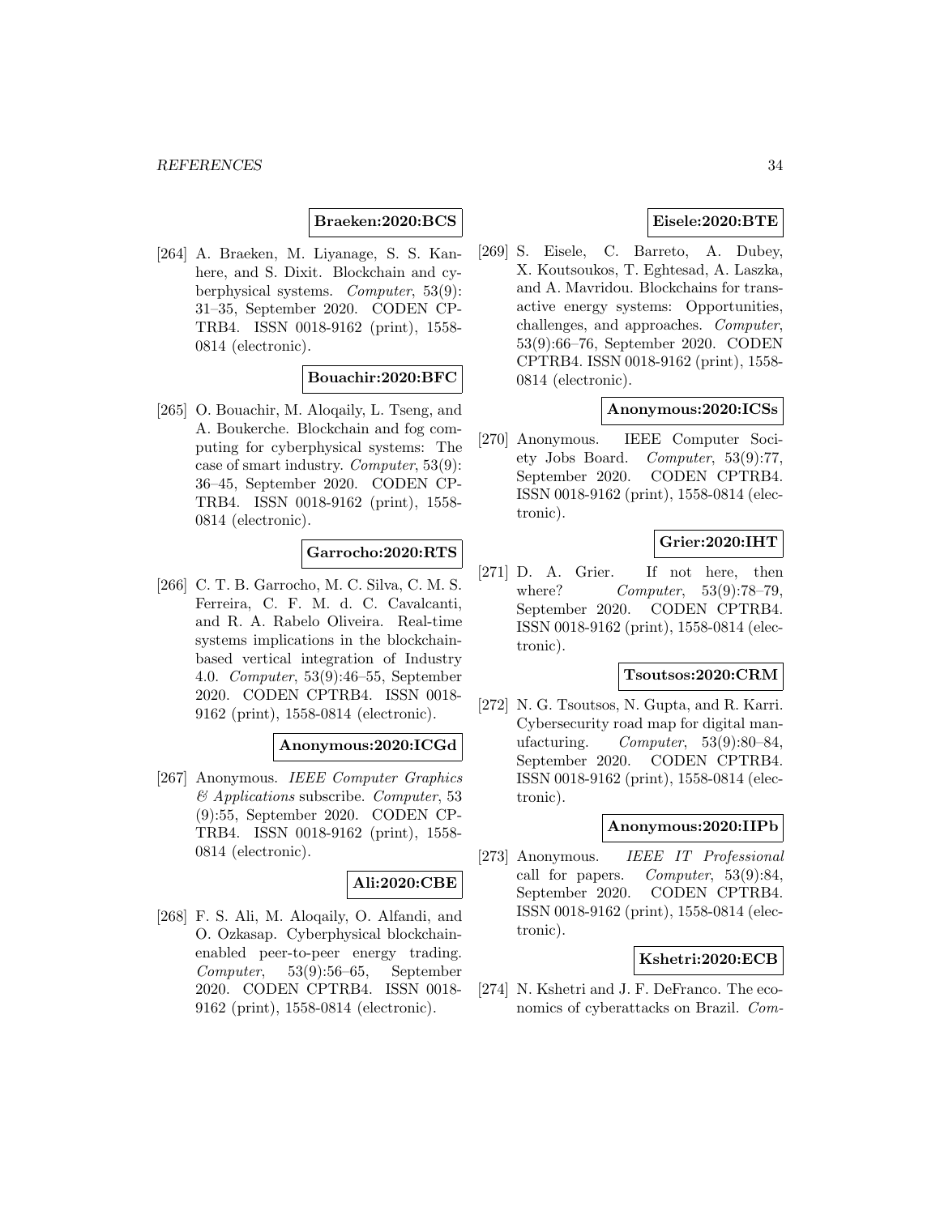**Braeken:2020:BCS**

[264] A. Braeken, M. Liyanage, S. S. Kanhere, and S. Dixit. Blockchain and cyberphysical systems. *Computer*, 53(9): 31–35, September 2020. CODEN CPTRB4. ISSN 0018-9162 (print), 1558-0814 (electronic).

**Bouachir:2020:BFC**

[265] O. Bouachir, M. Aloqaily, L. Tseng, and A. Boukerche. Blockchain and fog computing for cyberphysical systems: The case of smart industry. *Computer*, 53(9): 36–45, September 2020. CODEN CPTRB4. ISSN 0018-9162 (print), 1558-0814 (electronic).

**Garrocho:2020:RTS**

[266] C. T. B. Garrocho, M. C. Silva, C. M. S. Ferreira, C. F. M. d. C. Cavalcanti, and R. A. Rabelo Oliveira. Real-time systems implications in the blockchain-based vertical integration of Industry 4.0. *Computer*, 53(9):46–55, September 2020. CODEN CPTRB4. ISSN 0018-9162 (print), 1558-0814 (electronic).

**Anonymous:2020:ICGd**

[267] Anonymous. *IEEE Computer Graphics & Applications* subscribe. *Computer*, 53 (9):55, September 2020. CODEN CPTRB4. ISSN 0018-9162 (print), 1558-0814 (electronic).

**Ali:2020:CBE**

[268] F. S. Ali, M. Aloqaily, O. Alfandi, and O. Ozkasap. Cyberphysical blockchain-enabled peer-to-peer energy trading. *Computer*, 53(9):56–65, September 2020. CODEN CPTRB4. ISSN 0018-9162 (print), 1558-0814 (electronic).

**Eisele:2020:BTE**

[269] S. Eisele, C. Barreto, A. Dubey, X. Koutsoukos, T. Eghtesad, A. Laszka, and A. Mavridou. Blockchains for transactive energy systems: Opportunities, challenges, and approaches. *Computer*, 53(9):66–76, September 2020. CODEN CPTRB4. ISSN 0018-9162 (print), 1558-0814 (electronic).

**Anonymous:2020:ICSs**

[270] Anonymous. IEEE Computer Society Jobs Board. *Computer*, 53(9):77, September 2020. CODEN CPTRB4. ISSN 0018-9162 (print), 1558-0814 (electronic).

**Grier:2020:IHT**

[271] D. A. Grier. If not here, then where? *Computer*, 53(9):78–79, September 2020. CODEN CPTRB4. ISSN 0018-9162 (print), 1558-0814 (electronic).

**Tsoutsos:2020:CRM**

[272] N. G. Tsoutsos, N. Gupta, and R. Karri. Cybersecurity road map for digital manufacturing. *Computer*, 53(9):80–84, September 2020. CODEN CPTRB4. ISSN 0018-9162 (print), 1558-0814 (electronic).

**Anonymous:2020:IIPb**

[273] Anonymous. *IEEE IT Professional* call for papers. *Computer*, 53(9):84, September 2020. CODEN CPTRB4. ISSN 0018-9162 (print), 1558-0814 (electronic).

**Kshetri:2020:ECB**

[274] N. Kshetri and J. F. DeFranco. The economics of cyberattacks on Brazil. *Com-*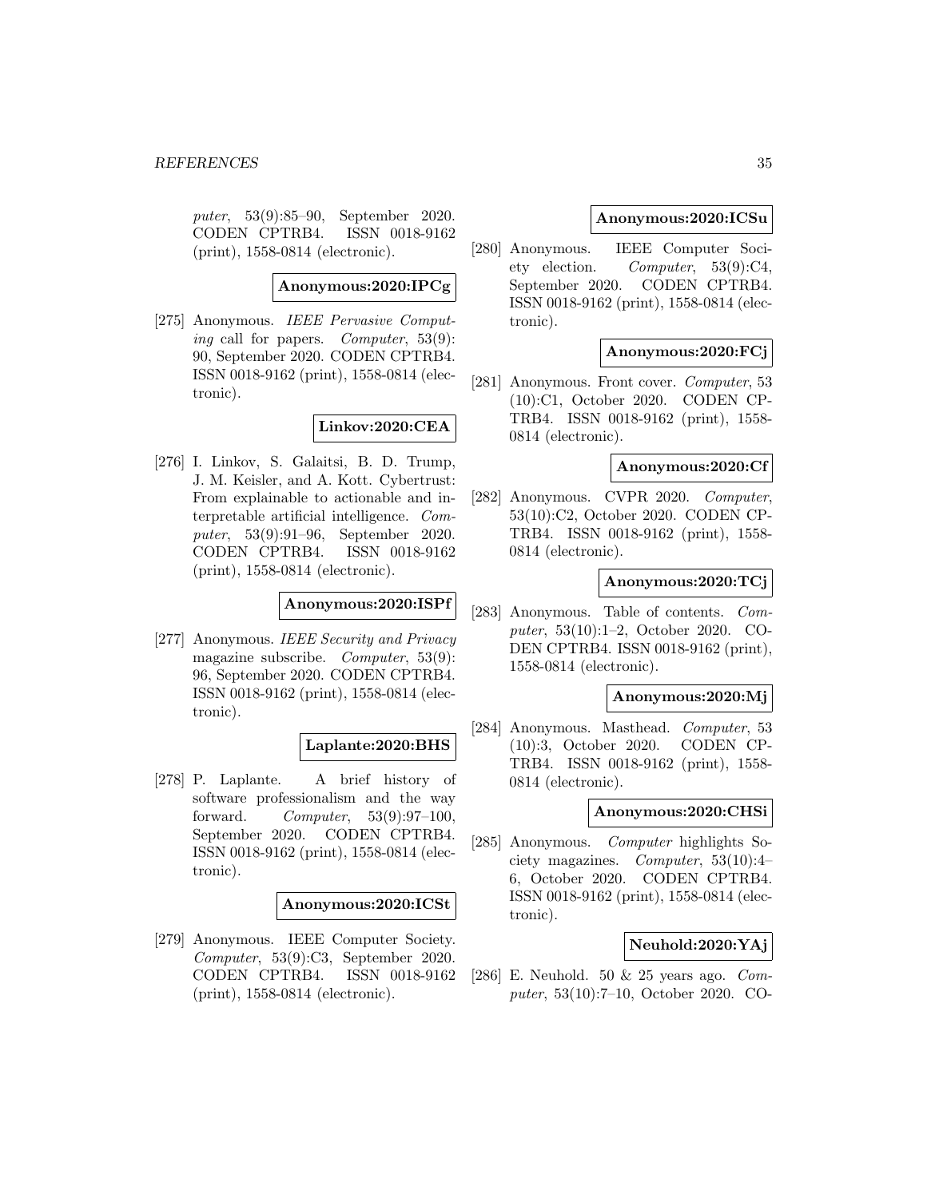puter, 53(9):85–90, September 2020. CODEN CPTRB4. ISSN 0018-9162 (print), 1558-8814 (electronic).

**Anonymous:2020:IPCg**

[275] Anonymous. *IEEE Pervasive Computing* call for papers. *Computer*, 53(9): 90, September 2020. CODEN CPTRB4. ISSN 0018-9162 (print), 1558-0814 (electronic).

**Linkov:2020:CEA**

[276] I. Linkov, S. Galaitsi, B. D. Trump, J. M. Keisler, and A. Kott. Cybertrust: From explainable to actionable and interpretable artificial intelligence. *Computer*, 53(9):91–96, September 2020. CODEN CPTRB4. ISSN 0018-9162 (print), 1558-0814 (electronic).

**Anonymous:2020:ISPf**

[277] Anonymous. *IEEE Security and Privacy* magazine subscribe. *Computer*, 53(9): 96, September 2020. CODEN CPTRB4. ISSN 0018-9162 (print), 1558-0814 (electronic).

**Laplante:2020:BHS**

[278] P. Laplante. A brief history of software professionalism and the way forward. *Computer*, 53(9):97–100, September 2020. CODEN CPTRB4. ISSN 0018-9162 (print), 1558-0814 (electronic).

**Anonymous:2020:ICSt**

[279] Anonymous. IEEE Computer Society. *Computer*, 53(9):C3, September 2020. CODEN CPTRB4. ISSN 0018-9162 (print), 1558-0814 (electronic).

**Anonymous:2020:ICSu**

[280] Anonymous. IEEE Computer Society election. *Computer*, 53(9):C4, September 2020. CODEN CPTRB4. ISSN 0018-9162 (print), 1558-0814 (electronic).

**Anonymous:2020:FCj**

[281] Anonymous. Front cover. *Computer*, 53 (10):C1, October 2020. CODEN CPTRB4. ISSN 0018-9162 (print), 1558-0814 (electronic).

**Anonymous:2020:Cf**

[282] Anonymous. CVPR 2020. *Computer*, 53(10):C2, October 2020. CODEN CPTRB4. ISSN 0018-9162 (print), 1558-0814 (electronic).

**Anonymous:2020:TCj**

[283] Anonymous. Table of contents. *Computer*, 53(10):1–2, October 2020. CODEN CPTRB4. ISSN 0018-9162 (print), 1558-0814 (electronic).

**Anonymous:2020:Mj**

[284] Anonymous. Masthead. *Computer*, 53 (10):3, October 2020. CODEN CPTRB4. ISSN 0018-9162 (print), 1558-0814 (electronic).

**Anonymous:2020:CHSi**

[285] Anonymous. *Computer* highlights Society magazines. *Computer*, 53(10):4–6, October 2020. CODEN CPTRB4. ISSN 0018-9162 (print), 1558-0814 (electronic).

**Neuhold:2020:YAj**

[286] E. Neuhold. 50 & 25 years ago. *Computer*, 53(10):7–10, October 2020. CO-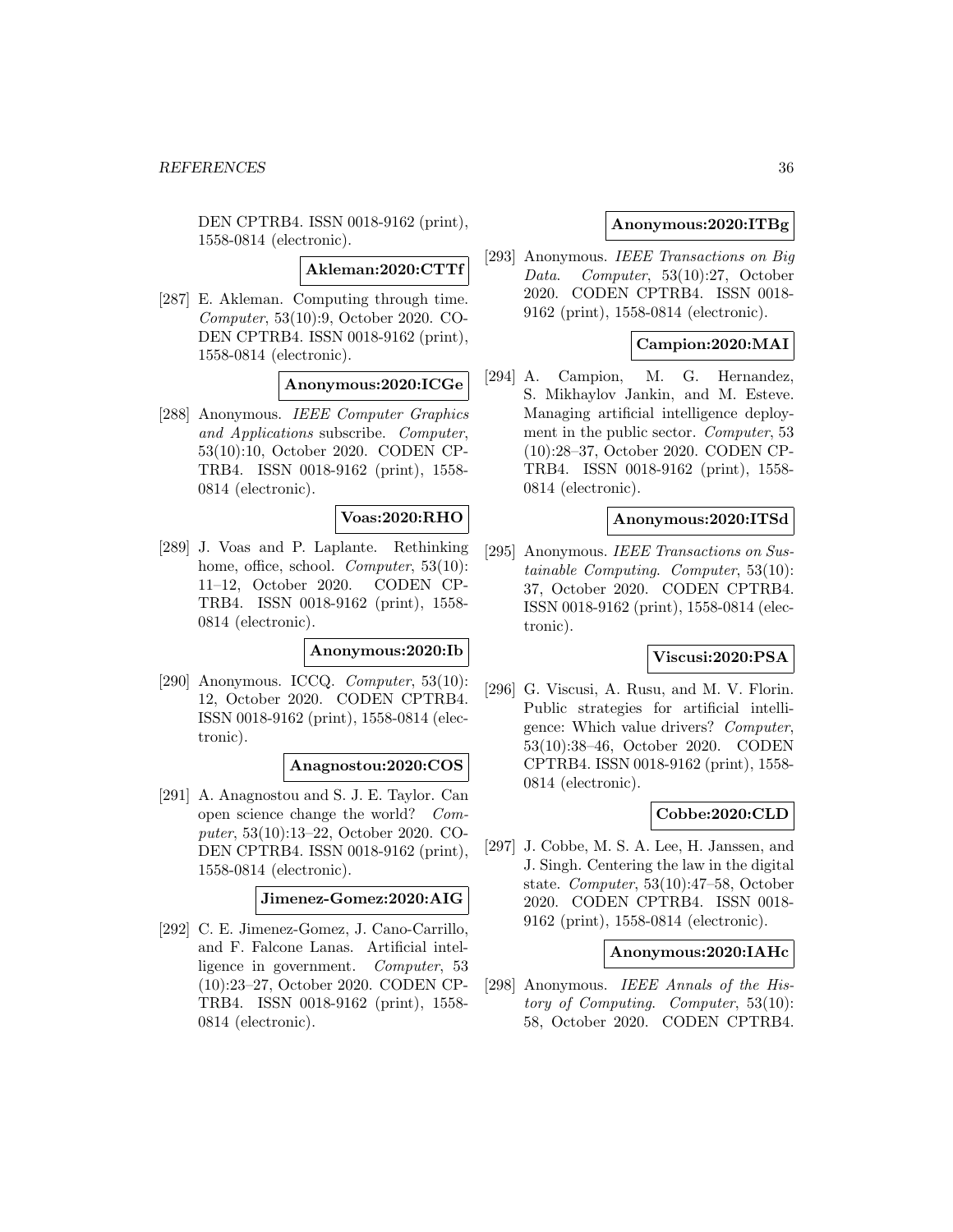DEN CPTRB4. ISSN 0018-9162 (print), 1558-0814 (electronic).

**Akleman:2020:CTTf**

[287] E. Akleman. Computing through time. *Computer*, 53(10):9, October 2020. CODEN CPTRB4. ISSN 0018-9162 (print), 1558-0814 (electronic).

**Anonymous:2020:ICGe**

[288] Anonymous. *IEEE Computer Graphics and Applications* subscribe. *Computer*, 53(10):10, October 2020. CODEN CPTRB4. ISSN 0018-9162 (print), 1558-0814 (electronic).

**Voas:2020:RHO**

[289] J. Voas and P. Laplante. Rethinking home, office, school. *Computer*, 53(10): 11–12, October 2020. CODEN CPTRB4. ISSN 0018-9162 (print), 1558-0814 (electronic).

**Anonymous:2020:Ib**

[290] Anonymous. ICCQ. *Computer*, 53(10): 12, October 2020. CODEN CPTRB4. ISSN 0018-9162 (print), 1558-0814 (electronic).

**Anagnostou:2020:COS**

[291] A. Anagnostou and S. J. E. Taylor. Can open science change the world? *Computer*, 53(10):13–22, October 2020. CODEN CPTRB4. ISSN 0018-9162 (print), 1558-0814 (electronic).

**Jimenez-Gomez:2020:AIG**

[292] C. E. Jimenez-Gomez, J. Cano-Carrillo, and F. Falcone Lanas. Artificial intelligence in government. *Computer*, 53 (10):23–27, October 2020. CODEN CPTRB4. ISSN 0018-9162 (print), 1558-0814 (electronic).

**Anonymous:2020:ITBg**

[293] Anonymous. *IEEE Transactions on Big Data*. *Computer*, 53(10):27, October 2020. CODEN CPTRB4. ISSN 0018-9162 (print), 1558-0814 (electronic).

**Campion:2020:MAI**

[294] A. Campion, M. G. Hernandez, S. Mikhaylov Jankin, and M. Esteve. Managing artificial intelligence deployment in the public sector. *Computer*, 53 (10):28–37, October 2020. CODEN CPTRB4. ISSN 0018-9162 (print), 1558-0814 (electronic).

**Anonymous:2020:ITSd**

[295] Anonymous. *IEEE Transactions on Sustainable Computing*. *Computer*, 53(10): 37, October 2020. CODEN CPTRB4. ISSN 0018-9162 (print), 1558-0814 (electronic).

**Viscusi:2020:PSA**

[296] G. Viscusi, A. Rusu, and M. V. Florin. Public strategies for artificial intelligence: Which value drivers? *Computer*, 53(10):38–46, October 2020. CODEN CPTRB4. ISSN 0018-9162 (print), 1558-0814 (electronic).

**Cobbe:2020:CLD**

[297] J. Cobbe, M. S. A. Lee, H. Janssen, and J. Singh. Centering the law in the digital state. *Computer*, 53(10):47–58, October 2020. CODEN CPTRB4. ISSN 0018-9162 (print), 1558-0814 (electronic).

**Anonymous:2020:IAHc**

[298] Anonymous. *IEEE Annals of the History of Computing*. *Computer*, 53(10): 58, October 2020. CODEN CPTRB4.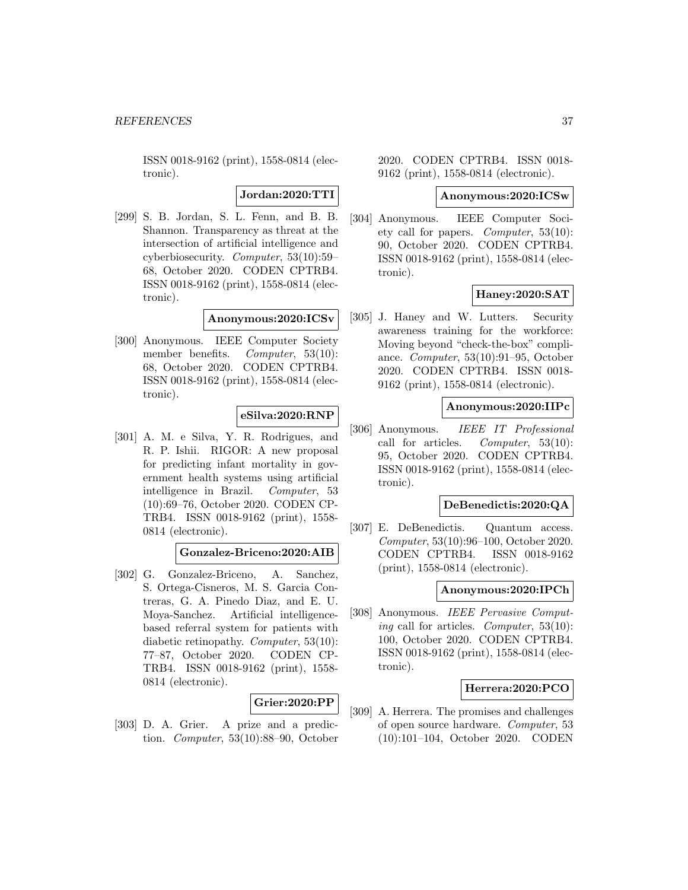ISSN 0018-9162 (print), 1558-0814 (electronic).

**Jordan:2020:TTI**

[299] S. B. Jordan, S. L. Fenn, and B. B. Shannon. Transparency as threat at the intersection of artificial intelligence and cyberbiosecurity. *Computer*, 53(10):59–68, October 2020. CODEN CPTRB4. ISSN 0018-9162 (print), 1558-0814 (electronic).

**Anonymous:2020:ICSv**

[300] Anonymous. IEEE Computer Society member benefits. *Computer*, 53(10): 68, October 2020. CODEN CPTRB4. ISSN 0018-9162 (print), 1558-0814 (electronic).

**eSilva:2020:RNP**

[301] A. M. e Silva, Y. R. Rodrigues, and R. P. Ishii. RIGOR: A new proposal for predicting infant mortality in government health systems using artificial intelligence in Brazil. *Computer*, 53 (10):69–76, October 2020. CODEN CPTRB4. ISSN 0018-9162 (print), 1558-0814 (electronic).

**Gonzalez-Briceno:2020:AIB**

[302] G. Gonzalez-Briceno, A. Sanchez, S. Ortega-Cisneros, M. S. Garcia Contreras, G. A. Pinedo Diaz, and E. U. Moya-Sanchez. Artificial intelligence-based referral system for patients with diabetic retinopathy. *Computer*, 53(10): 77–87, October 2020. CODEN CPTRB4. ISSN 0018-9162 (print), 1558-0814 (electronic).

**Grier:2020:PP**

[303] D. A. Grier. A prize and a prediction. *Computer*, 53(10):88–90, October 2020. CODEN CPTRB4. ISSN 0018-9162 (print), 1558-0814 (electronic).

**Anonymous:2020:ICSw**

[304] Anonymous. IEEE Computer Society call for papers. *Computer*, 53(10): 90, October 2020. CODEN CPTRB4. ISSN 0018-9162 (print), 1558-0814 (electronic).

**Haney:2020:SAT**

[305] J. Haney and W. Lutters. Security awareness training for the workforce: Moving beyond "check-the-box" compliance. *Computer*, 53(10):91–95, October 2020. CODEN CPTRB4. ISSN 0018-9162 (print), 1558-0814 (electronic).

**Anonymous:2020:IIPc**

[306] Anonymous. *IEEE IT Professional* call for articles. *Computer*, 53(10): 95, October 2020. CODEN CPTRB4. ISSN 0018-9162 (print), 1558-0814 (electronic).

**DeBenedictis:2020:QA**

[307] E. DeBenedictis. Quantum access. *Computer*, 53(10):96–100, October 2020. CODEN CPTRB4. ISSN 0018-9162 (print), 1558-0814 (electronic).

**Anonymous:2020:IPCh**

[308] Anonymous. *IEEE Pervasive Computing* call for articles. *Computer*, 53(10): 100, October 2020. CODEN CPTRB4. ISSN 0018-9162 (print), 1558-0814 (electronic).

**Herrera:2020:PCO**

[309] A. Herrera. The promises and challenges of open source hardware. *Computer*, 53 (10):101–104, October 2020. CODEN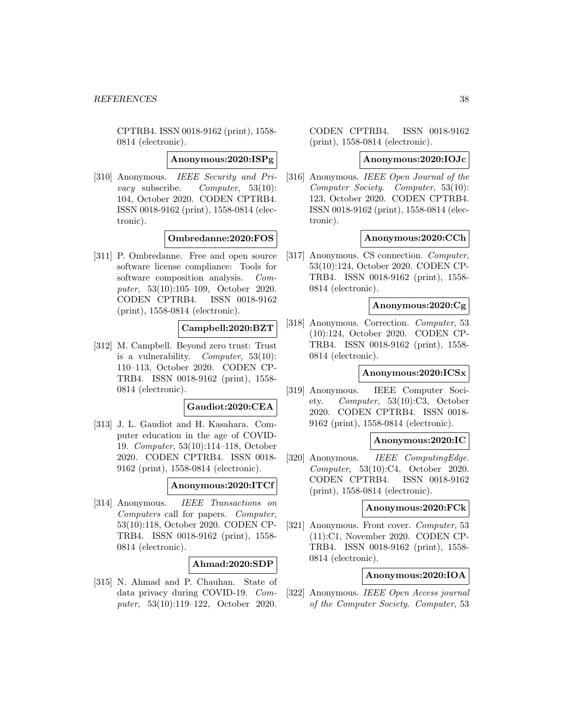CPTRB4. ISSN 0018-9162 (print), 1558-0814 (electronic).

**Anonymous:2020:ISPg**

[310] Anonymous. *IEEE Security and Privacy* subscribe. *Computer*, 53(10): 104, October 2020. CODEN CPTRB4. ISSN 0018-9162 (print), 1558-0814 (electronic).

**Ombredanne:2020:FOS**

[311] P. Ombredanne. Free and open source software license compliance: Tools for software composition analysis. *Computer*, 53(10):105–109, October 2020. CODEN CPTRB4. ISSN 0018-9162 (print), 1558-0814 (electronic).

**Campbell:2020:BZT**

[312] M. Campbell. Beyond zero trust: Trust is a vulnerability. *Computer*, 53(10): 110–113, October 2020. CODEN CPTRB4. ISSN 0018-9162 (print), 1558-0814 (electronic).

**Gaudiot:2020:CEA**

[313] J. L. Gaudiot and H. Kasahara. Computer education in the age of COVID-19. *Computer*, 53(10):114–118, October 2020. CODEN CPTRB4. ISSN 0018-9162 (print), 1558-0814 (electronic).

**Anonymous:2020:ITCf**

[314] Anonymous. *IEEE Transactions on Computers* call for papers. *Computer*, 53(10):118, October 2020. CODEN CPTRB4. ISSN 0018-9162 (print), 1558-0814 (electronic).

**Ahmad:2020:SDP**

[315] N. Ahmad and P. Chauhan. State of data privacy during COVID-19. *Computer*, 53(10):119–122, October 2020. CODEN CPTRB4. ISSN 0018-9162 (print), 1558-0814 (electronic).

**Anonymous:2020:IOJc**

[316] Anonymous. *IEEE Open Journal of the Computer Society*. *Computer*, 53(10): 123, October 2020. CODEN CPTRB4. ISSN 0018-9162 (print), 1558-0814 (electronic).

**Anonymous:2020:CCh**

[317] Anonymous. CS connection. *Computer*, 53(10):124, October 2020. CODEN CPTRB4. ISSN 0018-9162 (print), 1558-0814 (electronic).

**Anonymous:2020:Cg**

[318] Anonymous. Correction. *Computer*, 53 (10):124, October 2020. CODEN CPTRB4. ISSN 0018-9162 (print), 1558-0814 (electronic).

**Anonymous:2020:ICSx**

[319] Anonymous. IEEE Computer Society. *Computer*, 53(10):C3, October 2020. CODEN CPTRB4. ISSN 0018-9162 (print), 1558-0814 (electronic).

**Anonymous:2020:IC**

[320] Anonymous. *IEEE ComputingEdge*. *Computer*, 53(10):C4, October 2020. CODEN CPTRB4. ISSN 0018-9162 (print), 1558-0814 (electronic).

**Anonymous:2020:FCk**

[321] Anonymous. Front cover. *Computer*, 53 (11):C1, November 2020. CODEN CPTRB4. ISSN 0018-9162 (print), 1558-0814 (electronic).

**Anonymous:2020:IOA**

[322] Anonymous. *IEEE Open Access journal of the Computer Society*. *Computer*, 53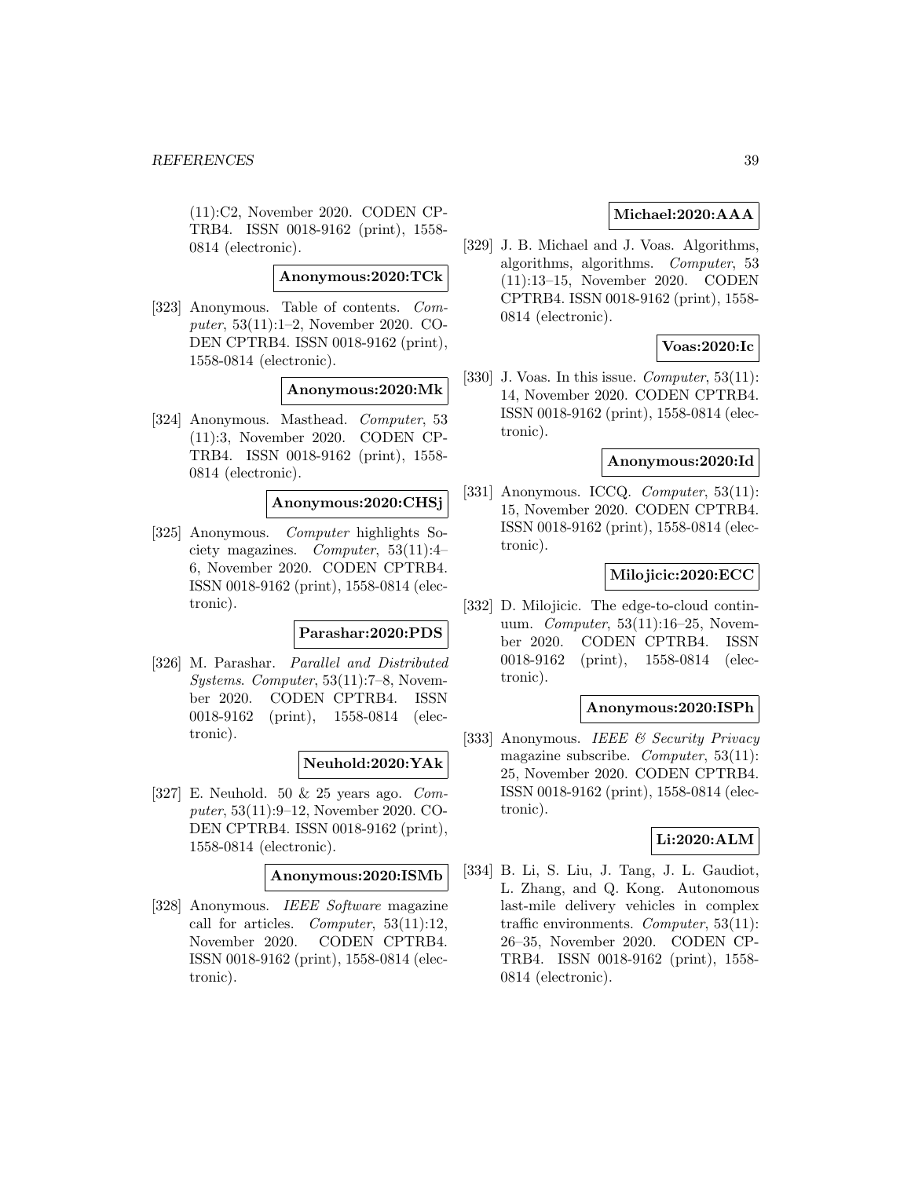(11):C2, November 2020. CODEN CPTRB4. ISSN 0018-9162 (print), 1558-0814 (electronic).

**Anonymous:2020:TCk**

[323] Anonymous. Table of contents. *Computer*, 53(11):1–2, November 2020. CODEN CPTRB4. ISSN 0018-9162 (print), 1558-0814 (electronic).

**Anonymous:2020:Mk**

[324] Anonymous. Masthead. *Computer*, 53 (11):3, November 2020. CODEN CPTRB4. ISSN 0018-9162 (print), 1558-0814 (electronic).

**Anonymous:2020:CHSj**

[325] Anonymous. *Computer* highlights Society magazines. *Computer*, 53(11):4–6, November 2020. CODEN CPTRB4. ISSN 0018-9162 (print), 1558-0814 (electronic).

**Parashar:2020:PDS**

[326] M. Parashar. *Parallel and Distributed Systems*. *Computer*, 53(11):7–8, November 2020. CODEN CPTRB4. ISSN 0018-9162 (print), 1558-0814 (electronic).

**Neuhold:2020:YAk**

[327] E. Neuhold. 50 & 25 years ago. *Computer*, 53(11):9–12, November 2020. CODEN CPTRB4. ISSN 0018-9162 (print), 1558-0814 (electronic).

**Anonymous:2020:ISMb**

[328] Anonymous. *IEEE Software* magazine call for articles. *Computer*, 53(11):12, November 2020. CODEN CPTRB4. ISSN 0018-9162 (print), 1558-0814 (electronic).

**Michael:2020:AAA**

[329] J. B. Michael and J. Voas. Algorithms, algorithms, algorithms. *Computer*, 53 (11):13–15, November 2020. CODEN CPTRB4. ISSN 0018-9162 (print), 1558-0814 (electronic).

**Voas:2020:Ic**

[330] J. Voas. In this issue. *Computer*, 53(11): 14, November 2020. CODEN CPTRB4. ISSN 0018-9162 (print), 1558-0814 (electronic).

**Anonymous:2020:Id**

[331] Anonymous. ICCQ. *Computer*, 53(11): 15, November 2020. CODEN CPTRB4. ISSN 0018-9162 (print), 1558-0814 (electronic).

**Milojicic:2020:ECC**

[332] D. Milojicic. The edge-to-cloud continuum. *Computer*, 53(11):16–25, November 2020. CODEN CPTRB4. ISSN 0018-9162 (print), 1558-0814 (electronic).

**Anonymous:2020:ISPh**

[333] Anonymous. *IEEE & Security Privacy* magazine subscribe. *Computer*, 53(11): 25, November 2020. CODEN CPTRB4. ISSN 0018-9162 (print), 1558-0814 (electronic).

**Li:2020:ALM**

[334] B. Li, S. Liu, J. Tang, J. L. Gaudiot, L. Zhang, and Q. Kong. Autonomous last-mile delivery vehicles in complex traffic environments. *Computer*, 53(11): 26–35, November 2020. CODEN CPTRB4. ISSN 0018-9162 (print), 1558-0814 (electronic).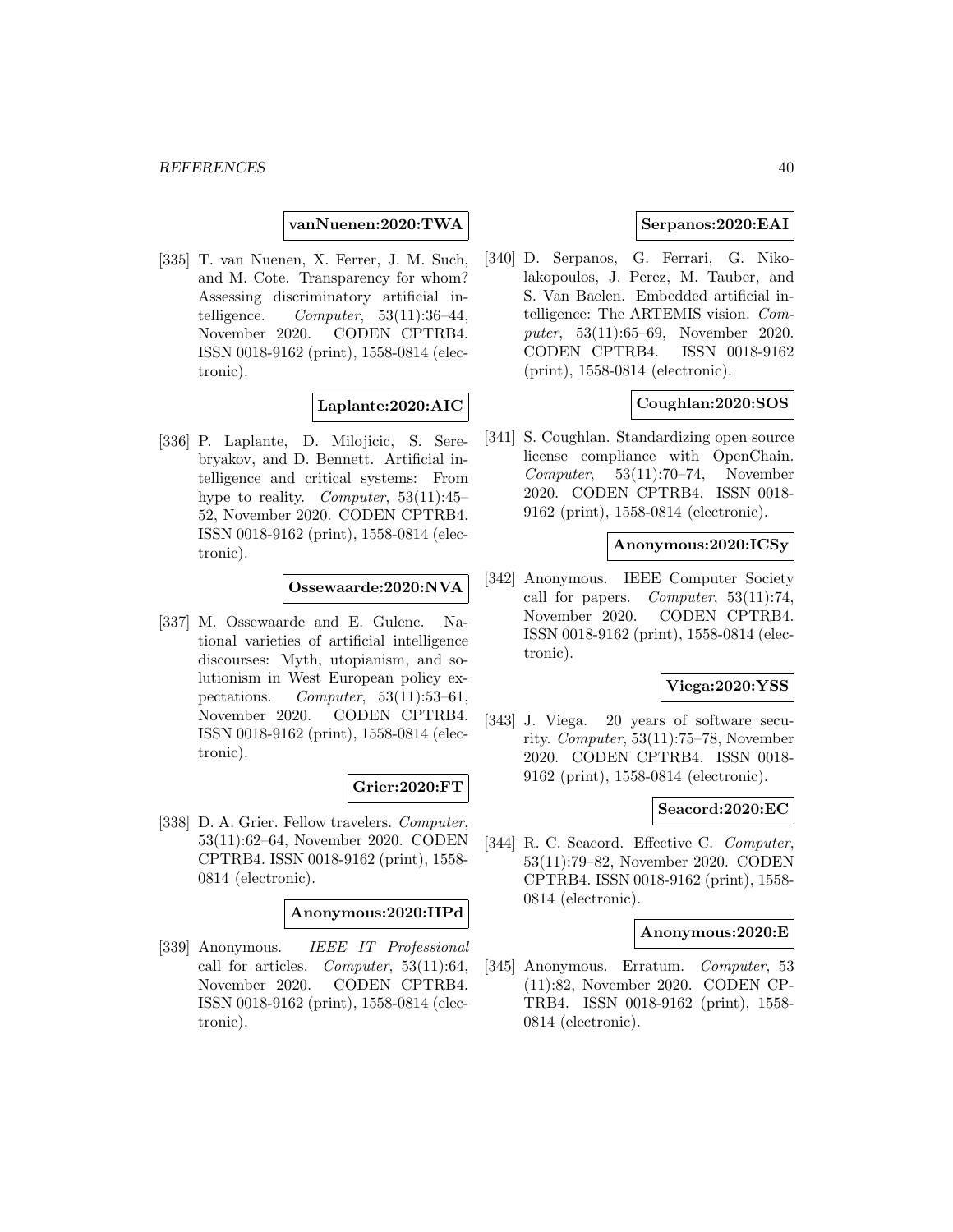**vanNuenen:2020:TWA**

[335] T. van Nuenen, X. Ferrer, J. M. Such, and M. Cote. Transparency for whom? Assessing discriminatory artificial intelligence. *Computer*, 53(11):36–44, November 2020. CODEN CPTRB4. ISSN 0018-9162 (print), 1558-0814 (electronic).

**Laplante:2020:AIC**

[336] P. Laplante, D. Milojicic, S. Serebryakov, and D. Bennett. Artificial intelligence and critical systems: From hype to reality. *Computer*, 53(11):45–52, November 2020. CODEN CPTRB4. ISSN 0018-9162 (print), 1558-0814 (electronic).

**Ossewaarde:2020:NVA**

[337] M. Ossewaarde and E. Gulenc. National varieties of artificial intelligence discourses: Myth, utopianism, and solutionism in West European policy expectations. *Computer*, 53(11):53–61, November 2020. CODEN CPTRB4. ISSN 0018-9162 (print), 1558-0814 (electronic).

**Grier:2020:FT**

[338] D. A. Grier. Fellow travelers. *Computer*, 53(11):62–64, November 2020. CODEN CPTRB4. ISSN 0018-9162 (print), 1558-0814 (electronic).

**Anonymous:2020:IIPd**

[339] Anonymous. *IEEE IT Professional* call for articles. *Computer*, 53(11):64, November 2020. CODEN CPTRB4. ISSN 0018-9162 (print), 1558-0814 (electronic).

**Serpanos:2020:EAI**

[340] D. Serpanos, G. Ferrari, G. Nikolakopoulos, J. Perez, M. Tauber, and S. Van Baelen. Embedded artificial intelligence: The ARTEMIS vision. *Computer*, 53(11):65–69, November 2020. CODEN CPTRB4. ISSN 0018-9162 (print), 1558-0814 (electronic).

**Coughlan:2020:SOS**

[341] S. Coughlan. Standardizing open source license compliance with OpenChain. *Computer*, 53(11):70–74, November 2020. CODEN CPTRB4. ISSN 0018-9162 (print), 1558-0814 (electronic).

**Anonymous:2020:ICSy**

[342] Anonymous. IEEE Computer Society call for papers. *Computer*, 53(11):74, November 2020. CODEN CPTRB4. ISSN 0018-9162 (print), 1558-0814 (electronic).

**Viega:2020:YSS**

[343] J. Viega. 20 years of software security. *Computer*, 53(11):75–78, November 2020. CODEN CPTRB4. ISSN 0018-9162 (print), 1558-0814 (electronic).

**Seacord:2020:EC**

[344] R. C. Seacord. Effective C. *Computer*, 53(11):79–82, November 2020. CODEN CPTRB4. ISSN 0018-9162 (print), 1558-0814 (electronic).

**Anonymous:2020:E**

[345] Anonymous. Erratum. *Computer*, 53 (11):82, November 2020. CODEN CPTRB4. ISSN 0018-9162 (print), 1558-0814 (electronic).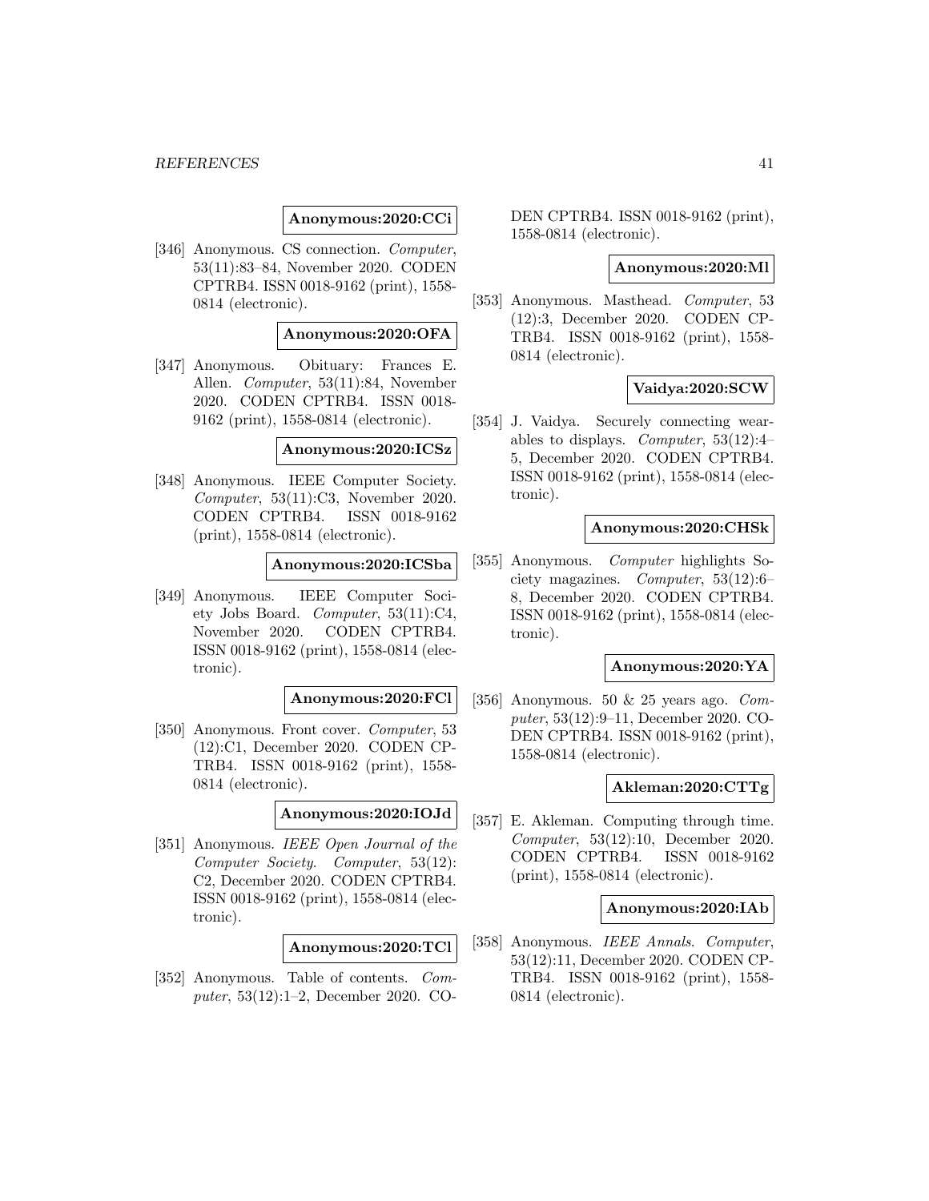**Anonymous:2020:CCi**

[346] Anonymous. CS connection. *Computer*, 53(11):83–84, November 2020. CODEN CPTRB4. ISSN 0018-9162 (print), 1558-0814 (electronic).

**Anonymous:2020:OFA**

[347] Anonymous. Obituary: Frances E. Allen. *Computer*, 53(11):84, November 2020. CODEN CPTRB4. ISSN 0018-9162 (print), 1558-0814 (electronic).

**Anonymous:2020:ICSz**

[348] Anonymous. IEEE Computer Society. *Computer*, 53(11):C3, November 2020. CODEN CPTRB4. ISSN 0018-9162 (print), 1558-0814 (electronic).

**Anonymous:2020:ICSba**

[349] Anonymous. IEEE Computer Society Jobs Board. *Computer*, 53(11):C4, November 2020. CODEN CPTRB4. ISSN 0018-9162 (print), 1558-0814 (electronic).

**Anonymous:2020:FCl**

[350] Anonymous. Front cover. *Computer*, 53 (12):C1, December 2020. CODEN CPTRB4. ISSN 0018-9162 (print), 1558-0814 (electronic).

**Anonymous:2020:IOJd**

[351] Anonymous. *IEEE Open Journal of the Computer Society*. *Computer*, 53(12): C2, December 2020. CODEN CPTRB4. ISSN 0018-9162 (print), 1558-0814 (electronic).

**Anonymous:2020:TCl**

[352] Anonymous. Table of contents. *Computer*, 53(12):1–2, December 2020. CODEN CPTRB4. ISSN 0018-9162 (print), 1558-0814 (electronic).

**Anonymous:2020:Ml**

[353] Anonymous. Masthead. *Computer*, 53 (12):3, December 2020. CODEN CPTRB4. ISSN 0018-9162 (print), 1558-0814 (electronic).

**Vaidya:2020:SCW**

[354] J. Vaidya. Securely connecting wearables to displays. *Computer*, 53(12):4–5, December 2020. CODEN CPTRB4. ISSN 0018-9162 (print), 1558-0814 (electronic).

**Anonymous:2020:CHSk**

[355] Anonymous. *Computer* highlights Society magazines. *Computer*, 53(12):6–8, December 2020. CODEN CPTRB4. ISSN 0018-9162 (print), 1558-0814 (electronic).

**Anonymous:2020:YA**

[356] Anonymous. 50 & 25 years ago. *Computer*, 53(12):9–11, December 2020. CODEN CPTRB4. ISSN 0018-9162 (print), 1558-0814 (electronic).

**Akleman:2020:CTTg**

[357] E. Akleman. Computing through time. *Computer*, 53(12):10, December 2020. CODEN CPTRB4. ISSN 0018-9162 (print), 1558-0814 (electronic).

**Anonymous:2020:IAb**

[358] Anonymous. *IEEE Annals*. *Computer*, 53(12):11, December 2020. CODEN CPTRB4. ISSN 0018-9162 (print), 1558-0814 (electronic).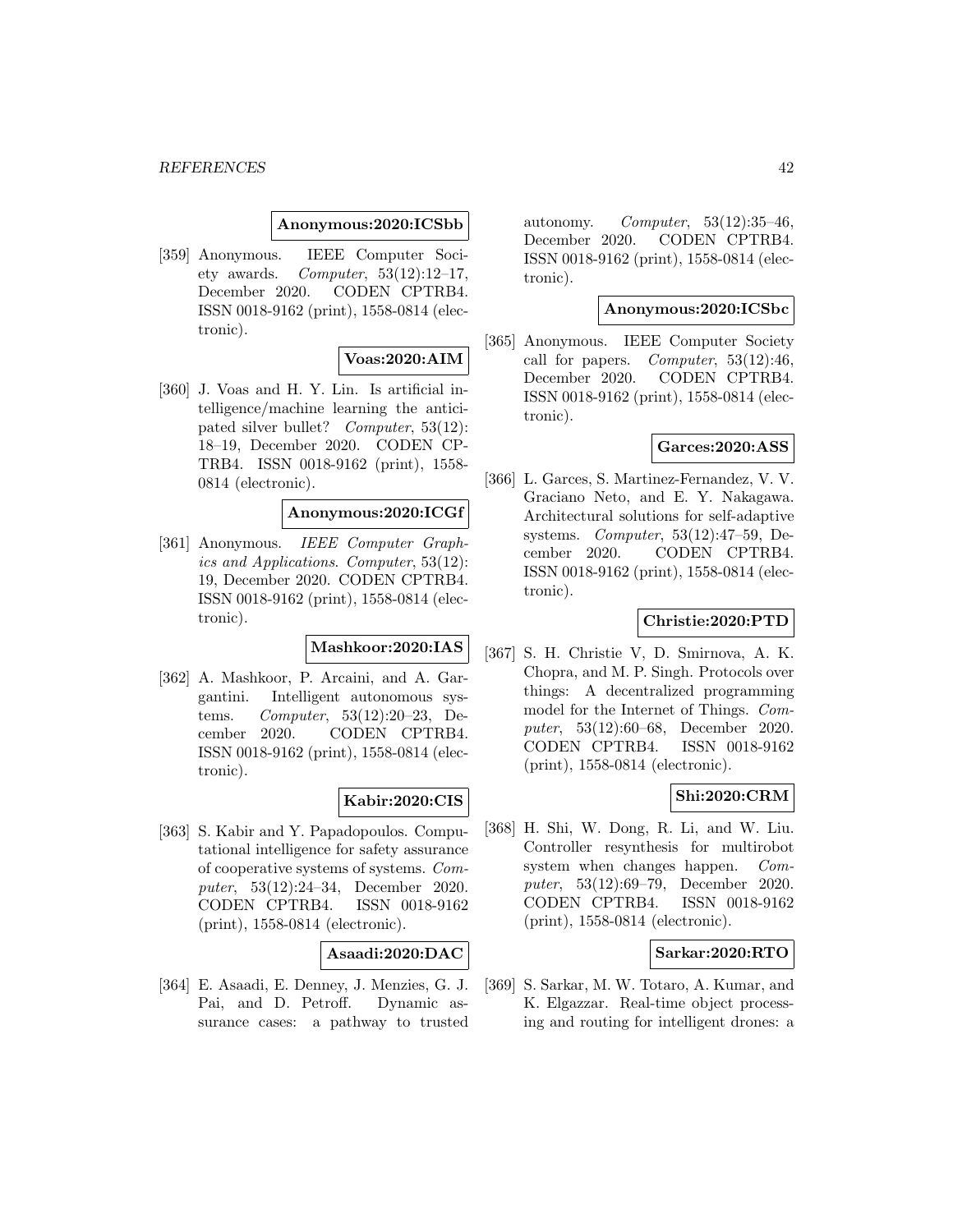**Anonymous:2020:ICSbb**

[359] Anonymous. IEEE Computer Society awards. *Computer*, 53(12):12–17, December 2020. CODEN CPTRB4. ISSN 0018-9162 (print), 1558-0814 (electronic).

**Voas:2020:AIM**

[360] J. Voas and H. Y. Lin. Is artificial intelligence/machine learning the anticipated silver bullet? *Computer*, 53(12): 18–19, December 2020. CODEN CPTRB4. ISSN 0018-9162 (print), 1558-0814 (electronic).

**Anonymous:2020:ICGf**

[361] Anonymous. *IEEE Computer Graphics and Applications*. *Computer*, 53(12): 19, December 2020. CODEN CPTRB4. ISSN 0018-9162 (print), 1558-0814 (electronic).

**Mashkoor:2020:IAS**

[362] A. Mashkoor, P. Arcaini, and A. Gargantini. Intelligent autonomous systems. *Computer*, 53(12):20–23, December 2020. CODEN CPTRB4. ISSN 0018-9162 (print), 1558-0814 (electronic).

**Kabir:2020:CIS**

[363] S. Kabir and Y. Papadopoulos. Computational intelligence for safety assurance of cooperative systems of systems. *Computer*, 53(12):24–34, December 2020. CODEN CPTRB4. ISSN 0018-9162 (print), 1558-0814 (electronic).

**Asaadi:2020:DAC**

[364] E. Asaadi, E. Denney, J. Menzies, G. J. Pai, and D. Petroff. Dynamic assurance cases: a pathway to trusted autonomy. *Computer*, 53(12):35–46, December 2020. CODEN CPTRB4. ISSN 0018-9162 (print), 1558-0814 (electronic).

**Anonymous:2020:ICSbc**

[365] Anonymous. IEEE Computer Society call for papers. *Computer*, 53(12):46, December 2020. CODEN CPTRB4. ISSN 0018-9162 (print), 1558-0814 (electronic).

**Garces:2020:ASS**

[366] L. Garces, S. Martinez-Fernandez, V. V. Graciano Neto, and E. Y. Nakagawa. Architectural solutions for self-adaptive systems. *Computer*, 53(12):47–59, December 2020. CODEN CPTRB4. ISSN 0018-9162 (print), 1558-0814 (electronic).

**Christie:2020:PTD**

[367] S. H. Christie V, D. Smirnova, A. K. Chopra, and M. P. Singh. Protocols over things: A decentralized programming model for the Internet of Things. *Computer*, 53(12):60–68, December 2020. CODEN CPTRB4. ISSN 0018-9162 (print), 1558-0814 (electronic).

**Shi:2020:CRM**

[368] H. Shi, W. Dong, R. Li, and W. Liu. Controller resynthesis for multirobot system when changes happen. *Computer*, 53(12):69–79, December 2020. CODEN CPTRB4. ISSN 0018-9162 (print), 1558-0814 (electronic).

**Sarkar:2020:RTO**

[369] S. Sarkar, M. W. Totaro, A. Kumar, and K. Elgazzar. Real-time object processing and routing for intelligent drones: a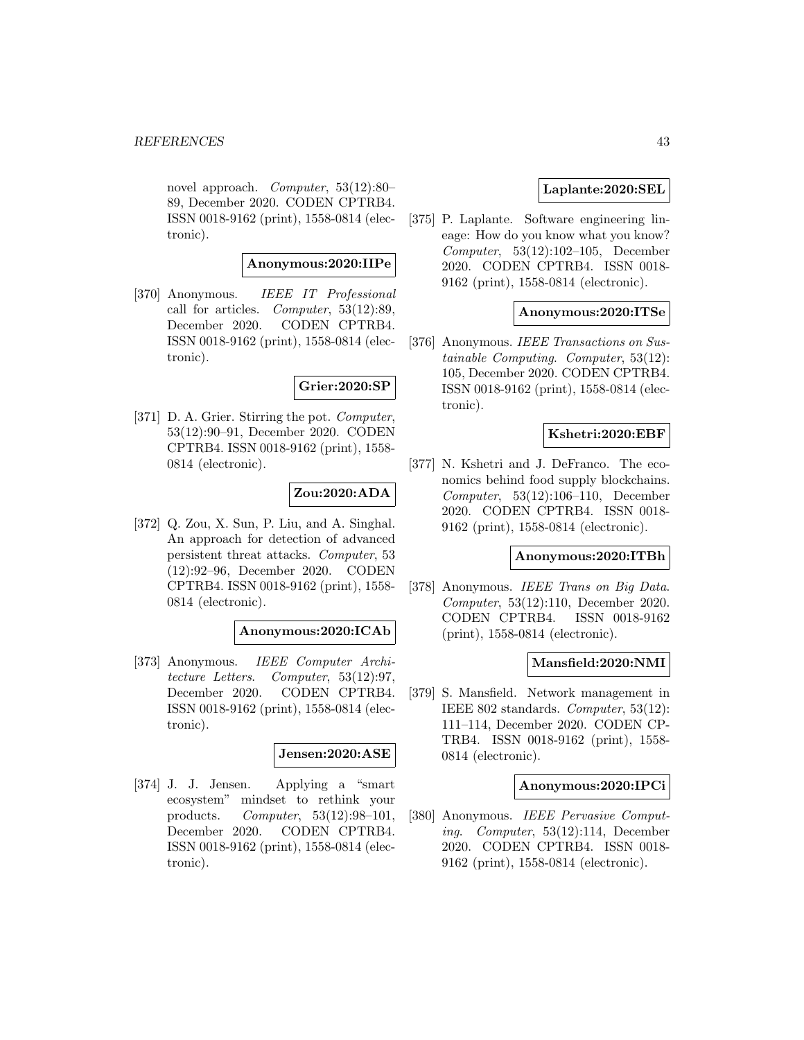novel approach. *Computer*, 53(12):80–89, December 2020. CODEN CPTRB4. ISSN 0018-9162 (print), 1558-0814 (electronic).

**Anonymous:2020:IIPe**

[370] Anonymous. *IEEE IT Professional* call for articles. *Computer*, 53(12):89, December 2020. CODEN CPTRB4. ISSN 0018-9162 (print), 1558-0814 (electronic).

**Grier:2020:SP**

[371] D. A. Grier. Stirring the pot. *Computer*, 53(12):90–91, December 2020. CODEN CPTRB4. ISSN 0018-9162 (print), 1558-0814 (electronic).

**Zou:2020:ADA**

[372] Q. Zou, X. Sun, P. Liu, and A. Singhal. An approach for detection of advanced persistent threat attacks. *Computer*, 53 (12):92–96, December 2020. CODEN CPTRB4. ISSN 0018-9162 (print), 1558-0814 (electronic).

**Anonymous:2020:ICAb**

[373] Anonymous. *IEEE Computer Architecture Letters*. *Computer*, 53(12):97, December 2020. CODEN CPTRB4. ISSN 0018-9162 (print), 1558-0814 (electronic).

**Jensen:2020:ASE**

[374] J. J. Jensen. Applying a "smart ecosystem" mindset to rethink your products. *Computer*, 53(12):98–101, December 2020. CODEN CPTRB4. ISSN 0018-9162 (print), 1558-0814 (electronic).

**Laplante:2020:SEL**

[375] P. Laplante. Software engineering lineage: How do you know what you know? *Computer*, 53(12):102–105, December 2020. CODEN CPTRB4. ISSN 0018-9162 (print), 1558-0814 (electronic).

**Anonymous:2020:ITSe**

[376] Anonymous. *IEEE Transactions on Sustainable Computing*. *Computer*, 53(12): 105, December 2020. CODEN CPTRB4. ISSN 0018-9162 (print), 1558-0814 (electronic).

**Kshetri:2020:EBF**

[377] N. Kshetri and J. DeFranco. The economics behind food supply blockchains. *Computer*, 53(12):106–110, December 2020. CODEN CPTRB4. ISSN 0018-9162 (print), 1558-0814 (electronic).

**Anonymous:2020:ITBh**

[378] Anonymous. *IEEE Trans on Big Data*. *Computer*, 53(12):110, December 2020. CODEN CPTRB4. ISSN 0018-9162 (print), 1558-0814 (electronic).

**Mansfield:2020:NMI**

[379] S. Mansfield. Network management in IEEE 802 standards. *Computer*, 53(12): 111–114, December 2020. CODEN CPTRB4. ISSN 0018-9162 (print), 1558-0814 (electronic).

**Anonymous:2020:IPCi**

[380] Anonymous. *IEEE Pervasive Computing*. *Computer*, 53(12):114, December 2020. CODEN CPTRB4. ISSN 0018-9162 (print), 1558-0814 (electronic).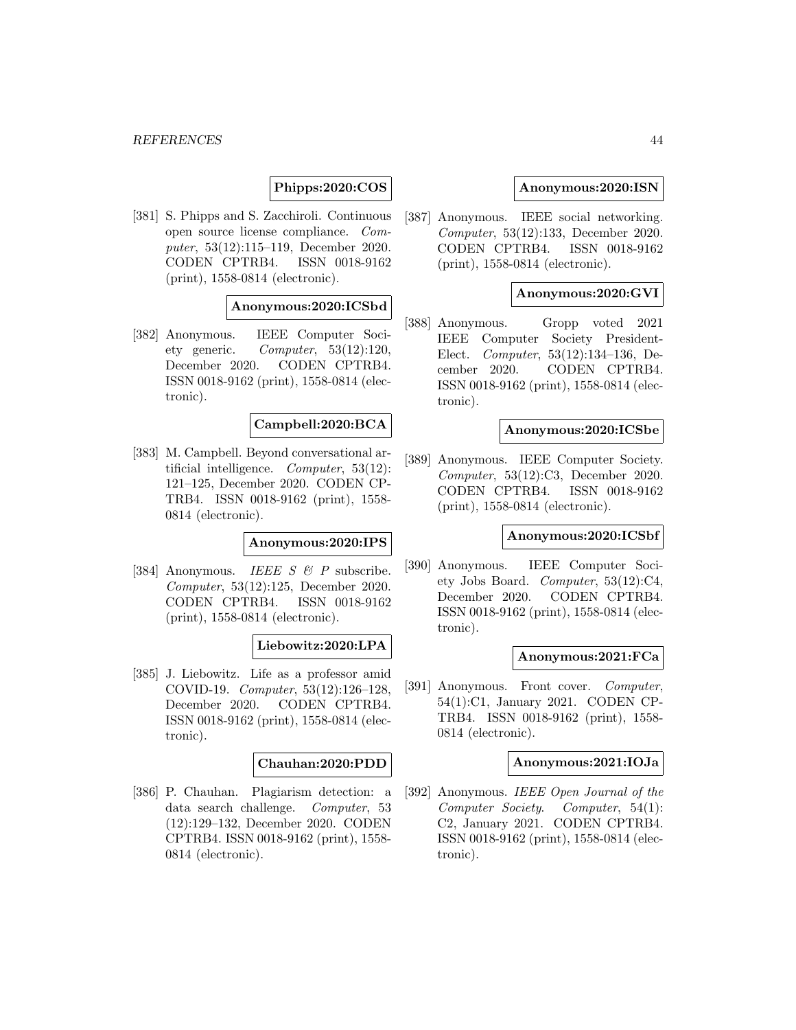**Phipps:2020:COS**

[381] S. Phipps and S. Zacchiroli. Continuous open source license compliance. *Computer*, 53(12):115–119, December 2020. CODEN CPTRB4. ISSN 0018-9162 (print), 1558-0814 (electronic).

**Anonymous:2020:ICSbd**

[382] Anonymous. IEEE Computer Society generic. *Computer*, 53(12):120, December 2020. CODEN CPTRB4. ISSN 0018-9162 (print), 1558-0814 (electronic).

**Campbell:2020:BCA**

[383] M. Campbell. Beyond conversational artificial intelligence. *Computer*, 53(12): 121–125, December 2020. CODEN CPTRB4. ISSN 0018-9162 (print), 1558-0814 (electronic).

**Anonymous:2020:IPS**

[384] Anonymous. *IEEE S & P* subscribe. *Computer*, 53(12):125, December 2020. CODEN CPTRB4. ISSN 0018-9162 (print), 1558-0814 (electronic).

**Liebowitz:2020:LPA**

[385] J. Liebowitz. Life as a professor amid COVID-19. *Computer*, 53(12):126–128, December 2020. CODEN CPTRB4. ISSN 0018-9162 (print), 1558-0814 (electronic).

**Chauhan:2020:PDD**

[386] P. Chauhan. Plagiarism detection: a data search challenge. *Computer*, 53 (12):129–132, December 2020. CODEN CPTRB4. ISSN 0018-9162 (print), 1558-0814 (electronic).

**Anonymous:2020:ISN**

[387] Anonymous. IEEE social networking. *Computer*, 53(12):133, December 2020. CODEN CPTRB4. ISSN 0018-9162 (print), 1558-0814 (electronic).

**Anonymous:2020:GVI**

[388] Anonymous. Gropp voted 2021 IEEE Computer Society President-Elect. *Computer*, 53(12):134–136, December 2020. CODEN CPTRB4. ISSN 0018-9162 (print), 1558-0814 (electronic).

**Anonymous:2020:ICSbe**

[389] Anonymous. IEEE Computer Society. *Computer*, 53(12):C3, December 2020. CODEN CPTRB4. ISSN 0018-9162 (print), 1558-0814 (electronic).

**Anonymous:2020:ICSbf**

[390] Anonymous. IEEE Computer Society Jobs Board. *Computer*, 53(12):C4, December 2020. CODEN CPTRB4. ISSN 0018-9162 (print), 1558-0814 (electronic).

**Anonymous:2021:FCa**

[391] Anonymous. Front cover. *Computer*, 54(1):C1, January 2021. CODEN CPTRB4. ISSN 0018-9162 (print), 1558-0814 (electronic).

**Anonymous:2021:IOJa**

[392] Anonymous. *IEEE Open Journal of the Computer Society*. *Computer*, 54(1): C2, January 2021. CODEN CPTRB4. ISSN 0018-9162 (print), 1558-0814 (electronic).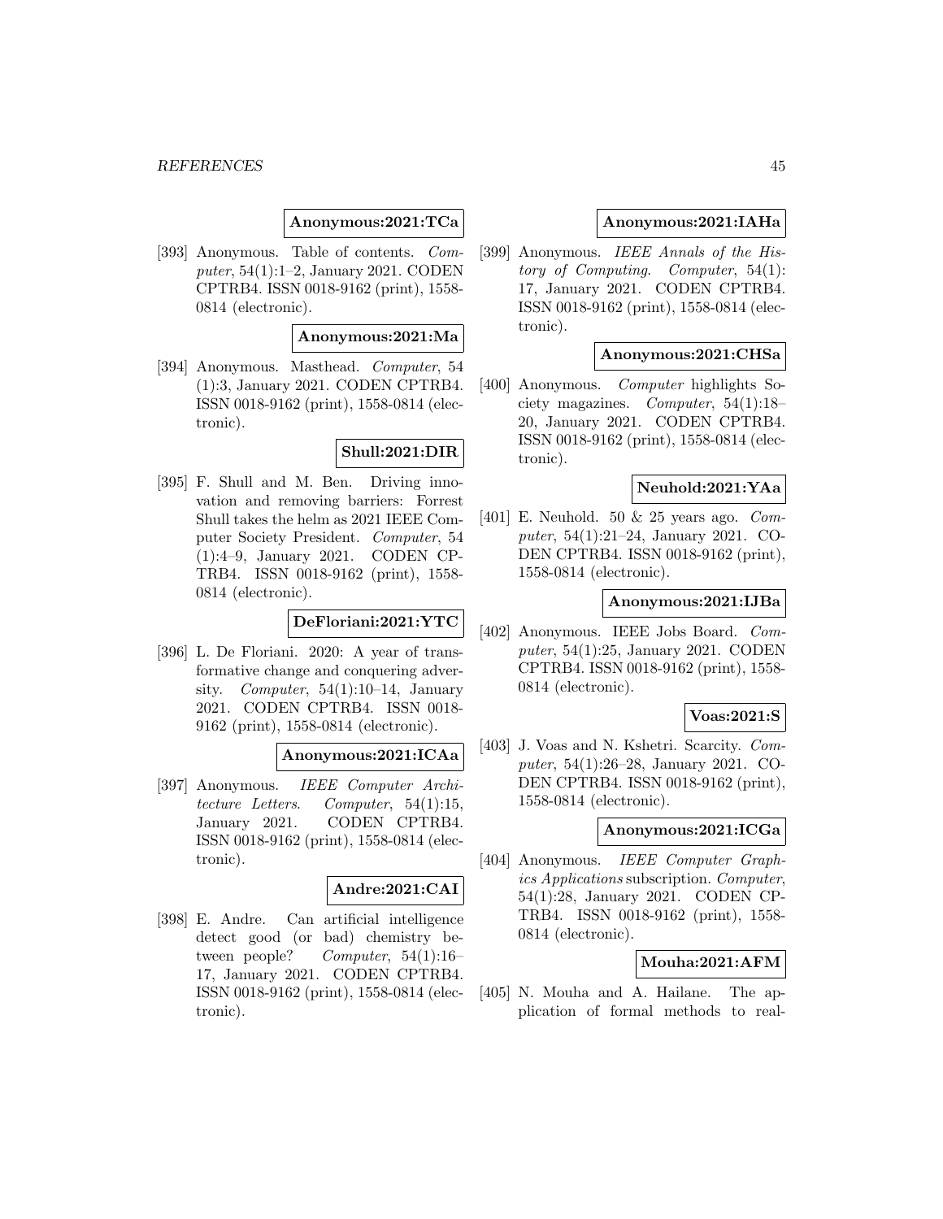**Anonymous:2021:TCa**

[393] Anonymous. Table of contents. *Computer*, 54(1):1–2, January 2021. CODEN CPTRB4. ISSN 0018-9162 (print), 1558-0814 (electronic).

**Anonymous:2021:Ma**

[394] Anonymous. Masthead. *Computer*, 54 (1):3, January 2021. CODEN CPTRB4. ISSN 0018-9162 (print), 1558-0814 (electronic).

**Shull:2021:DIR**

[395] F. Shull and M. Ben. Driving innovation and removing barriers: Forrest Shull takes the helm as 2021 IEEE Computer Society President. *Computer*, 54 (1):4–9, January 2021. CODEN CPTRB4. ISSN 0018-9162 (print), 1558-0814 (electronic).

**DeFloriani:2021:YTC**

[396] L. De Floriani. 2020: A year of transformative change and conquering adversity. *Computer*, 54(1):10–14, January 2021. CODEN CPTRB4. ISSN 0018-9162 (print), 1558-0814 (electronic).

**Anonymous:2021:ICAa**

[397] Anonymous. *IEEE Computer Architecture Letters*. *Computer*, 54(1):15, January 2021. CODEN CPTRB4. ISSN 0018-9162 (print), 1558-0814 (electronic).

**Andre:2021:CAI**

[398] E. Andre. Can artificial intelligence detect good (or bad) chemistry between people? *Computer*, 54(1):16–17, January 2021. CODEN CPTRB4. ISSN 0018-9162 (print), 1558-0814 (electronic).

**Anonymous:2021:IAHa**

[399] Anonymous. *IEEE Annals of the History of Computing*. *Computer*, 54(1): 17, January 2021. CODEN CPTRB4. ISSN 0018-9162 (print), 1558-0814 (electronic).

**Anonymous:2021:CHSa**

[400] Anonymous. *Computer* highlights Society magazines. *Computer*, 54(1):18–20, January 2021. CODEN CPTRB4. ISSN 0018-9162 (print), 1558-0814 (electronic).

**Neuhold:2021:YAa**

[401] E. Neuhold. 50 & 25 years ago. *Computer*, 54(1):21–24, January 2021. CODEN CPTRB4. ISSN 0018-9162 (print), 1558-0814 (electronic).

**Anonymous:2021:IJBa**

[402] Anonymous. IEEE Jobs Board. *Computer*, 54(1):25, January 2021. CODEN CPTRB4. ISSN 0018-9162 (print), 1558-0814 (electronic).

**Voas:2021:S**

[403] J. Voas and N. Kshetri. Scarcity. *Computer*, 54(1):26–28, January 2021. CODEN CPTRB4. ISSN 0018-9162 (print), 1558-0814 (electronic).

**Anonymous:2021:ICGa**

[404] Anonymous. *IEEE Computer Graphics Applications* subscription. *Computer*, 54(1):28, January 2021. CODEN CPTRB4. ISSN 0018-9162 (print), 1558-0814 (electronic).

**Mouha:2021:AFM**

[405] N. Mouha and A. Hailane. The application of formal methods to real-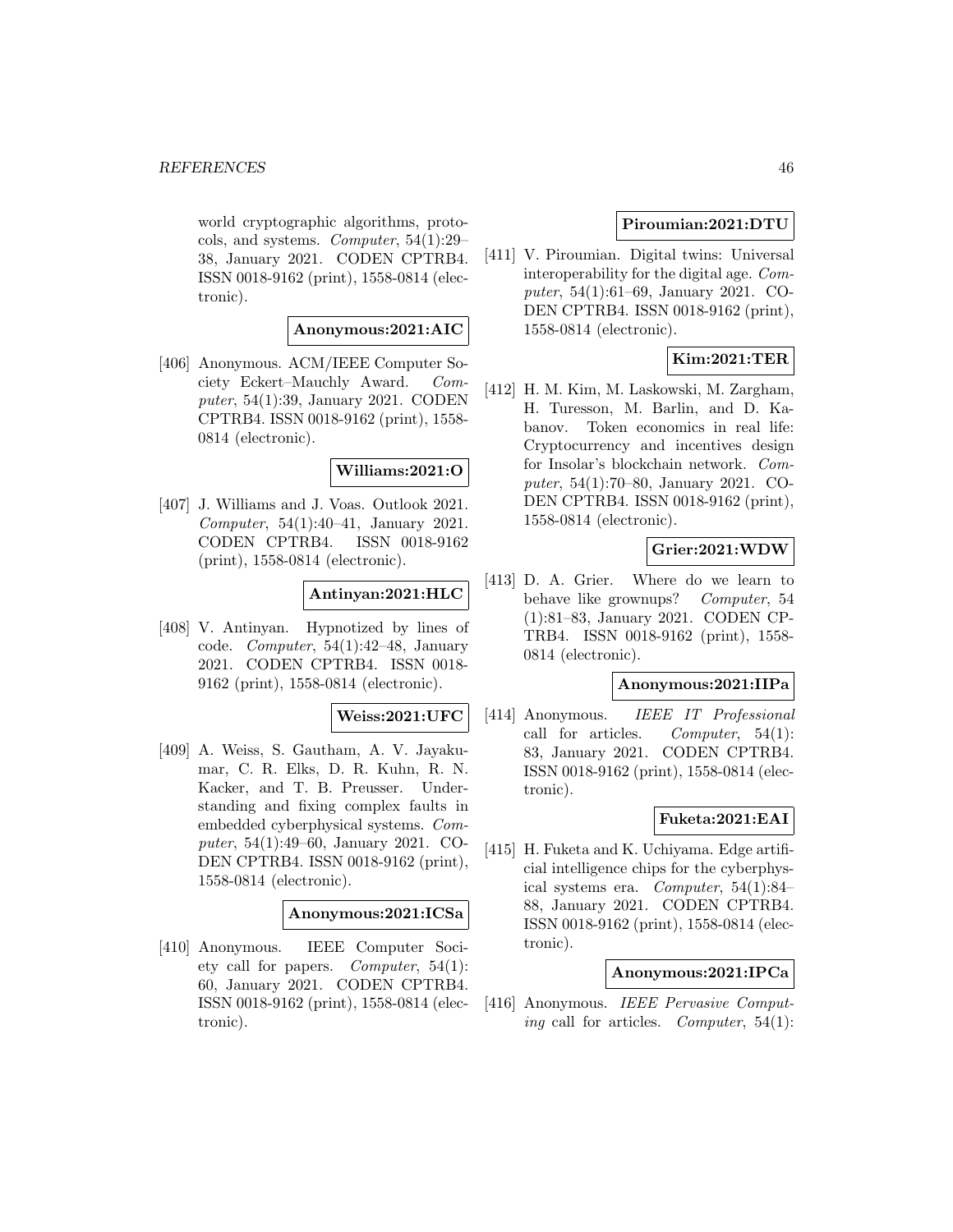world cryptographic algorithms, protocols, and systems. *Computer*, 54(1):29–38, January 2021. CODEN CPTRB4. ISSN 0018-9162 (print), 1558-0814 (electronic).

**Anonymous:2021:AIC**

[406] Anonymous. ACM/IEEE Computer Society Eckert–Mauchly Award. *Computer*, 54(1):39, January 2021. CODEN CPTRB4. ISSN 0018-9162 (print), 1558-0814 (electronic).

**Williams:2021:O**

[407] J. Williams and J. Voas. Outlook 2021. *Computer*, 54(1):40–41, January 2021. CODEN CPTRB4. ISSN 0018-9162 (print), 1558-0814 (electronic).

**Antinyan:2021:HLC**

[408] V. Antinyan. Hypnotized by lines of code. *Computer*, 54(1):42–48, January 2021. CODEN CPTRB4. ISSN 0018-9162 (print), 1558-0814 (electronic).

**Weiss:2021:UFC**

[409] A. Weiss, S. Gautham, A. V. Jayakumar, C. R. Elks, D. R. Kuhn, R. N. Kacker, and T. B. Preusser. Understanding and fixing complex faults in embedded cyberphysical systems. *Computer*, 54(1):49–60, January 2021. CODEN CPTRB4. ISSN 0018-9162 (print), 1558-0814 (electronic).

**Anonymous:2021:ICSa**

[410] Anonymous. IEEE Computer Society call for papers. *Computer*, 54(1): 60, January 2021. CODEN CPTRB4. ISSN 0018-9162 (print), 1558-0814 (electronic).

**Piroumian:2021:DTU**

[411] V. Piroumian. Digital twins: Universal interoperability for the digital age. *Computer*, 54(1):61–69, January 2021. CODEN CPTRB4. ISSN 0018-9162 (print), 1558-0814 (electronic).

**Kim:2021:TER**

[412] H. M. Kim, M. Laskowski, M. Zargham, H. Turesson, M. Barlin, and D. Kabanov. Token economics in real life: Cryptocurrency and incentives design for Insolar's blockchain network. *Computer*, 54(1):70–80, January 2021. CODEN CPTRB4. ISSN 0018-9162 (print), 1558-0814 (electronic).

**Grier:2021:WDW**

[413] D. A. Grier. Where do we learn to behave like grownups? *Computer*, 54 (1):81–83, January 2021. CODEN CPTRB4. ISSN 0018-9162 (print), 1558-0814 (electronic).

**Anonymous:2021:IIPa**

[414] Anonymous. *IEEE IT Professional* call for articles. *Computer*, 54(1): 83, January 2021. CODEN CPTRB4. ISSN 0018-9162 (print), 1558-0814 (electronic).

**Fuketa:2021:EAI**

[415] H. Fuketa and K. Uchiyama. Edge artificial intelligence chips for the cyberphysical systems era. *Computer*, 54(1):84–88, January 2021. CODEN CPTRB4. ISSN 0018-9162 (print), 1558-0814 (electronic).

**Anonymous:2021:IPCa**

[416] Anonymous. *IEEE Pervasive Computing* call for articles. *Computer*, 54(1):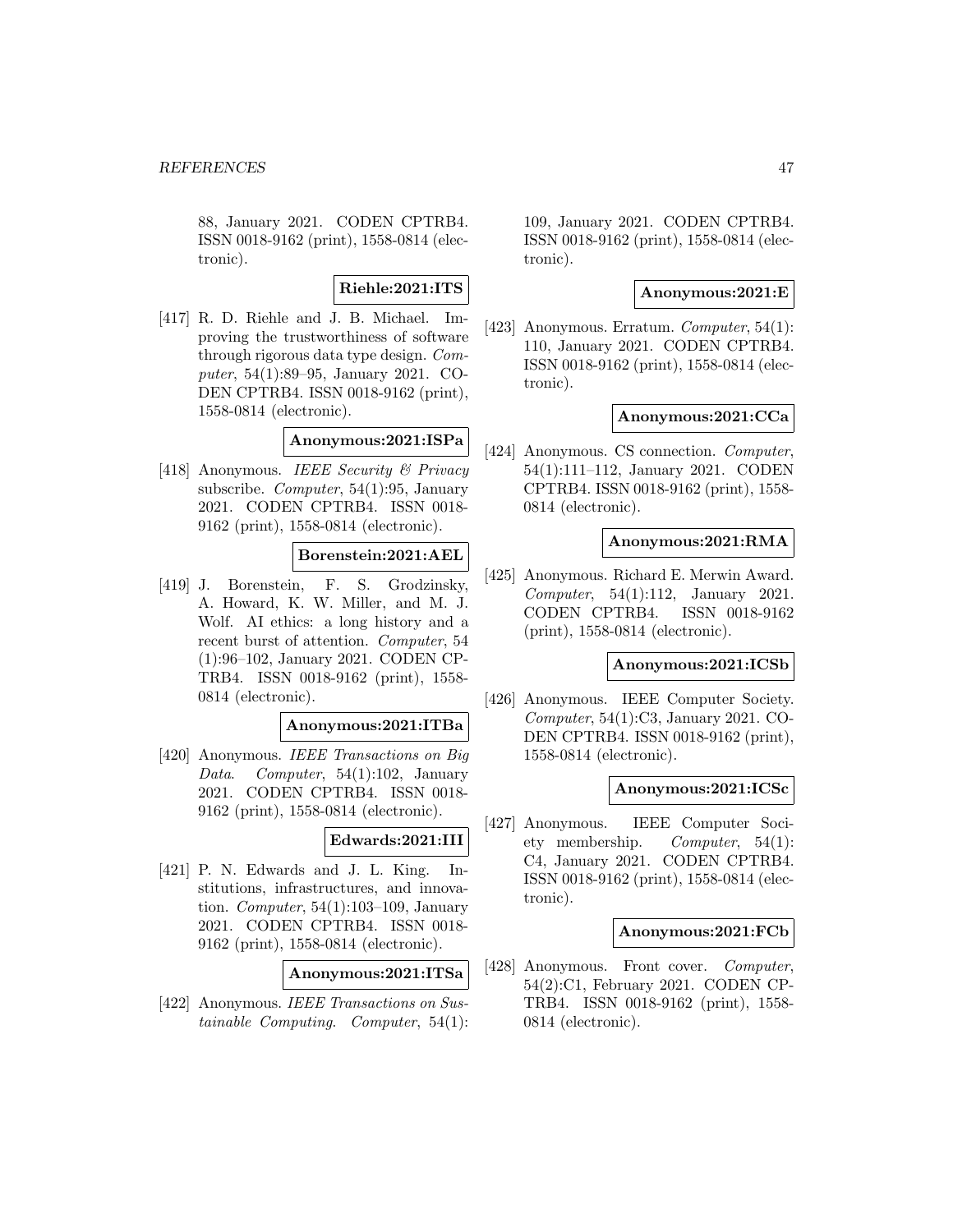88, January 2021. CODEN CPTRB4. ISSN 0018-9162 (print), 1558-0814 (electronic).

**Riehle:2021:ITS**

[417] R. D. Riehle and J. B. Michael. Improving the trustworthiness of software through rigorous data type design. *Computer*, 54(1):89–95, January 2021. CODEN CPTRB4. ISSN 0018-9162 (print), 1558-0814 (electronic).

**Anonymous:2021:ISPa**

[418] Anonymous. *IEEE Security & Privacy* subscribe. *Computer*, 54(1):95, January 2021. CODEN CPTRB4. ISSN 0018-9162 (print), 1558-0814 (electronic).

**Borenstein:2021:AEL**

[419] J. Borenstein, F. S. Grodzinsky, A. Howard, K. W. Miller, and M. J. Wolf. AI ethics: a long history and a recent burst of attention. *Computer*, 54 (1):96–102, January 2021. CODEN CPTRB4. ISSN 0018-9162 (print), 1558-0814 (electronic).

**Anonymous:2021:ITBa**

[420] Anonymous. *IEEE Transactions on Big Data*. *Computer*, 54(1):102, January 2021. CODEN CPTRB4. ISSN 0018-9162 (print), 1558-0814 (electronic).

**Edwards:2021:III**

[421] P. N. Edwards and J. L. King. Institutions, infrastructures, and innovation. *Computer*, 54(1):103–109, January 2021. CODEN CPTRB4. ISSN 0018-9162 (print), 1558-0814 (electronic).

**Anonymous:2021:ITSa**

[422] Anonymous. *IEEE Transactions on Sustainable Computing*. *Computer*, 54(1): 109, January 2021. CODEN CPTRB4. ISSN 0018-9162 (print), 1558-0814 (electronic).

**Anonymous:2021:E**

[423] Anonymous. Erratum. *Computer*, 54(1): 110, January 2021. CODEN CPTRB4. ISSN 0018-9162 (print), 1558-0814 (electronic).

**Anonymous:2021:CCa**

[424] Anonymous. CS connection. *Computer*, 54(1):111–112, January 2021. CODEN CPTRB4. ISSN 0018-9162 (print), 1558-0814 (electronic).

**Anonymous:2021:RMA**

[425] Anonymous. Richard E. Merwin Award. *Computer*, 54(1):112, January 2021. CODEN CPTRB4. ISSN 0018-9162 (print), 1558-0814 (electronic).

**Anonymous:2021:ICSb**

[426] Anonymous. IEEE Computer Society. *Computer*, 54(1):C3, January 2021. CODEN CPTRB4. ISSN 0018-9162 (print), 1558-0814 (electronic).

**Anonymous:2021:ICSc**

[427] Anonymous. IEEE Computer Society membership. *Computer*, 54(1): C4, January 2021. CODEN CPTRB4. ISSN 0018-9162 (print), 1558-0814 (electronic).

**Anonymous:2021:FCb**

[428] Anonymous. Front cover. *Computer*, 54(2):C1, February 2021. CODEN CPTRB4. ISSN 0018-9162 (print), 1558-0814 (electronic).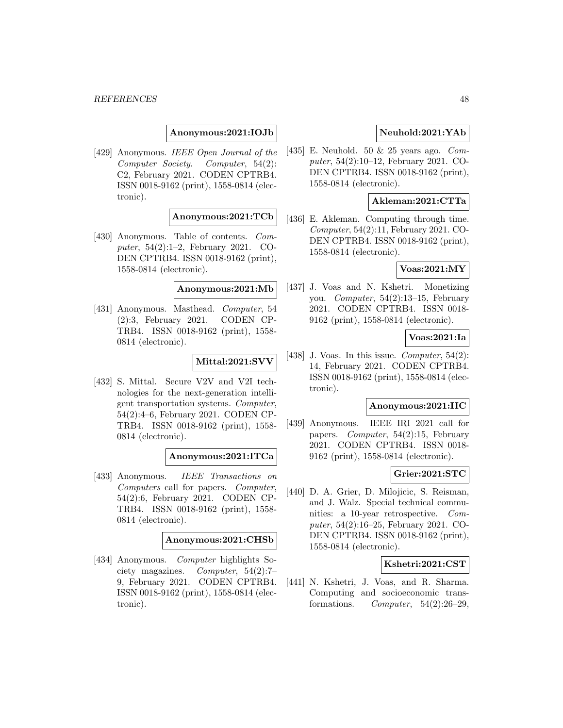**Anonymous:2021:IOJb**

[429] Anonymous. *IEEE Open Journal of the Computer Society*. *Computer*, 54(2): C2, February 2021. CODEN CPTRB4. ISSN 0018-9162 (print), 1558-0814 (electronic).

**Anonymous:2021:TCb**

[430] Anonymous. Table of contents. *Computer*, 54(2):1–2, February 2021. CODEN CPTRB4. ISSN 0018-9162 (print), 1558-0814 (electronic).

**Anonymous:2021:Mb**

[431] Anonymous. Masthead. *Computer*, 54 (2):3, February 2021. CODEN CPTRB4. ISSN 0018-9162 (print), 1558-0814 (electronic).

**Mittal:2021:SVV**

[432] S. Mittal. Secure V2V and V2I technologies for the next-generation intelligent transportation systems. *Computer*, 54(2):4–6, February 2021. CODEN CPTRB4. ISSN 0018-9162 (print), 1558-0814 (electronic).

**Anonymous:2021:ITCa**

[433] Anonymous. *IEEE Transactions on Computers* call for papers. *Computer*, 54(2):6, February 2021. CODEN CPTRB4. ISSN 0018-9162 (print), 1558-0814 (electronic).

**Anonymous:2021:CHSb**

[434] Anonymous. *Computer* highlights Society magazines. *Computer*, 54(2):7–9, February 2021. CODEN CPTRB4. ISSN 0018-9162 (print), 1558-0814 (electronic).

**Neuhold:2021:YAb**

[435] E. Neuhold. 50 & 25 years ago. *Computer*, 54(2):10–12, February 2021. CODEN CPTRB4. ISSN 0018-9162 (print), 1558-0814 (electronic).

**Akleman:2021:CTTa**

[436] E. Akleman. Computing through time. *Computer*, 54(2):11, February 2021. CODEN CPTRB4. ISSN 0018-9162 (print), 1558-0814 (electronic).

**Voas:2021:MY**

[437] J. Voas and N. Kshetri. Monetizing you. *Computer*, 54(2):13–15, February 2021. CODEN CPTRB4. ISSN 0018-9162 (print), 1558-0814 (electronic).

**Voas:2021:Ia**

[438] J. Voas. In this issue. *Computer*, 54(2): 14, February 2021. CODEN CPTRB4. ISSN 0018-9162 (print), 1558-0814 (electronic).

**Anonymous:2021:IIC**

[439] Anonymous. IEEE IRI 2021 call for papers. *Computer*, 54(2):15, February 2021. CODEN CPTRB4. ISSN 0018-9162 (print), 1558-0814 (electronic).

**Grier:2021:STC**

[440] D. A. Grier, D. Milojicic, S. Reisman, and J. Walz. Special technical communities: a 10-year retrospective. *Computer*, 54(2):16–25, February 2021. CODEN CPTRB4. ISSN 0018-9162 (print), 1558-0814 (electronic).

**Kshetri:2021:CST**

[441] N. Kshetri, J. Voas, and R. Sharma. Computing and socioeconomic transformations. *Computer*, 54(2):26–29,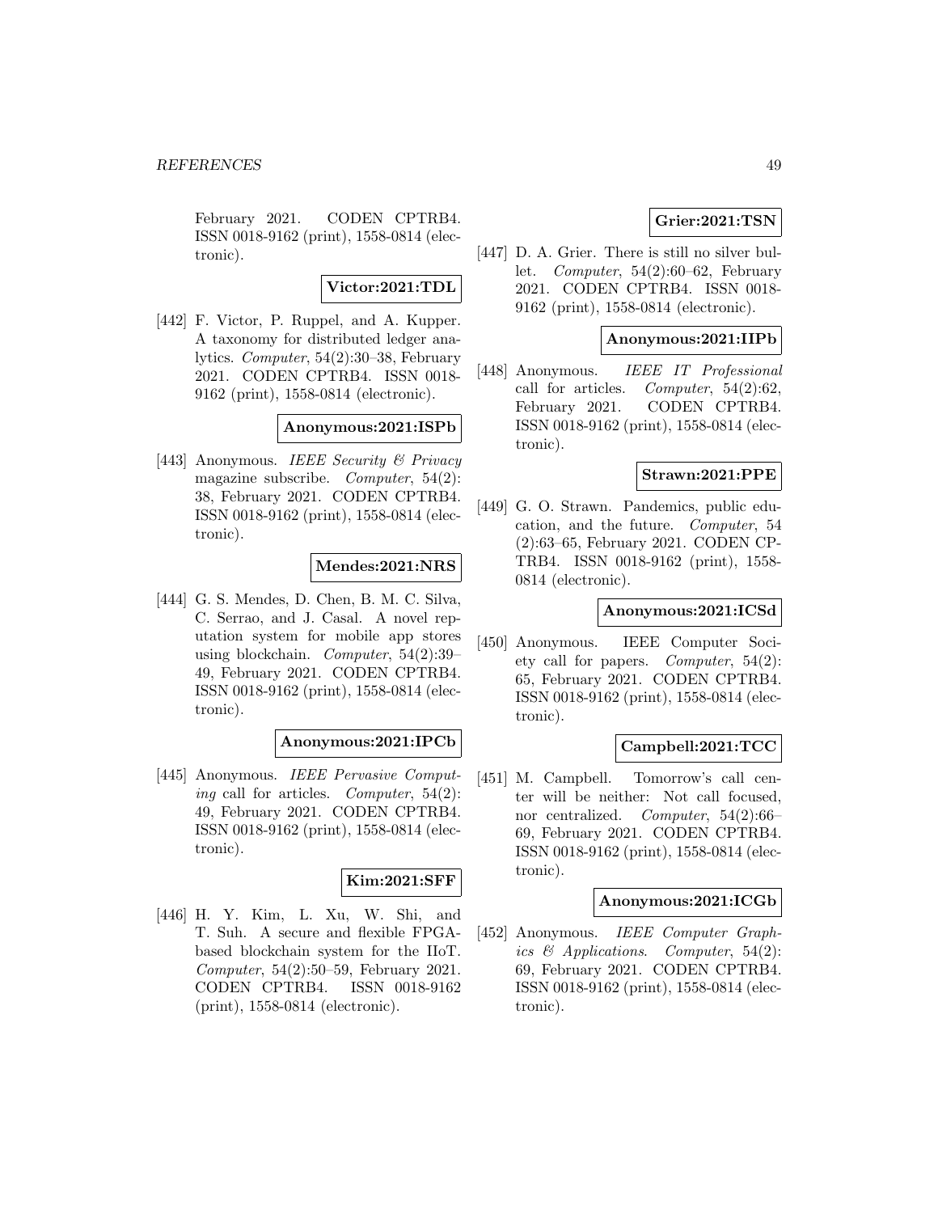February 2021. CODEN CPTRB4. ISSN 0018-9162 (print), 1558-0814 (electronic).

**Victor:2021:TDL**

[442] F. Victor, P. Ruppel, and A. Kupper. A taxonomy for distributed ledger analytics. *Computer*, 54(2):30–38, February 2021. CODEN CPTRB4. ISSN 0018-9162 (print), 1558-0814 (electronic).

**Anonymous:2021:ISPb**

[443] Anonymous. *IEEE Security & Privacy* magazine subscribe. *Computer*, 54(2): 38, February 2021. CODEN CPTRB4. ISSN 0018-9162 (print), 1558-0814 (electronic).

**Mendes:2021:NRS**

[444] G. S. Mendes, D. Chen, B. M. C. Silva, C. Serrao, and J. Casal. A novel reputation system for mobile app stores using blockchain. *Computer*, 54(2):39–49, February 2021. CODEN CPTRB4. ISSN 0018-9162 (print), 1558-0814 (electronic).

**Anonymous:2021:IPCb**

[445] Anonymous. *IEEE Pervasive Computing* call for articles. *Computer*, 54(2): 49, February 2021. CODEN CPTRB4. ISSN 0018-9162 (print), 1558-0814 (electronic).

**Kim:2021:SFF**

[446] H. Y. Kim, L. Xu, W. Shi, and T. Suh. A secure and flexible FPGA-based blockchain system for the IIoT. *Computer*, 54(2):50–59, February 2021. CODEN CPTRB4. ISSN 0018-9162 (print), 1558-0814 (electronic).

**Grier:2021:TSN**

[447] D. A. Grier. There is still no silver bullet. *Computer*, 54(2):60–62, February 2021. CODEN CPTRB4. ISSN 0018-9162 (print), 1558-0814 (electronic).

**Anonymous:2021:IIPb**

[448] Anonymous. *IEEE IT Professional* call for articles. *Computer*, 54(2):62, February 2021. CODEN CPTRB4. ISSN 0018-9162 (print), 1558-0814 (electronic).

**Strawn:2021:PPE**

[449] G. O. Strawn. Pandemics, public education, and the future. *Computer*, 54 (2):63–65, February 2021. CODEN CPTRB4. ISSN 0018-9162 (print), 1558-0814 (electronic).

**Anonymous:2021:ICSd**

[450] Anonymous. IEEE Computer Society call for papers. *Computer*, 54(2): 65, February 2021. CODEN CPTRB4. ISSN 0018-9162 (print), 1558-0814 (electronic).

**Campbell:2021:TCC**

[451] M. Campbell. Tomorrow's call center will be neither: Not call focused, nor centralized. *Computer*, 54(2):66–69, February 2021. CODEN CPTRB4. ISSN 0018-9162 (print), 1558-0814 (electronic).

**Anonymous:2021:ICGb**

[452] Anonymous. *IEEE Computer Graphics & Applications*. *Computer*, 54(2): 69, February 2021. CODEN CPTRB4. ISSN 0018-9162 (print), 1558-0814 (electronic).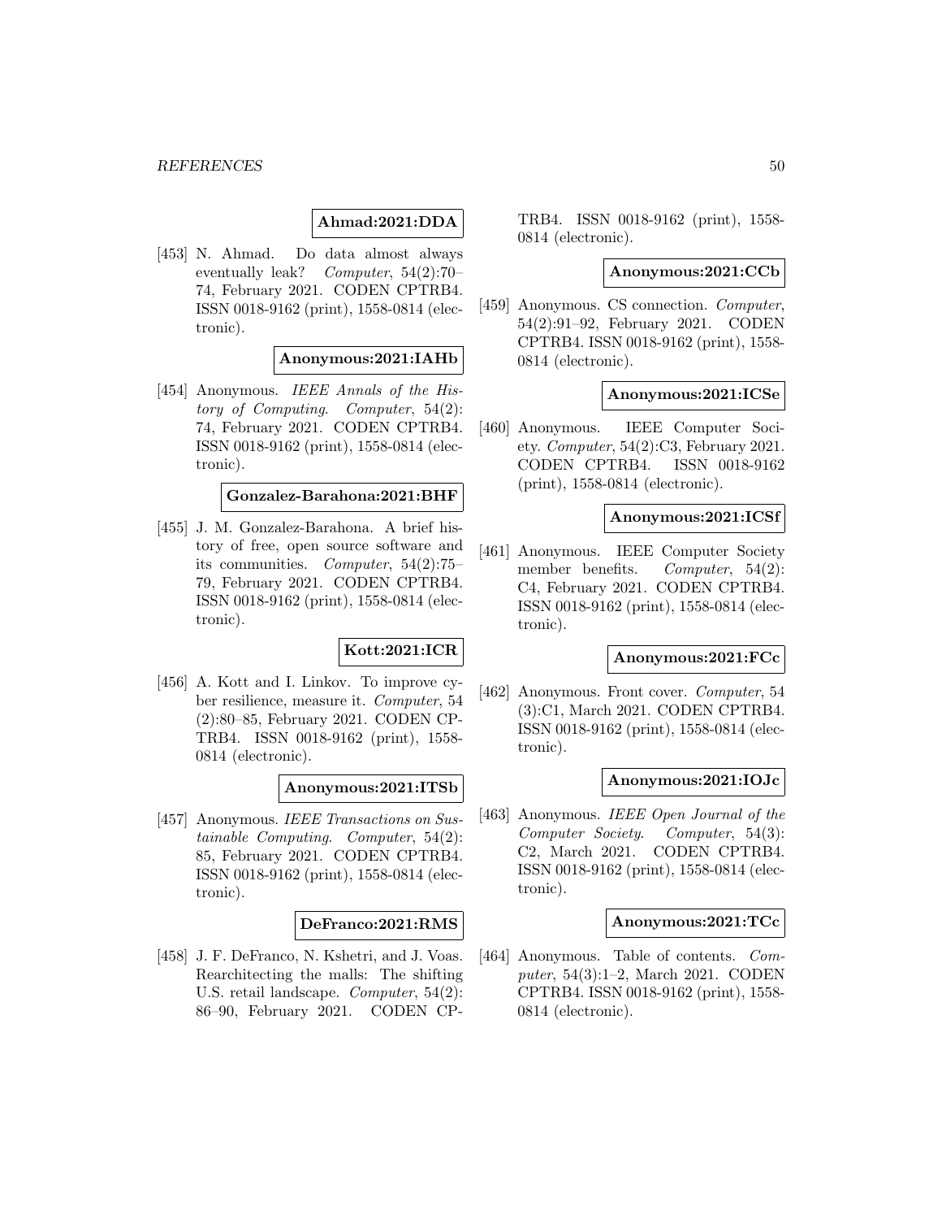**Ahmad:2021:DDA**

[453] N. Ahmad. Do data almost always eventually leak? *Computer*, 54(2):70–74, February 2021. CODEN CPTRB4. ISSN 0018-9162 (print), 1558-0814 (electronic).

**Anonymous:2021:IAHb**

[454] Anonymous. *IEEE Annals of the History of Computing*. *Computer*, 54(2): 74, February 2021. CODEN CPTRB4. ISSN 0018-9162 (print), 1558-0814 (electronic).

**Gonzalez-Barahona:2021:BHF**

[455] J. M. Gonzalez-Barahona. A brief history of free, open source software and its communities. *Computer*, 54(2):75–79, February 2021. CODEN CPTRB4. ISSN 0018-9162 (print), 1558-0814 (electronic).

**Kott:2021:ICR**

[456] A. Kott and I. Linkov. To improve cyber resilience, measure it. *Computer*, 54 (2):80–85, February 2021. CODEN CPTRB4. ISSN 0018-9162 (print), 1558-0814 (electronic).

**Anonymous:2021:ITSb**

[457] Anonymous. *IEEE Transactions on Sustainable Computing*. *Computer*, 54(2): 85, February 2021. CODEN CPTRB4. ISSN 0018-9162 (print), 1558-0814 (electronic).

**DeFranco:2021:RMS**

[458] J. F. DeFranco, N. Kshetri, and J. Voas. Rearchitecting the malls: The shifting U.S. retail landscape. *Computer*, 54(2): 86–90, February 2021. CODEN CPTRB4. ISSN 0018-9162 (print), 1558-0814 (electronic).

**Anonymous:2021:CCb**

[459] Anonymous. CS connection. *Computer*, 54(2):91–92, February 2021. CODEN CPTRB4. ISSN 0018-9162 (print), 1558-0814 (electronic).

**Anonymous:2021:ICSe**

[460] Anonymous. IEEE Computer Society. *Computer*, 54(2):C3, February 2021. CODEN CPTRB4. ISSN 0018-9162 (print), 1558-0814 (electronic).

**Anonymous:2021:ICSf**

[461] Anonymous. IEEE Computer Society member benefits. *Computer*, 54(2): C4, February 2021. CODEN CPTRB4. ISSN 0018-9162 (print), 1558-0814 (electronic).

**Anonymous:2021:FCc**

[462] Anonymous. Front cover. *Computer*, 54 (3):C1, March 2021. CODEN CPTRB4. ISSN 0018-9162 (print), 1558-0814 (electronic).

**Anonymous:2021:IOJc**

[463] Anonymous. *IEEE Open Journal of the Computer Society*. *Computer*, 54(3): C2, March 2021. CODEN CPTRB4. ISSN 0018-9162 (print), 1558-0814 (electronic).

**Anonymous:2021:TCc**

[464] Anonymous. Table of contents. *Computer*, 54(3):1–2, March 2021. CODEN CPTRB4. ISSN 0018-9162 (print), 1558-0814 (electronic).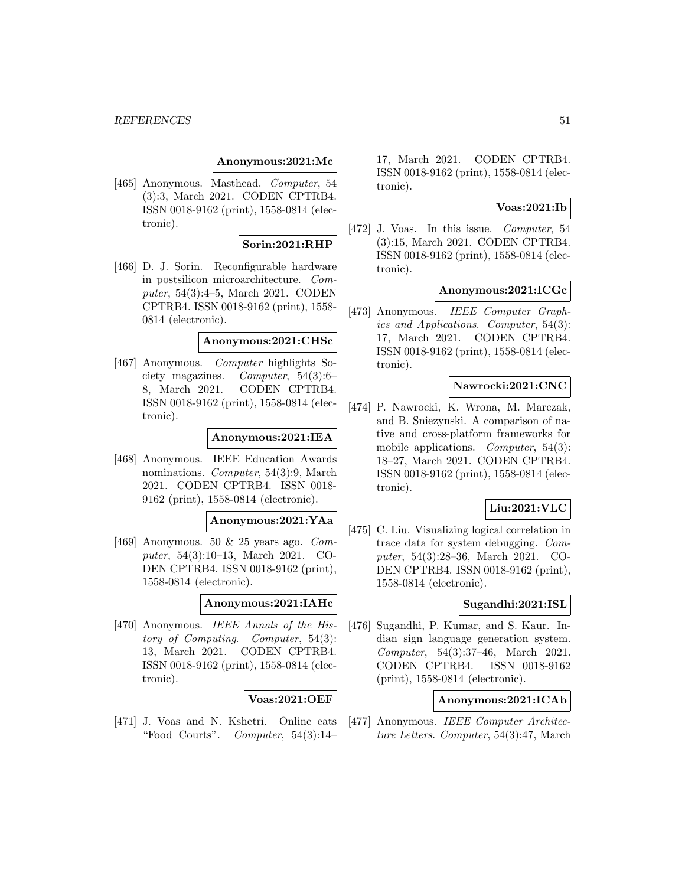**Anonymous:2021:Mc**

[465] Anonymous. Masthead. *Computer*, 54 (3):3, March 2021. CODEN CPTRB4. ISSN 0018-9162 (print), 1558-0814 (electronic).

**Sorin:2021:RHP**

[466] D. J. Sorin. Reconfigurable hardware in postsilicon microarchitecture. *Computer*, 54(3):4–5, March 2021. CODEN CPTRB4. ISSN 0018-9162 (print), 1558-0814 (electronic).

**Anonymous:2021:CHSc**

[467] Anonymous. *Computer* highlights Society magazines. *Computer*, 54(3):6–8, March 2021. CODEN CPTRB4. ISSN 0018-9162 (print), 1558-0814 (electronic).

**Anonymous:2021:IEA**

[468] Anonymous. IEEE Education Awards nominations. *Computer*, 54(3):9, March 2021. CODEN CPTRB4. ISSN 0018-9162 (print), 1558-0814 (electronic).

**Anonymous:2021:YAa**

[469] Anonymous. 50 & 25 years ago. *Computer*, 54(3):10–13, March 2021. CODEN CPTRB4. ISSN 0018-9162 (print), 1558-0814 (electronic).

**Anonymous:2021:IAHc**

[470] Anonymous. *IEEE Annals of the History of Computing*. *Computer*, 54(3): 13, March 2021. CODEN CPTRB4. ISSN 0018-9162 (print), 1558-0814 (electronic).

**Voas:2021:OEF**

[471] J. Voas and N. Kshetri. Online eats "Food Courts". *Computer*, 54(3):14–17, March 2021. CODEN CPTRB4. ISSN 0018-9162 (print), 1558-0814 (electronic).

**Voas:2021:Ib**

[472] J. Voas. In this issue. *Computer*, 54 (3):15, March 2021. CODEN CPTRB4. ISSN 0018-9162 (print), 1558-0814 (electronic).

**Anonymous:2021:ICGc**

[473] Anonymous. *IEEE Computer Graphics and Applications*. *Computer*, 54(3): 17, March 2021. CODEN CPTRB4. ISSN 0018-9162 (print), 1558-0814 (electronic).

**Nawrocki:2021:CNC**

[474] P. Nawrocki, K. Wrona, M. Marczak, and B. Sniezynski. A comparison of native and cross-platform frameworks for mobile applications. *Computer*, 54(3): 18–27, March 2021. CODEN CPTRB4. ISSN 0018-9162 (print), 1558-0814 (electronic).

**Liu:2021:VLC**

[475] C. Liu. Visualizing logical correlation in trace data for system debugging. *Computer*, 54(3):28–36, March 2021. CODEN CPTRB4. ISSN 0018-9162 (print), 1558-0814 (electronic).

**Sugandhi:2021:ISL**

[476] Sugandhi, P. Kumar, and S. Kaur. Indian sign language generation system. *Computer*, 54(3):37–46, March 2021. CODEN CPTRB4. ISSN 0018-9162 (print), 1558-0814 (electronic).

**Anonymous:2021:ICAb**

[477] Anonymous. *IEEE Computer Architecture Letters*. *Computer*, 54(3):47, March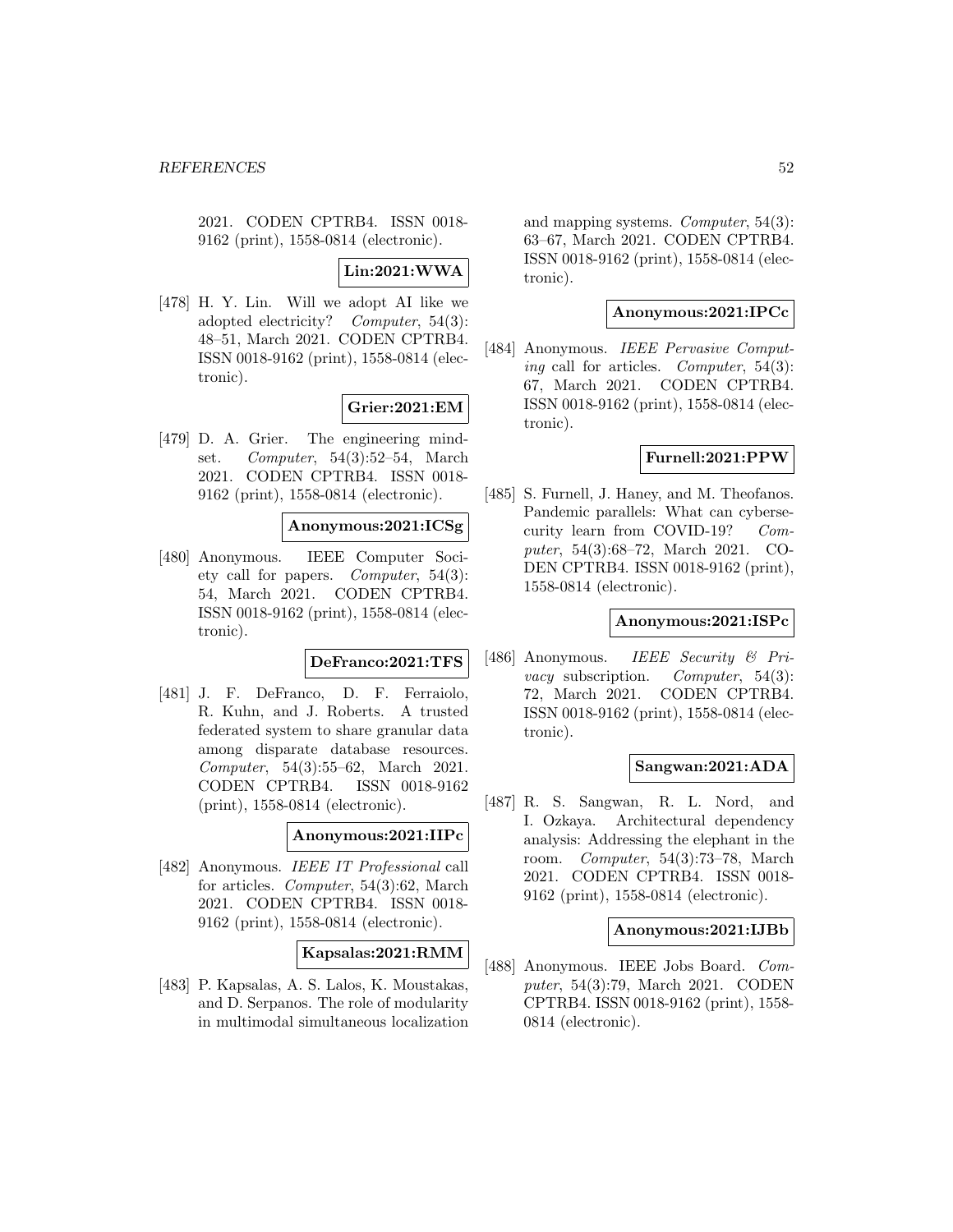2021. CODEN CPTRB4. ISSN 0018-9162 (print), 1558-0814 (electronic).

**Lin:2021:WWA**

[478] H. Y. Lin. Will we adopt AI like we adopted electricity? *Computer*, 54(3): 48–51, March 2021. CODEN CPTRB4. ISSN 0018-9162 (print), 1558-0814 (electronic).

**Grier:2021:EM**

[479] D. A. Grier. The engineering mindset. *Computer*, 54(3):52–54, March 2021. CODEN CPTRB4. ISSN 0018-9162 (print), 1558-0814 (electronic).

**Anonymous:2021:ICSg**

[480] Anonymous. IEEE Computer Society call for papers. *Computer*, 54(3): 54, March 2021. CODEN CPTRB4. ISSN 0018-9162 (print), 1558-0814 (electronic).

**DeFranco:2021:TFS**

[481] J. F. DeFranco, D. F. Ferraiolo, R. Kuhn, and J. Roberts. A trusted federated system to share granular data among disparate database resources. *Computer*, 54(3):55–62, March 2021. CODEN CPTRB4. ISSN 0018-9162 (print), 1558-0814 (electronic).

**Anonymous:2021:IIPc**

[482] Anonymous. *IEEE IT Professional* call for articles. *Computer*, 54(3):62, March 2021. CODEN CPTRB4. ISSN 0018-9162 (print), 1558-0814 (electronic).

**Kapsalas:2021:RMM**

[483] P. Kapsalas, A. S. Lalos, K. Moustakas, and D. Serpanos. The role of modularity in multimodal simultaneous localization and mapping systems. *Computer*, 54(3): 63–67, March 2021. CODEN CPTRB4. ISSN 0018-9162 (print), 1558-0814 (electronic).

**Anonymous:2021:IPCc**

[484] Anonymous. *IEEE Pervasive Computing* call for articles. *Computer*, 54(3): 67, March 2021. CODEN CPTRB4. ISSN 0018-9162 (print), 1558-0814 (electronic).

**Furnell:2021:PPW**

[485] S. Furnell, J. Haney, and M. Theofanos. Pandemic parallels: What can cybersecurity learn from COVID-19? *Computer*, 54(3):68–72, March 2021. CODEN CPTRB4. ISSN 0018-9162 (print), 1558-0814 (electronic).

**Anonymous:2021:ISPc**

[486] Anonymous. *IEEE Security & Privacy* subscription. *Computer*, 54(3): 72, March 2021. CODEN CPTRB4. ISSN 0018-9162 (print), 1558-0814 (electronic).

**Sangwan:2021:ADA**

[487] R. S. Sangwan, R. L. Nord, and I. Ozkaya. Architectural dependency analysis: Addressing the elephant in the room. *Computer*, 54(3):73–78, March 2021. CODEN CPTRB4. ISSN 0018-9162 (print), 1558-0814 (electronic).

**Anonymous:2021:IJBb**

[488] Anonymous. IEEE Jobs Board. *Computer*, 54(3):79, March 2021. CODEN CPTRB4. ISSN 0018-9162 (print), 1558-0814 (electronic).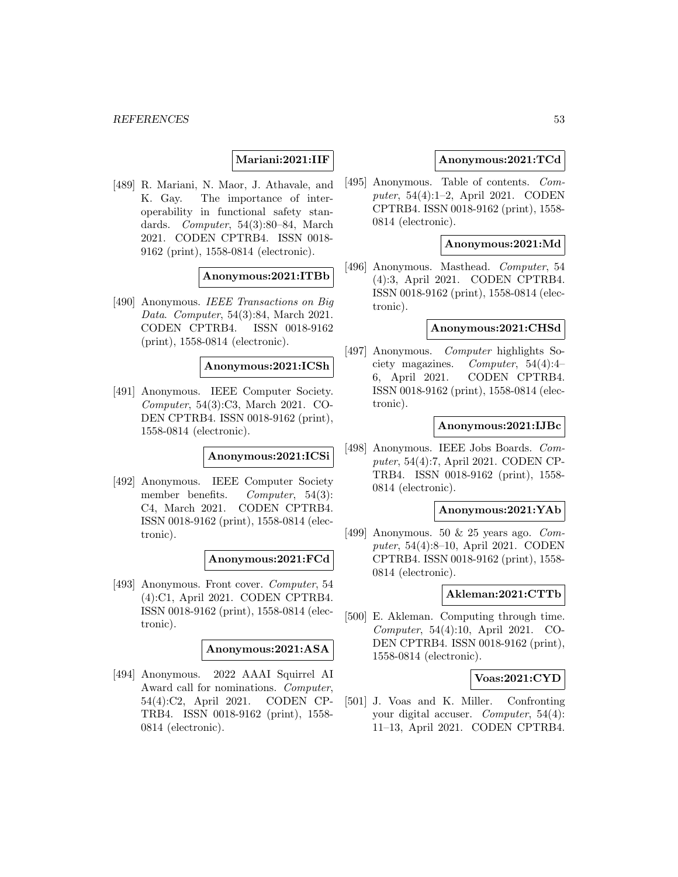**Mariani:2021:IIF**

[489] R. Mariani, N. Maor, J. Athavale, and K. Gay. The importance of interoperability in functional safety standards. *Computer*, 54(3):80–84, March 2021. CODEN CPTRB4. ISSN 0018-9162 (print), 1558-0814 (electronic).

**Anonymous:2021:ITBb**

[490] Anonymous. *IEEE Transactions on Big Data*. *Computer*, 54(3):84, March 2021. CODEN CPTRB4. ISSN 0018-9162 (print), 1558-0814 (electronic).

**Anonymous:2021:ICSh**

[491] Anonymous. IEEE Computer Society. *Computer*, 54(3):C3, March 2021. CODEN CPTRB4. ISSN 0018-9162 (print), 1558-0814 (electronic).

**Anonymous:2021:ICSi**

[492] Anonymous. IEEE Computer Society member benefits. *Computer*, 54(3): C4, March 2021. CODEN CPTRB4. ISSN 0018-9162 (print), 1558-0814 (electronic).

**Anonymous:2021:FCd**

[493] Anonymous. Front cover. *Computer*, 54 (4):C1, April 2021. CODEN CPTRB4. ISSN 0018-9162 (print), 1558-0814 (electronic).

**Anonymous:2021:ASA**

[494] Anonymous. 2022 AAAI Squirrel AI Award call for nominations. *Computer*, 54(4):C2, April 2021. CODEN CPTRB4. ISSN 0018-9162 (print), 1558-0814 (electronic).

**Anonymous:2021:TCd**

[495] Anonymous. Table of contents. *Computer*, 54(4):1–2, April 2021. CODEN CPTRB4. ISSN 0018-9162 (print), 1558-0814 (electronic).

**Anonymous:2021:Md**

[496] Anonymous. Masthead. *Computer*, 54 (4):3, April 2021. CODEN CPTRB4. ISSN 0018-9162 (print), 1558-0814 (electronic).

**Anonymous:2021:CHSd**

[497] Anonymous. *Computer* highlights Society magazines. *Computer*, 54(4):4–6, April 2021. CODEN CPTRB4. ISSN 0018-9162 (print), 1558-0814 (electronic).

**Anonymous:2021:IJBc**

[498] Anonymous. IEEE Jobs Boards. *Computer*, 54(4):7, April 2021. CODEN CPTRB4. ISSN 0018-9162 (print), 1558-0814 (electronic).

**Anonymous:2021:YAb**

[499] Anonymous. 50 & 25 years ago. *Computer*, 54(4):8–10, April 2021. CODEN CPTRB4. ISSN 0018-9162 (print), 1558-0814 (electronic).

**Akleman:2021:CTTb**

[500] E. Akleman. Computing through time. *Computer*, 54(4):10, April 2021. CODEN CPTRB4. ISSN 0018-9162 (print), 1558-0814 (electronic).

**Voas:2021:CYD**

[501] J. Voas and K. Miller. Confronting your digital accuser. *Computer*, 54(4): 11–13, April 2021. CODEN CPTRB4.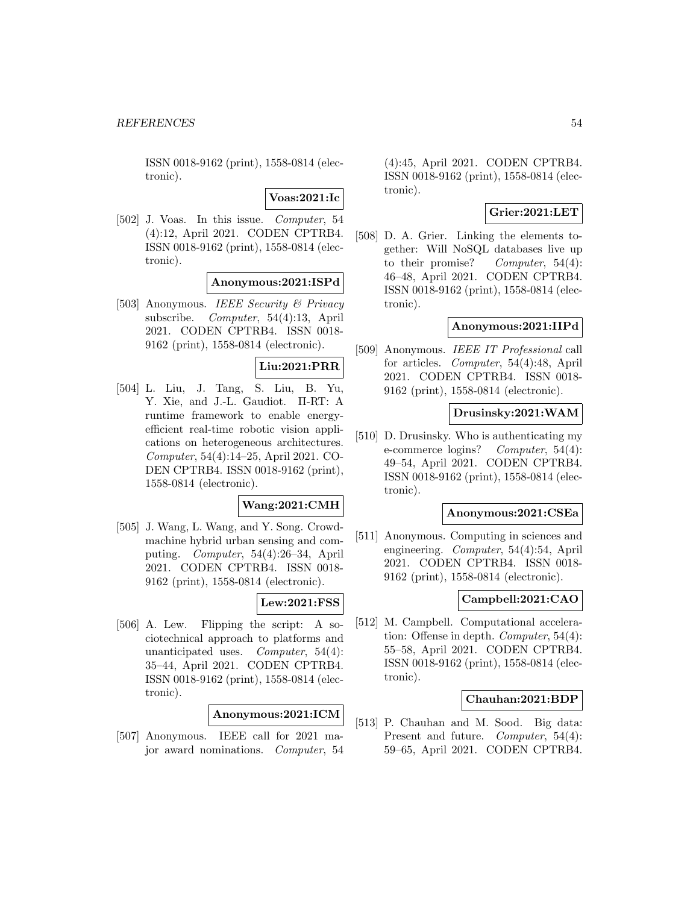ISSN 0018-9162 (print), 1558-0814 (electronic).

**Voas:2021:Ic**

[502] J. Voas. In this issue. *Computer*, 54 (4):12, April 2021. CODEN CPTRB4. ISSN 0018-9162 (print), 1558-0814 (electronic).

**Anonymous:2021:ISPd**

[503] Anonymous. *IEEE Security & Privacy* subscribe. *Computer*, 54(4):13, April 2021. CODEN CPTRB4. ISSN 0018-9162 (print), 1558-0814 (electronic).

**Liu:2021:PRR**

[504] L. Liu, J. Tang, S. Liu, B. Yu, Y. Xie, and J.-L. Gaudiot. II-RT: A runtime framework to enable energy-efficient real-time robotic vision applications on heterogeneous architectures. *Computer*, 54(4):14–25, April 2021. CODEN CPTRB4. ISSN 0018-9162 (print), 1558-0814 (electronic).

**Wang:2021:CMH**

[505] J. Wang, L. Wang, and Y. Song. Crowd-machine hybrid urban sensing and computing. *Computer*, 54(4):26–34, April 2021. CODEN CPTRB4. ISSN 0018-9162 (print), 1558-0814 (electronic).

**Lew:2021:FSS**

[506] A. Lew. Flipping the script: A sociotechnical approach to platforms and unanticipated uses. *Computer*, 54(4): 35–44, April 2021. CODEN CPTRB4. ISSN 0018-9162 (print), 1558-0814 (electronic).

**Anonymous:2021:ICM**

[507] Anonymous. IEEE call for 2021 major award nominations. *Computer*, 54 (4):45, April 2021. CODEN CPTRB4. ISSN 0018-9162 (print), 1558-0814 (electronic).

**Grier:2021:LET**

[508] D. A. Grier. Linking the elements together: Will NoSQL databases live up to their promise? *Computer*, 54(4): 46–48, April 2021. CODEN CPTRB4. ISSN 0018-9162 (print), 1558-0814 (electronic).

**Anonymous:2021:IIPd**

[509] Anonymous. *IEEE IT Professional* call for articles. *Computer*, 54(4):48, April 2021. CODEN CPTRB4. ISSN 0018-9162 (print), 1558-0814 (electronic).

**Drusinsky:2021:WAM**

[510] D. Drusinsky. Who is authenticating my e-commerce logins? *Computer*, 54(4): 49–54, April 2021. CODEN CPTRB4. ISSN 0018-9162 (print), 1558-0814 (electronic).

**Anonymous:2021:CSEa**

[511] Anonymous. Computing in sciences and engineering. *Computer*, 54(4):54, April 2021. CODEN CPTRB4. ISSN 0018-9162 (print), 1558-0814 (electronic).

**Campbell:2021:CAO**

[512] M. Campbell. Computational acceleration: Offense in depth. *Computer*, 54(4): 55–58, April 2021. CODEN CPTRB4. ISSN 0018-9162 (print), 1558-0814 (electronic).

**Chauhan:2021:BDP**

[513] P. Chauhan and M. Sood. Big data: Present and future. *Computer*, 54(4): 59–65, April 2021. CODEN CPTRB4.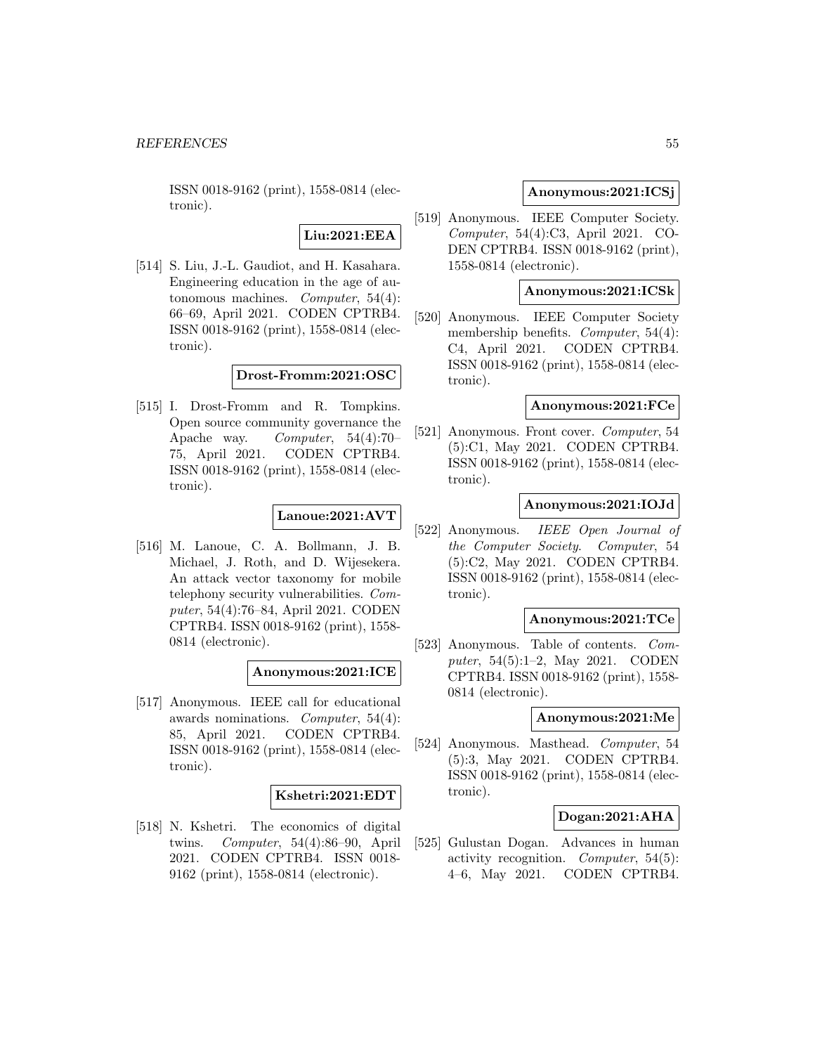ISSN 0018-9162 (print), 1558-0814 (electronic).

**Liu:2021:EEA**

[514] S. Liu, J.-L. Gaudiot, and H. Kasahara. Engineering education in the age of autonomous machines. *Computer*, 54(4): 66–69, April 2021. CODEN CPTRB4. ISSN 0018-9162 (print), 1558-0814 (electronic).

**Drost-Fromm:2021:OSC**

[515] I. Drost-Fromm and R. Tompkins. Open source community governance the Apache way. *Computer*, 54(4):70–75, April 2021. CODEN CPTRB4. ISSN 0018-9162 (print), 1558-0814 (electronic).

**Lanoue:2021:AVT**

[516] M. Lanoue, C. A. Bollmann, J. B. Michael, J. Roth, and D. Wijesekera. An attack vector taxonomy for mobile telephony security vulnerabilities. *Computer*, 54(4):76–84, April 2021. CODEN CPTRB4. ISSN 0018-9162 (print), 1558-0814 (electronic).

**Anonymous:2021:ICE**

[517] Anonymous. IEEE call for educational awards nominations. *Computer*, 54(4): 85, April 2021. CODEN CPTRB4. ISSN 0018-9162 (print), 1558-0814 (electronic).

**Kshetri:2021:EDT**

[518] N. Kshetri. The economics of digital twins. *Computer*, 54(4):86–90, April 2021. CODEN CPTRB4. ISSN 0018-9162 (print), 1558-0814 (electronic).

**Anonymous:2021:ICSj**

[519] Anonymous. IEEE Computer Society. *Computer*, 54(4):C3, April 2021. CODEN CPTRB4. ISSN 0018-9162 (print), 1558-0814 (electronic).

**Anonymous:2021:ICSk**

[520] Anonymous. IEEE Computer Society membership benefits. *Computer*, 54(4): C4, April 2021. CODEN CPTRB4. ISSN 0018-9162 (print), 1558-0814 (electronic).

**Anonymous:2021:FCe**

[521] Anonymous. Front cover. *Computer*, 54 (5):C1, May 2021. CODEN CPTRB4. ISSN 0018-9162 (print), 1558-0814 (electronic).

**Anonymous:2021:IOJd**

[522] Anonymous. *IEEE Open Journal of the Computer Society*. *Computer*, 54 (5):C2, May 2021. CODEN CPTRB4. ISSN 0018-9162 (print), 1558-0814 (electronic).

**Anonymous:2021:TCe**

[523] Anonymous. Table of contents. *Computer*, 54(5):1–2, May 2021. CODEN CPTRB4. ISSN 0018-9162 (print), 1558-0814 (electronic).

**Anonymous:2021:Me**

[524] Anonymous. Masthead. *Computer*, 54 (5):3, May 2021. CODEN CPTRB4. ISSN 0018-9162 (print), 1558-0814 (electronic).

**Dogan:2021:AHA**

[525] Gulustan Dogan. Advances in human activity recognition. *Computer*, 54(5): 4–6, May 2021. CODEN CPTRB4.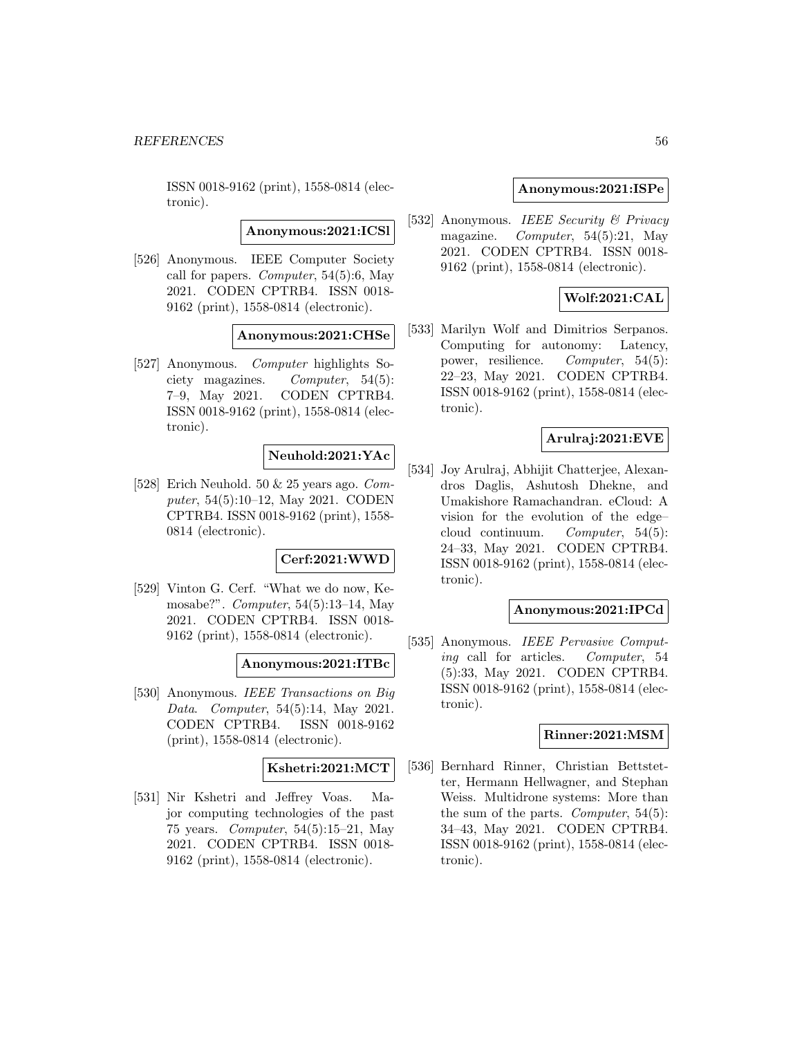ISSN 0018-9162 (print), 1558-0814 (electronic).

**Anonymous:2021:ICSl**

[526] Anonymous. IEEE Computer Society call for papers. *Computer*, 54(5):6, May 2021. CODEN CPTRB4. ISSN 0018-9162 (print), 1558-0814 (electronic).

**Anonymous:2021:CHSe**

[527] Anonymous. *Computer* highlights Society magazines. *Computer*, 54(5): 7–9, May 2021. CODEN CPTRB4. ISSN 0018-9162 (print), 1558-0814 (electronic).

**Neuhold:2021:YAc**

[528] Erich Neuhold. 50 & 25 years ago. *Computer*, 54(5):10–12, May 2021. CODEN CPTRB4. ISSN 0018-9162 (print), 1558-0814 (electronic).

**Cerf:2021:WWD**

[529] Vinton G. Cerf. "What we do now, Kemosabe?". *Computer*, 54(5):13–14, May 2021. CODEN CPTRB4. ISSN 0018-9162 (print), 1558-0814 (electronic).

**Anonymous:2021:ITBc**

[530] Anonymous. *IEEE Transactions on Big Data*. *Computer*, 54(5):14, May 2021. CODEN CPTRB4. ISSN 0018-9162 (print), 1558-0814 (electronic).

**Kshetri:2021:MCT**

[531] Nir Kshetri and Jeffrey Voas. Major computing technologies of the past 75 years. *Computer*, 54(5):15–21, May 2021. CODEN CPTRB4. ISSN 0018-9162 (print), 1558-0814 (electronic).

**Anonymous:2021:ISPe**

[532] Anonymous. *IEEE Security & Privacy* magazine. *Computer*, 54(5):21, May 2021. CODEN CPTRB4. ISSN 0018-9162 (print), 1558-0814 (electronic).

**Wolf:2021:CAL**

[533] Marilyn Wolf and Dimitrios Serpanos. Computing for autonomy: Latency, power, resilience. *Computer*, 54(5): 22–23, May 2021. CODEN CPTRB4. ISSN 0018-9162 (print), 1558-0814 (electronic).

**Arulraj:2021:EVE**

[534] Joy Arulraj, Abhijit Chatterjee, Alexandros Daglis, Ashutosh Dhekne, and Umakishore Ramachandran. eCloud: A vision for the evolution of the edge–cloud continuum. *Computer*, 54(5): 24–33, May 2021. CODEN CPTRB4. ISSN 0018-9162 (print), 1558-0814 (electronic).

**Anonymous:2021:IPCd**

[535] Anonymous. *IEEE Pervasive Computing* call for articles. *Computer*, 54 (5):33, May 2021. CODEN CPTRB4. ISSN 0018-9162 (print), 1558-0814 (electronic).

**Rinner:2021:MSM**

[536] Bernhard Rinner, Christian Bettstetter, Hermann Hellwagner, and Stephan Weiss. Multidrone systems: More than the sum of the parts. *Computer*, 54(5): 34–43, May 2021. CODEN CPTRB4. ISSN 0018-9162 (print), 1558-0814 (electronic).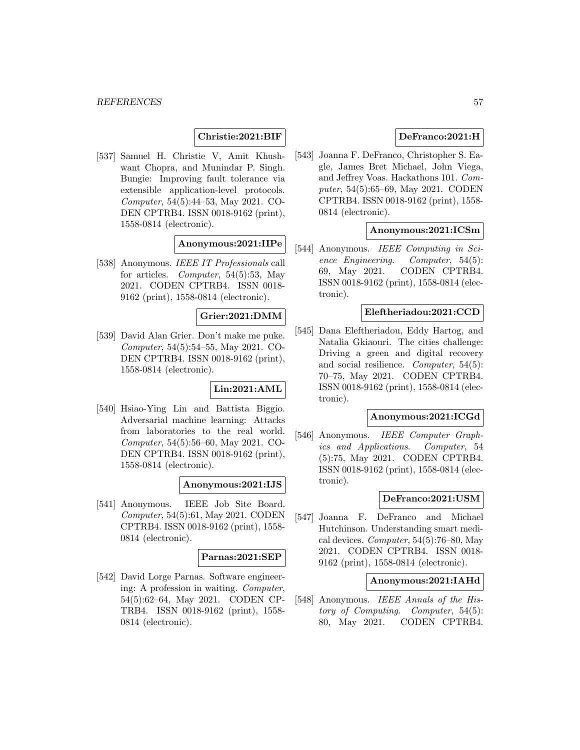**Christie:2021:BIF**

[537] Samuel H. Christie V, Amit Khushwant Chopra, and Munindar P. Singh. Bungie: Improving fault tolerance via extensible application-level protocols. *Computer*, 54(5):44–53, May 2021. CODEN CPTRB4. ISSN 0018-9162 (print), 1558-0814 (electronic).

**Anonymous:2021:IIPe**

[538] Anonymous. *IEEE IT Professionals* call for articles. *Computer*, 54(5):53, May 2021. CODEN CPTRB4. ISSN 0018-9162 (print), 1558-0814 (electronic).

**Grier:2021:DMM**

[539] David Alan Grier. Don't make me puke. *Computer*, 54(5):54–55, May 2021. CODEN CPTRB4. ISSN 0018-9162 (print), 1558-0814 (electronic).

**Lin:2021:AML**

[540] Hsiao-Ying Lin and Battista Biggio. Adversarial machine learning: Attacks from laboratories to the real world. *Computer*, 54(5):56–60, May 2021. CODEN CPTRB4. ISSN 0018-9162 (print), 1558-0814 (electronic).

**Anonymous:2021:IJS**

[541] Anonymous. IEEE Job Site Board. *Computer*, 54(5):61, May 2021. CODEN CPTRB4. ISSN 0018-9162 (print), 1558-0814 (electronic).

**Parnas:2021:SEP**

[542] David Lorge Parnas. Software engineering: A profession in waiting. *Computer*, 54(5):62–64, May 2021. CODEN CPTRB4. ISSN 0018-9162 (print), 1558-0814 (electronic).

**DeFranco:2021:H**

[543] Joanna F. DeFranco, Christopher S. Eagle, James Bret Michael, John Viega, and Jeffrey Voas. Hackathons 101. *Computer*, 54(5):65–69, May 2021. CODEN CPTRB4. ISSN 0018-9162 (print), 1558-0814 (electronic).

**Anonymous:2021:ICSm**

[544] Anonymous. *IEEE Computing in Science Engineering*. *Computer*, 54(5): 69, May 2021. CODEN CPTRB4. ISSN 0018-9162 (print), 1558-0814 (electronic).

**Eleftheriadou:2021:CCD**

[545] Dana Eleftheriadou, Eddy Hartog, and Natalia Gkiaouri. The cities challenge: Driving a green and digital recovery and social resilience. *Computer*, 54(5): 70–75, May 2021. CODEN CPTRB4. ISSN 0018-9162 (print), 1558-0814 (electronic).

**Anonymous:2021:ICGd**

[546] Anonymous. *IEEE Computer Graphics and Applications*. *Computer*, 54 (5):75, May 2021. CODEN CPTRB4. ISSN 0018-9162 (print), 1558-0814 (electronic).

**DeFranco:2021:USM**

[547] Joanna F. DeFranco and Michael Hutchinson. Understanding smart medical devices. *Computer*, 54(5):76–80, May 2021. CODEN CPTRB4. ISSN 0018-9162 (print), 1558-0814 (electronic).

**Anonymous:2021:IAHd**

[548] Anonymous. *IEEE Annals of the History of Computing*. *Computer*, 54(5): 80, May 2021. CODEN CPTRB4.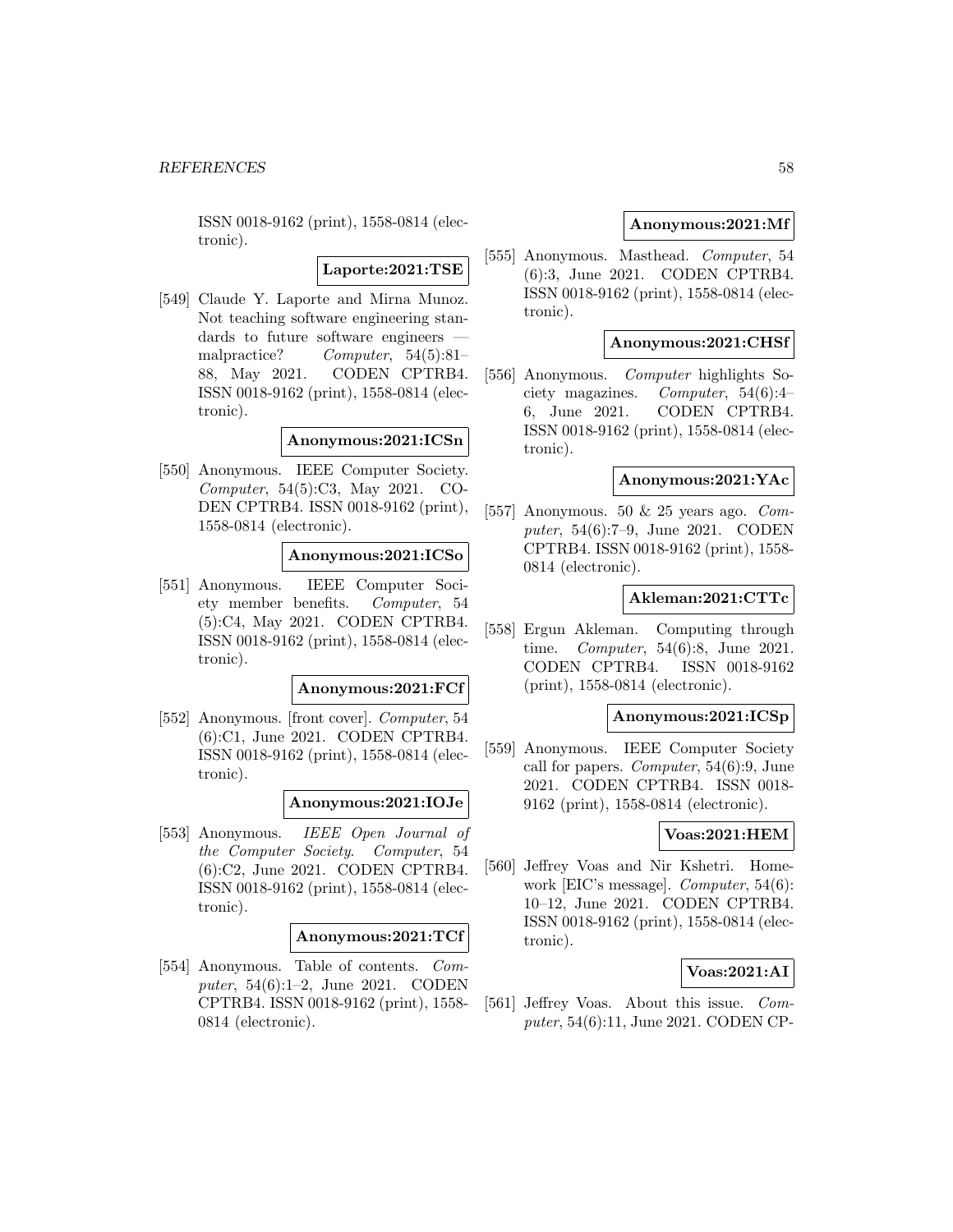ISSN 0018-9162 (print), 1558-0814 (electronic).

**Laporte:2021:TSE**

[549] Claude Y. Laporte and Mirna Munoz. Not teaching software engineering standards to future software engineers — malpractice? *Computer*, 54(5):81–88, May 2021. CODEN CPTRB4. ISSN 0018-9162 (print), 1558-0814 (electronic).

**Anonymous:2021:ICSn**

[550] Anonymous. IEEE Computer Society. *Computer*, 54(5):C3, May 2021. CODEN CPTRB4. ISSN 0018-9162 (print), 1558-0814 (electronic).

**Anonymous:2021:ICSo**

[551] Anonymous. IEEE Computer Society member benefits. *Computer*, 54(5):C4, May 2021. CODEN CPTRB4. ISSN 0018-9162 (print), 1558-0814 (electronic).

**Anonymous:2021:FCf**

[552] Anonymous. [front cover]. *Computer*, 54(6):C1, June 2021. CODEN CPTRB4. ISSN 0018-9162 (print), 1558-0814 (electronic).

**Anonymous:2021:IOJe**

[553] Anonymous. *IEEE Open Journal of the Computer Society*. *Computer*, 54(6):C2, June 2021. CODEN CPTRB4. ISSN 0018-9162 (print), 1558-0814 (electronic).

**Anonymous:2021:TCf**

[554] Anonymous. Table of contents. *Computer*, 54(6):1–2, June 2021. CODEN CPTRB4. ISSN 0018-9162 (print), 1558-0814 (electronic).

**Anonymous:2021:Mf**

[555] Anonymous. Masthead. *Computer*, 54(6):3, June 2021. CODEN CPTRB4. ISSN 0018-9162 (print), 1558-0814 (electronic).

**Anonymous:2021:CHSf**

[556] Anonymous. *Computer* highlights Society magazines. *Computer*, 54(6):4–6, June 2021. CODEN CPTRB4. ISSN 0018-9162 (print), 1558-0814 (electronic).

**Anonymous:2021:YAc**

[557] Anonymous. 50 & 25 years ago. *Computer*, 54(6):7–9, June 2021. CODEN CPTRB4. ISSN 0018-9162 (print), 1558-0814 (electronic).

**Akleman:2021:CTTc**

[558] Ergun Akleman. Computing through time. *Computer*, 54(6):8, June 2021. CODEN CPTRB4. ISSN 0018-9162 (print), 1558-0814 (electronic).

**Anonymous:2021:ICSp**

[559] Anonymous. IEEE Computer Society call for papers. *Computer*, 54(6):9, June 2021. CODEN CPTRB4. ISSN 0018-9162 (print), 1558-0814 (electronic).

**Voas:2021:HEM**

[560] Jeffrey Voas and Nir Kshetri. Homework [EIC's message]. *Computer*, 54(6):10–12, June 2021. CODEN CPTRB4. ISSN 0018-9162 (print), 1558-0814 (electronic).

**Voas:2021:AI**

[561] Jeffrey Voas. About this issue. *Computer*, 54(6):11, June 2021. CODEN CP-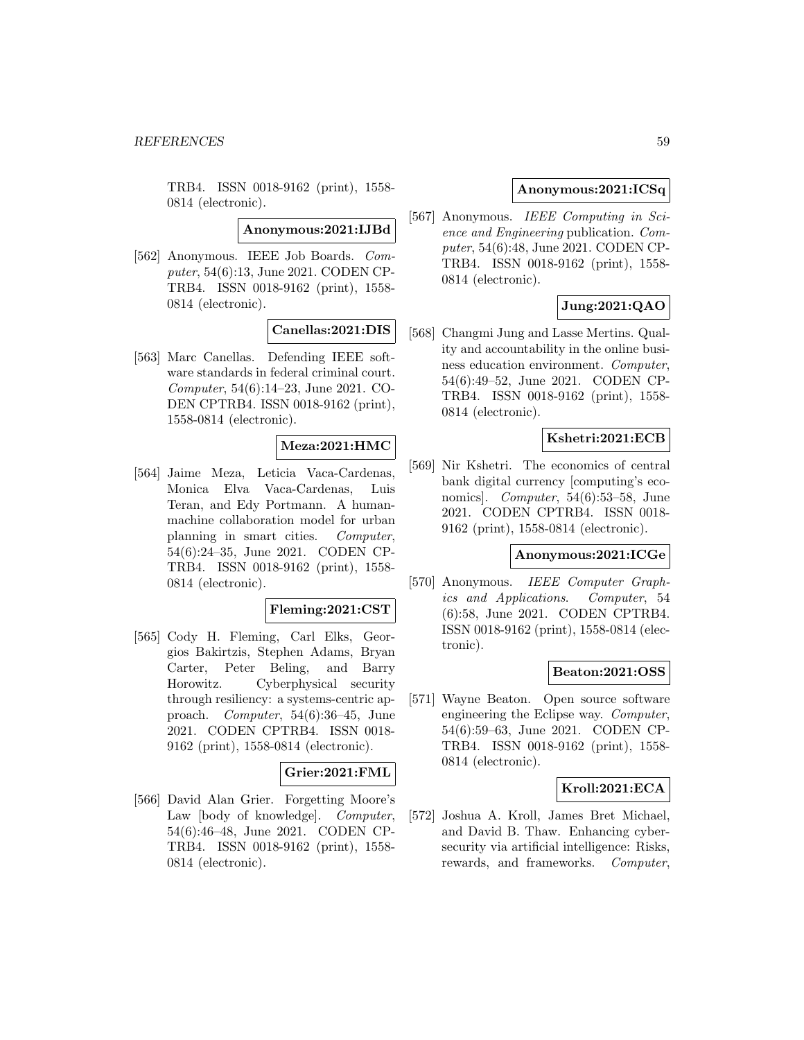TRB4. ISSN 0018-9162 (print), 1558-0814 (electronic).

**Anonymous:2021:IJBd**

[562] Anonymous. IEEE Job Boards. *Computer*, 54(6):13, June 2021. CODEN CPTRB4. ISSN 0018-9162 (print), 1558-0814 (electronic).

**Canellas:2021:DIS**

[563] Marc Canellas. Defending IEEE software standards in federal criminal court. *Computer*, 54(6):14–23, June 2021. CODEN CPTRB4. ISSN 0018-9162 (print), 1558-0814 (electronic).

**Meza:2021:HMC**

[564] Jaime Meza, Leticia Vaca-Cardenas, Monica Elva Vaca-Cardenas, Luis Teran, and Edy Portmann. A human-machine collaboration model for urban planning in smart cities. *Computer*, 54(6):24–35, June 2021. CODEN CPTRB4. ISSN 0018-9162 (print), 1558-0814 (electronic).

**Fleming:2021:CST**

[565] Cody H. Fleming, Carl Elks, Georgios Bakirtzis, Stephen Adams, Bryan Carter, Peter Beling, and Barry Horowitz. Cyberphysical security through resiliency: a systems-centric approach. *Computer*, 54(6):36–45, June 2021. CODEN CPTRB4. ISSN 0018-9162 (print), 1558-0814 (electronic).

**Grier:2021:FML**

[566] David Alan Grier. Forgetting Moore's Law [body of knowledge]. *Computer*, 54(6):46–48, June 2021. CODEN CPTRB4. ISSN 0018-9162 (print), 1558-0814 (electronic).

**Anonymous:2021:ICSq**

[567] Anonymous. *IEEE Computing in Science and Engineering* publication. *Computer*, 54(6):48, June 2021. CODEN CPTRB4. ISSN 0018-9162 (print), 1558-0814 (electronic).

**Jung:2021:QAO**

[568] Changmi Jung and Lasse Mertins. Quality and accountability in the online business education environment. *Computer*, 54(6):49–52, June 2021. CODEN CPTRB4. ISSN 0018-9162 (print), 1558-0814 (electronic).

**Kshetri:2021:ECB**

[569] Nir Kshetri. The economics of central bank digital currency [computing's economics]. *Computer*, 54(6):53–58, June 2021. CODEN CPTRB4. ISSN 0018-9162 (print), 1558-0814 (electronic).

**Anonymous:2021:ICGe**

[570] Anonymous. *IEEE Computer Graphics and Applications*. *Computer*, 54 (6):58, June 2021. CODEN CPTRB4. ISSN 0018-9162 (print), 1558-0814 (electronic).

**Beaton:2021:OSS**

[571] Wayne Beaton. Open source software engineering the Eclipse way. *Computer*, 54(6):59–63, June 2021. CODEN CPTRB4. ISSN 0018-9162 (print), 1558-0814 (electronic).

**Kroll:2021:ECA**

[572] Joshua A. Kroll, James Bret Michael, and David B. Thaw. Enhancing cybersecurity via artificial intelligence: Risks, rewards, and frameworks. *Computer*,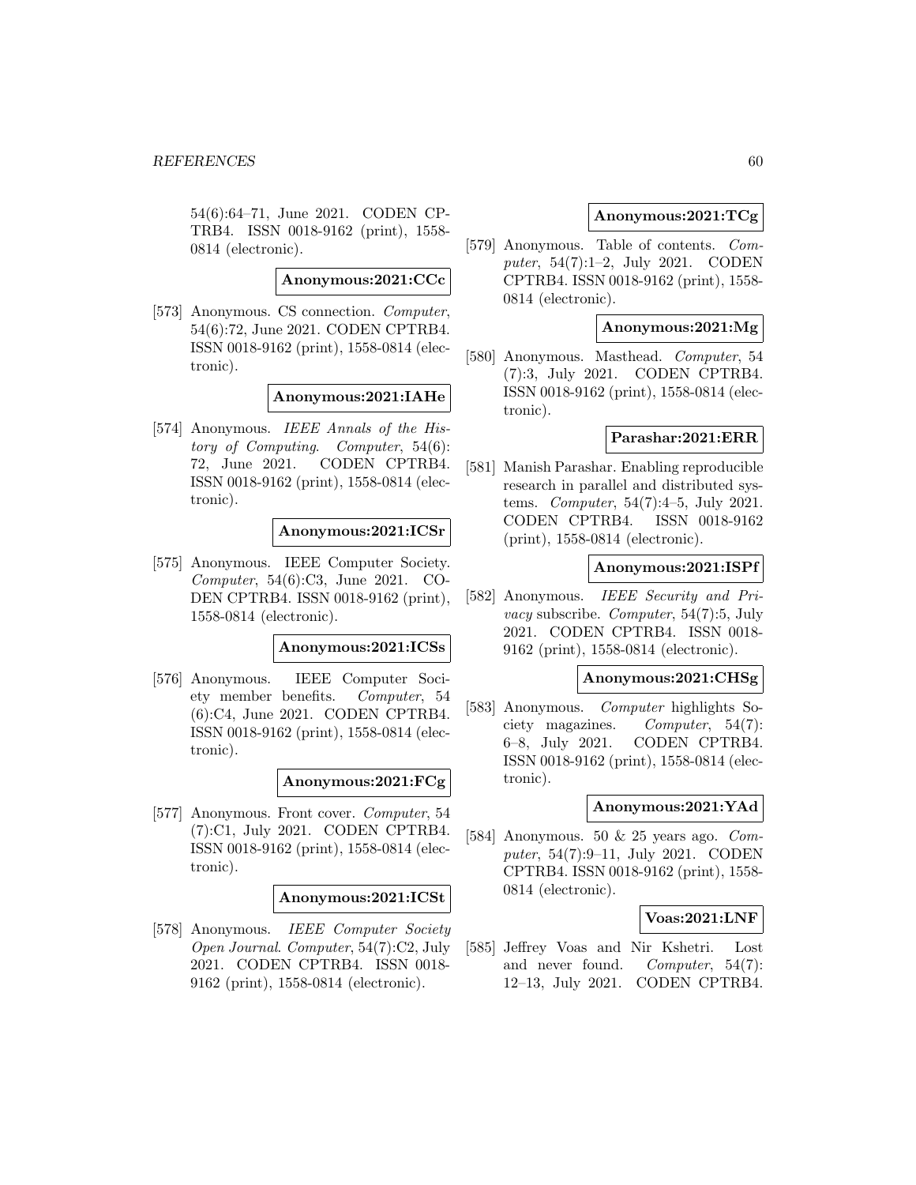54(6):64–71, June 2021. CODEN CPTRB4. ISSN 0018-9162 (print), 1558-0814 (electronic).

**Anonymous:2021:CCc**

[573] Anonymous. CS connection. *Computer*, 54(6):72, June 2021. CODEN CPTRB4. ISSN 0018-9162 (print), 1558-0814 (electronic).

**Anonymous:2021:IAHe**

[574] Anonymous. *IEEE Annals of the History of Computing*. *Computer*, 54(6): 72, June 2021. CODEN CPTRB4. ISSN 0018-9162 (print), 1558-0814 (electronic).

**Anonymous:2021:ICSr**

[575] Anonymous. IEEE Computer Society. *Computer*, 54(6):C3, June 2021. CODEN CPTRB4. ISSN 0018-9162 (print), 1558-0814 (electronic).

**Anonymous:2021:ICSs**

[576] Anonymous. IEEE Computer Society member benefits. *Computer*, 54 (6):C4, June 2021. CODEN CPTRB4. ISSN 0018-9162 (print), 1558-0814 (electronic).

**Anonymous:2021:FCg**

[577] Anonymous. Front cover. *Computer*, 54 (7):C1, July 2021. CODEN CPTRB4. ISSN 0018-9162 (print), 1558-0814 (electronic).

**Anonymous:2021:ICSt**

[578] Anonymous. *IEEE Computer Society Open Journal*. *Computer*, 54(7):C2, July 2021. CODEN CPTRB4. ISSN 0018-9162 (print), 1558-0814 (electronic).

**Anonymous:2021:TCg**

[579] Anonymous. Table of contents. *Computer*, 54(7):1–2, July 2021. CODEN CPTRB4. ISSN 0018-9162 (print), 1558-0814 (electronic).

**Anonymous:2021:Mg**

[580] Anonymous. Masthead. *Computer*, 54 (7):3, July 2021. CODEN CPTRB4. ISSN 0018-9162 (print), 1558-0814 (electronic).

**Parashar:2021:ERR**

[581] Manish Parashar. Enabling reproducible research in parallel and distributed systems. *Computer*, 54(7):4–5, July 2021. CODEN CPTRB4. ISSN 0018-9162 (print), 1558-0814 (electronic).

**Anonymous:2021:ISPf**

[582] Anonymous. *IEEE Security and Privacy* subscribe. *Computer*, 54(7):5, July 2021. CODEN CPTRB4. ISSN 0018-9162 (print), 1558-0814 (electronic).

**Anonymous:2021:CHSg**

[583] Anonymous. *Computer* highlights Society magazines. *Computer*, 54(7): 6–8, July 2021. CODEN CPTRB4. ISSN 0018-9162 (print), 1558-0814 (electronic).

**Anonymous:2021:YAd**

[584] Anonymous. 50 & 25 years ago. *Computer*, 54(7):9–11, July 2021. CODEN CPTRB4. ISSN 0018-9162 (print), 1558-0814 (electronic).

**Voas:2021:LNF**

[585] Jeffrey Voas and Nir Kshetri. Lost and never found. *Computer*, 54(7): 12–13, July 2021. CODEN CPTRB4.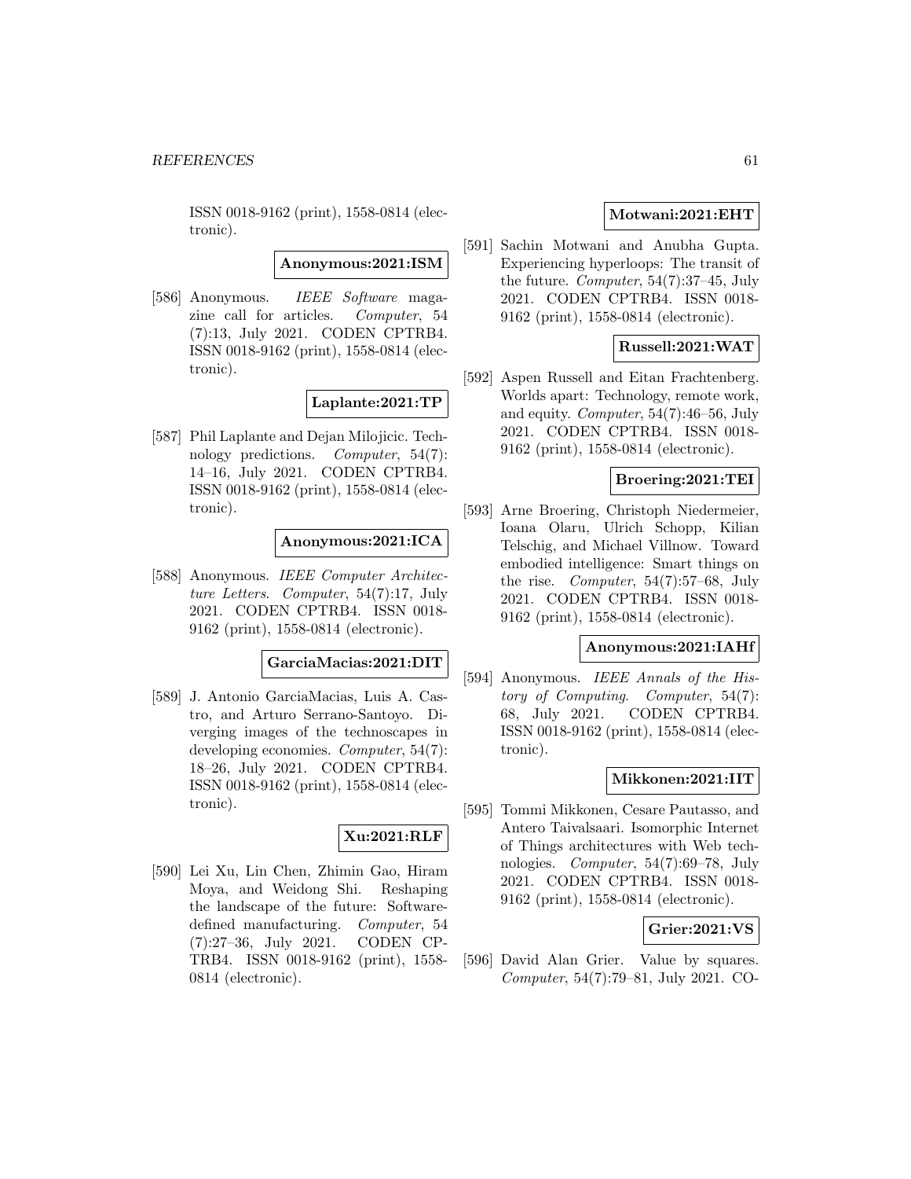ISSN 0018-9162 (print), 1558-0814 (electronic).

**Anonymous:2021:ISM**

[586] Anonymous. *IEEE Software* magazine call for articles. *Computer*, 54 (7):13, July 2021. CODEN CPTRB4. ISSN 0018-9162 (print), 1558-0814 (electronic).

**Laplante:2021:TP**

[587] Phil Laplante and Dejan Milojicic. Technology predictions. *Computer*, 54(7): 14–16, July 2021. CODEN CPTRB4. ISSN 0018-9162 (print), 1558-0814 (electronic).

**Anonymous:2021:ICA**

[588] Anonymous. *IEEE Computer Architecture Letters*. *Computer*, 54(7):17, July 2021. CODEN CPTRB4. ISSN 0018-9162 (print), 1558-0814 (electronic).

**GarciaMacias:2021:DIT**

[589] J. Antonio GarciaMacias, Luis A. Castro, and Arturo Serrano-Santoyo. Diverging images of the technoscapes in developing economies. *Computer*, 54(7): 18–26, July 2021. CODEN CPTRB4. ISSN 0018-9162 (print), 1558-0814 (electronic).

**Xu:2021:RLF**

[590] Lei Xu, Lin Chen, Zhimin Gao, Hiram Moya, and Weidong Shi. Reshaping the landscape of the future: Software-defined manufacturing. *Computer*, 54 (7):27–36, July 2021. CODEN CPTRB4. ISSN 0018-9162 (print), 1558-0814 (electronic).

**Motwani:2021:EHT**

[591] Sachin Motwani and Anubha Gupta. Experiencing hyperloops: The transit of the future. *Computer*, 54(7):37–45, July 2021. CODEN CPTRB4. ISSN 0018-9162 (print), 1558-0814 (electronic).

**Russell:2021:WAT**

[592] Aspen Russell and Eitan Frachtenberg. Worlds apart: Technology, remote work, and equity. *Computer*, 54(7):46–56, July 2021. CODEN CPTRB4. ISSN 0018-9162 (print), 1558-0814 (electronic).

**Broering:2021:TEI**

[593] Arne Broering, Christoph Niedermeier, Ioana Olaru, Ulrich Schopp, Kilian Telschig, and Michael Villnow. Toward embodied intelligence: Smart things on the rise. *Computer*, 54(7):57–68, July 2021. CODEN CPTRB4. ISSN 0018-9162 (print), 1558-0814 (electronic).

**Anonymous:2021:IAHf**

[594] Anonymous. *IEEE Annals of the History of Computing*. *Computer*, 54(7): 68, July 2021. CODEN CPTRB4. ISSN 0018-9162 (print), 1558-0814 (electronic).

**Mikkonen:2021:IIT**

[595] Tommi Mikkonen, Cesare Pautasso, and Antero Taivalsaari. Isomorphic Internet of Things architectures with Web technologies. *Computer*, 54(7):69–78, July 2021. CODEN CPTRB4. ISSN 0018-9162 (print), 1558-0814 (electronic).

**Grier:2021:VS**

[596] David Alan Grier. Value by squares. *Computer*, 54(7):79–81, July 2021. CO-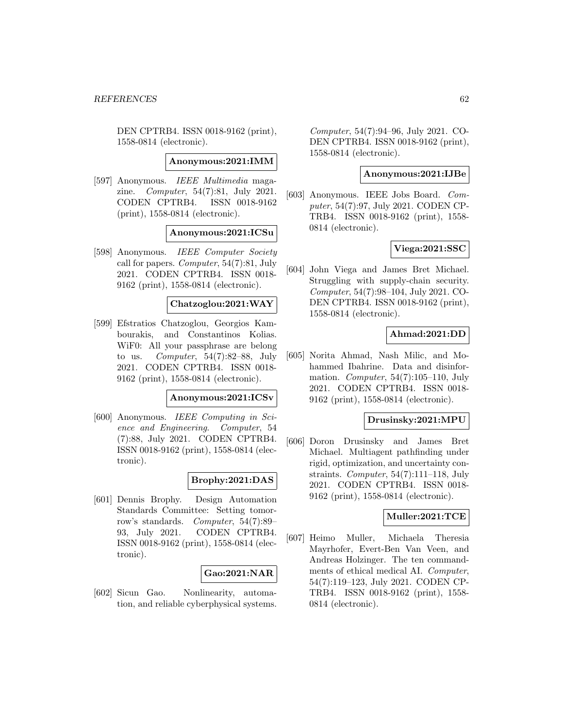DEN CPTRB4. ISSN 0018-9162 (print), 1558-0814 (electronic).

**Anonymous:2021:IMM**

[597] Anonymous. *IEEE Multimedia* magazine. *Computer*, 54(7):81, July 2021. CODEN CPTRB4. ISSN 0018-9162 (print), 1558-0814 (electronic).

**Anonymous:2021:ICSu**

[598] Anonymous. *IEEE Computer Society* call for papers. *Computer*, 54(7):81, July 2021. CODEN CPTRB4. ISSN 0018-9162 (print), 1558-0814 (electronic).

**Chatzoglou:2021:WAY**

[599] Efstratios Chatzoglou, Georgios Kambourakis, and Constantinos Kolias. WiF0: All your passphrase are belong to us. *Computer*, 54(7):82–88, July 2021. CODEN CPTRB4. ISSN 0018-9162 (print), 1558-0814 (electronic).

**Anonymous:2021:ICSv**

[600] Anonymous. *IEEE Computing in Science and Engineering*. *Computer*, 54 (7):88, July 2021. CODEN CPTRB4. ISSN 0018-9162 (print), 1558-0814 (electronic).

**Brophy:2021:DAS**

[601] Dennis Brophy. Design Automation Standards Committee: Setting tomorrow's standards. *Computer*, 54(7):89–93, July 2021. CODEN CPTRB4. ISSN 0018-9162 (print), 1558-0814 (electronic).

**Gao:2021:NAR**

[602] Sicun Gao. Nonlinearity, automation, and reliable cyberphysical systems. *Computer*, 54(7):94–96, July 2021. CODEN CPTRB4. ISSN 0018-9162 (print), 1558-0814 (electronic).

**Anonymous:2021:IJBe**

[603] Anonymous. IEEE Jobs Board. *Computer*, 54(7):97, July 2021. CODEN CPTRB4. ISSN 0018-9162 (print), 1558-0814 (electronic).

**Viega:2021:SSC**

[604] John Viega and James Bret Michael. Struggling with supply-chain security. *Computer*, 54(7):98–104, July 2021. CODEN CPTRB4. ISSN 0018-9162 (print), 1558-0814 (electronic).

**Ahmad:2021:DD**

[605] Norita Ahmad, Nash Milic, and Mohammed Ibahrine. Data and disinformation. *Computer*, 54(7):105–110, July 2021. CODEN CPTRB4. ISSN 0018-9162 (print), 1558-0814 (electronic).

**Drusinsky:2021:MPU**

[606] Doron Drusinsky and James Bret Michael. Multiagent pathfinding under rigid, optimization, and uncertainty constraints. *Computer*, 54(7):111–118, July 2021. CODEN CPTRB4. ISSN 0018-9162 (print), 1558-0814 (electronic).

**Muller:2021:TCE**

[607] Heimo Muller, Michaela Theresia Mayrhofer, Evert-Ben Van Veen, and Andreas Holzinger. The ten commandments of ethical medical AI. *Computer*, 54(7):119–123, July 2021. CODEN CPTRB4. ISSN 0018-9162 (print), 1558-0814 (electronic).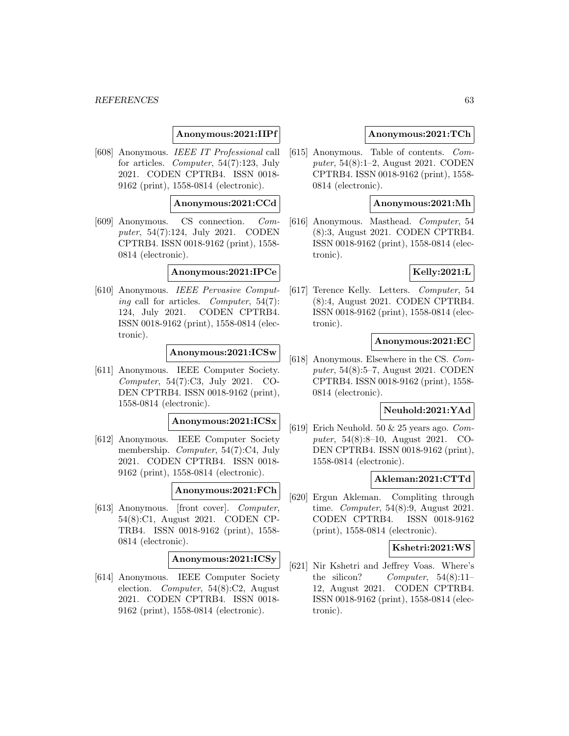**Anonymous:2021:IIPf**

[608] Anonymous. *IEEE IT Professional* call for articles. *Computer*, 54(7):123, July 2021. CODEN CPTRB4. ISSN 0018-9162 (print), 1558-0814 (electronic).

**Anonymous:2021:CCd**

[609] Anonymous. CS connection. *Computer*, 54(7):124, July 2021. CODEN CPTRB4. ISSN 0018-9162 (print), 1558-0814 (electronic).

**Anonymous:2021:IPCe**

[610] Anonymous. *IEEE Pervasive Computing* call for articles. *Computer*, 54(7):124, July 2021. CODEN CPTRB4. ISSN 0018-9162 (print), 1558-0814 (electronic).

**Anonymous:2021:ICSw**

[611] Anonymous. IEEE Computer Society. *Computer*, 54(7):C3, July 2021. CODEN CPTRB4. ISSN 0018-9162 (print), 1558-0814 (electronic).

**Anonymous:2021:ICSx**

[612] Anonymous. IEEE Computer Society membership. *Computer*, 54(7):C4, July 2021. CODEN CPTRB4. ISSN 0018-9162 (print), 1558-0814 (electronic).

**Anonymous:2021:FCh**

[613] Anonymous. [front cover]. *Computer*, 54(8):C1, August 2021. CODEN CPTRB4. ISSN 0018-9162 (print), 1558-0814 (electronic).

**Anonymous:2021:ICSy**

[614] Anonymous. IEEE Computer Society election. *Computer*, 54(8):C2, August 2021. CODEN CPTRB4. ISSN 0018-9162 (print), 1558-0814 (electronic).

**Anonymous:2021:TCh**

[615] Anonymous. Table of contents. *Computer*, 54(8):1–2, August 2021. CODEN CPTRB4. ISSN 0018-9162 (print), 1558-0814 (electronic).

**Anonymous:2021:Mh**

[616] Anonymous. Masthead. *Computer*, 54(8):3, August 2021. CODEN CPTRB4. ISSN 0018-9162 (print), 1558-0814 (electronic).

**Kelly:2021:L**

[617] Terence Kelly. Letters. *Computer*, 54(8):4, August 2021. CODEN CPTRB4. ISSN 0018-9162 (print), 1558-0814 (electronic).

**Anonymous:2021:EC**

[618] Anonymous. Elsewhere in the CS. *Computer*, 54(8):5–7, August 2021. CODEN CPTRB4. ISSN 0018-9162 (print), 1558-0814 (electronic).

**Neuhold:2021:YAd**

[619] Erich Neuhold. 50 & 25 years ago. *Computer*, 54(8):8–10, August 2021. CODEN CPTRB4. ISSN 0018-9162 (print), 1558-0814 (electronic).

**Akleman:2021:CTTd**

[620] Ergun Akleman. Compliting through time. *Computer*, 54(8):9, August 2021. CODEN CPTRB4. ISSN 0018-9162 (print), 1558-0814 (electronic).

**Kshetri:2021:WS**

[621] Nir Kshetri and Jeffrey Voas. Where's the silicon? *Computer*, 54(8):11–12, August 2021. CODEN CPTRB4. ISSN 0018-9162 (print), 1558-0814 (electronic).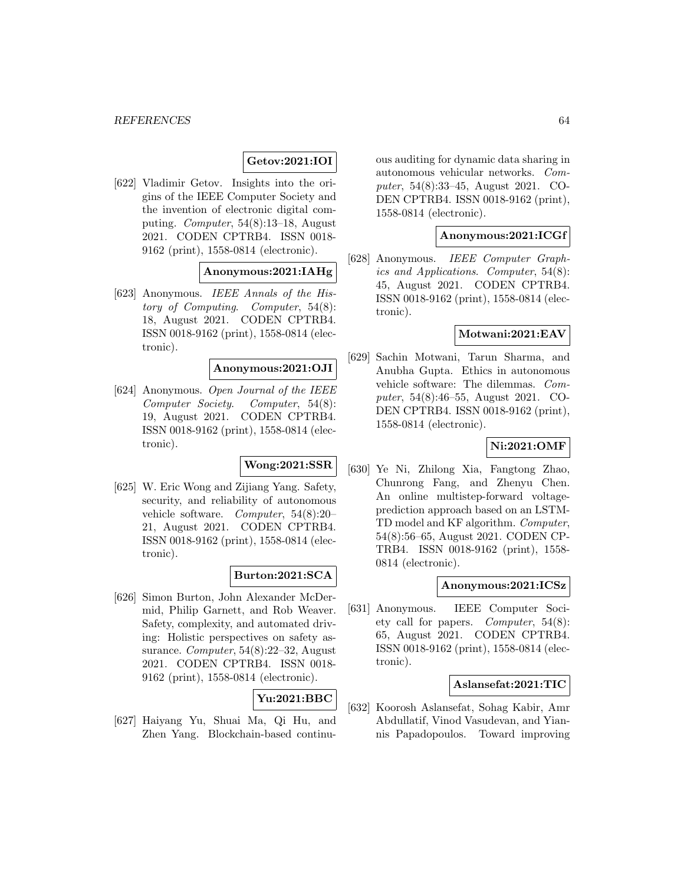**Getov:2021:IOI**

[622] Vladimir Getov. Insights into the origins of the IEEE Computer Society and the invention of electronic digital computing. *Computer*, 54(8):13–18, August 2021. CODEN CPTRB4. ISSN 0018-9162 (print), 1558-0814 (electronic).

**Anonymous:2021:IAHg**

[623] Anonymous. *IEEE Annals of the History of Computing*. *Computer*, 54(8): 18, August 2021. CODEN CPTRB4. ISSN 0018-9162 (print), 1558-0814 (electronic).

**Anonymous:2021:OJI**

[624] Anonymous. *Open Journal of the IEEE Computer Society*. *Computer*, 54(8): 19, August 2021. CODEN CPTRB4. ISSN 0018-9162 (print), 1558-0814 (electronic).

**Wong:2021:SSR**

[625] W. Eric Wong and Zijiang Yang. Safety, security, and reliability of autonomous vehicle software. *Computer*, 54(8):20–21, August 2021. CODEN CPTRB4. ISSN 0018-9162 (print), 1558-0814 (electronic).

**Burton:2021:SCA**

[626] Simon Burton, John Alexander McDermid, Philip Garnett, and Rob Weaver. Safety, complexity, and automated driving: Holistic perspectives on safety assurance. *Computer*, 54(8):22–32, August 2021. CODEN CPTRB4. ISSN 0018-9162 (print), 1558-0814 (electronic).

**Yu:2021:BBC**

[627] Haiyang Yu, Shuai Ma, Qi Hu, and Zhen Yang. Blockchain-based continuous auditing for dynamic data sharing in autonomous vehicular networks. *Computer*, 54(8):33–45, August 2021. CODEN CPTRB4. ISSN 0018-9162 (print), 1558-0814 (electronic).

**Anonymous:2021:ICGf**

[628] Anonymous. *IEEE Computer Graphics and Applications*. *Computer*, 54(8): 45, August 2021. CODEN CPTRB4. ISSN 0018-9162 (print), 1558-0814 (electronic).

**Motwani:2021:EAV**

[629] Sachin Motwani, Tarun Sharma, and Anubha Gupta. Ethics in autonomous vehicle software: The dilemmas. *Computer*, 54(8):46–55, August 2021. CODEN CPTRB4. ISSN 0018-9162 (print), 1558-0814 (electronic).

**Ni:2021:OMF**

[630] Ye Ni, Zhilong Xia, Fangtong Zhao, Chunrong Fang, and Zhenyu Chen. An online multistep-forward voltage-prediction approach based on an LSTM-TD model and KF algorithm. *Computer*, 54(8):56–65, August 2021. CODEN CPTRB4. ISSN 0018-9162 (print), 1558-0814 (electronic).

**Anonymous:2021:ICSz**

[631] Anonymous. IEEE Computer Society call for papers. *Computer*, 54(8): 65, August 2021. CODEN CPTRB4. ISSN 0018-9162 (print), 1558-0814 (electronic).

**Aslansefat:2021:TIC**

[632] Koorosh Aslansefat, Sohag Kabir, Amr Abdullatif, Vinod Vasudevan, and Yiannis Papadopoulos. Toward improving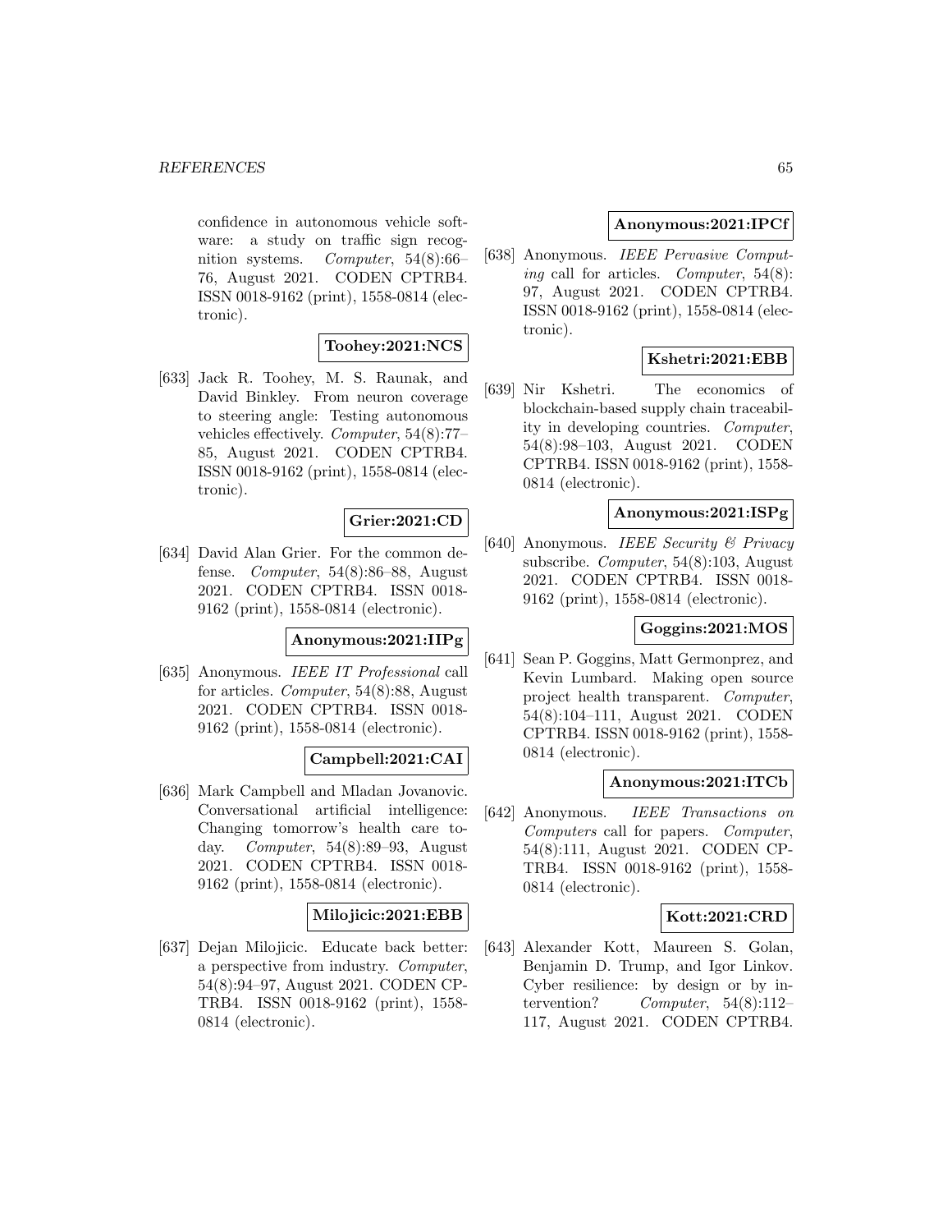confidence in autonomous vehicle software: a study on traffic sign recognition systems. *Computer*, 54(8):66–76, August 2021. CODEN CPTRB4. ISSN 0018-9162 (print), 1558-0814 (electronic).

**Toohey:2021:NCS**

[633] Jack R. Toohey, M. S. Raunak, and David Binkley. From neuron coverage to steering angle: Testing autonomous vehicles effectively. *Computer*, 54(8):77–85, August 2021. CODEN CPTRB4. ISSN 0018-9162 (print), 1558-0814 (electronic).

**Grier:2021:CD**

[634] David Alan Grier. For the common defense. *Computer*, 54(8):86–88, August 2021. CODEN CPTRB4. ISSN 0018-9162 (print), 1558-0814 (electronic).

**Anonymous:2021:IIPg**

[635] Anonymous. *IEEE IT Professional* call for articles. *Computer*, 54(8):88, August 2021. CODEN CPTRB4. ISSN 0018-9162 (print), 1558-0814 (electronic).

**Campbell:2021:CAI**

[636] Mark Campbell and Mladan Jovanovic. Conversational artificial intelligence: Changing tomorrow's health care today. *Computer*, 54(8):89–93, August 2021. CODEN CPTRB4. ISSN 0018-9162 (print), 1558-0814 (electronic).

**Milojicic:2021:EBB**

[637] Dejan Milojicic. Educate back better: a perspective from industry. *Computer*, 54(8):94–97, August 2021. CODEN CPTRB4. ISSN 0018-9162 (print), 1558-0814 (electronic).

**Anonymous:2021:IPCf**

[638] Anonymous. *IEEE Pervasive Computing* call for articles. *Computer*, 54(8):97, August 2021. CODEN CPTRB4. ISSN 0018-9162 (print), 1558-0814 (electronic).

**Kshetri:2021:EBB**

[639] Nir Kshetri. The economics of blockchain-based supply chain traceability in developing countries. *Computer*, 54(8):98–103, August 2021. CODEN CPTRB4. ISSN 0018-9162 (print), 1558-0814 (electronic).

**Anonymous:2021:ISPg**

[640] Anonymous. *IEEE Security & Privacy* subscribe. *Computer*, 54(8):103, August 2021. CODEN CPTRB4. ISSN 0018-9162 (print), 1558-0814 (electronic).

**Goggins:2021:MOS**

[641] Sean P. Goggins, Matt Germonprez, and Kevin Lumbard. Making open source project health transparent. *Computer*, 54(8):104–111, August 2021. CODEN CPTRB4. ISSN 0018-9162 (print), 1558-0814 (electronic).

**Anonymous:2021:ITCb**

[642] Anonymous. *IEEE Transactions on Computers* call for papers. *Computer*, 54(8):111, August 2021. CODEN CPTRB4. ISSN 0018-9162 (print), 1558-0814 (electronic).

**Kott:2021:CRD**

[643] Alexander Kott, Maureen S. Golan, Benjamin D. Trump, and Igor Linkov. Cyber resilience: by design or by intervention? *Computer*, 54(8):112–117, August 2021. CODEN CPTRB4.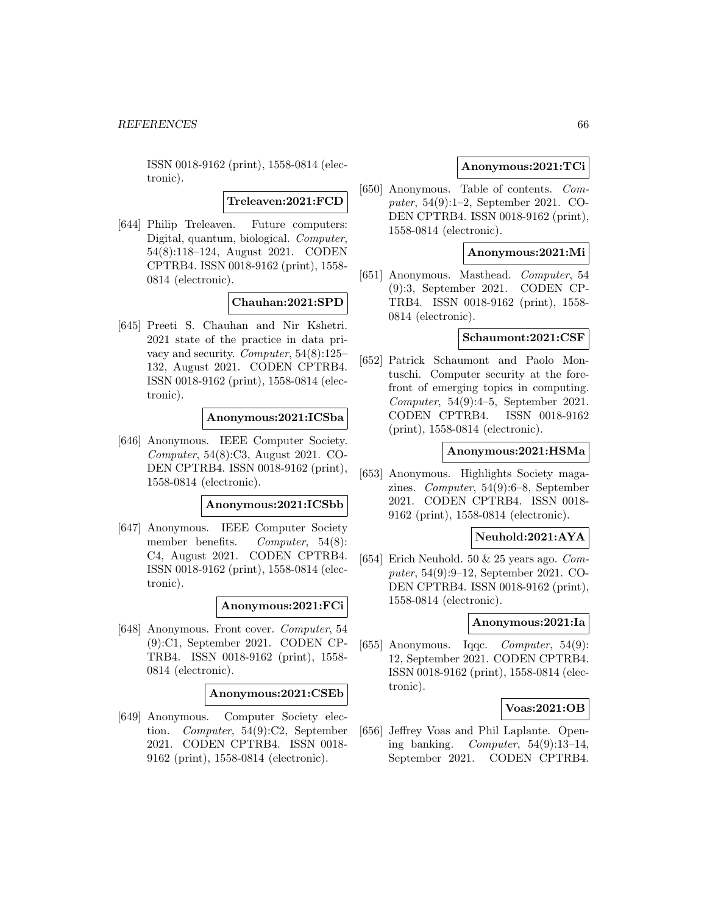ISSN 0018-9162 (print), 1558-0814 (electronic).

**Treleaven:2021:FCD**

[644] Philip Treleaven. Future computers: Digital, quantum, biological. *Computer*, 54(8):118–124, August 2021. CODEN CPTRB4. ISSN 0018-9162 (print), 1558-0814 (electronic).

**Chauhan:2021:SPD**

[645] Preeti S. Chauhan and Nir Kshetri. 2021 state of the practice in data privacy and security. *Computer*, 54(8):125–132, August 2021. CODEN CPTRB4. ISSN 0018-9162 (print), 1558-0814 (electronic).

**Anonymous:2021:ICSba**

[646] Anonymous. IEEE Computer Society. *Computer*, 54(8):C3, August 2021. CODEN CPTRB4. ISSN 0018-9162 (print), 1558-0814 (electronic).

**Anonymous:2021:ICSbb**

[647] Anonymous. IEEE Computer Society member benefits. *Computer*, 54(8): C4, August 2021. CODEN CPTRB4. ISSN 0018-9162 (print), 1558-0814 (electronic).

**Anonymous:2021:FCi**

[648] Anonymous. Front cover. *Computer*, 54 (9):C1, September 2021. CODEN CPTRB4. ISSN 0018-9162 (print), 1558-0814 (electronic).

**Anonymous:2021:CSEb**

[649] Anonymous. Computer Society election. *Computer*, 54(9):C2, September 2021. CODEN CPTRB4. ISSN 0018-9162 (print), 1558-0814 (electronic).

**Anonymous:2021:TCi**

[650] Anonymous. Table of contents. *Computer*, 54(9):1–2, September 2021. CODEN CPTRB4. ISSN 0018-9162 (print), 1558-0814 (electronic).

**Anonymous:2021:Mi**

[651] Anonymous. Masthead. *Computer*, 54 (9):3, September 2021. CODEN CPTRB4. ISSN 0018-9162 (print), 1558-0814 (electronic).

**Schaumont:2021:CSF**

[652] Patrick Schaumont and Paolo Montuschi. Computer security at the forefront of emerging topics in computing. *Computer*, 54(9):4–5, September 2021. CODEN CPTRB4. ISSN 0018-9162 (print), 1558-0814 (electronic).

**Anonymous:2021:HSMa**

[653] Anonymous. Highlights Society magazines. *Computer*, 54(9):6–8, September 2021. CODEN CPTRB4. ISSN 0018-9162 (print), 1558-0814 (electronic).

**Neuhold:2021:AYA**

[654] Erich Neuhold. 50 & 25 years ago. *Computer*, 54(9):9–12, September 2021. CODEN CPTRB4. ISSN 0018-9162 (print), 1558-0814 (electronic).

**Anonymous:2021:Ia**

[655] Anonymous. Iqqc. *Computer*, 54(9): 12, September 2021. CODEN CPTRB4. ISSN 0018-9162 (print), 1558-0814 (electronic).

**Voas:2021:OB**

[656] Jeffrey Voas and Phil Laplante. Opening banking. *Computer*, 54(9):13–14, September 2021. CODEN CPTRB4.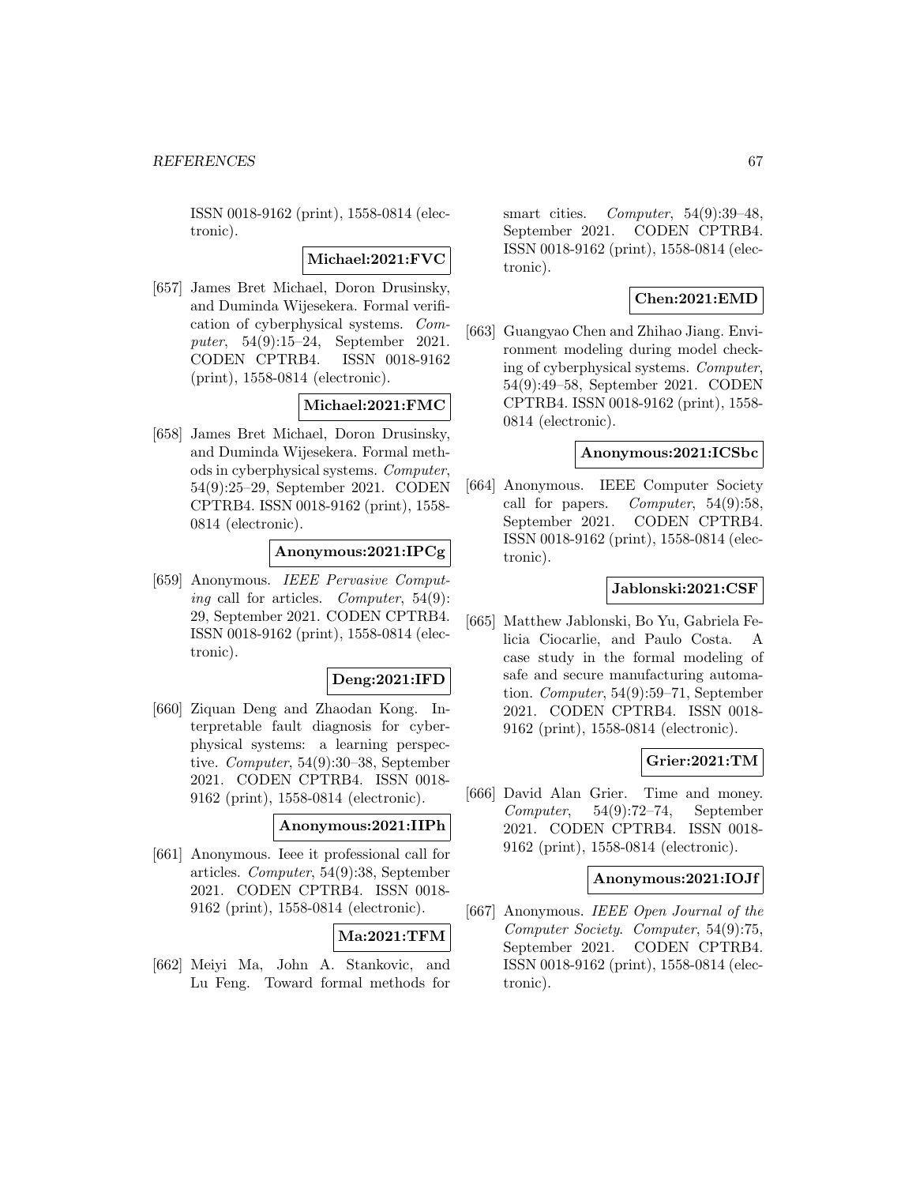ISSN 0018-9162 (print), 1558-0814 (electronic).

**Michael:2021:FVC**

[657] James Bret Michael, Doron Drusinsky, and Duminda Wijesekera. Formal verification of cyberphysical systems. *Computer*, 54(9):15–24, September 2021. CODEN CPTRB4. ISSN 0018-9162 (print), 1558-0814 (electronic).

**Michael:2021:FMC**

[658] James Bret Michael, Doron Drusinsky, and Duminda Wijesekera. Formal methods in cyberphysical systems. *Computer*, 54(9):25–29, September 2021. CODEN CPTRB4. ISSN 0018-9162 (print), 1558-0814 (electronic).

**Anonymous:2021:IPCg**

[659] Anonymous. *IEEE Pervasive Computing* call for articles. *Computer*, 54(9): 29, September 2021. CODEN CPTRB4. ISSN 0018-9162 (print), 1558-0814 (electronic).

**Deng:2021:IFD**

[660] Ziquan Deng and Zhaodan Kong. Interpretable fault diagnosis for cyberphysical systems: a learning perspective. *Computer*, 54(9):30–38, September 2021. CODEN CPTRB4. ISSN 0018-9162 (print), 1558-0814 (electronic).

**Anonymous:2021:IIPh**

[661] Anonymous. Ieee it professional call for articles. *Computer*, 54(9):38, September 2021. CODEN CPTRB4. ISSN 0018-9162 (print), 1558-0814 (electronic).

**Ma:2021:TFM**

[662] Meiyi Ma, John A. Stankovic, and Lu Feng. Toward formal methods for smart cities. *Computer*, 54(9):39–48, September 2021. CODEN CPTRB4. ISSN 0018-9162 (print), 1558-0814 (electronic).

**Chen:2021:EMD**

[663] Guangyao Chen and Zhihao Jiang. Environment modeling during model checking of cyberphysical systems. *Computer*, 54(9):49–58, September 2021. CODEN CPTRB4. ISSN 0018-9162 (print), 1558-0814 (electronic).

**Anonymous:2021:ICSbc**

[664] Anonymous. IEEE Computer Society call for papers. *Computer*, 54(9):58, September 2021. CODEN CPTRB4. ISSN 0018-9162 (print), 1558-0814 (electronic).

**Jablonski:2021:CSF**

[665] Matthew Jablonski, Bo Yu, Gabriela Felicia Ciocarlie, and Paulo Costa. A case study in the formal modeling of safe and secure manufacturing automation. *Computer*, 54(9):59–71, September 2021. CODEN CPTRB4. ISSN 0018-9162 (print), 1558-0814 (electronic).

**Grier:2021:TM**

[666] David Alan Grier. Time and money. *Computer*, 54(9):72–74, September 2021. CODEN CPTRB4. ISSN 0018-9162 (print), 1558-0814 (electronic).

**Anonymous:2021:IOJf**

[667] Anonymous. *IEEE Open Journal of the Computer Society*. *Computer*, 54(9):75, September 2021. CODEN CPTRB4. ISSN 0018-9162 (print), 1558-0814 (electronic).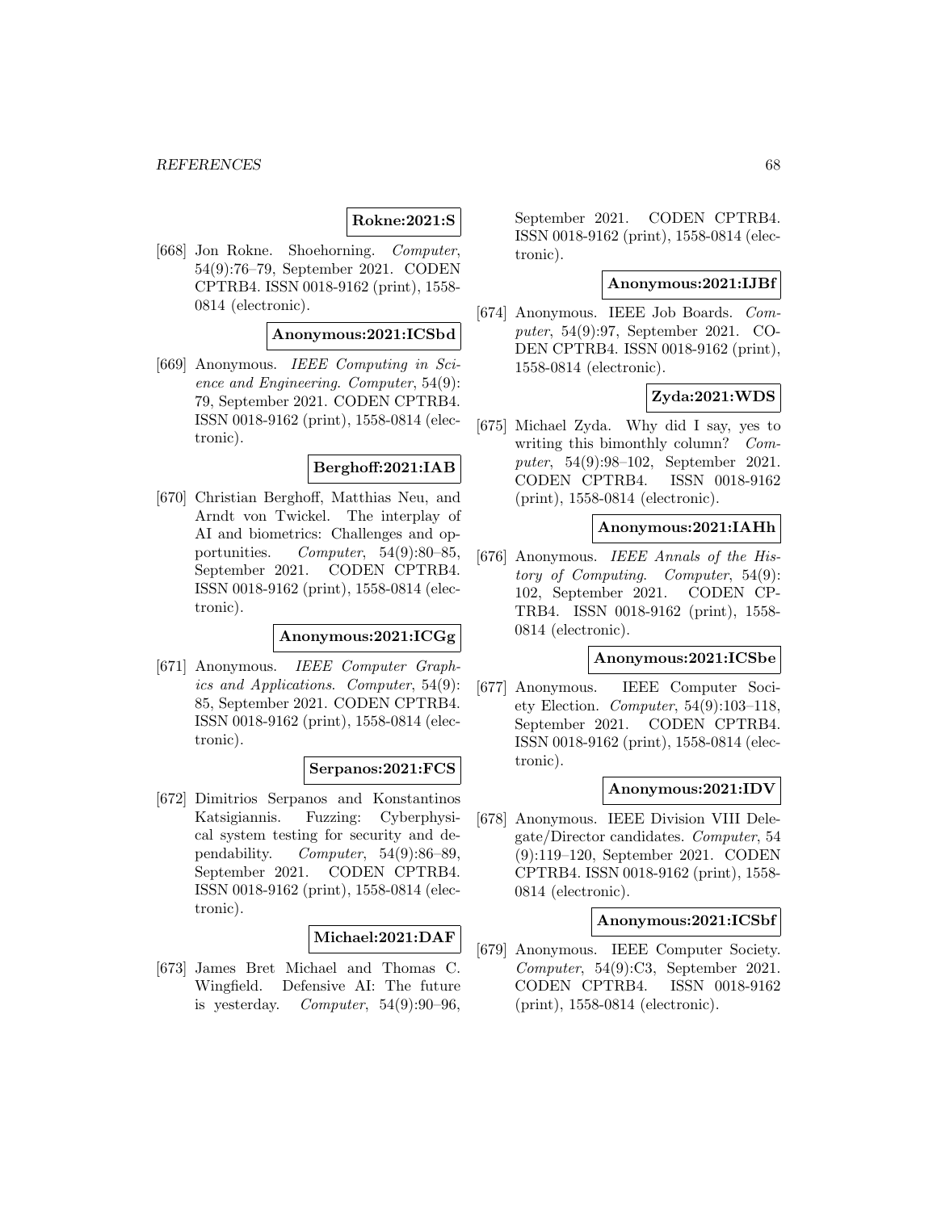**Rokne:2021:S**

[668] Jon Rokne. Shoehorning. *Computer*, 54(9):76–79, September 2021. CODEN CPTRB4. ISSN 0018-9162 (print), 1558-0814 (electronic).

**Anonymous:2021:ICSbd**

[669] Anonymous. *IEEE Computing in Science and Engineering*. *Computer*, 54(9): 79, September 2021. CODEN CPTRB4. ISSN 0018-9162 (print), 1558-0814 (electronic).

**Berghoff:2021:IAB**

[670] Christian Berghoff, Matthias Neu, and Arndt von Twickel. The interplay of AI and biometrics: Challenges and opportunities. *Computer*, 54(9):80–85, September 2021. CODEN CPTRB4. ISSN 0018-9162 (print), 1558-0814 (electronic).

**Anonymous:2021:ICGg**

[671] Anonymous. *IEEE Computer Graphics and Applications*. *Computer*, 54(9): 85, September 2021. CODEN CPTRB4. ISSN 0018-9162 (print), 1558-0814 (electronic).

**Serpanos:2021:FCS**

[672] Dimitrios Serpanos and Konstantinos Katsigiannis. Fuzzing: Cyberphysical system testing for security and dependability. *Computer*, 54(9):86–89, September 2021. CODEN CPTRB4. ISSN 0018-9162 (print), 1558-0814 (electronic).

**Michael:2021:DAF**

[673] James Bret Michael and Thomas C. Wingfield. Defensive AI: The future is yesterday. *Computer*, 54(9):90–96, September 2021. CODEN CPTRB4. ISSN 0018-9162 (print), 1558-0814 (electronic).

**Anonymous:2021:IJBf**

[674] Anonymous. IEEE Job Boards. *Computer*, 54(9):97, September 2021. CODEN CPTRB4. ISSN 0018-9162 (print), 1558-0814 (electronic).

**Zyda:2021:WDS**

[675] Michael Zyda. Why did I say, yes to writing this bimonthly column? *Computer*, 54(9):98–102, September 2021. CODEN CPTRB4. ISSN 0018-9162 (print), 1558-0814 (electronic).

**Anonymous:2021:IAHh**

[676] Anonymous. *IEEE Annals of the History of Computing*. *Computer*, 54(9): 102, September 2021. CODEN CPTRB4. ISSN 0018-9162 (print), 1558-0814 (electronic).

**Anonymous:2021:ICSbe**

[677] Anonymous. IEEE Computer Society Election. *Computer*, 54(9):103–118, September 2021. CODEN CPTRB4. ISSN 0018-9162 (print), 1558-0814 (electronic).

**Anonymous:2021:IDV**

[678] Anonymous. IEEE Division VIII Delegate/Director candidates. *Computer*, 54 (9):119–120, September 2021. CODEN CPTRB4. ISSN 0018-9162 (print), 1558-0814 (electronic).

**Anonymous:2021:ICSbf**

[679] Anonymous. IEEE Computer Society. *Computer*, 54(9):C3, September 2021. CODEN CPTRB4. ISSN 0018-9162 (print), 1558-0814 (electronic).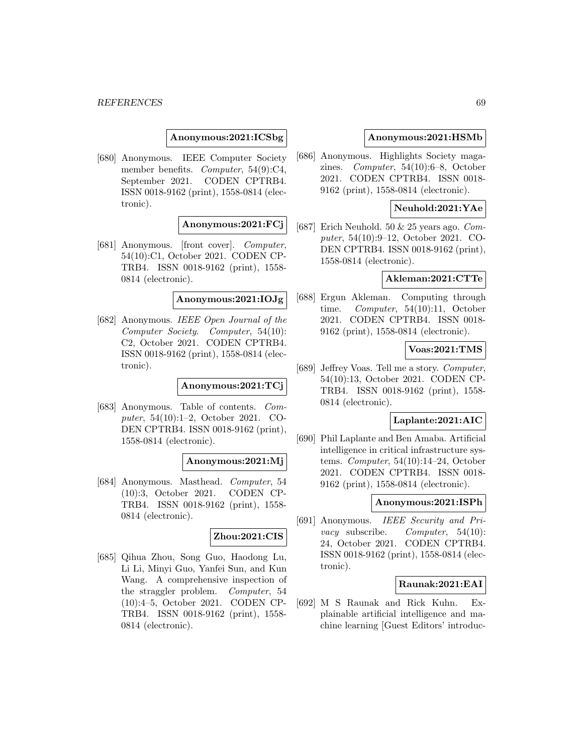**Anonymous:2021:ICSbg**

[680] Anonymous. IEEE Computer Society member benefits. *Computer*, 54(9):C4, September 2021. CODEN CPTRB4. ISSN 0018-9162 (print), 1558-0814 (electronic).

**Anonymous:2021:FCj**

[681] Anonymous. [front cover]. *Computer*, 54(10):C1, October 2021. CODEN CPTRB4. ISSN 0018-9162 (print), 1558-0814 (electronic).

**Anonymous:2021:IOJg**

[682] Anonymous. *IEEE Open Journal of the Computer Society*. *Computer*, 54(10): C2, October 2021. CODEN CPTRB4. ISSN 0018-9162 (print), 1558-0814 (electronic).

**Anonymous:2021:TCj**

[683] Anonymous. Table of contents. *Computer*, 54(10):1–2, October 2021. CODEN CPTRB4. ISSN 0018-9162 (print), 1558-0814 (electronic).

**Anonymous:2021:Mj**

[684] Anonymous. Masthead. *Computer*, 54 (10):3, October 2021. CODEN CPTRB4. ISSN 0018-9162 (print), 1558-0814 (electronic).

**Zhou:2021:CIS**

[685] Qihua Zhou, Song Guo, Haodong Lu, Li Li, Minyi Guo, Yanfei Sun, and Kun Wang. A comprehensive inspection of the straggler problem. *Computer*, 54 (10):4–5, October 2021. CODEN CPTRB4. ISSN 0018-9162 (print), 1558-0814 (electronic).

**Anonymous:2021:HSMb**

[686] Anonymous. Highlights Society magazines. *Computer*, 54(10):6–8, October 2021. CODEN CPTRB4. ISSN 0018-9162 (print), 1558-0814 (electronic).

**Neuhold:2021:YAe**

[687] Erich Neuhold. 50 & 25 years ago. *Computer*, 54(10):9–12, October 2021. CODEN CPTRB4. ISSN 0018-9162 (print), 1558-0814 (electronic).

**Akleman:2021:CTTe**

[688] Ergun Akleman. Computing through time. *Computer*, 54(10):11, October 2021. CODEN CPTRB4. ISSN 0018-9162 (print), 1558-0814 (electronic).

**Voas:2021:TMS**

[689] Jeffrey Voas. Tell me a story. *Computer*, 54(10):13, October 2021. CODEN CPTRB4. ISSN 0018-9162 (print), 1558-0814 (electronic).

**Laplante:2021:AIC**

[690] Phil Laplante and Ben Amaba. Artificial intelligence in critical infrastructure systems. *Computer*, 54(10):14–24, October 2021. CODEN CPTRB4. ISSN 0018-9162 (print), 1558-0814 (electronic).

**Anonymous:2021:ISPh**

[691] Anonymous. *IEEE Security and Privacy* subscribe. *Computer*, 54(10): 24, October 2021. CODEN CPTRB4. ISSN 0018-9162 (print), 1558-0814 (electronic).

**Raunak:2021:EAI**

[692] M S Raunak and Rick Kuhn. Explainable artificial intelligence and machine learning [Guest Editors' introduc-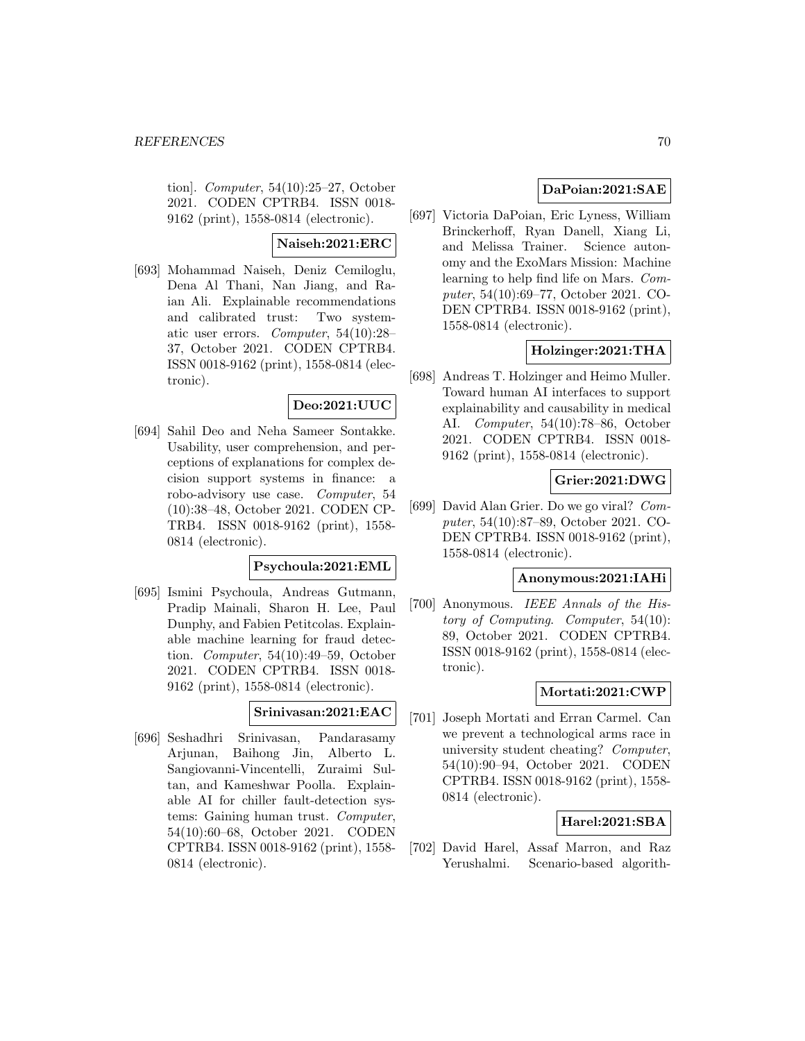tion]. *Computer*, 54(10):25–27, October 2021. CODEN CPTRB4. ISSN 0018-9162 (print), 1558-0814 (electronic).

**Naiseh:2021:ERC**

[693] Mohammad Naiseh, Deniz Cemiloglu, Dena Al Thani, Nan Jiang, and Raian Ali. Explainable recommendations and calibrated trust: Two systematic user errors. *Computer*, 54(10):28–37, October 2021. CODEN CPTRB4. ISSN 0018-9162 (print), 1558-0814 (electronic).

**Deo:2021:UUC**

[694] Sahil Deo and Neha Sameer Sontakke. Usability, user comprehension, and perceptions of explanations for complex decision support systems in finance: a robo-advisory use case. *Computer*, 54 (10):38–48, October 2021. CODEN CPTRB4. ISSN 0018-9162 (print), 1558-0814 (electronic).

**Psychoula:2021:EML**

[695] Ismini Psychoula, Andreas Gutmann, Pradip Mainali, Sharon H. Lee, Paul Dunphy, and Fabien Petitcolas. Explainable machine learning for fraud detection. *Computer*, 54(10):49–59, October 2021. CODEN CPTRB4. ISSN 0018-9162 (print), 1558-0814 (electronic).

**Srinivasan:2021:EAC**

[696] Seshadhri Srinivasan, Pandarasamy Arjunan, Baihong Jin, Alberto L. Sangiovanni-Vincentelli, Zuraimi Sultan, and Kameshwar Poolla. Explainable AI for chiller fault-detection systems: Gaining human trust. *Computer*, 54(10):60–68, October 2021. CODEN CPTRB4. ISSN 0018-9162 (print), 1558-0814 (electronic).

**DaPoian:2021:SAE**

[697] Victoria DaPoian, Eric Lyness, William Brinckerhoff, Ryan Danell, Xiang Li, and Melissa Trainer. Science autonomy and the ExoMars Mission: Machine learning to help find life on Mars. *Computer*, 54(10):69–77, October 2021. CODEN CPTRB4. ISSN 0018-9162 (print), 1558-0814 (electronic).

**Holzinger:2021:THA**

[698] Andreas T. Holzinger and Heimo Muller. Toward human AI interfaces to support explainability and causability in medical AI. *Computer*, 54(10):78–86, October 2021. CODEN CPTRB4. ISSN 0018-9162 (print), 1558-0814 (electronic).

**Grier:2021:DWG**

[699] David Alan Grier. Do we go viral? *Computer*, 54(10):87–89, October 2021. CODEN CPTRB4. ISSN 0018-9162 (print), 1558-0814 (electronic).

**Anonymous:2021:IAHi**

[700] Anonymous. *IEEE Annals of the History of Computing*. *Computer*, 54(10): 89, October 2021. CODEN CPTRB4. ISSN 0018-9162 (print), 1558-0814 (electronic).

**Mortati:2021:CWP**

[701] Joseph Mortati and Erran Carmel. Can we prevent a technological arms race in university student cheating? *Computer*, 54(10):90–94, October 2021. CODEN CPTRB4. ISSN 0018-9162 (print), 1558-0814 (electronic).

**Harel:2021:SBA**

[702] David Harel, Assaf Marron, and Raz Yerushalmi. Scenario-based algorith-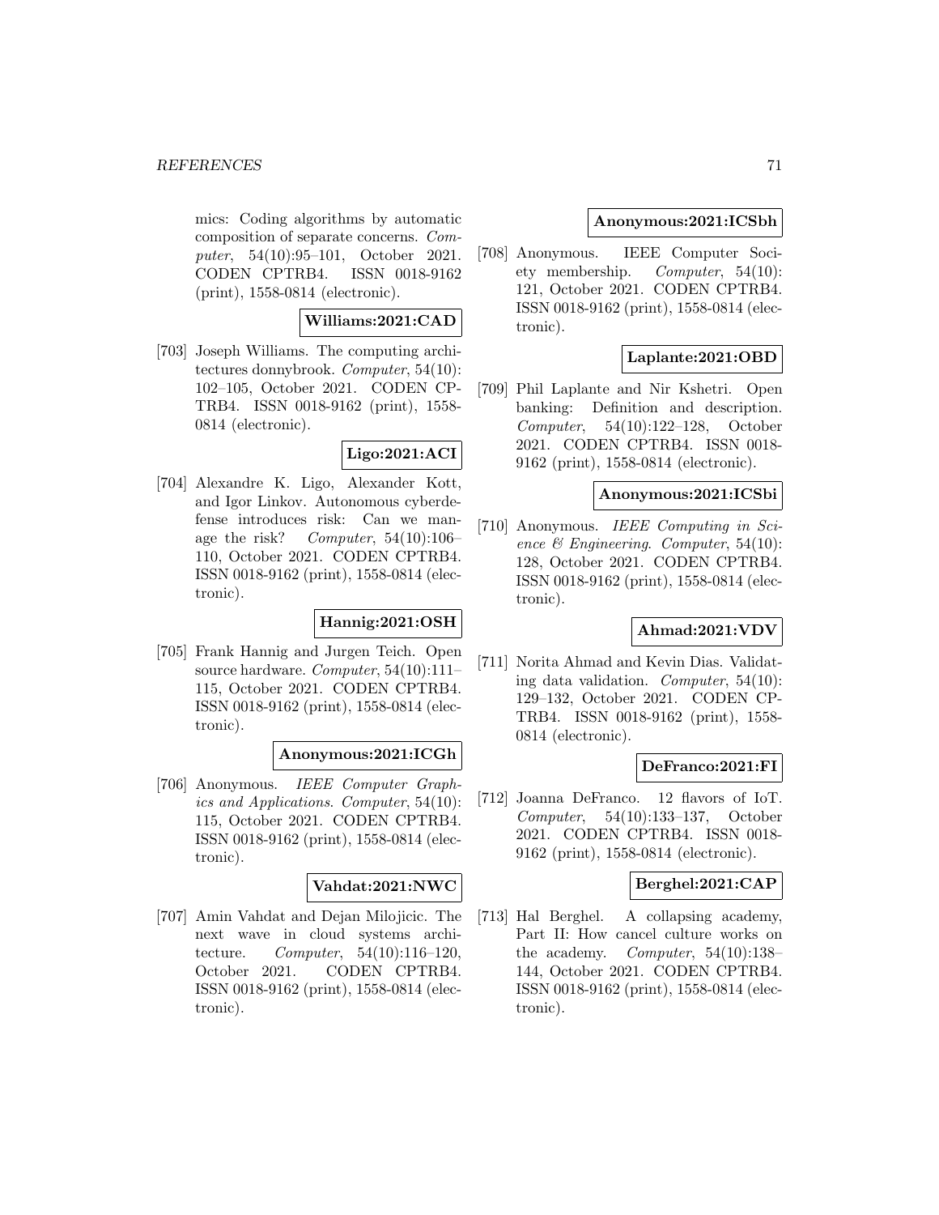mics: Coding algorithms by automatic composition of separate concerns. *Computer*, 54(10):95–101, October 2021. CODEN CPTRB4. ISSN 0018-9162 (print), 1558-0814 (electronic).

**Williams:2021:CAD**

[703] Joseph Williams. The computing architectures donnybrook. *Computer*, 54(10): 102–105, October 2021. CODEN CPTRB4. ISSN 0018-9162 (print), 1558-0814 (electronic).

**Ligo:2021:ACI**

[704] Alexandre K. Ligo, Alexander Kott, and Igor Linkov. Autonomous cyberdefense introduces risk: Can we manage the risk? *Computer*, 54(10):106–110, October 2021. CODEN CPTRB4. ISSN 0018-9162 (print), 1558-0814 (electronic).

**Hannig:2021:OSH**

[705] Frank Hannig and Jurgen Teich. Open source hardware. *Computer*, 54(10):111–115, October 2021. CODEN CPTRB4. ISSN 0018-9162 (print), 1558-0814 (electronic).

**Anonymous:2021:ICGh**

[706] Anonymous. *IEEE Computer Graphics and Applications*. *Computer*, 54(10): 115, October 2021. CODEN CPTRB4. ISSN 0018-9162 (print), 1558-0814 (electronic).

**Vahdat:2021:NWC**

[707] Amin Vahdat and Dejan Milojicic. The next wave in cloud systems architecture. *Computer*, 54(10):116–120, October 2021. CODEN CPTRB4. ISSN 0018-9162 (print), 1558-0814 (electronic).

**Anonymous:2021:ICSbh**

[708] Anonymous. IEEE Computer Society membership. *Computer*, 54(10): 121, October 2021. CODEN CPTRB4. ISSN 0018-9162 (print), 1558-0814 (electronic).

**Laplante:2021:OBD**

[709] Phil Laplante and Nir Kshetri. Open banking: Definition and description. *Computer*, 54(10):122–128, October 2021. CODEN CPTRB4. ISSN 0018-9162 (print), 1558-0814 (electronic).

**Anonymous:2021:ICSbi**

[710] Anonymous. *IEEE Computing in Science & Engineering*. *Computer*, 54(10): 128, October 2021. CODEN CPTRB4. ISSN 0018-9162 (print), 1558-0814 (electronic).

**Ahmad:2021:VDV**

[711] Norita Ahmad and Kevin Dias. Validating data validation. *Computer*, 54(10): 129–132, October 2021. CODEN CPTRB4. ISSN 0018-9162 (print), 1558-0814 (electronic).

**DeFranco:2021:FI**

[712] Joanna DeFranco. 12 flavors of IoT. *Computer*, 54(10):133–137, October 2021. CODEN CPTRB4. ISSN 0018-9162 (print), 1558-0814 (electronic).

**Berghel:2021:CAP**

[713] Hal Berghel. A collapsing academy, Part II: How cancel culture works on the academy. *Computer*, 54(10):138–144, October 2021. CODEN CPTRB4. ISSN 0018-9162 (print), 1558-0814 (electronic).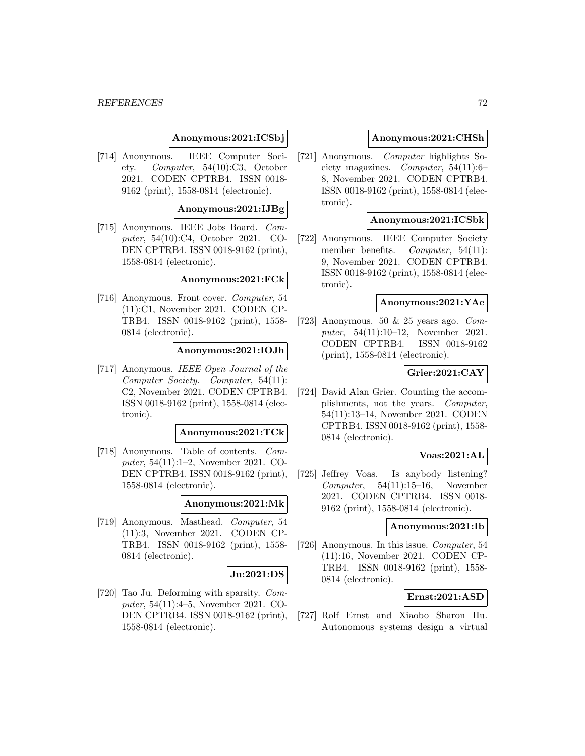**Anonymous:2021:ICSbj**

[714] Anonymous. IEEE Computer Society. *Computer*, 54(10):C3, October 2021. CODEN CPTRB4. ISSN 0018-9162 (print), 1558-0814 (electronic).

**Anonymous:2021:IJBg**

[715] Anonymous. IEEE Jobs Board. *Computer*, 54(10):C4, October 2021. CODEN CPTRB4. ISSN 0018-9162 (print), 1558-0814 (electronic).

**Anonymous:2021:FCk**

[716] Anonymous. Front cover. *Computer*, 54 (11):C1, November 2021. CODEN CPTRB4. ISSN 0018-9162 (print), 1558-0814 (electronic).

**Anonymous:2021:IOJh**

[717] Anonymous. *IEEE Open Journal of the Computer Society*. *Computer*, 54(11): C2, November 2021. CODEN CPTRB4. ISSN 0018-9162 (print), 1558-0814 (electronic).

**Anonymous:2021:TCk**

[718] Anonymous. Table of contents. *Computer*, 54(11):1–2, November 2021. CODEN CPTRB4. ISSN 0018-9162 (print), 1558-0814 (electronic).

**Anonymous:2021:Mk**

[719] Anonymous. Masthead. *Computer*, 54 (11):3, November 2021. CODEN CPTRB4. ISSN 0018-9162 (print), 1558-0814 (electronic).

**Ju:2021:DS**

[720] Tao Ju. Deforming with sparsity. *Computer*, 54(11):4–5, November 2021. CODEN CPTRB4. ISSN 0018-9162 (print), 1558-0814 (electronic).

**Anonymous:2021:CHSh**

[721] Anonymous. *Computer* highlights Society magazines. *Computer*, 54(11):6–8, November 2021. CODEN CPTRB4. ISSN 0018-9162 (print), 1558-0814 (electronic).

**Anonymous:2021:ICSbk**

[722] Anonymous. IEEE Computer Society member benefits. *Computer*, 54(11): 9, November 2021. CODEN CPTRB4. ISSN 0018-9162 (print), 1558-0814 (electronic).

**Anonymous:2021:YAe**

[723] Anonymous. 50 & 25 years ago. *Computer*, 54(11):10–12, November 2021. CODEN CPTRB4. ISSN 0018-9162 (print), 1558-0814 (electronic).

**Grier:2021:CAY**

[724] David Alan Grier. Counting the accomplishments, not the years. *Computer*, 54(11):13–14, November 2021. CODEN CPTRB4. ISSN 0018-9162 (print), 1558-0814 (electronic).

**Voas:2021:AL**

[725] Jeffrey Voas. Is anybody listening? *Computer*, 54(11):15–16, November 2021. CODEN CPTRB4. ISSN 0018-9162 (print), 1558-0814 (electronic).

**Anonymous:2021:Ib**

[726] Anonymous. In this issue. *Computer*, 54 (11):16, November 2021. CODEN CPTRB4. ISSN 0018-9162 (print), 1558-0814 (electronic).

**Ernst:2021:ASD**

[727] Rolf Ernst and Xiaobo Sharon Hu. Autonomous systems design a virtual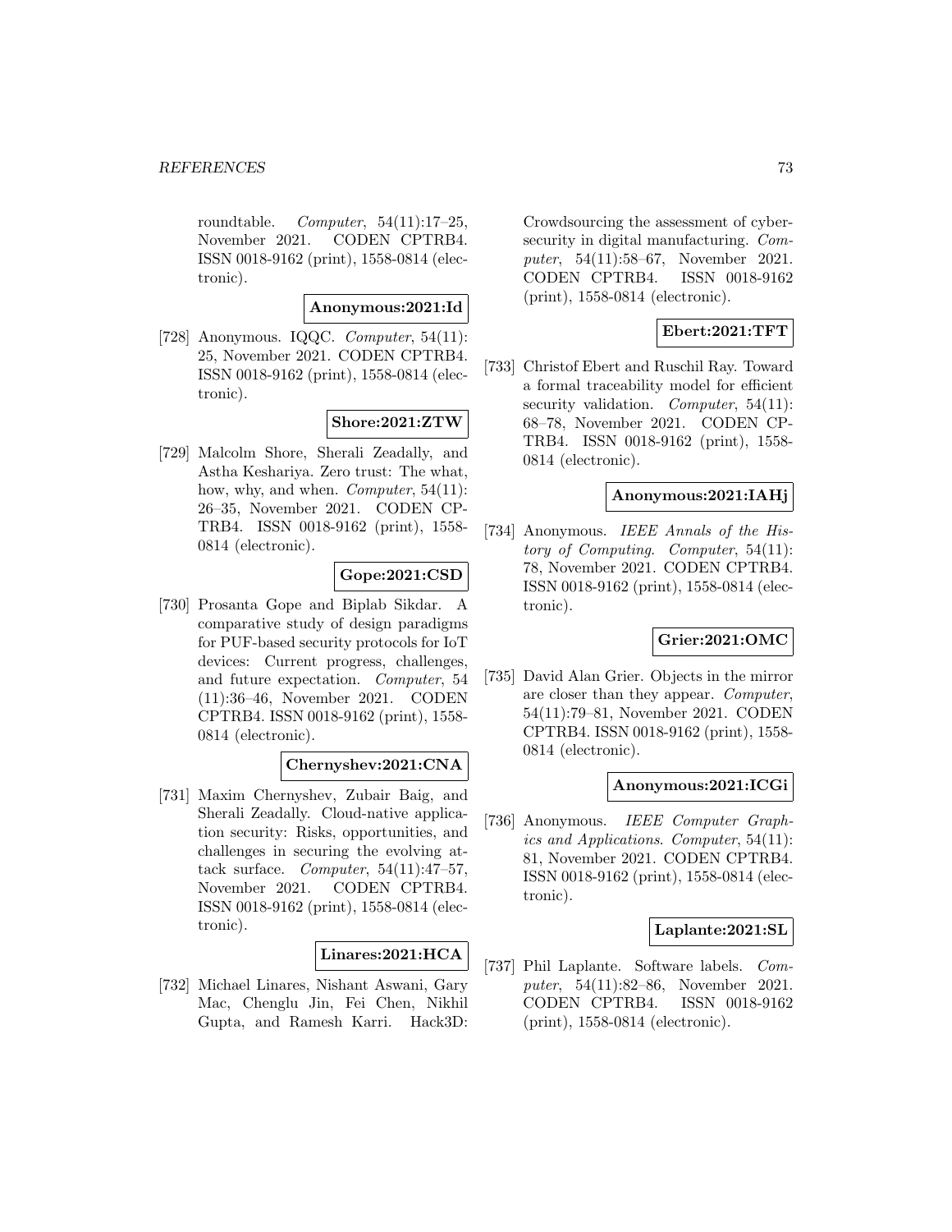roundtable. *Computer*, 54(11):17–25, November 2021. CODEN CPTRB4. ISSN 0018-9162 (print), 1558-0814 (electronic).

**Anonymous:2021:Id**

[728] Anonymous. IQQC. *Computer*, 54(11): 25, November 2021. CODEN CPTRB4. ISSN 0018-9162 (print), 1558-0814 (electronic).

**Shore:2021:ZTW**

[729] Malcolm Shore, Sherali Zeadally, and Astha Keshariya. Zero trust: The what, how, why, and when. *Computer*, 54(11): 26–35, November 2021. CODEN CPTRB4. ISSN 0018-9162 (print), 1558-0814 (electronic).

**Gope:2021:CSD**

[730] Prosanta Gope and Biplab Sikdar. A comparative study of design paradigms for PUF-based security protocols for IoT devices: Current progress, challenges, and future expectation. *Computer*, 54 (11):36–46, November 2021. CODEN CPTRB4. ISSN 0018-9162 (print), 1558-0814 (electronic).

**Chernyshev:2021:CNA**

[731] Maxim Chernyshev, Zubair Baig, and Sherali Zeadally. Cloud-native application security: Risks, opportunities, and challenges in securing the evolving attack surface. *Computer*, 54(11):47–57, November 2021. CODEN CPTRB4. ISSN 0018-9162 (print), 1558-0814 (electronic).

**Linares:2021:HCA**

[732] Michael Linares, Nishant Aswani, Gary Mac, Chenglu Jin, Fei Chen, Nikhil Gupta, and Ramesh Karri. Hack3D: Crowdsourcing the assessment of cybersecurity in digital manufacturing. *Computer*, 54(11):58–67, November 2021. CODEN CPTRB4. ISSN 0018-9162 (print), 1558-0814 (electronic).

**Ebert:2021:TFT**

[733] Christof Ebert and Ruschil Ray. Toward a formal traceability model for efficient security validation. *Computer*, 54(11): 68–78, November 2021. CODEN CPTRB4. ISSN 0018-9162 (print), 1558-0814 (electronic).

**Anonymous:2021:IAHj**

[734] Anonymous. *IEEE Annals of the History of Computing*. *Computer*, 54(11): 78, November 2021. CODEN CPTRB4. ISSN 0018-9162 (print), 1558-0814 (electronic).

**Grier:2021:OMC**

[735] David Alan Grier. Objects in the mirror are closer than they appear. *Computer*, 54(11):79–81, November 2021. CODEN CPTRB4. ISSN 0018-9162 (print), 1558-0814 (electronic).

**Anonymous:2021:ICGi**

[736] Anonymous. *IEEE Computer Graphics and Applications*. *Computer*, 54(11): 81, November 2021. CODEN CPTRB4. ISSN 0018-9162 (print), 1558-0814 (electronic).

**Laplante:2021:SL**

[737] Phil Laplante. Software labels. *Computer*, 54(11):82–86, November 2021. CODEN CPTRB4. ISSN 0018-9162 (print), 1558-0814 (electronic).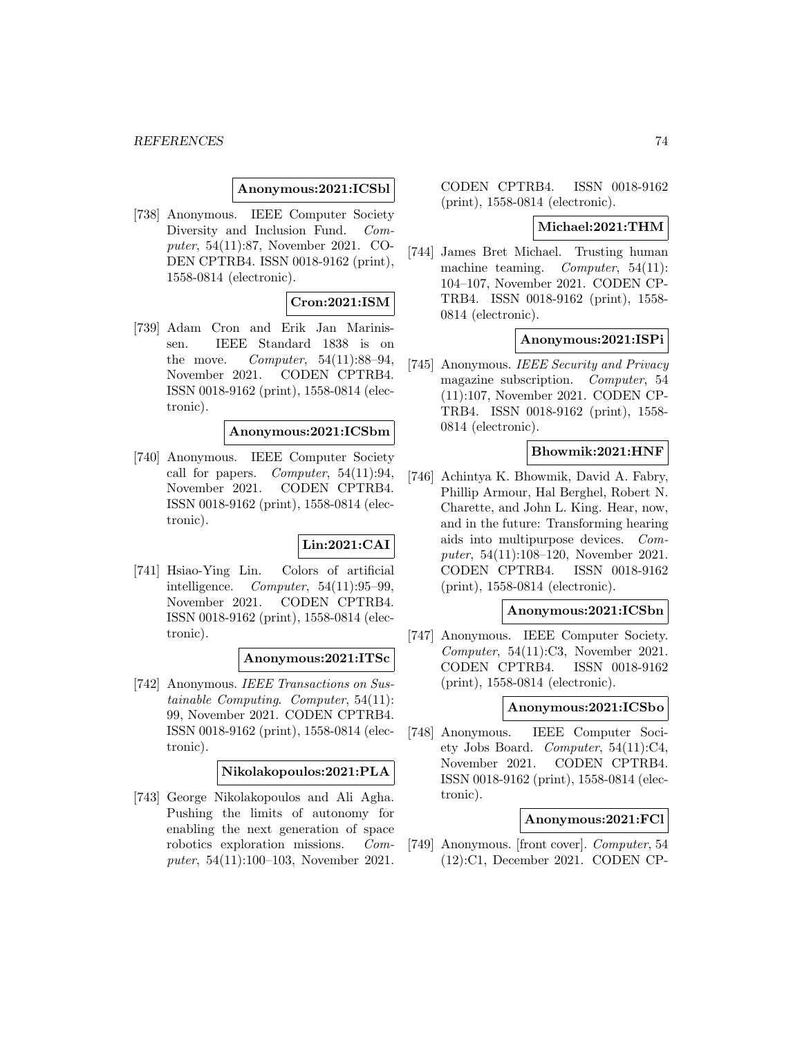**Anonymous:2021:ICSbl**

[738] Anonymous. IEEE Computer Society Diversity and Inclusion Fund. *Computer*, 54(11):87, November 2021. CODEN CPTRB4. ISSN 0018-9162 (print), 1558-0814 (electronic).

**Cron:2021:ISM**

[739] Adam Cron and Erik Jan Marinissen. IEEE Standard 1838 is on the move. *Computer*, 54(11):88–94, November 2021. CODEN CPTRB4. ISSN 0018-9162 (print), 1558-0814 (electronic).

**Anonymous:2021:ICSbm**

[740] Anonymous. IEEE Computer Society call for papers. *Computer*, 54(11):94, November 2021. CODEN CPTRB4. ISSN 0018-9162 (print), 1558-0814 (electronic).

**Lin:2021:CAI**

[741] Hsiao-Ying Lin. Colors of artificial intelligence. *Computer*, 54(11):95–99, November 2021. CODEN CPTRB4. ISSN 0018-9162 (print), 1558-0814 (electronic).

**Anonymous:2021:ITSc**

[742] Anonymous. *IEEE Transactions on Sustainable Computing*. *Computer*, 54(11): 99, November 2021. CODEN CPTRB4. ISSN 0018-9162 (print), 1558-0814 (electronic).

**Nikolakopoulos:2021:PLA**

[743] George Nikolakopoulos and Ali Agha. Pushing the limits of autonomy for enabling the next generation of space robotics exploration missions. *Computer*, 54(11):100–103, November 2021. CODEN CPTRB4. ISSN 0018-9162 (print), 1558-0814 (electronic).

**Michael:2021:THM**

[744] James Bret Michael. Trusting human machine teaming. *Computer*, 54(11): 104–107, November 2021. CODEN CPTRB4. ISSN 0018-9162 (print), 1558-0814 (electronic).

**Anonymous:2021:ISPi**

[745] Anonymous. *IEEE Security and Privacy* magazine subscription. *Computer*, 54 (11):107, November 2021. CODEN CPTRB4. ISSN 0018-9162 (print), 1558-0814 (electronic).

**Bhowmik:2021:HNF**

[746] Achintya K. Bhowmik, David A. Fabry, Phillip Armour, Hal Berghel, Robert N. Charette, and John L. King. Hear, now, and in the future: Transforming hearing aids into multipurpose devices. *Computer*, 54(11):108–120, November 2021. CODEN CPTRB4. ISSN 0018-9162 (print), 1558-0814 (electronic).

**Anonymous:2021:ICSbn**

[747] Anonymous. IEEE Computer Society. *Computer*, 54(11):C3, November 2021. CODEN CPTRB4. ISSN 0018-9162 (print), 1558-0814 (electronic).

**Anonymous:2021:ICSbo**

[748] Anonymous. IEEE Computer Society Jobs Board. *Computer*, 54(11):C4, November 2021. CODEN CPTRB4. ISSN 0018-9162 (print), 1558-0814 (electronic).

**Anonymous:2021:FCl**

[749] Anonymous. [front cover]. *Computer*, 54 (12):C1, December 2021. CODEN CP-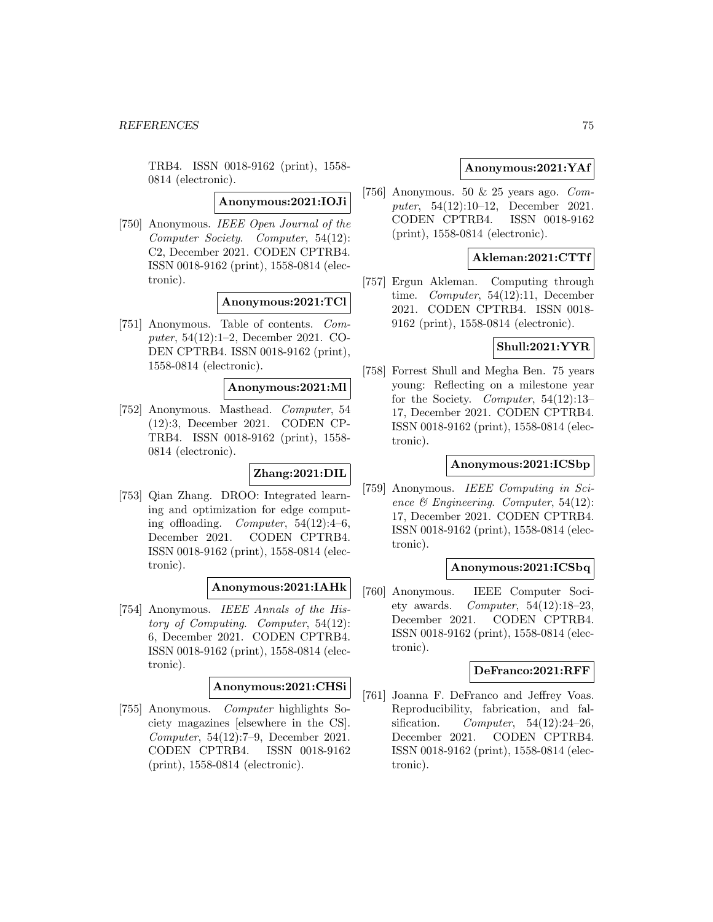TRB4. ISSN 0018-9162 (print), 1558-0814 (electronic).

**Anonymous:2021:IOJi**

[750] Anonymous. *IEEE Open Journal of the Computer Society*. *Computer*, 54(12): C2, December 2021. CODEN CPTRB4. ISSN 0018-9162 (print), 1558-0814 (electronic).

**Anonymous:2021:TCl**

[751] Anonymous. Table of contents. *Computer*, 54(12):1–2, December 2021. CODEN CPTRB4. ISSN 0018-9162 (print), 1558-0814 (electronic).

**Anonymous:2021:Ml**

[752] Anonymous. Masthead. *Computer*, 54 (12):3, December 2021. CODEN CPTRB4. ISSN 0018-9162 (print), 1558-0814 (electronic).

**Zhang:2021:DIL**

[753] Qian Zhang. DROO: Integrated learning and optimization for edge computing offloading. *Computer*, 54(12):4–6, December 2021. CODEN CPTRB4. ISSN 0018-9162 (print), 1558-0814 (electronic).

**Anonymous:2021:IAHk**

[754] Anonymous. *IEEE Annals of the History of Computing*. *Computer*, 54(12): 6, December 2021. CODEN CPTRB4. ISSN 0018-9162 (print), 1558-0814 (electronic).

**Anonymous:2021:CHSi**

[755] Anonymous. *Computer* highlights Society magazines [elsewhere in the CS]. *Computer*, 54(12):7–9, December 2021. CODEN CPTRB4. ISSN 0018-9162 (print), 1558-0814 (electronic).

**Anonymous:2021:YAf**

[756] Anonymous. 50 & 25 years ago. *Computer*, 54(12):10–12, December 2021. CODEN CPTRB4. ISSN 0018-9162 (print), 1558-0814 (electronic).

**Akleman:2021:CTTf**

[757] Ergun Akleman. Computing through time. *Computer*, 54(12):11, December 2021. CODEN CPTRB4. ISSN 0018-9162 (print), 1558-0814 (electronic).

**Shull:2021:YYR**

[758] Forrest Shull and Megha Ben. 75 years young: Reflecting on a milestone year for the Society. *Computer*, 54(12):13–17, December 2021. CODEN CPTRB4. ISSN 0018-9162 (print), 1558-0814 (electronic).

**Anonymous:2021:ICSbp**

[759] Anonymous. *IEEE Computing in Science & Engineering*. *Computer*, 54(12): 17, December 2021. CODEN CPTRB4. ISSN 0018-9162 (print), 1558-0814 (electronic).

**Anonymous:2021:ICSbq**

[760] Anonymous. IEEE Computer Society awards. *Computer*, 54(12):18–23, December 2021. CODEN CPTRB4. ISSN 0018-9162 (print), 1558-0814 (electronic).

**DeFranco:2021:RFF**

[761] Joanna F. DeFranco and Jeffrey Voas. Reproducibility, fabrication, and falsification. *Computer*, 54(12):24–26, December 2021. CODEN CPTRB4. ISSN 0018-9162 (print), 1558-0814 (electronic).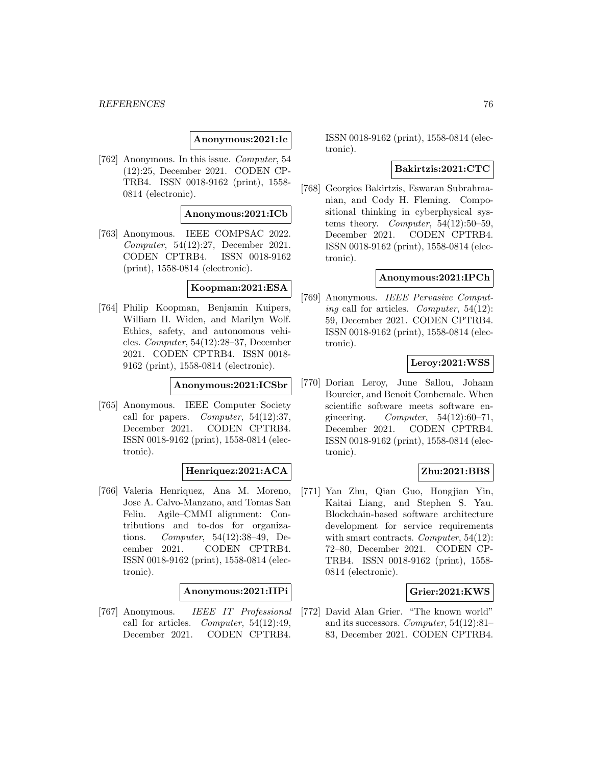**Anonymous:2021:Ie**

[762] Anonymous. In this issue. *Computer*, 54 (12):25, December 2021. CODEN CPTRB4. ISSN 0018-9162 (print), 1558-0814 (electronic).

**Anonymous:2021:ICb**

[763] Anonymous. IEEE COMPSAC 2022. *Computer*, 54(12):27, December 2021. CODEN CPTRB4. ISSN 0018-9162 (print), 1558-0814 (electronic).

**Koopman:2021:ESA**

[764] Philip Koopman, Benjamin Kuipers, William H. Widen, and Marilyn Wolf. Ethics, safety, and autonomous vehicles. *Computer*, 54(12):28–37, December 2021. CODEN CPTRB4. ISSN 0018-9162 (print), 1558-0814 (electronic).

**Anonymous:2021:ICSbr**

[765] Anonymous. IEEE Computer Society call for papers. *Computer*, 54(12):37, December 2021. CODEN CPTRB4. ISSN 0018-9162 (print), 1558-0814 (electronic).

**Henriquez:2021:ACA**

[766] Valeria Henriquez, Ana M. Moreno, Jose A. Calvo-Manzano, and Tomas San Feliu. Agile–CMMI alignment: Contributions and to-dos for organizations. *Computer*, 54(12):38–49, December 2021. CODEN CPTRB4. ISSN 0018-9162 (print), 1558-0814 (electronic).

**Anonymous:2021:IIPi**

[767] Anonymous. *IEEE IT Professional* call for articles. *Computer*, 54(12):49, December 2021. CODEN CPTRB4. ISSN 0018-9162 (print), 1558-0814 (electronic).

**Bakirtzis:2021:CTC**

[768] Georgios Bakirtzis, Eswaran Subrahmanian, and Cody H. Fleming. Compositional thinking in cyberphysical systems theory. *Computer*, 54(12):50–59, December 2021. CODEN CPTRB4. ISSN 0018-9162 (print), 1558-0814 (electronic).

**Anonymous:2021:IPCh**

[769] Anonymous. *IEEE Pervasive Computing* call for articles. *Computer*, 54(12): 59, December 2021. CODEN CPTRB4. ISSN 0018-9162 (print), 1558-0814 (electronic).

**Leroy:2021:WSS**

[770] Dorian Leroy, June Sallou, Johann Bourcier, and Benoit Combemale. When scientific software meets software engineering. *Computer*, 54(12):60–71, December 2021. CODEN CPTRB4. ISSN 0018-9162 (print), 1558-0814 (electronic).

**Zhu:2021:BBS**

[771] Yan Zhu, Qian Guo, Hongjian Yin, Kaitai Liang, and Stephen S. Yau. Blockchain-based software architecture development for service requirements with smart contracts. *Computer*, 54(12): 72–80, December 2021. CODEN CPTRB4. ISSN 0018-9162 (print), 1558-0814 (electronic).

**Grier:2021:KWS**

[772] David Alan Grier. "The known world" and its successors. *Computer*, 54(12):81–83, December 2021. CODEN CPTRB4.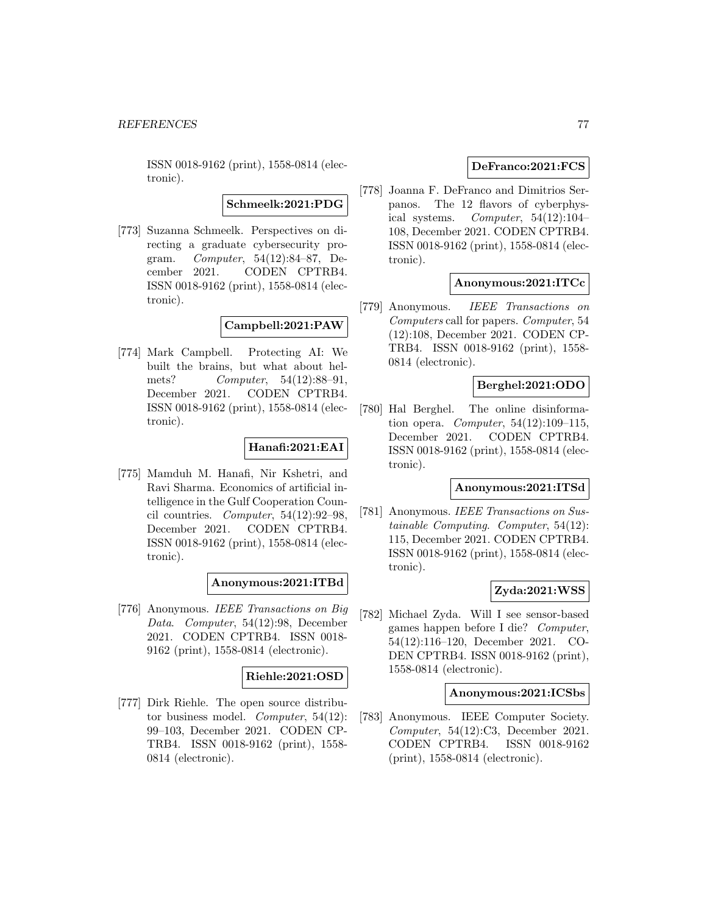ISSN 0018-9162 (print), 1558-0814 (electronic).

**Schmeelk:2021:PDG**

[773] Suzanna Schmeelk. Perspectives on directing a graduate cybersecurity program. *Computer*, 54(12):84–87, December 2021. CODEN CPTRB4. ISSN 0018-9162 (print), 1558-0814 (electronic).

**Campbell:2021:PAW**

[774] Mark Campbell. Protecting AI: We built the brains, but what about helmets? *Computer*, 54(12):88–91, December 2021. CODEN CPTRB4. ISSN 0018-9162 (print), 1558-0814 (electronic).

**Hanafi:2021:EAI**

[775] Mamduh M. Hanafi, Nir Kshetri, and Ravi Sharma. Economics of artificial intelligence in the Gulf Cooperation Council countries. *Computer*, 54(12):92–98, December 2021. CODEN CPTRB4. ISSN 0018-9162 (print), 1558-0814 (electronic).

**Anonymous:2021:ITBd**

[776] Anonymous. *IEEE Transactions on Big Data*. *Computer*, 54(12):98, December 2021. CODEN CPTRB4. ISSN 0018-9162 (print), 1558-0814 (electronic).

**Riehle:2021:OSD**

[777] Dirk Riehle. The open source distributor business model. *Computer*, 54(12): 99–103, December 2021. CODEN CPTRB4. ISSN 0018-9162 (print), 1558-0814 (electronic).

**DeFranco:2021:FCS**

[778] Joanna F. DeFranco and Dimitrios Serpanos. The 12 flavors of cyberphysical systems. *Computer*, 54(12):104–108, December 2021. CODEN CPTRB4. ISSN 0018-9162 (print), 1558-0814 (electronic).

**Anonymous:2021:ITCc**

[779] Anonymous. *IEEE Transactions on Computers* call for papers. *Computer*, 54 (12):108, December 2021. CODEN CPTRB4. ISSN 0018-9162 (print), 1558-0814 (electronic).

**Berghel:2021:ODO**

[780] Hal Berghel. The online disinformation opera. *Computer*, 54(12):109–115, December 2021. CODEN CPTRB4. ISSN 0018-9162 (print), 1558-0814 (electronic).

**Anonymous:2021:ITSd**

[781] Anonymous. *IEEE Transactions on Sustainable Computing*. *Computer*, 54(12): 115, December 2021. CODEN CPTRB4. ISSN 0018-9162 (print), 1558-0814 (electronic).

**Zyda:2021:WSS**

[782] Michael Zyda. Will I see sensor-based games happen before I die? *Computer*, 54(12):116–120, December 2021. CODEN CPTRB4. ISSN 0018-9162 (print), 1558-0814 (electronic).

**Anonymous:2021:ICSbs**

[783] Anonymous. IEEE Computer Society. *Computer*, 54(12):C3, December 2021. CODEN CPTRB4. ISSN 0018-9162 (print), 1558-0814 (electronic).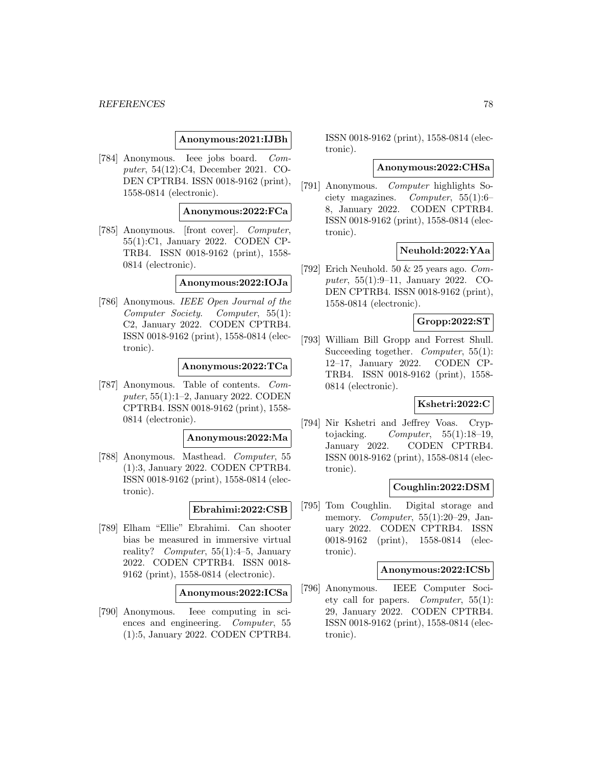**Anonymous:2021:IJBh**

[784] Anonymous. Ieee jobs board. *Computer*, 54(12):C4, December 2021. CODEN CPTRB4. ISSN 0018-9162 (print), 1558-0814 (electronic).

**Anonymous:2022:FCa**

[785] Anonymous. [front cover]. *Computer*, 55(1):C1, January 2022. CODEN CPTRB4. ISSN 0018-9162 (print), 1558-0814 (electronic).

**Anonymous:2022:IOJa**

[786] Anonymous. *IEEE Open Journal of the Computer Society*. *Computer*, 55(1): C2, January 2022. CODEN CPTRB4. ISSN 0018-9162 (print), 1558-0814 (electronic).

**Anonymous:2022:TCa**

[787] Anonymous. Table of contents. *Computer*, 55(1):1–2, January 2022. CODEN CPTRB4. ISSN 0018-9162 (print), 1558-0814 (electronic).

**Anonymous:2022:Ma**

[788] Anonymous. Masthead. *Computer*, 55 (1):3, January 2022. CODEN CPTRB4. ISSN 0018-9162 (print), 1558-0814 (electronic).

**Ebrahimi:2022:CSB**

[789] Elham "Ellie" Ebrahimi. Can shooter bias be measured in immersive virtual reality? *Computer*, 55(1):4–5, January 2022. CODEN CPTRB4. ISSN 0018-9162 (print), 1558-0814 (electronic).

**Anonymous:2022:ICSa**

[790] Anonymous. Ieee computing in sciences and engineering. *Computer*, 55 (1):5, January 2022. CODEN CPTRB4. ISSN 0018-9162 (print), 1558-0814 (electronic).

**Anonymous:2022:CHSa**

[791] Anonymous. *Computer* highlights Society magazines. *Computer*, 55(1):6–8, January 2022. CODEN CPTRB4. ISSN 0018-9162 (print), 1558-0814 (electronic).

**Neuhold:2022:YAa**

[792] Erich Neuhold. 50 & 25 years ago. *Computer*, 55(1):9–11, January 2022. CODEN CPTRB4. ISSN 0018-9162 (print), 1558-0814 (electronic).

**Gropp:2022:ST**

[793] William Bill Gropp and Forrest Shull. Succeeding together. *Computer*, 55(1): 12–17, January 2022. CODEN CPTRB4. ISSN 0018-9162 (print), 1558-0814 (electronic).

**Kshetri:2022:C**

[794] Nir Kshetri and Jeffrey Voas. Cryptojacking. *Computer*, 55(1):18–19, January 2022. CODEN CPTRB4. ISSN 0018-9162 (print), 1558-0814 (electronic).

**Coughlin:2022:DSM**

[795] Tom Coughlin. Digital storage and memory. *Computer*, 55(1):20–29, January 2022. CODEN CPTRB4. ISSN 0018-9162 (print), 1558-0814 (electronic).

**Anonymous:2022:ICSb**

[796] Anonymous. IEEE Computer Society call for papers. *Computer*, 55(1): 29, January 2022. CODEN CPTRB4. ISSN 0018-9162 (print), 1558-0814 (electronic).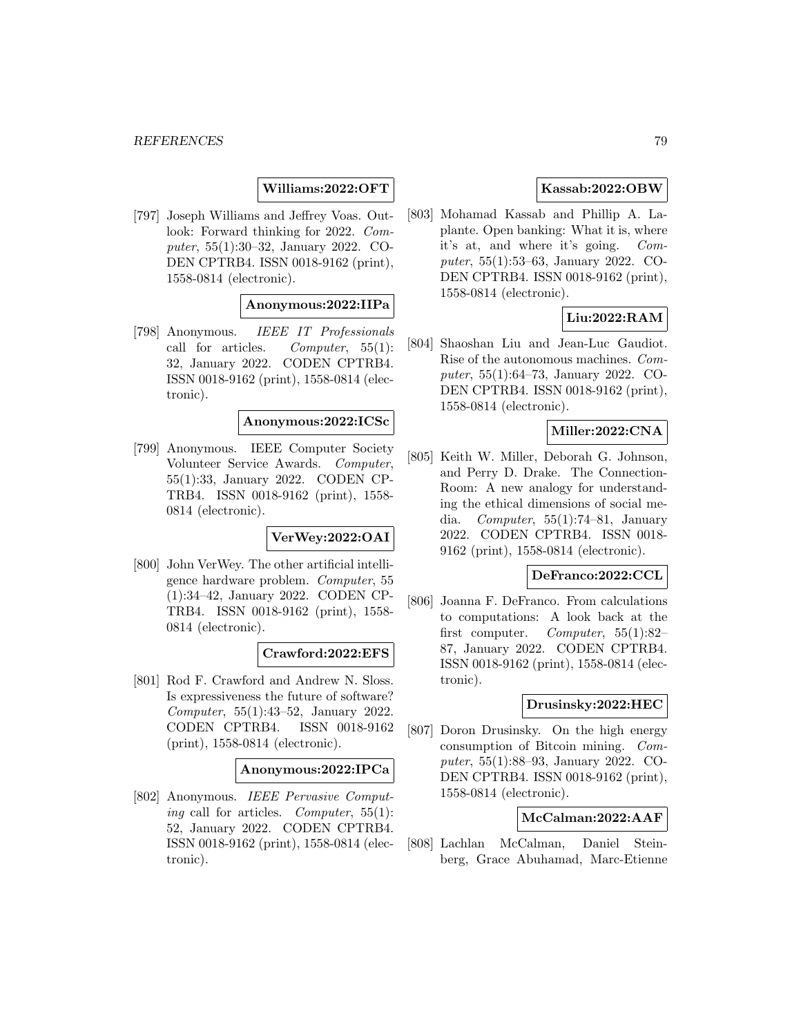**Williams:2022:OFT**

[797] Joseph Williams and Jeffrey Voas. Outlook: Forward thinking for 2022. *Computer*, 55(1):30–32, January 2022. CODEN CPTRB4. ISSN 0018-9162 (print), 1558-0814 (electronic).

**Anonymous:2022:IIPa**

[798] Anonymous. *IEEE IT Professionals* call for articles. *Computer*, 55(1): 32, January 2022. CODEN CPTRB4. ISSN 0018-9162 (print), 1558-0814 (electronic).

**Anonymous:2022:ICSc**

[799] Anonymous. IEEE Computer Society Volunteer Service Awards. *Computer*, 55(1):33, January 2022. CODEN CPTRB4. ISSN 0018-9162 (print), 1558-0814 (electronic).

**VerWey:2022:OAI**

[800] John VerWey. The other artificial intelligence hardware problem. *Computer*, 55 (1):34–42, January 2022. CODEN CPTRB4. ISSN 0018-9162 (print), 1558-0814 (electronic).

**Crawford:2022:EFS**

[801] Rod F. Crawford and Andrew N. Sloss. Is expressiveness the future of software? *Computer*, 55(1):43–52, January 2022. CODEN CPTRB4. ISSN 0018-9162 (print), 1558-0814 (electronic).

**Anonymous:2022:IPCa**

[802] Anonymous. *IEEE Pervasive Computing* call for articles. *Computer*, 55(1): 52, January 2022. CODEN CPTRB4. ISSN 0018-9162 (print), 1558-0814 (electronic).

**Kassab:2022:OBW**

[803] Mohamad Kassab and Phillip A. Laplante. Open banking: What it is, where it's at, and where it's going. *Computer*, 55(1):53–63, January 2022. CODEN CPTRB4. ISSN 0018-9162 (print), 1558-0814 (electronic).

**Liu:2022:RAM**

[804] Shaoshan Liu and Jean-Luc Gaudiot. Rise of the autonomous machines. *Computer*, 55(1):64–73, January 2022. CODEN CPTRB4. ISSN 0018-9162 (print), 1558-0814 (electronic).

**Miller:2022:CNA**

[805] Keith W. Miller, Deborah G. Johnson, and Perry D. Drake. The Connection-Room: A new analogy for understanding the ethical dimensions of social media. *Computer*, 55(1):74–81, January 2022. CODEN CPTRB4. ISSN 0018-9162 (print), 1558-0814 (electronic).

**DeFranco:2022:CCL**

[806] Joanna F. DeFranco. From calculations to computations: A look back at the first computer. *Computer*, 55(1):82–87, January 2022. CODEN CPTRB4. ISSN 0018-9162 (print), 1558-0814 (electronic).

**Drusinsky:2022:HEC**

[807] Doron Drusinsky. On the high energy consumption of Bitcoin mining. *Computer*, 55(1):88–93, January 2022. CODEN CPTRB4. ISSN 0018-9162 (print), 1558-0814 (electronic).

**McCalman:2022:AAF**

[808] Lachlan McCalman, Daniel Steinberg, Grace Abuhamad, Marc-Etienne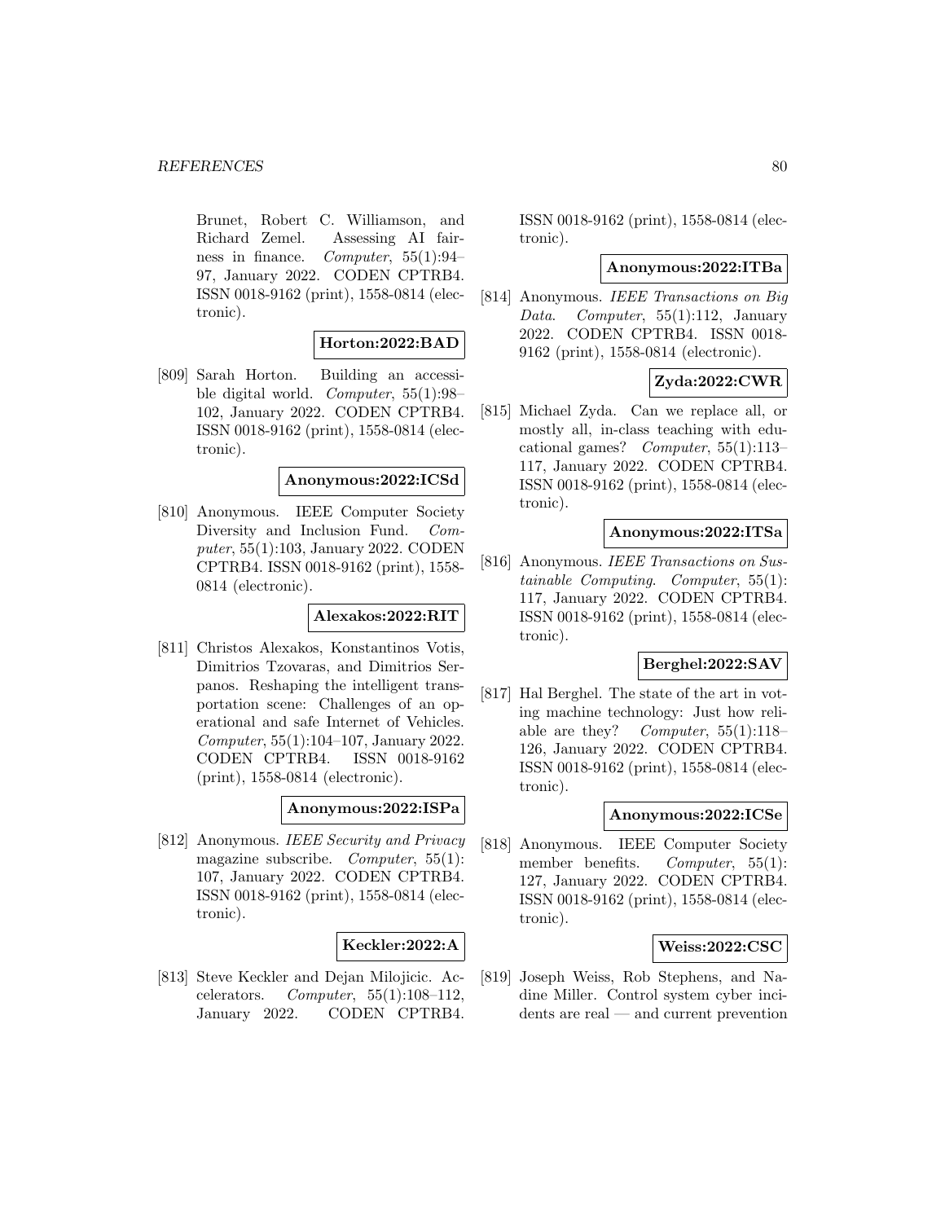Brunet, Robert C. Williamson, and Richard Zemel. Assessing AI fairness in finance. *Computer*, 55(1):94–97, January 2022. CODEN CPTRB4. ISSN 0018-9162 (print), 1558-0814 (electronic).

**Horton:2022:BAD**

[809] Sarah Horton. Building an accessible digital world. *Computer*, 55(1):98–102, January 2022. CODEN CPTRB4. ISSN 0018-9162 (print), 1558-0814 (electronic).

**Anonymous:2022:ICSd**

[810] Anonymous. IEEE Computer Society Diversity and Inclusion Fund. *Computer*, 55(1):103, January 2022. CODEN CPTRB4. ISSN 0018-9162 (print), 1558-0814 (electronic).

**Alexakos:2022:RIT**

[811] Christos Alexakos, Konstantinos Votis, Dimitrios Tzovaras, and Dimitrios Serpanos. Reshaping the intelligent transportation scene: Challenges of an operational and safe Internet of Vehicles. *Computer*, 55(1):104–107, January 2022. CODEN CPTRB4. ISSN 0018-9162 (print), 1558-0814 (electronic).

**Anonymous:2022:ISPa**

[812] Anonymous. *IEEE Security and Privacy* magazine subscribe. *Computer*, 55(1):107, January 2022. CODEN CPTRB4. ISSN 0018-9162 (print), 1558-0814 (electronic).

**Keckler:2022:A**

[813] Steve Keckler and Dejan Milojicic. Accelerators. *Computer*, 55(1):108–112, January 2022. CODEN CPTRB4. ISSN 0018-9162 (print), 1558-0814 (electronic).

**Anonymous:2022:ITBa**

[814] Anonymous. *IEEE Transactions on Big Data*. *Computer*, 55(1):112, January 2022. CODEN CPTRB4. ISSN 0018-9162 (print), 1558-0814 (electronic).

**Zyda:2022:CWR**

[815] Michael Zyda. Can we replace all, or mostly all, in-class teaching with educational games? *Computer*, 55(1):113–117, January 2022. CODEN CPTRB4. ISSN 0018-9162 (print), 1558-0814 (electronic).

**Anonymous:2022:ITSa**

[816] Anonymous. *IEEE Transactions on Sustainable Computing*. *Computer*, 55(1): 117, January 2022. CODEN CPTRB4. ISSN 0018-9162 (print), 1558-0814 (electronic).

**Berghel:2022:SAV**

[817] Hal Berghel. The state of the art in voting machine technology: Just how reliable are they? *Computer*, 55(1):118–126, January 2022. CODEN CPTRB4. ISSN 0018-9162 (print), 1558-0814 (electronic).

**Anonymous:2022:ICSe**

[818] Anonymous. IEEE Computer Society member benefits. *Computer*, 55(1): 127, January 2022. CODEN CPTRB4. ISSN 0018-9162 (print), 1558-0814 (electronic).

**Weiss:2022:CSC**

[819] Joseph Weiss, Rob Stephens, and Nadine Miller. Control system cyber incidents are real — and current prevention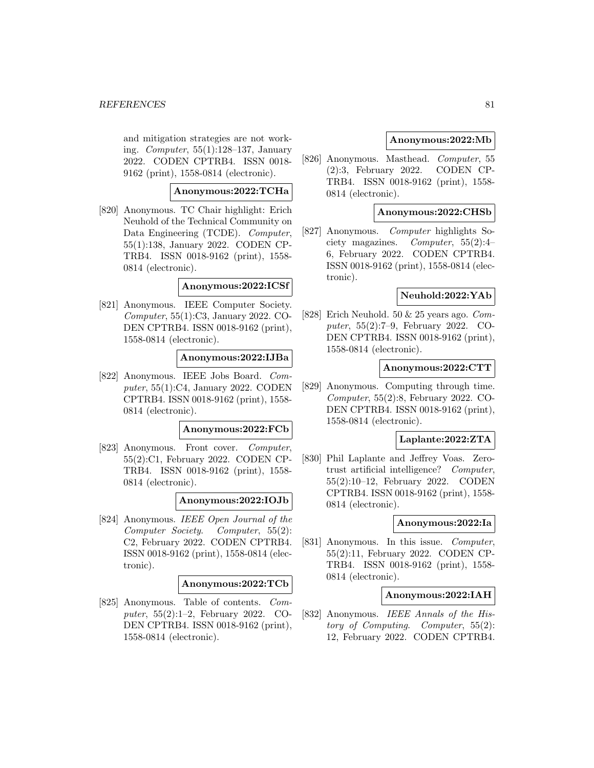and mitigation strategies are not working. *Computer*, 55(1):128–137, January 2022. CODEN CPTRB4. ISSN 0018-9162 (print), 1558-0814 (electronic).

**Anonymous:2022:TCHa**

[820] Anonymous. TC Chair highlight: Erich Neuhold of the Technical Community on Data Engineering (TCDE). *Computer*, 55(1):138, January 2022. CODEN CPTRB4. ISSN 0018-9162 (print), 1558-0814 (electronic).

**Anonymous:2022:ICSf**

[821] Anonymous. IEEE Computer Society. *Computer*, 55(1):C3, January 2022. CODEN CPTRB4. ISSN 0018-9162 (print), 1558-0814 (electronic).

**Anonymous:2022:IJBa**

[822] Anonymous. IEEE Jobs Board. *Computer*, 55(1):C4, January 2022. CODEN CPTRB4. ISSN 0018-9162 (print), 1558-0814 (electronic).

**Anonymous:2022:FCb**

[823] Anonymous. Front cover. *Computer*, 55(2):C1, February 2022. CODEN CPTRB4. ISSN 0018-9162 (print), 1558-0814 (electronic).

**Anonymous:2022:IOJb**

[824] Anonymous. *IEEE Open Journal of the Computer Society*. *Computer*, 55(2): C2, February 2022. CODEN CPTRB4. ISSN 0018-9162 (print), 1558-0814 (electronic).

**Anonymous:2022:TCb**

[825] Anonymous. Table of contents. *Computer*, 55(2):1–2, February 2022. CODEN CPTRB4. ISSN 0018-9162 (print), 1558-0814 (electronic).

**Anonymous:2022:Mb**

[826] Anonymous. Masthead. *Computer*, 55 (2):3, February 2022. CODEN CPTRB4. ISSN 0018-9162 (print), 1558-0814 (electronic).

**Anonymous:2022:CHSb**

[827] Anonymous. *Computer* highlights Society magazines. *Computer*, 55(2):4–6, February 2022. CODEN CPTRB4. ISSN 0018-9162 (print), 1558-0814 (electronic).

**Neuhold:2022:YAb**

[828] Erich Neuhold. 50 & 25 years ago. *Computer*, 55(2):7–9, February 2022. CODEN CPTRB4. ISSN 0018-9162 (print), 1558-0814 (electronic).

**Anonymous:2022:CTT**

[829] Anonymous. Computing through time. *Computer*, 55(2):8, February 2022. CODEN CPTRB4. ISSN 0018-9162 (print), 1558-0814 (electronic).

**Laplante:2022:ZTA**

[830] Phil Laplante and Jeffrey Voas. Zero-trust artificial intelligence? *Computer*, 55(2):10–12, February 2022. CODEN CPTRB4. ISSN 0018-9162 (print), 1558-0814 (electronic).

**Anonymous:2022:Ia**

[831] Anonymous. In this issue. *Computer*, 55(2):11, February 2022. CODEN CPTRB4. ISSN 0018-9162 (print), 1558-0814 (electronic).

**Anonymous:2022:IAH**

[832] Anonymous. *IEEE Annals of the History of Computing*. *Computer*, 55(2): 12, February 2022. CODEN CPTRB4.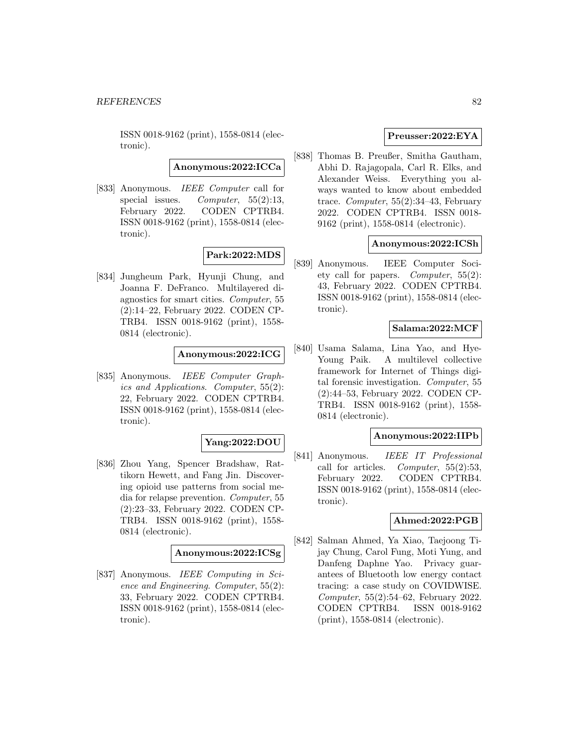ISSN 0018-9162 (print), 1558-0814 (electronic).

**Anonymous:2022:ICCa**

[833] Anonymous. *IEEE Computer* call for special issues. *Computer*, 55(2):13, February 2022. CODEN CPTRB4. ISSN 0018-9162 (print), 1558-0814 (electronic).

**Park:2022:MDS**

[834] Jungheum Park, Hyunji Chung, and Joanna F. DeFranco. Multilayered diagnostics for smart cities. *Computer*, 55 (2):14–22, February 2022. CODEN CPTRB4. ISSN 0018-9162 (print), 1558-0814 (electronic).

**Anonymous:2022:ICG**

[835] Anonymous. *IEEE Computer Graphics and Applications*. *Computer*, 55(2): 22, February 2022. CODEN CPTRB4. ISSN 0018-9162 (print), 1558-0814 (electronic).

**Yang:2022:DOU**

[836] Zhou Yang, Spencer Bradshaw, Rattikorn Hewett, and Fang Jin. Discovering opioid use patterns from social media for relapse prevention. *Computer*, 55 (2):23–33, February 2022. CODEN CPTRB4. ISSN 0018-9162 (print), 1558-0814 (electronic).

**Anonymous:2022:ICSg**

[837] Anonymous. *IEEE Computing in Science and Engineering*. *Computer*, 55(2): 33, February 2022. CODEN CPTRB4. ISSN 0018-9162 (print), 1558-0814 (electronic).

**Preusser:2022:EYA**

[838] Thomas B. Preußer, Smitha Gautham, Abhi D. Rajagopala, Carl R. Elks, and Alexander Weiss. Everything you always wanted to know about embedded trace. *Computer*, 55(2):34–43, February 2022. CODEN CPTRB4. ISSN 0018-9162 (print), 1558-0814 (electronic).

**Anonymous:2022:ICSh**

[839] Anonymous. IEEE Computer Society call for papers. *Computer*, 55(2): 43, February 2022. CODEN CPTRB4. ISSN 0018-9162 (print), 1558-0814 (electronic).

**Salama:2022:MCF**

[840] Usama Salama, Lina Yao, and Hye-Young Paik. A multilevel collective framework for Internet of Things digital forensic investigation. *Computer*, 55 (2):44–53, February 2022. CODEN CPTRB4. ISSN 0018-9162 (print), 1558-0814 (electronic).

**Anonymous:2022:IIPb**

[841] Anonymous. *IEEE IT Professional* call for articles. *Computer*, 55(2):53, February 2022. CODEN CPTRB4. ISSN 0018-9162 (print), 1558-0814 (electronic).

**Ahmed:2022:PGB**

[842] Salman Ahmed, Ya Xiao, Taejoong Tijay Chung, Carol Fung, Moti Yung, and Danfeng Daphne Yao. Privacy guarantees of Bluetooth low energy contact tracing: a case study on COVIDWISE. *Computer*, 55(2):54–62, February 2022. CODEN CPTRB4. ISSN 0018-9162 (print), 1558-0814 (electronic).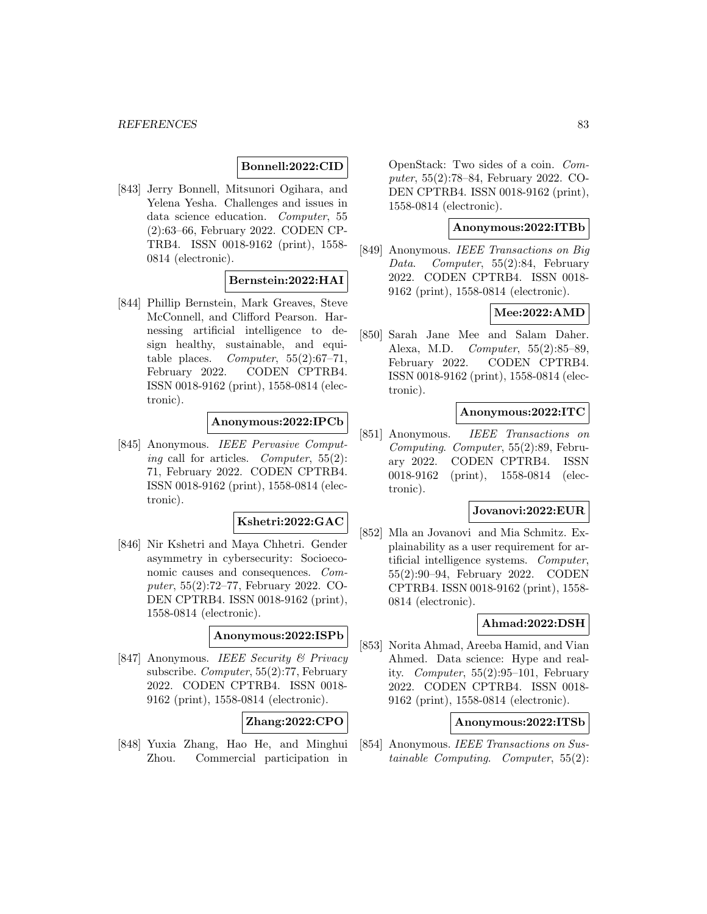**Bonnell:2022:CID**

[843] Jerry Bonnell, Mitsunori Ogihara, and Yelena Yesha. Challenges and issues in data science education. *Computer*, 55 (2):63–66, February 2022. CODEN CPTRB4. ISSN 0018-9162 (print), 1558-0814 (electronic).

**Bernstein:2022:HAI**

[844] Phillip Bernstein, Mark Greaves, Steve McConnell, and Clifford Pearson. Harnessing artificial intelligence to design healthy, sustainable, and equitable places. *Computer*, 55(2):67–71, February 2022. CODEN CPTRB4. ISSN 0018-9162 (print), 1558-0814 (electronic).

**Anonymous:2022:IPCb**

[845] Anonymous. *IEEE Pervasive Computing* call for articles. *Computer*, 55(2): 71, February 2022. CODEN CPTRB4. ISSN 0018-9162 (print), 1558-0814 (electronic).

**Kshetri:2022:GAC**

[846] Nir Kshetri and Maya Chhetri. Gender asymmetry in cybersecurity: Socioeconomic causes and consequences. *Computer*, 55(2):72–77, February 2022. CODEN CPTRB4. ISSN 0018-9162 (print), 1558-0814 (electronic).

**Anonymous:2022:ISPb**

[847] Anonymous. *IEEE Security & Privacy* subscribe. *Computer*, 55(2):77, February 2022. CODEN CPTRB4. ISSN 0018-9162 (print), 1558-0814 (electronic).

**Zhang:2022:CPO**

[848] Yuxia Zhang, Hao He, and Minghui Zhou. Commercial participation in OpenStack: Two sides of a coin. *Computer*, 55(2):78–84, February 2022. CODEN CPTRB4. ISSN 0018-9162 (print), 1558-0814 (electronic).

**Anonymous:2022:ITBb**

[849] Anonymous. *IEEE Transactions on Big Data*. *Computer*, 55(2):84, February 2022. CODEN CPTRB4. ISSN 0018-9162 (print), 1558-0814 (electronic).

**Mee:2022:AMD**

[850] Sarah Jane Mee and Salam Daher. Alexa, M.D. *Computer*, 55(2):85–89, February 2022. CODEN CPTRB4. ISSN 0018-9162 (print), 1558-0814 (electronic).

**Anonymous:2022:ITC**

[851] Anonymous. *IEEE Transactions on Computing*. *Computer*, 55(2):89, February 2022. CODEN CPTRB4. ISSN 0018-9162 (print), 1558-0814 (electronic).

**Jovanovi:2022:EUR**

[852] Mla an Jovanovi and Mia Schmitz. Explainability as a user requirement for artificial intelligence systems. *Computer*, 55(2):90–94, February 2022. CODEN CPTRB4. ISSN 0018-9162 (print), 1558-0814 (electronic).

**Ahmad:2022:DSH**

[853] Norita Ahmad, Areeba Hamid, and Vian Ahmed. Data science: Hype and reality. *Computer*, 55(2):95–101, February 2022. CODEN CPTRB4. ISSN 0018-9162 (print), 1558-0814 (electronic).

**Anonymous:2022:ITSb**

[854] Anonymous. *IEEE Transactions on Sustainable Computing*. *Computer*, 55(2):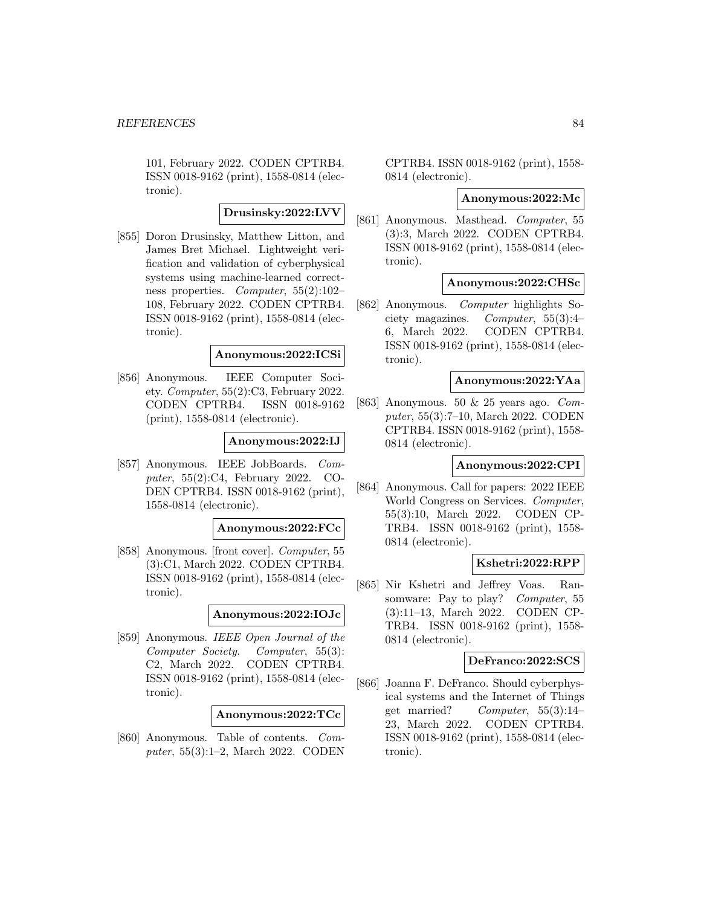101, February 2022. CODEN CPTRB4. ISSN 0018-9162 (print), 1558-0814 (electronic).

**Drusinsky:2022:LVV**

[855] Doron Drusinsky, Matthew Litton, and James Bret Michael. Lightweight verification and validation of cyberphysical systems using machine-learned correctness properties. *Computer*, 55(2):102–108, February 2022. CODEN CPTRB4. ISSN 0018-9162 (print), 1558-0814 (electronic).

**Anonymous:2022:ICSi**

[856] Anonymous. IEEE Computer Society. *Computer*, 55(2):C3, February 2022. CODEN CPTRB4. ISSN 0018-9162 (print), 1558-0814 (electronic).

**Anonymous:2022:IJ**

[857] Anonymous. IEEE JobBoards. *Computer*, 55(2):C4, February 2022. CODEN CPTRB4. ISSN 0018-9162 (print), 1558-0814 (electronic).

**Anonymous:2022:FCc**

[858] Anonymous. [front cover]. *Computer*, 55 (3):C1, March 2022. CODEN CPTRB4. ISSN 0018-9162 (print), 1558-0814 (electronic).

**Anonymous:2022:IOJc**

[859] Anonymous. *IEEE Open Journal of the Computer Society*. *Computer*, 55(3): C2, March 2022. CODEN CPTRB4. ISSN 0018-9162 (print), 1558-0814 (electronic).

**Anonymous:2022:TCc**

[860] Anonymous. Table of contents. *Computer*, 55(3):1–2, March 2022. CODEN CPTRB4. ISSN 0018-9162 (print), 1558-0814 (electronic).

**Anonymous:2022:Mc**

[861] Anonymous. Masthead. *Computer*, 55 (3):3, March 2022. CODEN CPTRB4. ISSN 0018-9162 (print), 1558-0814 (electronic).

**Anonymous:2022:CHSc**

[862] Anonymous. *Computer* highlights Society magazines. *Computer*, 55(3):4–6, March 2022. CODEN CPTRB4. ISSN 0018-9162 (print), 1558-0814 (electronic).

**Anonymous:2022:YAa**

[863] Anonymous. 50 & 25 years ago. *Computer*, 55(3):7–10, March 2022. CODEN CPTRB4. ISSN 0018-9162 (print), 1558-0814 (electronic).

**Anonymous:2022:CPI**

[864] Anonymous. Call for papers: 2022 IEEE World Congress on Services. *Computer*, 55(3):10, March 2022. CODEN CPTRB4. ISSN 0018-9162 (print), 1558-0814 (electronic).

**Kshetri:2022:RPP**

[865] Nir Kshetri and Jeffrey Voas. Ransomware: Pay to play? *Computer*, 55 (3):11–13, March 2022. CODEN CPTRB4. ISSN 0018-9162 (print), 1558-0814 (electronic).

**DeFranco:2022:SCS**

[866] Joanna F. DeFranco. Should cyberphysical systems and the Internet of Things get married? *Computer*, 55(3):14–23, March 2022. CODEN CPTRB4. ISSN 0018-9162 (print), 1558-0814 (electronic).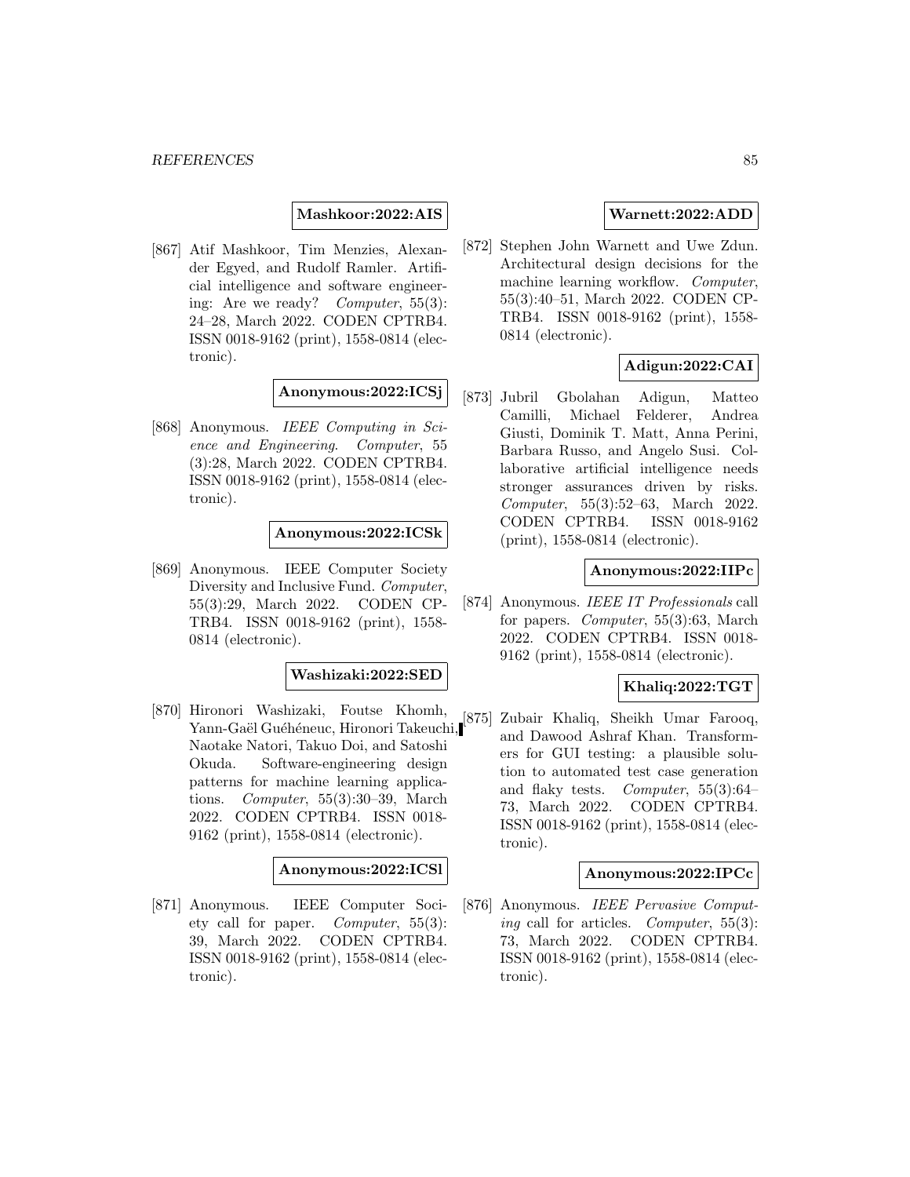**Mashkoor:2022:AIS**

[867] Atif Mashkoor, Tim Menzies, Alexander Egyed, and Rudolf Ramler. Artificial intelligence and software engineering: Are we ready? *Computer*, 55(3): 24–28, March 2022. CODEN CPTRB4. ISSN 0018-9162 (print), 1558-0814 (electronic).

**Anonymous:2022:ICSj**

[868] Anonymous. *IEEE Computing in Science and Engineering*. *Computer*, 55 (3):28, March 2022. CODEN CPTRB4. ISSN 0018-9162 (print), 1558-0814 (electronic).

**Anonymous:2022:ICSk**

[869] Anonymous. IEEE Computer Society Diversity and Inclusive Fund. *Computer*, 55(3):29, March 2022. CODEN CPTRB4. ISSN 0018-9162 (print), 1558-0814 (electronic).

**Washizaki:2022:SED**

[870] Hironori Washizaki, Foutse Khomh, Yann-Gaël Guéhéneuc, Hironori Takeuchi, Naotake Natori, Takuo Doi, and Satoshi Okuda. Software-engineering design patterns for machine learning applications. *Computer*, 55(3):30–39, March 2022. CODEN CPTRB4. ISSN 0018-9162 (print), 1558-0814 (electronic).

**Anonymous:2022:ICSl**

[871] Anonymous. IEEE Computer Society call for paper. *Computer*, 55(3): 39, March 2022. CODEN CPTRB4. ISSN 0018-9162 (print), 1558-0814 (electronic).

**Warnett:2022:ADD**

[872] Stephen John Warnett and Uwe Zdun. Architectural design decisions for the machine learning workflow. *Computer*, 55(3):40–51, March 2022. CODEN CPTRB4. ISSN 0018-9162 (print), 1558-0814 (electronic).

**Adigun:2022:CAI**

[873] Jubril Gbolahan Adigun, Matteo Camilli, Michael Felderer, Andrea Giusti, Dominik T. Matt, Anna Perini, Barbara Russo, and Angelo Susi. Collaborative artificial intelligence needs stronger assurances driven by risks. *Computer*, 55(3):52–63, March 2022. CODEN CPTRB4. ISSN 0018-9162 (print), 1558-0814 (electronic).

**Anonymous:2022:IIPc**

[874] Anonymous. *IEEE IT Professionals* call for papers. *Computer*, 55(3):63, March 2022. CODEN CPTRB4. ISSN 0018-9162 (print), 1558-0814 (electronic).

**Khaliq:2022:TGT**

[875] Zubair Khaliq, Sheikh Umar Farooq, and Dawood Ashraf Khan. Transformers for GUI testing: a plausible solution to automated test case generation and flaky tests. *Computer*, 55(3):64–73, March 2022. CODEN CPTRB4. ISSN 0018-9162 (print), 1558-0814 (electronic).

**Anonymous:2022:IPCc**

[876] Anonymous. *IEEE Pervasive Computing* call for articles. *Computer*, 55(3): 73, March 2022. CODEN CPTRB4. ISSN 0018-9162 (print), 1558-0814 (electronic).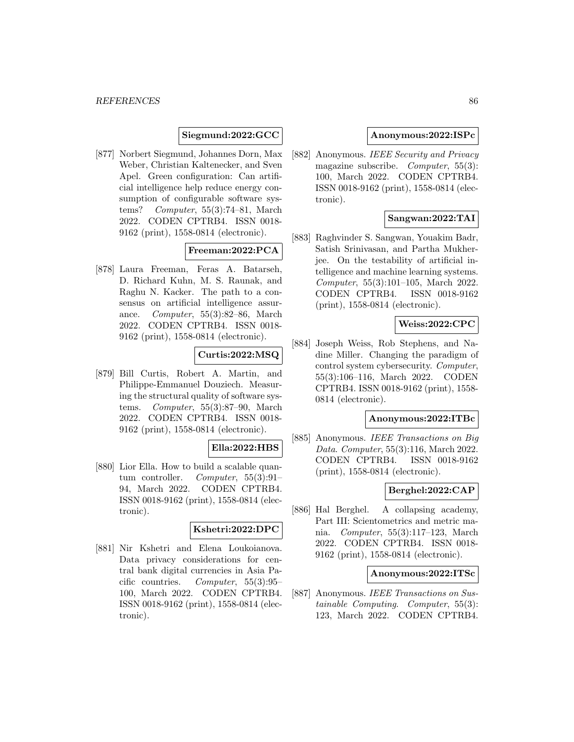**Siegmund:2022:GCC**

[877] Norbert Siegmund, Johannes Dorn, Max Weber, Christian Kaltenecker, and Sven Apel. Green configuration: Can artificial intelligence help reduce energy consumption of configurable software systems? *Computer*, 55(3):74–81, March 2022. CODEN CPTRB4. ISSN 0018-9162 (print), 1558-0814 (electronic).

**Freeman:2022:PCA**

[878] Laura Freeman, Feras A. Batarseh, D. Richard Kuhn, M. S. Raunak, and Raghu N. Kacker. The path to a consensus on artificial intelligence assurance. *Computer*, 55(3):82–86, March 2022. CODEN CPTRB4. ISSN 0018-9162 (print), 1558-0814 (electronic).

**Curtis:2022:MSQ**

[879] Bill Curtis, Robert A. Martin, and Philippe-Emmanuel Douziech. Measuring the structural quality of software systems. *Computer*, 55(3):87–90, March 2022. CODEN CPTRB4. ISSN 0018-9162 (print), 1558-0814 (electronic).

**Ella:2022:HBS**

[880] Lior Ella. How to build a scalable quantum controller. *Computer*, 55(3):91–94, March 2022. CODEN CPTRB4. ISSN 0018-9162 (print), 1558-0814 (electronic).

**Kshetri:2022:DPC**

[881] Nir Kshetri and Elena Loukoianova. Data privacy considerations for central bank digital currencies in Asia Pacific countries. *Computer*, 55(3):95–100, March 2022. CODEN CPTRB4. ISSN 0018-9162 (print), 1558-0814 (electronic).

**Anonymous:2022:ISPc**

[882] Anonymous. *IEEE Security and Privacy* magazine subscribe. *Computer*, 55(3): 100, March 2022. CODEN CPTRB4. ISSN 0018-9162 (print), 1558-0814 (electronic).

**Sangwan:2022:TAI**

[883] Raghvinder S. Sangwan, Youakim Badr, Satish Srinivasan, and Partha Mukherjee. On the testability of artificial intelligence and machine learning systems. *Computer*, 55(3):101–105, March 2022. CODEN CPTRB4. ISSN 0018-9162 (print), 1558-0814 (electronic).

**Weiss:2022:CPC**

[884] Joseph Weiss, Rob Stephens, and Nadine Miller. Changing the paradigm of control system cybersecurity. *Computer*, 55(3):106–116, March 2022. CODEN CPTRB4. ISSN 0018-9162 (print), 1558-0814 (electronic).

**Anonymous:2022:ITBc**

[885] Anonymous. *IEEE Transactions on Big Data*. *Computer*, 55(3):116, March 2022. CODEN CPTRB4. ISSN 0018-9162 (print), 1558-0814 (electronic).

**Berghel:2022:CAP**

[886] Hal Berghel. A collapsing academy, Part III: Scientometrics and metric mania. *Computer*, 55(3):117–123, March 2022. CODEN CPTRB4. ISSN 0018-9162 (print), 1558-0814 (electronic).

**Anonymous:2022:ITSc**

[887] Anonymous. *IEEE Transactions on Sustainable Computing*. *Computer*, 55(3): 123, March 2022. CODEN CPTRB4.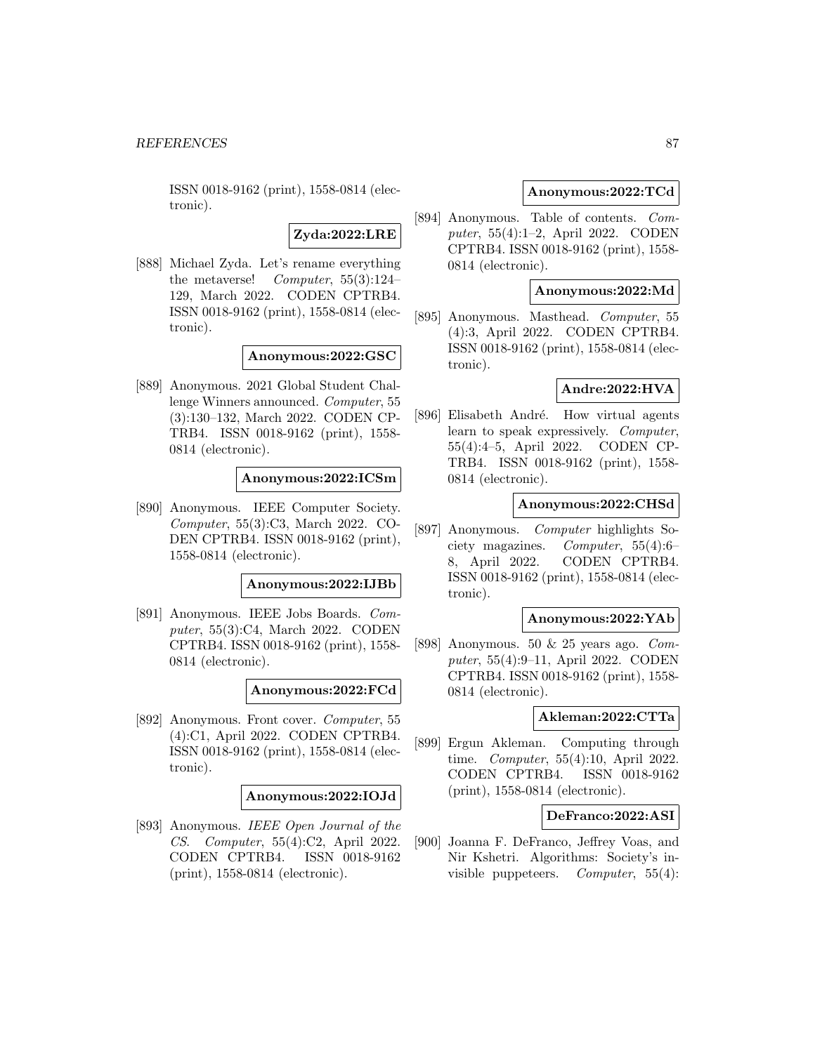ISSN 0018-9162 (print), 1558-0814 (electronic).

**Zyda:2022:LRE**

[888] Michael Zyda. Let's rename everything the metaverse! *Computer*, 55(3):124–129, March 2022. CODEN CPTRB4. ISSN 0018-9162 (print), 1558-0814 (electronic).

**Anonymous:2022:GSC**

[889] Anonymous. 2021 Global Student Challenge Winners announced. *Computer*, 55 (3):130–132, March 2022. CODEN CPTRB4. ISSN 0018-9162 (print), 1558-0814 (electronic).

**Anonymous:2022:ICSm**

[890] Anonymous. IEEE Computer Society. *Computer*, 55(3):C3, March 2022. CODEN CPTRB4. ISSN 0018-9162 (print), 1558-0814 (electronic).

**Anonymous:2022:IJBb**

[891] Anonymous. IEEE Jobs Boards. *Computer*, 55(3):C4, March 2022. CODEN CPTRB4. ISSN 0018-9162 (print), 1558-0814 (electronic).

**Anonymous:2022:FCd**

[892] Anonymous. Front cover. *Computer*, 55 (4):C1, April 2022. CODEN CPTRB4. ISSN 0018-9162 (print), 1558-0814 (electronic).

**Anonymous:2022:IOJd**

[893] Anonymous. *IEEE Open Journal of the CS*. *Computer*, 55(4):C2, April 2022. CODEN CPTRB4. ISSN 0018-9162 (print), 1558-0814 (electronic).

**Anonymous:2022:TCd**

[894] Anonymous. Table of contents. *Computer*, 55(4):1–2, April 2022. CODEN CPTRB4. ISSN 0018-9162 (print), 1558-0814 (electronic).

**Anonymous:2022:Md**

[895] Anonymous. Masthead. *Computer*, 55 (4):3, April 2022. CODEN CPTRB4. ISSN 0018-9162 (print), 1558-0814 (electronic).

**Andre:2022:HVA**

[896] Elisabeth André. How virtual agents learn to speak expressively. *Computer*, 55(4):4–5, April 2022. CODEN CPTRB4. ISSN 0018-9162 (print), 1558-0814 (electronic).

**Anonymous:2022:CHSd**

[897] Anonymous. *Computer* highlights Society magazines. *Computer*, 55(4):6–8, April 2022. CODEN CPTRB4. ISSN 0018-9162 (print), 1558-0814 (electronic).

**Anonymous:2022:YAb**

[898] Anonymous. 50 & 25 years ago. *Computer*, 55(4):9–11, April 2022. CODEN CPTRB4. ISSN 0018-9162 (print), 1558-0814 (electronic).

**Akleman:2022:CTTa**

[899] Ergun Akleman. Computing through time. *Computer*, 55(4):10, April 2022. CODEN CPTRB4. ISSN 0018-9162 (print), 1558-0814 (electronic).

**DeFranco:2022:ASI**

[900] Joanna F. DeFranco, Jeffrey Voas, and Nir Kshetri. Algorithms: Society's invisible puppeteers. *Computer*, 55(4):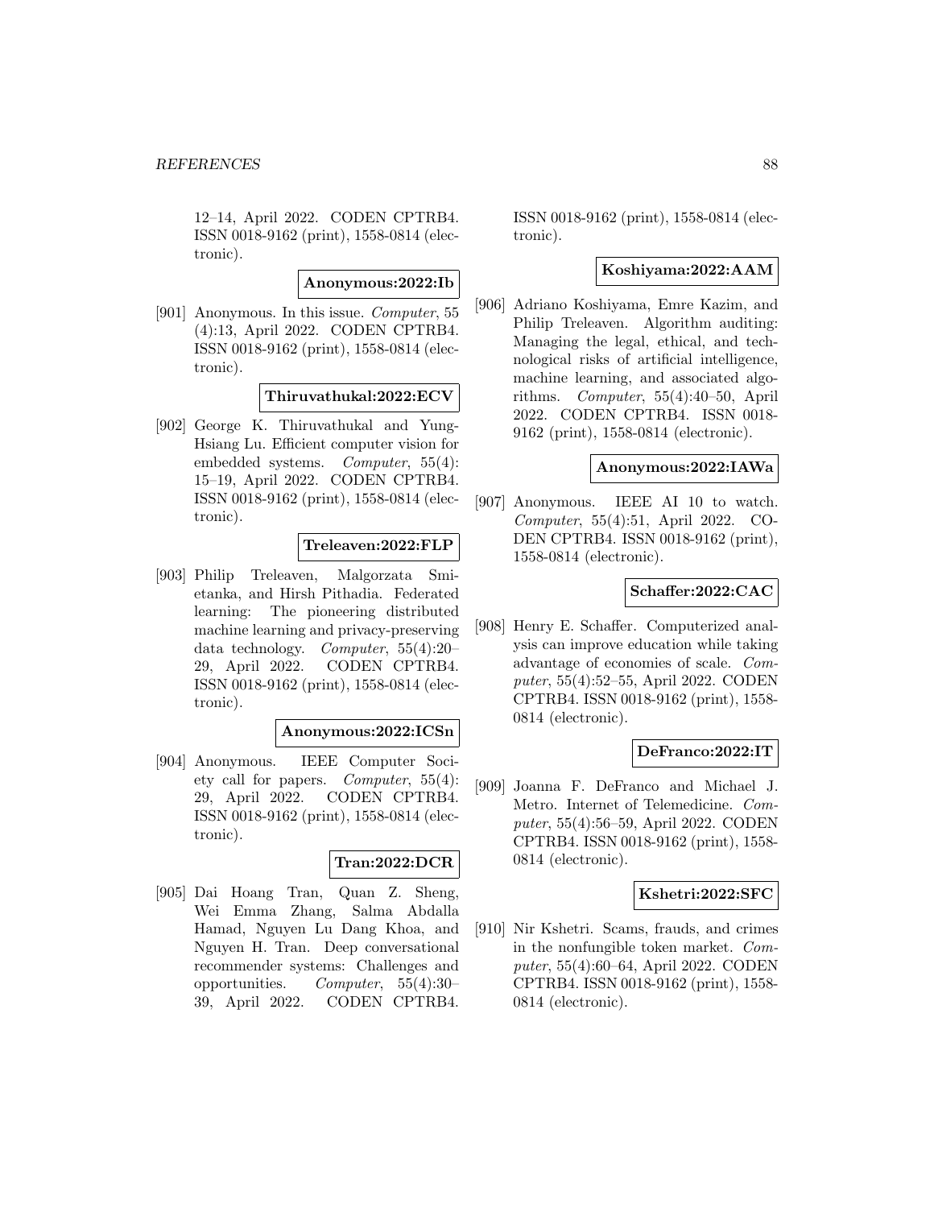12–14, April 2022. CODEN CPTRB4. ISSN 0018-9162 (print), 1558-0814 (electronic).

**Anonymous:2022:Ib**

[901] Anonymous. In this issue. *Computer*, 55 (4):13, April 2022. CODEN CPTRB4. ISSN 0018-9162 (print), 1558-0814 (electronic).

**Thiruvathukal:2022:ECV**

[902] George K. Thiruvathukal and Yung-Hsiang Lu. Efficient computer vision for embedded systems. *Computer*, 55(4): 15–19, April 2022. CODEN CPTRB4. ISSN 0018-9162 (print), 1558-0814 (electronic).

**Treleaven:2022:FLP**

[903] Philip Treleaven, Malgorzata Smietanka, and Hirsh Pithadia. Federated learning: The pioneering distributed machine learning and privacy-preserving data technology. *Computer*, 55(4):20–29, April 2022. CODEN CPTRB4. ISSN 0018-9162 (print), 1558-0814 (electronic).

**Anonymous:2022:ICSn**

[904] Anonymous. IEEE Computer Society call for papers. *Computer*, 55(4): 29, April 2022. CODEN CPTRB4. ISSN 0018-9162 (print), 1558-0814 (electronic).

**Tran:2022:DCR**

[905] Dai Hoang Tran, Quan Z. Sheng, Wei Emma Zhang, Salma Abdalla Hamad, Nguyen Lu Dang Khoa, and Nguyen H. Tran. Deep conversational recommender systems: Challenges and opportunities. *Computer*, 55(4):30–39, April 2022. CODEN CPTRB4. ISSN 0018-9162 (print), 1558-0814 (electronic).

**Koshiyama:2022:AAM**

[906] Adriano Koshiyama, Emre Kazim, and Philip Treleaven. Algorithm auditing: Managing the legal, ethical, and technological risks of artificial intelligence, machine learning, and associated algorithms. *Computer*, 55(4):40–50, April 2022. CODEN CPTRB4. ISSN 0018-9162 (print), 1558-0814 (electronic).

**Anonymous:2022:IAWa**

[907] Anonymous. IEEE AI 10 to watch. *Computer*, 55(4):51, April 2022. CODEN CPTRB4. ISSN 0018-9162 (print), 1558-0814 (electronic).

**Schaffer:2022:CAC**

[908] Henry E. Schaffer. Computerized analysis can improve education while taking advantage of economies of scale. *Computer*, 55(4):52–55, April 2022. CODEN CPTRB4. ISSN 0018-9162 (print), 1558-0814 (electronic).

**DeFranco:2022:IT**

[909] Joanna F. DeFranco and Michael J. Metro. Internet of Telemedicine. *Computer*, 55(4):56–59, April 2022. CODEN CPTRB4. ISSN 0018-9162 (print), 1558-0814 (electronic).

**Kshetri:2022:SFC**

[910] Nir Kshetri. Scams, frauds, and crimes in the nonfungible token market. *Computer*, 55(4):60–64, April 2022. CODEN CPTRB4. ISSN 0018-9162 (print), 1558-0814 (electronic).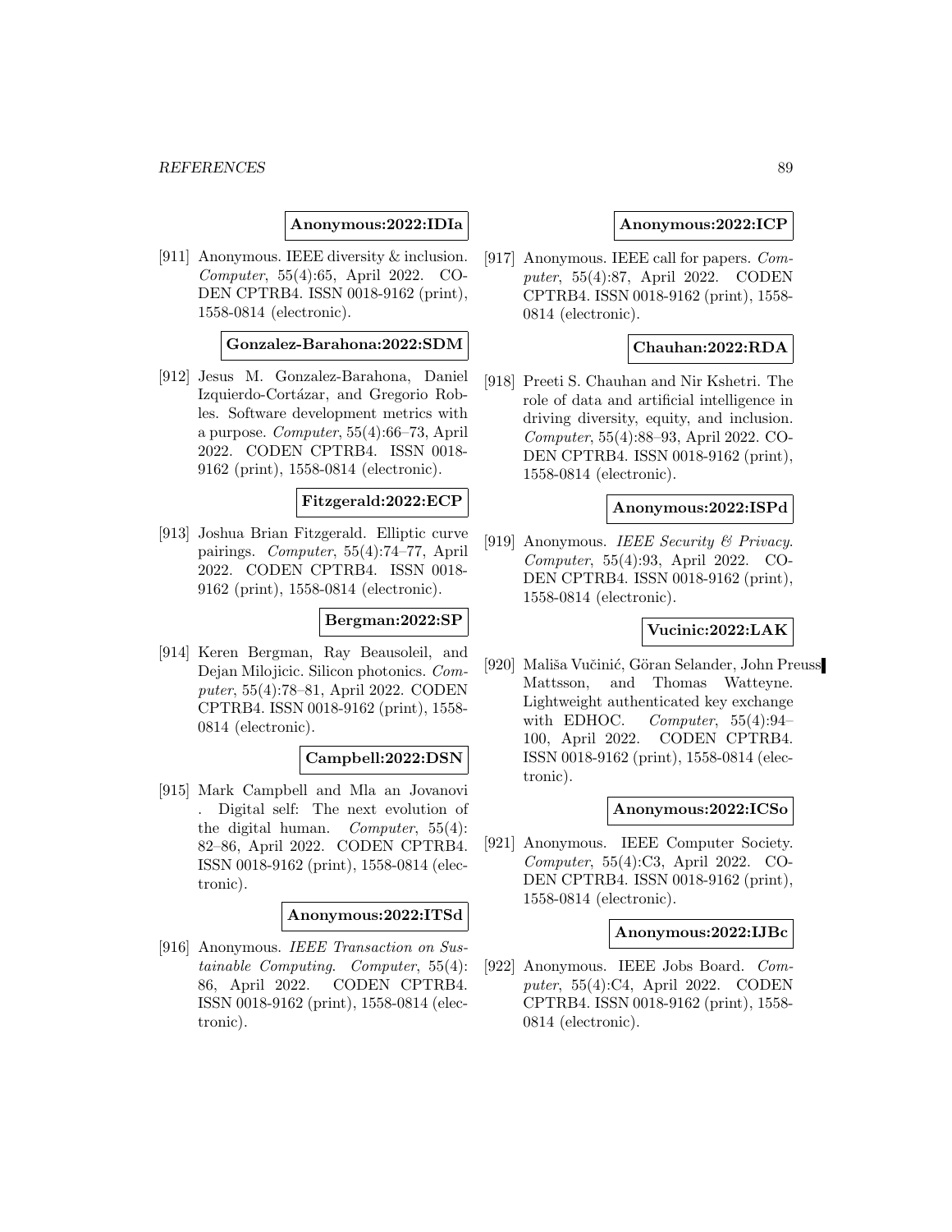**Anonymous:2022:IDIa**

[911] Anonymous. IEEE diversity & inclusion. *Computer*, 55(4):65, April 2022. CODEN CPTRB4. ISSN 0018-9162 (print), 1558-0814 (electronic).

**Gonzalez-Barahona:2022:SDM**

[912] Jesus M. Gonzalez-Barahona, Daniel Izquierdo-Cortázar, and Gregorio Robles. Software development metrics with a purpose. *Computer*, 55(4):66–73, April 2022. CODEN CPTRB4. ISSN 0018-9162 (print), 1558-0814 (electronic).

**Fitzgerald:2022:ECP**

[913] Joshua Brian Fitzgerald. Elliptic curve pairings. *Computer*, 55(4):74–77, April 2022. CODEN CPTRB4. ISSN 0018-9162 (print), 1558-0814 (electronic).

**Bergman:2022:SP**

[914] Keren Bergman, Ray Beausoleil, and Dejan Milojicic. Silicon photonics. *Computer*, 55(4):78–81, April 2022. CODEN CPTRB4. ISSN 0018-9162 (print), 1558-0814 (electronic).

**Campbell:2022:DSN**

[915] Mark Campbell and Mla an Jovanovi . Digital self: The next evolution of the digital human. *Computer*, 55(4): 82–86, April 2022. CODEN CPTRB4. ISSN 0018-9162 (print), 1558-0814 (electronic).

**Anonymous:2022:ITSd**

[916] Anonymous. *IEEE Transaction on Sustainable Computing*. *Computer*, 55(4): 86, April 2022. CODEN CPTRB4. ISSN 0018-9162 (print), 1558-0814 (electronic).

**Anonymous:2022:ICP**

[917] Anonymous. IEEE call for papers. *Computer*, 55(4):87, April 2022. CODEN CPTRB4. ISSN 0018-9162 (print), 1558-0814 (electronic).

**Chauhan:2022:RDA**

[918] Preeti S. Chauhan and Nir Kshetri. The role of data and artificial intelligence in driving diversity, equity, and inclusion. *Computer*, 55(4):88–93, April 2022. CODEN CPTRB4. ISSN 0018-9162 (print), 1558-0814 (electronic).

**Anonymous:2022:ISPd**

[919] Anonymous. *IEEE Security & Privacy*. *Computer*, 55(4):93, April 2022. CODEN CPTRB4. ISSN 0018-9162 (print), 1558-0814 (electronic).

**Vucinic:2022:LAK**

[920] Mališa Vučinić, Göran Selander, John Preuss Mattsson, and Thomas Watteyne. Lightweight authenticated key exchange with EDHOC. *Computer*, 55(4):94–100, April 2022. CODEN CPTRB4. ISSN 0018-9162 (print), 1558-0814 (electronic).

**Anonymous:2022:ICSo**

[921] Anonymous. IEEE Computer Society. *Computer*, 55(4):C3, April 2022. CODEN CPTRB4. ISSN 0018-9162 (print), 1558-0814 (electronic).

**Anonymous:2022:IJBc**

[922] Anonymous. IEEE Jobs Board. *Computer*, 55(4):C4, April 2022. CODEN CPTRB4. ISSN 0018-9162 (print), 1558-0814 (electronic).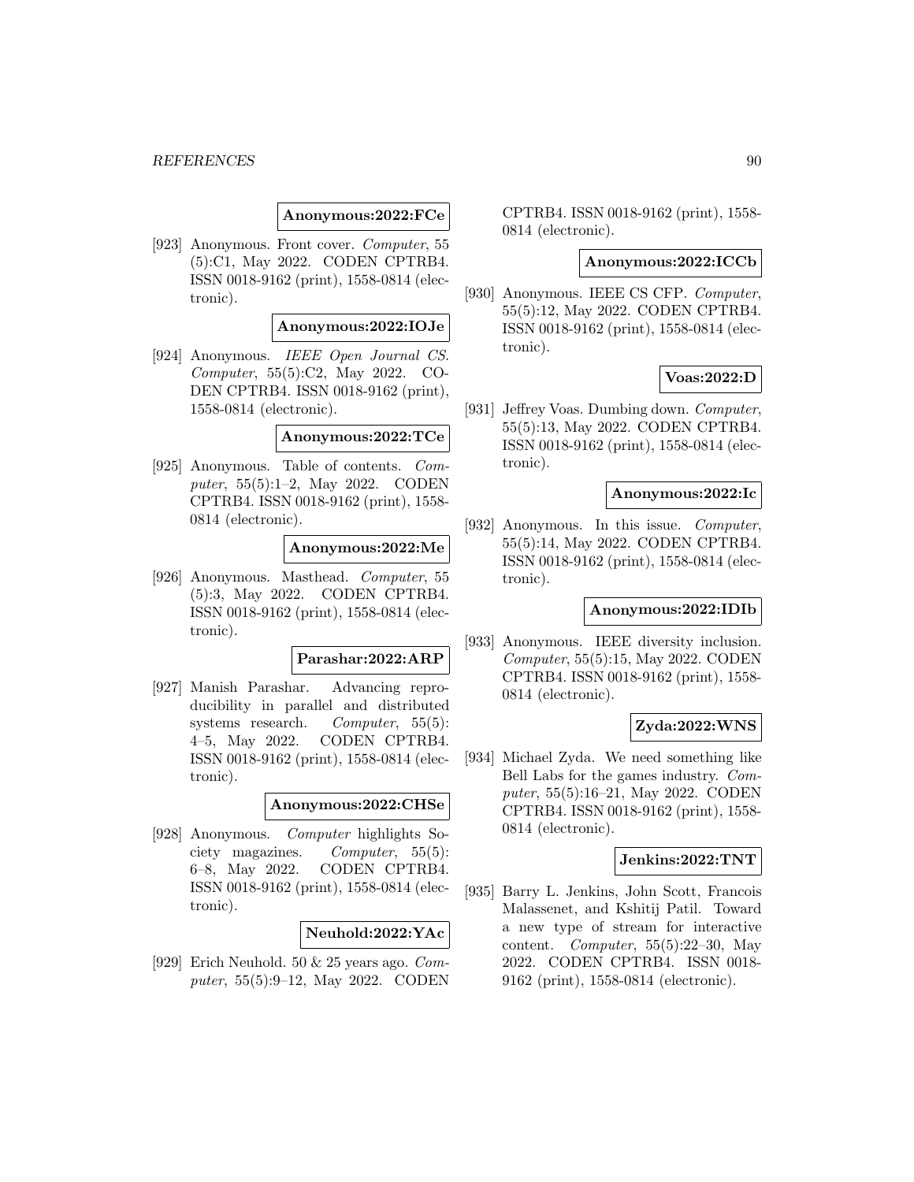**Anonymous:2022:FCe**

[923] Anonymous. Front cover. *Computer*, 55 (5):C1, May 2022. CODEN CPTRB4. ISSN 0018-9162 (print), 1558-0814 (electronic).

**Anonymous:2022:IOJe**

[924] Anonymous. *IEEE Open Journal CS*. *Computer*, 55(5):C2, May 2022. CODEN CPTRB4. ISSN 0018-9162 (print), 1558-0814 (electronic).

**Anonymous:2022:TCe**

[925] Anonymous. Table of contents. *Computer*, 55(5):1–2, May 2022. CODEN CPTRB4. ISSN 0018-9162 (print), 1558-0814 (electronic).

**Anonymous:2022:Me**

[926] Anonymous. Masthead. *Computer*, 55 (5):3, May 2022. CODEN CPTRB4. ISSN 0018-9162 (print), 1558-0814 (electronic).

**Parashar:2022:ARP**

[927] Manish Parashar. Advancing reproducibility in parallel and distributed systems research. *Computer*, 55(5): 4–5, May 2022. CODEN CPTRB4. ISSN 0018-9162 (print), 1558-0814 (electronic).

**Anonymous:2022:CHSe**

[928] Anonymous. *Computer* highlights Society magazines. *Computer*, 55(5): 6–8, May 2022. CODEN CPTRB4. ISSN 0018-9162 (print), 1558-0814 (electronic).

**Neuhold:2022:YAc**

[929] Erich Neuhold. 50 & 25 years ago. *Computer*, 55(5):9–12, May 2022. CODEN CPTRB4. ISSN 0018-9162 (print), 1558-0814 (electronic).

**Anonymous:2022:ICCb**

[930] Anonymous. IEEE CS CFP. *Computer*, 55(5):12, May 2022. CODEN CPTRB4. ISSN 0018-9162 (print), 1558-0814 (electronic).

**Voas:2022:D**

[931] Jeffrey Voas. Dumbing down. *Computer*, 55(5):13, May 2022. CODEN CPTRB4. ISSN 0018-9162 (print), 1558-0814 (electronic).

**Anonymous:2022:Ic**

[932] Anonymous. In this issue. *Computer*, 55(5):14, May 2022. CODEN CPTRB4. ISSN 0018-9162 (print), 1558-0814 (electronic).

**Anonymous:2022:IDIb**

[933] Anonymous. IEEE diversity inclusion. *Computer*, 55(5):15, May 2022. CODEN CPTRB4. ISSN 0018-9162 (print), 1558-0814 (electronic).

**Zyda:2022:WNS**

[934] Michael Zyda. We need something like Bell Labs for the games industry. *Computer*, 55(5):16–21, May 2022. CODEN CPTRB4. ISSN 0018-9162 (print), 1558-0814 (electronic).

**Jenkins:2022:TNT**

[935] Barry L. Jenkins, John Scott, Francois Malassenet, and Kshitij Patil. Toward a new type of stream for interactive content. *Computer*, 55(5):22–30, May 2022. CODEN CPTRB4. ISSN 0018-9162 (print), 1558-0814 (electronic).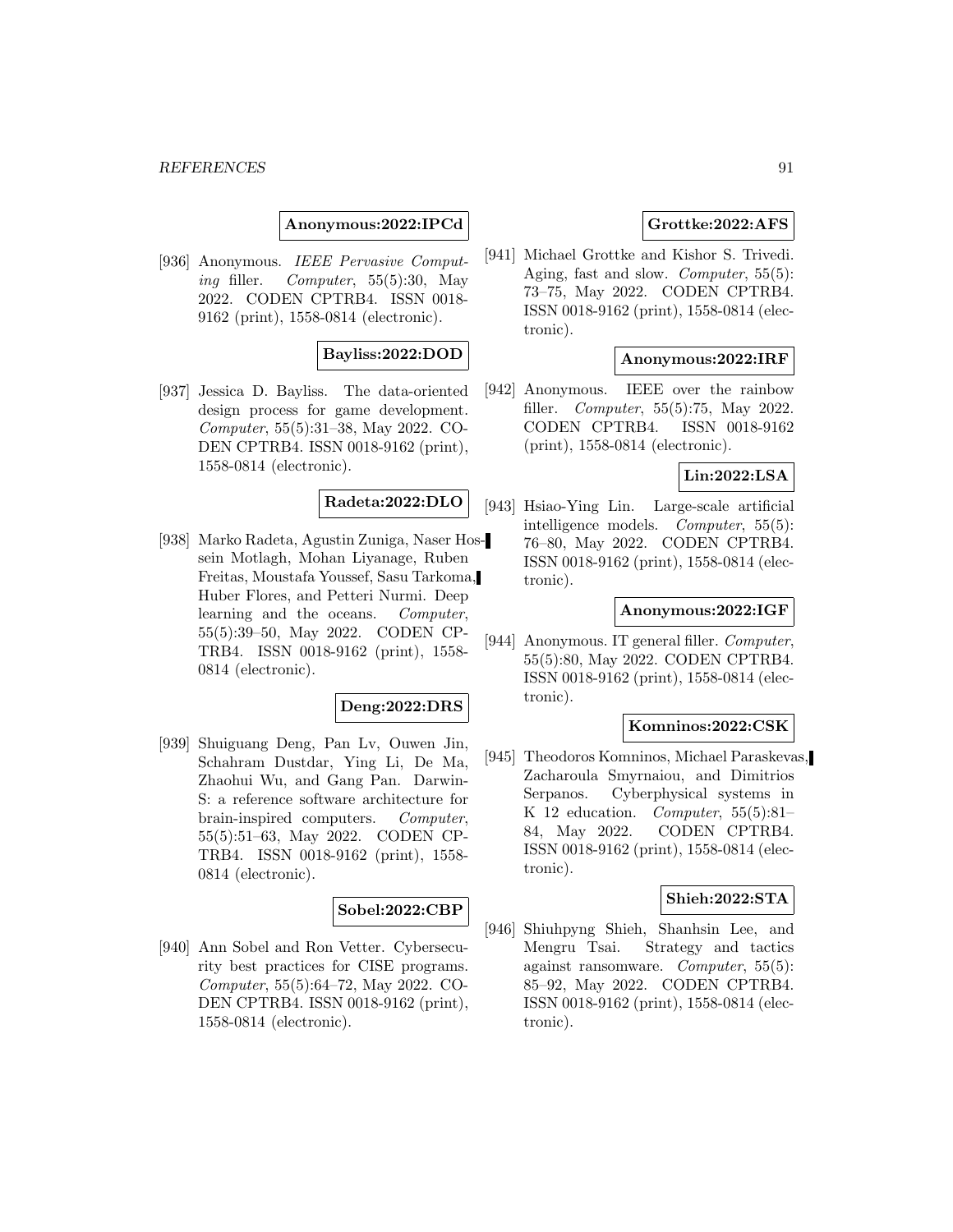**Anonymous:2022:IPCd**

[936] Anonymous. *IEEE Pervasive Computing* filler. *Computer*, 55(5):30, May 2022. CODEN CPTRB4. ISSN 0018-9162 (print), 1558-0814 (electronic).

**Bayliss:2022:DOD**

[937] Jessica D. Bayliss. The data-oriented design process for game development. *Computer*, 55(5):31–38, May 2022. CODEN CPTRB4. ISSN 0018-9162 (print), 1558-0814 (electronic).

**Radeta:2022:DLO**

[938] Marko Radeta, Agustin Zuniga, Naser Hossein Motlagh, Mohan Liyanage, Ruben Freitas, Moustafa Youssef, Sasu Tarkoma, Huber Flores, and Petteri Nurmi. Deep learning and the oceans. *Computer*, 55(5):39–50, May 2022. CODEN CPTRB4. ISSN 0018-9162 (print), 1558-0814 (electronic).

**Deng:2022:DRS**

[939] Shuiguang Deng, Pan Lv, Ouwen Jin, Schahram Dustdar, Ying Li, De Ma, Zhaohui Wu, and Gang Pan. Darwin-S: a reference software architecture for brain-inspired computers. *Computer*, 55(5):51–63, May 2022. CODEN CPTRB4. ISSN 0018-9162 (print), 1558-0814 (electronic).

**Sobel:2022:CBP**

[940] Ann Sobel and Ron Vetter. Cybersecurity best practices for CISE programs. *Computer*, 55(5):64–72, May 2022. CODEN CPTRB4. ISSN 0018-9162 (print), 1558-0814 (electronic).

**Grottke:2022:AFS**

[941] Michael Grottke and Kishor S. Trivedi. Aging, fast and slow. *Computer*, 55(5): 73–75, May 2022. CODEN CPTRB4. ISSN 0018-9162 (print), 1558-0814 (electronic).

**Anonymous:2022:IRF**

[942] Anonymous. IEEE over the rainbow filler. *Computer*, 55(5):75, May 2022. CODEN CPTRB4. ISSN 0018-9162 (print), 1558-0814 (electronic).

**Lin:2022:LSA**

[943] Hsiao-Ying Lin. Large-scale artificial intelligence models. *Computer*, 55(5): 76–80, May 2022. CODEN CPTRB4. ISSN 0018-9162 (print), 1558-0814 (electronic).

**Anonymous:2022:IGF**

[944] Anonymous. IT general filler. *Computer*, 55(5):80, May 2022. CODEN CPTRB4. ISSN 0018-9162 (print), 1558-0814 (electronic).

**Komninos:2022:CSK**

[945] Theodoros Komninos, Michael Paraskevas, Zacharoula Smyrnaiou, and Dimitrios Serpanos. Cyberphysical systems in K 12 education. *Computer*, 55(5):81–84, May 2022. CODEN CPTRB4. ISSN 0018-9162 (print), 1558-0814 (electronic).

**Shieh:2022:STA**

[946] Shiuhpyng Shieh, Shanhsin Lee, and Mengru Tsai. Strategy and tactics against ransomware. *Computer*, 55(5): 85–92, May 2022. CODEN CPTRB4. ISSN 0018-9162 (print), 1558-0814 (electronic).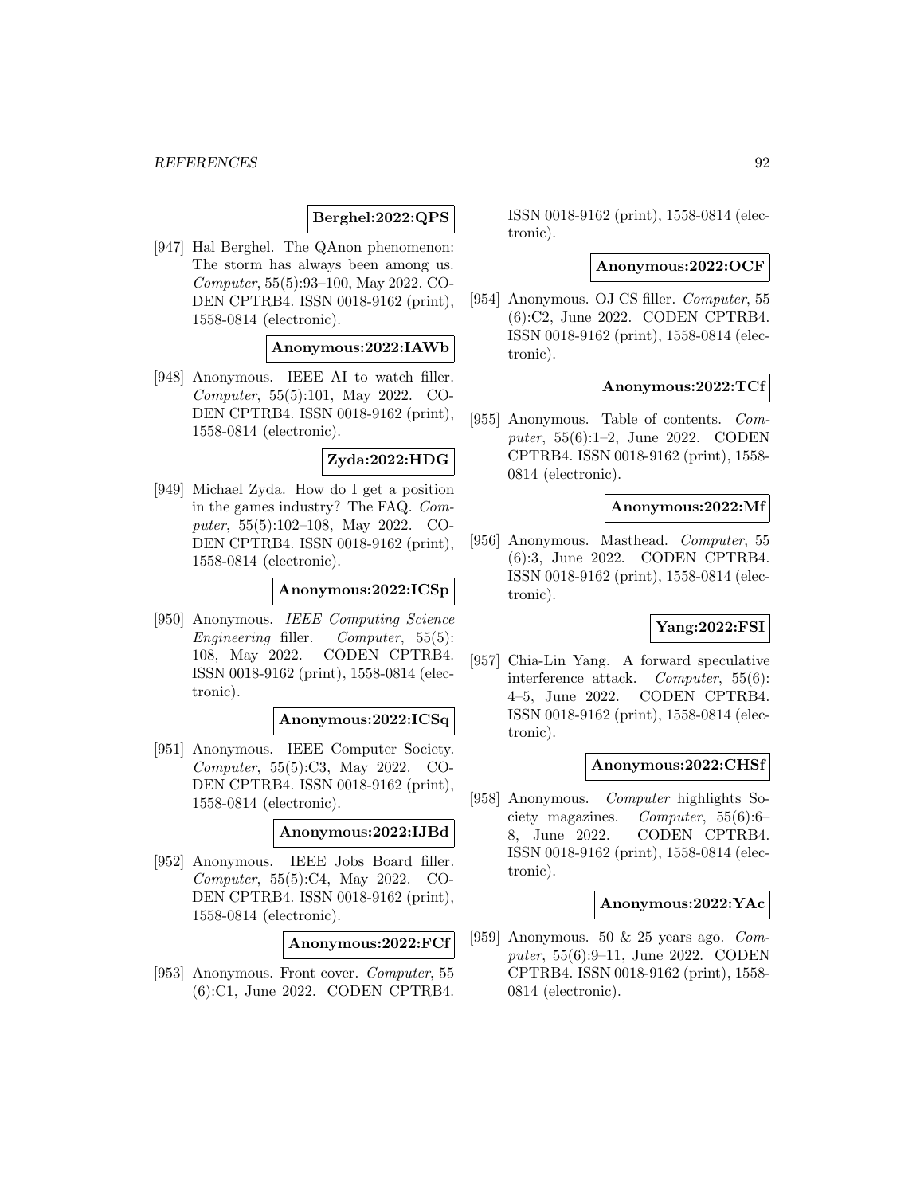**Berghel:2022:QPS**

[947] Hal Berghel. The QAnon phenomenon: The storm has always been among us. *Computer*, 55(5):93–100, May 2022. CODEN CPTRB4. ISSN 0018-9162 (print), 1558-0814 (electronic).

**Anonymous:2022:IAWb**

[948] Anonymous. IEEE AI to watch filler. *Computer*, 55(5):101, May 2022. CODEN CPTRB4. ISSN 0018-9162 (print), 1558-0814 (electronic).

**Zyda:2022:HDG**

[949] Michael Zyda. How do I get a position in the games industry? The FAQ. *Computer*, 55(5):102–108, May 2022. CODEN CPTRB4. ISSN 0018-9162 (print), 1558-0814 (electronic).

**Anonymous:2022:ICSp**

[950] Anonymous. *IEEE Computing Science Engineering* filler. *Computer*, 55(5):108, May 2022. CODEN CPTRB4. ISSN 0018-9162 (print), 1558-0814 (electronic).

**Anonymous:2022:ICSq**

[951] Anonymous. IEEE Computer Society. *Computer*, 55(5):C3, May 2022. CODEN CPTRB4. ISSN 0018-9162 (print), 1558-0814 (electronic).

**Anonymous:2022:IJBd**

[952] Anonymous. IEEE Jobs Board filler. *Computer*, 55(5):C4, May 2022. CODEN CPTRB4. ISSN 0018-9162 (print), 1558-0814 (electronic).

**Anonymous:2022:FCf**

[953] Anonymous. Front cover. *Computer*, 55(6):C1, June 2022. CODEN CPTRB4. ISSN 0018-9162 (print), 1558-0814 (electronic).

**Anonymous:2022:OCF**

[954] Anonymous. OJ CS filler. *Computer*, 55(6):C2, June 2022. CODEN CPTRB4. ISSN 0018-9162 (print), 1558-0814 (electronic).

**Anonymous:2022:TCf**

[955] Anonymous. Table of contents. *Computer*, 55(6):1–2, June 2022. CODEN CPTRB4. ISSN 0018-9162 (print), 1558-0814 (electronic).

**Anonymous:2022:Mf**

[956] Anonymous. Masthead. *Computer*, 55(6):3, June 2022. CODEN CPTRB4. ISSN 0018-9162 (print), 1558-0814 (electronic).

**Yang:2022:FSI**

[957] Chia-Lin Yang. A forward speculative interference attack. *Computer*, 55(6):4–5, June 2022. CODEN CPTRB4. ISSN 0018-9162 (print), 1558-0814 (electronic).

**Anonymous:2022:CHSf**

[958] Anonymous. *Computer* highlights Society magazines. *Computer*, 55(6):6–8, June 2022. CODEN CPTRB4. ISSN 0018-9162 (print), 1558-0814 (electronic).

**Anonymous:2022:YAc**

[959] Anonymous. 50 & 25 years ago. *Computer*, 55(6):9–11, June 2022. CODEN CPTRB4. ISSN 0018-9162 (print), 1558-0814 (electronic).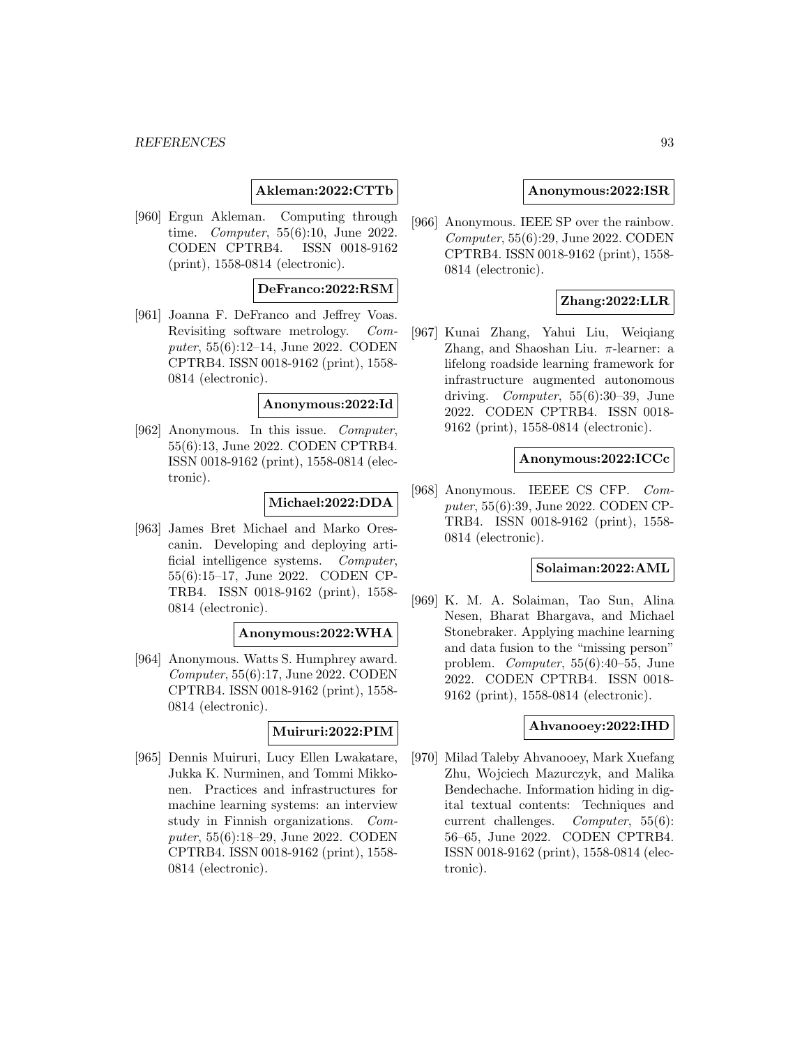**Akleman:2022:CTTb**

[960] Ergun Akleman. Computing through time. *Computer*, 55(6):10, June 2022. CODEN CPTRB4. ISSN 0018-9162 (print), 1558-0814 (electronic).

**DeFranco:2022:RSM**

[961] Joanna F. DeFranco and Jeffrey Voas. Revisiting software metrology. *Computer*, 55(6):12–14, June 2022. CODEN CPTRB4. ISSN 0018-9162 (print), 1558-0814 (electronic).

**Anonymous:2022:Id**

[962] Anonymous. In this issue. *Computer*, 55(6):13, June 2022. CODEN CPTRB4. ISSN 0018-9162 (print), 1558-0814 (electronic).

**Michael:2022:DDA**

[963] James Bret Michael and Marko Orescanin. Developing and deploying artificial intelligence systems. *Computer*, 55(6):15–17, June 2022. CODEN CPTRB4. ISSN 0018-9162 (print), 1558-0814 (electronic).

**Anonymous:2022:WHA**

[964] Anonymous. Watts S. Humphrey award. *Computer*, 55(6):17, June 2022. CODEN CPTRB4. ISSN 0018-9162 (print), 1558-0814 (electronic).

**Muiruri:2022:PIM**

[965] Dennis Muiruri, Lucy Ellen Lwakatare, Jukka K. Nurminen, and Tommi Mikkonen. Practices and infrastructures for machine learning systems: an interview study in Finnish organizations. *Computer*, 55(6):18–29, June 2022. CODEN CPTRB4. ISSN 0018-9162 (print), 1558-0814 (electronic).

**Anonymous:2022:ISR**

[966] Anonymous. IEEE SP over the rainbow. *Computer*, 55(6):29, June 2022. CODEN CPTRB4. ISSN 0018-9162 (print), 1558-0814 (electronic).

**Zhang:2022:LLR**

[967] Kunai Zhang, Yahui Liu, Weiqiang Zhang, and Shaoshan Liu. $\pi$-learner: a lifelong roadside learning framework for infrastructure augmented autonomous driving. *Computer*, 55(6):30–39, June 2022. CODEN CPTRB4. ISSN 0018-9162 (print), 1558-0814 (electronic).

**Anonymous:2022:ICCc**

[968] Anonymous. IEEEE CS CFP. *Computer*, 55(6):39, June 2022. CODEN CPTRB4. ISSN 0018-9162 (print), 1558-0814 (electronic).

**Solaiman:2022:AML**

[969] K. M. A. Solaiman, Tao Sun, Alina Nesen, Bharat Bhargava, and Michael Stonebraker. Applying machine learning and data fusion to the "missing person" problem. *Computer*, 55(6):40–55, June 2022. CODEN CPTRB4. ISSN 0018-9162 (print), 1558-0814 (electronic).

**Ahvanooey:2022:IHD**

[970] Milad Taleby Ahvanooey, Mark Xuefang Zhu, Wojciech Mazurczyk, and Malika Bendechache. Information hiding in digital textual contents: Techniques and current challenges. *Computer*, 55(6): 56–65, June 2022. CODEN CPTRB4. ISSN 0018-9162 (print), 1558-0814 (electronic).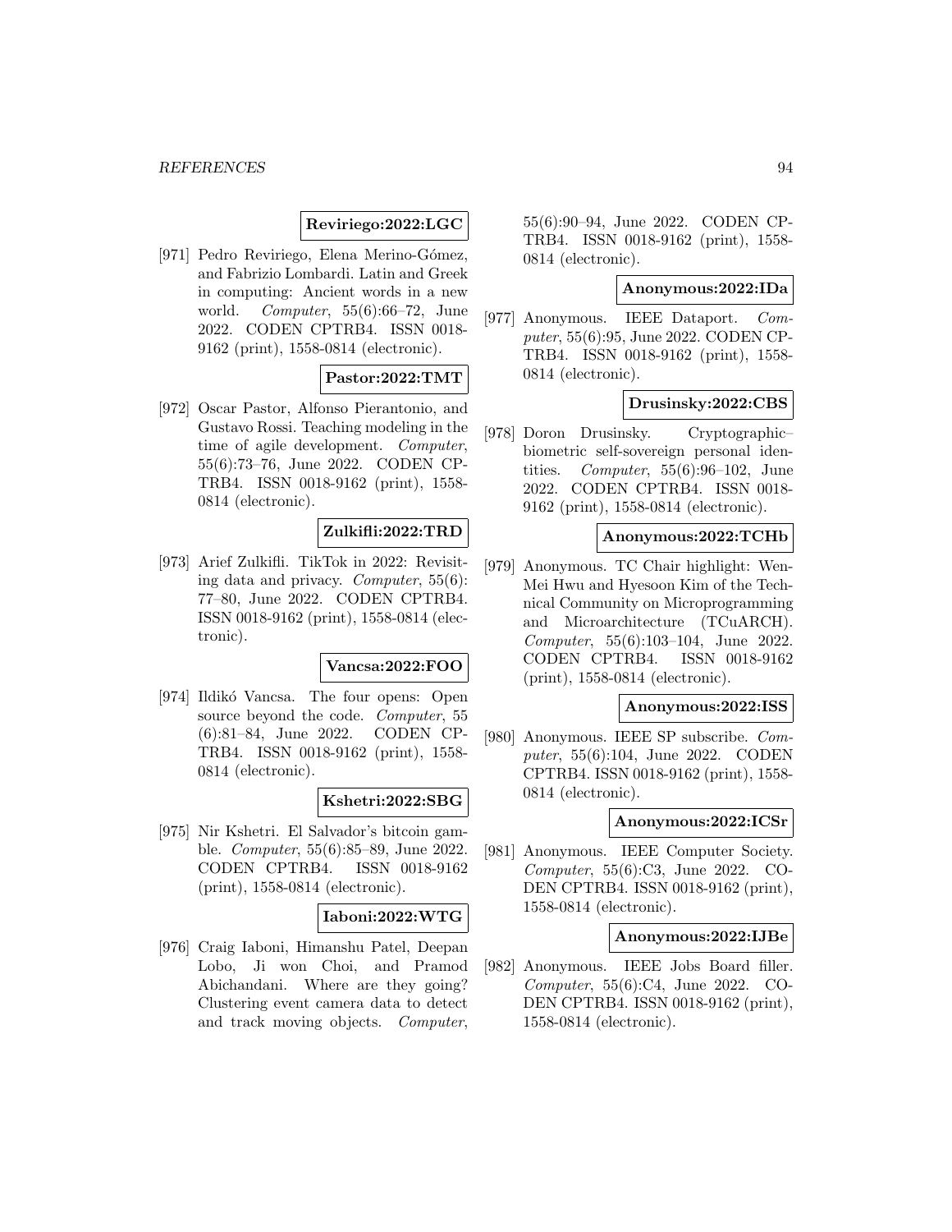**Reviriego:2022:LGC**

[971] Pedro Reviriego, Elena Merino-Gómez, and Fabrizio Lombardi. Latin and Greek in computing: Ancient words in a new world. *Computer*, 55(6):66–72, June 2022. CODEN CPTRB4. ISSN 0018-9162 (print), 1558-0814 (electronic).

**Pastor:2022:TMT**

[972] Oscar Pastor, Alfonso Pierantonio, and Gustavo Rossi. Teaching modeling in the time of agile development. *Computer*, 55(6):73–76, June 2022. CODEN CPTRB4. ISSN 0018-9162 (print), 1558-0814 (electronic).

**Zulkifli:2022:TRD**

[973] Arief Zulkifli. TikTok in 2022: Revisiting data and privacy. *Computer*, 55(6):77–80, June 2022. CODEN CPTRB4. ISSN 0018-9162 (print), 1558-0814 (electronic).

**Vancsa:2022:FOO**

[974] Ildikó Vancsa. The four opens: Open source beyond the code. *Computer*, 55(6):81–84, June 2022. CODEN CPTRB4. ISSN 0018-9162 (print), 1558-0814 (electronic).

**Kshetri:2022:SBG**

[975] Nir Kshetri. El Salvador's bitcoin gamble. *Computer*, 55(6):85–89, June 2022. CODEN CPTRB4. ISSN 0018-9162 (print), 1558-0814 (electronic).

**Iaboni:2022:WTG**

[976] Craig Iaboni, Himanshu Patel, Deepan Lobo, Ji won Choi, and Pramod Abichandani. Where are they going? Clustering event camera data to detect and track moving objects. *Computer*, 55(6):90–94, June 2022. CODEN CPTRB4. ISSN 0018-9162 (print), 1558-0814 (electronic).

**Anonymous:2022:IDa**

[977] Anonymous. IEEE Dataport. *Computer*, 55(6):95, June 2022. CODEN CPTRB4. ISSN 0018-9162 (print), 1558-0814 (electronic).

**Drusinsky:2022:CBS**

[978] Doron Drusinsky. Cryptographic–biometric self-sovereign personal identities. *Computer*, 55(6):96–102, June 2022. CODEN CPTRB4. ISSN 0018-9162 (print), 1558-0814 (electronic).

**Anonymous:2022:TCHb**

[979] Anonymous. TC Chair highlight: Wen-Mei Hwu and Hyesoon Kim of the Technical Community on Microprogramming and Microarchitecture (TCuARCH). *Computer*, 55(6):103–104, June 2022. CODEN CPTRB4. ISSN 0018-9162 (print), 1558-0814 (electronic).

**Anonymous:2022:ISS**

[980] Anonymous. IEEE SP subscribe. *Computer*, 55(6):104, June 2022. CODEN CPTRB4. ISSN 0018-9162 (print), 1558-0814 (electronic).

**Anonymous:2022:ICSr**

[981] Anonymous. IEEE Computer Society. *Computer*, 55(6):C3, June 2022. CODEN CPTRB4. ISSN 0018-9162 (print), 1558-0814 (electronic).

**Anonymous:2022:IJBe**

[982] Anonymous. IEEE Jobs Board filler. *Computer*, 55(6):C4, June 2022. CODEN CPTRB4. ISSN 0018-9162 (print), 1558-0814 (electronic).